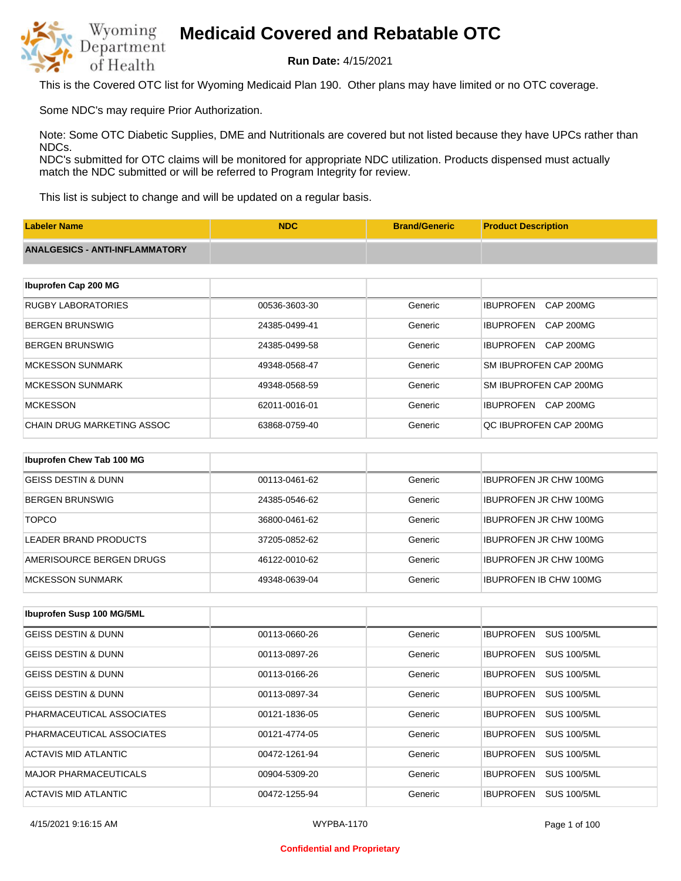# Medicaid Covered and Rebatable OTC

**Run Date:** 4/15/2021

This is the Covered OTC list for Wyoming Medicaid Plan 190. Other plans may have limited or no OTC coverage.

Some NDC's may require Prior Authorization.

Note: Some OTC Diabetic Supplies, DME and Nutritionals are covered but not listed because they have UPCs rather than NDCs.
NDC's submitted for OTC claims will be monitored for appropriate NDC utilization. Products dispensed must actually match the NDC submitted or will be referred to Program Integrity for review.

This list is subject to change and will be updated on a regular basis.

| Labeler Name | NDC | Brand/Generic | Product Description |
|---|---|---|---|
| **ANALGESICS - ANTI-INFLAMMATORY** | | | |
| **Ibuprofen Cap 200 MG** | | | |
| RUGBY LABORATORIES | 00536-3603-30 | Generic | IBUPROFEN CAP 200MG |
| BERGEN BRUNSWIG | 24385-0499-41 | Generic | IBUPROFEN CAP 200MG |
| BERGEN BRUNSWIG | 24385-0499-58 | Generic | IBUPROFEN CAP 200MG |
| MCKESSON SUNMARK | 49348-0568-47 | Generic | SM IBUPROFEN CAP 200MG |
| MCKESSON SUNMARK | 49348-0568-59 | Generic | SM IBUPROFEN CAP 200MG |
| MCKESSON | 62011-0016-01 | Generic | IBUPROFEN CAP 200MG |
| CHAIN DRUG MARKETING ASSOC | 63868-0759-40 | Generic | QC IBUPROFEN CAP 200MG |
| **Ibuprofen Chew Tab 100 MG** | | | |
| GEISS DESTIN & DUNN | 00113-0461-62 | Generic | IBUPROFEN JR CHW 100MG |
| BERGEN BRUNSWIG | 24385-0546-62 | Generic | IBUPROFEN JR CHW 100MG |
| TOPCO | 36800-0461-62 | Generic | IBUPROFEN JR CHW 100MG |
| LEADER BRAND PRODUCTS | 37205-0852-62 | Generic | IBUPROFEN JR CHW 100MG |
| AMERISOURCE BERGEN DRUGS | 46122-0010-62 | Generic | IBUPROFEN JR CHW 100MG |
| MCKESSON SUNMARK | 49348-0639-04 | Generic | IBUPROFEN IB CHW 100MG |
| **Ibuprofen Susp 100 MG/5ML** | | | |
| GEISS DESTIN & DUNN | 00113-0660-26 | Generic | IBUPROFEN SUS 100/5ML |
| GEISS DESTIN & DUNN | 00113-0897-26 | Generic | IBUPROFEN SUS 100/5ML |
| GEISS DESTIN & DUNN | 00113-0166-26 | Generic | IBUPROFEN SUS 100/5ML |
| GEISS DESTIN & DUNN | 00113-0897-34 | Generic | IBUPROFEN SUS 100/5ML |
| PHARMACEUTICAL ASSOCIATES | 00121-1836-05 | Generic | IBUPROFEN SUS 100/5ML |
| PHARMACEUTICAL ASSOCIATES | 00121-4774-05 | Generic | IBUPROFEN SUS 100/5ML |
| ACTAVIS MID ATLANTIC | 00472-1261-94 | Generic | IBUPROFEN SUS 100/5ML |
| MAJOR PHARMACEUTICALS | 00904-5309-20 | Generic | IBUPROFEN SUS 100/5ML |
| ACTAVIS MID ATLANTIC | 00472-1255-94 | Generic | IBUPROFEN SUS 100/5ML |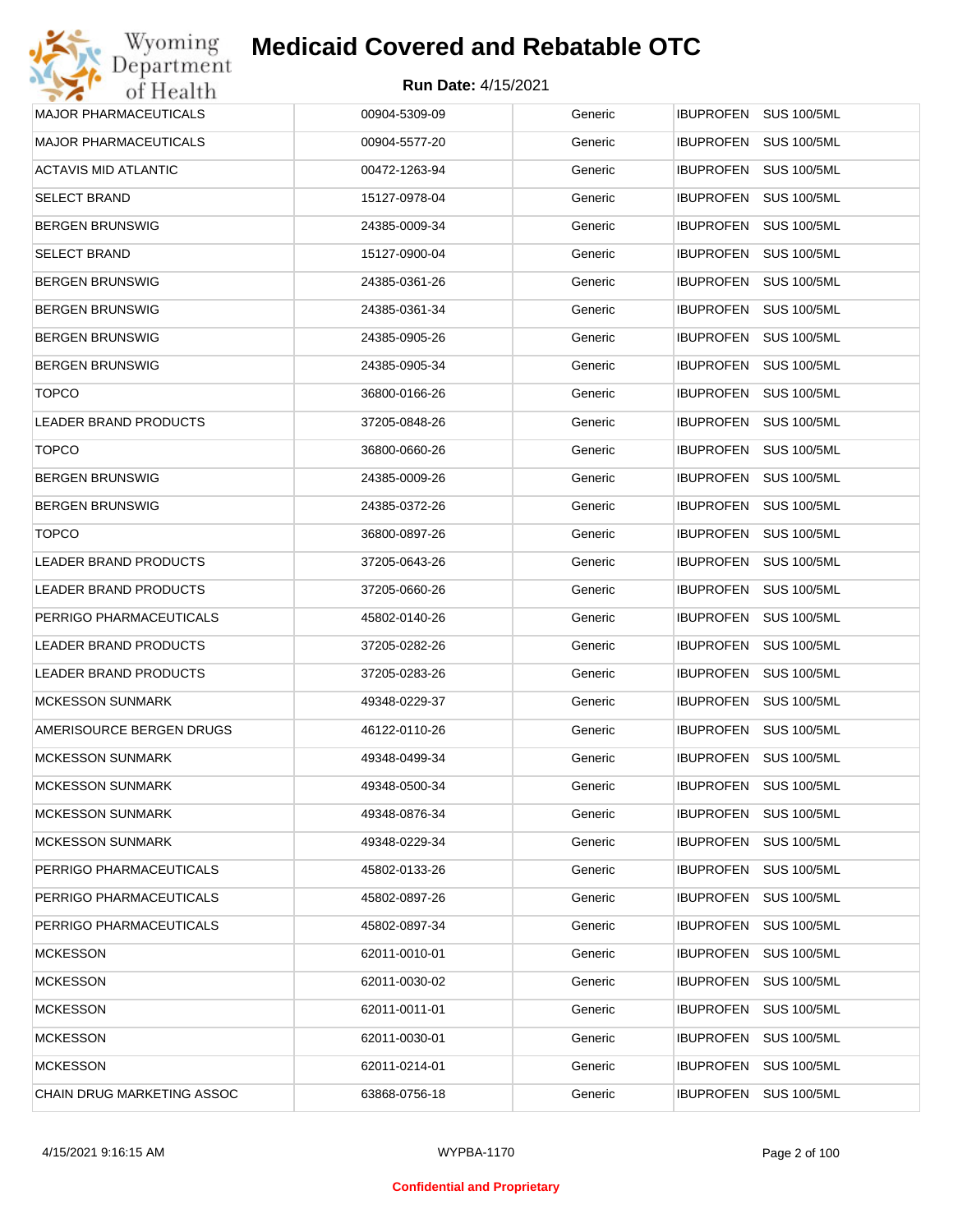# Medicaid Covered and Rebatable OTC

**Run Date:** 4/15/2021

| | | | |
|---|---|---|---|
| MAJOR PHARMACEUTICALS | 00904-5309-09 | Generic | IBUPROFEN SUS 100/5ML |
| MAJOR PHARMACEUTICALS | 00904-5577-20 | Generic | IBUPROFEN SUS 100/5ML |
| ACTAVIS MID ATLANTIC | 00472-1263-94 | Generic | IBUPROFEN SUS 100/5ML |
| SELECT BRAND | 15127-0978-04 | Generic | IBUPROFEN SUS 100/5ML |
| BERGEN BRUNSWIG | 24385-0009-34 | Generic | IBUPROFEN SUS 100/5ML |
| SELECT BRAND | 15127-0900-04 | Generic | IBUPROFEN SUS 100/5ML |
| BERGEN BRUNSWIG | 24385-0361-26 | Generic | IBUPROFEN SUS 100/5ML |
| BERGEN BRUNSWIG | 24385-0361-34 | Generic | IBUPROFEN SUS 100/5ML |
| BERGEN BRUNSWIG | 24385-0905-26 | Generic | IBUPROFEN SUS 100/5ML |
| BERGEN BRUNSWIG | 24385-0905-34 | Generic | IBUPROFEN SUS 100/5ML |
| TOPCO | 36800-0166-26 | Generic | IBUPROFEN SUS 100/5ML |
| LEADER BRAND PRODUCTS | 37205-0848-26 | Generic | IBUPROFEN SUS 100/5ML |
| TOPCO | 36800-0660-26 | Generic | IBUPROFEN SUS 100/5ML |
| BERGEN BRUNSWIG | 24385-0009-26 | Generic | IBUPROFEN SUS 100/5ML |
| BERGEN BRUNSWIG | 24385-0372-26 | Generic | IBUPROFEN SUS 100/5ML |
| TOPCO | 36800-0897-26 | Generic | IBUPROFEN SUS 100/5ML |
| LEADER BRAND PRODUCTS | 37205-0643-26 | Generic | IBUPROFEN SUS 100/5ML |
| LEADER BRAND PRODUCTS | 37205-0660-26 | Generic | IBUPROFEN SUS 100/5ML |
| PERRIGO PHARMACEUTICALS | 45802-0140-26 | Generic | IBUPROFEN SUS 100/5ML |
| LEADER BRAND PRODUCTS | 37205-0282-26 | Generic | IBUPROFEN SUS 100/5ML |
| LEADER BRAND PRODUCTS | 37205-0283-26 | Generic | IBUPROFEN SUS 100/5ML |
| MCKESSON SUNMARK | 49348-0229-37 | Generic | IBUPROFEN SUS 100/5ML |
| AMERISOURCE BERGEN DRUGS | 46122-0110-26 | Generic | IBUPROFEN SUS 100/5ML |
| MCKESSON SUNMARK | 49348-0499-34 | Generic | IBUPROFEN SUS 100/5ML |
| MCKESSON SUNMARK | 49348-0500-34 | Generic | IBUPROFEN SUS 100/5ML |
| MCKESSON SUNMARK | 49348-0876-34 | Generic | IBUPROFEN SUS 100/5ML |
| MCKESSON SUNMARK | 49348-0229-34 | Generic | IBUPROFEN SUS 100/5ML |
| PERRIGO PHARMACEUTICALS | 45802-0133-26 | Generic | IBUPROFEN SUS 100/5ML |
| PERRIGO PHARMACEUTICALS | 45802-0897-26 | Generic | IBUPROFEN SUS 100/5ML |
| PERRIGO PHARMACEUTICALS | 45802-0897-34 | Generic | IBUPROFEN SUS 100/5ML |
| MCKESSON | 62011-0010-01 | Generic | IBUPROFEN SUS 100/5ML |
| MCKESSON | 62011-0030-02 | Generic | IBUPROFEN SUS 100/5ML |
| MCKESSON | 62011-0011-01 | Generic | IBUPROFEN SUS 100/5ML |
| MCKESSON | 62011-0030-01 | Generic | IBUPROFEN SUS 100/5ML |
| MCKESSON | 62011-0214-01 | Generic | IBUPROFEN SUS 100/5ML |
| CHAIN DRUG MARKETING ASSOC | 63868-0756-18 | Generic | IBUPROFEN SUS 100/5ML |

4/15/2021 9:16:15 AM WYPBA-1170

Confidential and Proprietary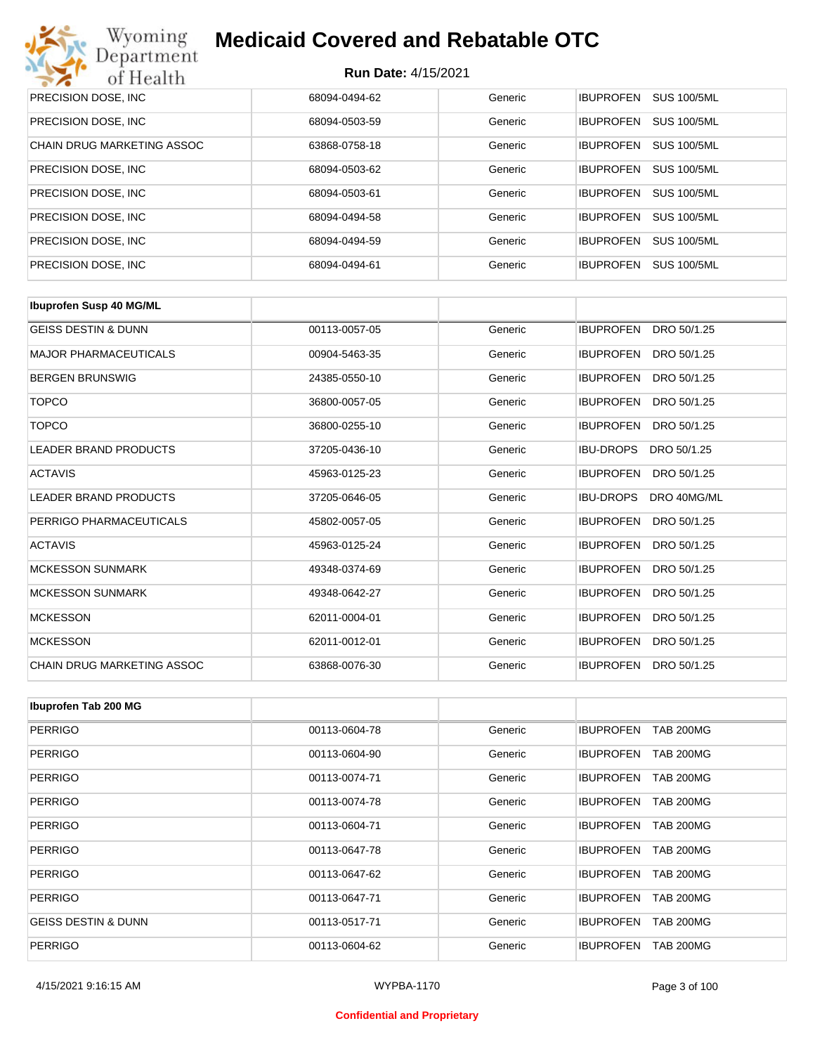# Medicaid Covered and Rebatable OTC

**Run Date:** 4/15/2021

| | | | |
|---|---|---|---|
| PRECISION DOSE, INC | 68094-0494-62 | Generic | IBUPROFEN SUS 100/5ML |
| PRECISION DOSE, INC | 68094-0503-59 | Generic | IBUPROFEN SUS 100/5ML |
| CHAIN DRUG MARKETING ASSOC | 63868-0758-18 | Generic | IBUPROFEN SUS 100/5ML |
| PRECISION DOSE, INC | 68094-0503-62 | Generic | IBUPROFEN SUS 100/5ML |
| PRECISION DOSE, INC | 68094-0503-61 | Generic | IBUPROFEN SUS 100/5ML |
| PRECISION DOSE, INC | 68094-0494-58 | Generic | IBUPROFEN SUS 100/5ML |
| PRECISION DOSE, INC | 68094-0494-59 | Generic | IBUPROFEN SUS 100/5ML |
| PRECISION DOSE, INC | 68094-0494-61 | Generic | IBUPROFEN SUS 100/5ML |

| **Ibuprofen Susp 40 MG/ML** | | | |
|---|---|---|---|
| GEISS DESTIN & DUNN | 00113-0057-05 | Generic | IBUPROFEN DRO 50/1.25 |
| MAJOR PHARMACEUTICALS | 00904-5463-35 | Generic | IBUPROFEN DRO 50/1.25 |
| BERGEN BRUNSWIG | 24385-0550-10 | Generic | IBUPROFEN DRO 50/1.25 |
| TOPCO | 36800-0057-05 | Generic | IBUPROFEN DRO 50/1.25 |
| TOPCO | 36800-0255-10 | Generic | IBUPROFEN DRO 50/1.25 |
| LEADER BRAND PRODUCTS | 37205-0436-10 | Generic | IBU-DROPS DRO 50/1.25 |
| ACTAVIS | 45963-0125-23 | Generic | IBUPROFEN DRO 50/1.25 |
| LEADER BRAND PRODUCTS | 37205-0646-05 | Generic | IBU-DROPS DRO 40MG/ML |
| PERRIGO PHARMACEUTICALS | 45802-0057-05 | Generic | IBUPROFEN DRO 50/1.25 |
| ACTAVIS | 45963-0125-24 | Generic | IBUPROFEN DRO 50/1.25 |
| MCKESSON SUNMARK | 49348-0374-69 | Generic | IBUPROFEN DRO 50/1.25 |
| MCKESSON SUNMARK | 49348-0642-27 | Generic | IBUPROFEN DRO 50/1.25 |
| MCKESSON | 62011-0004-01 | Generic | IBUPROFEN DRO 50/1.25 |
| MCKESSON | 62011-0012-01 | Generic | IBUPROFEN DRO 50/1.25 |
| CHAIN DRUG MARKETING ASSOC | 63868-0076-30 | Generic | IBUPROFEN DRO 50/1.25 |

| **Ibuprofen Tab 200 MG** | | | |
|---|---|---|---|
| PERRIGO | 00113-0604-78 | Generic | IBUPROFEN TAB 200MG |
| PERRIGO | 00113-0604-90 | Generic | IBUPROFEN TAB 200MG |
| PERRIGO | 00113-0074-71 | Generic | IBUPROFEN TAB 200MG |
| PERRIGO | 00113-0074-78 | Generic | IBUPROFEN TAB 200MG |
| PERRIGO | 00113-0604-71 | Generic | IBUPROFEN TAB 200MG |
| PERRIGO | 00113-0647-78 | Generic | IBUPROFEN TAB 200MG |
| PERRIGO | 00113-0647-62 | Generic | IBUPROFEN TAB 200MG |
| PERRIGO | 00113-0647-71 | Generic | IBUPROFEN TAB 200MG |
| GEISS DESTIN & DUNN | 00113-0517-71 | Generic | IBUPROFEN TAB 200MG |
| PERRIGO | 00113-0604-62 | Generic | IBUPROFEN TAB 200MG |

4/15/2021 9:16:15 AM WYPBA-1170

**Confidential and Proprietary**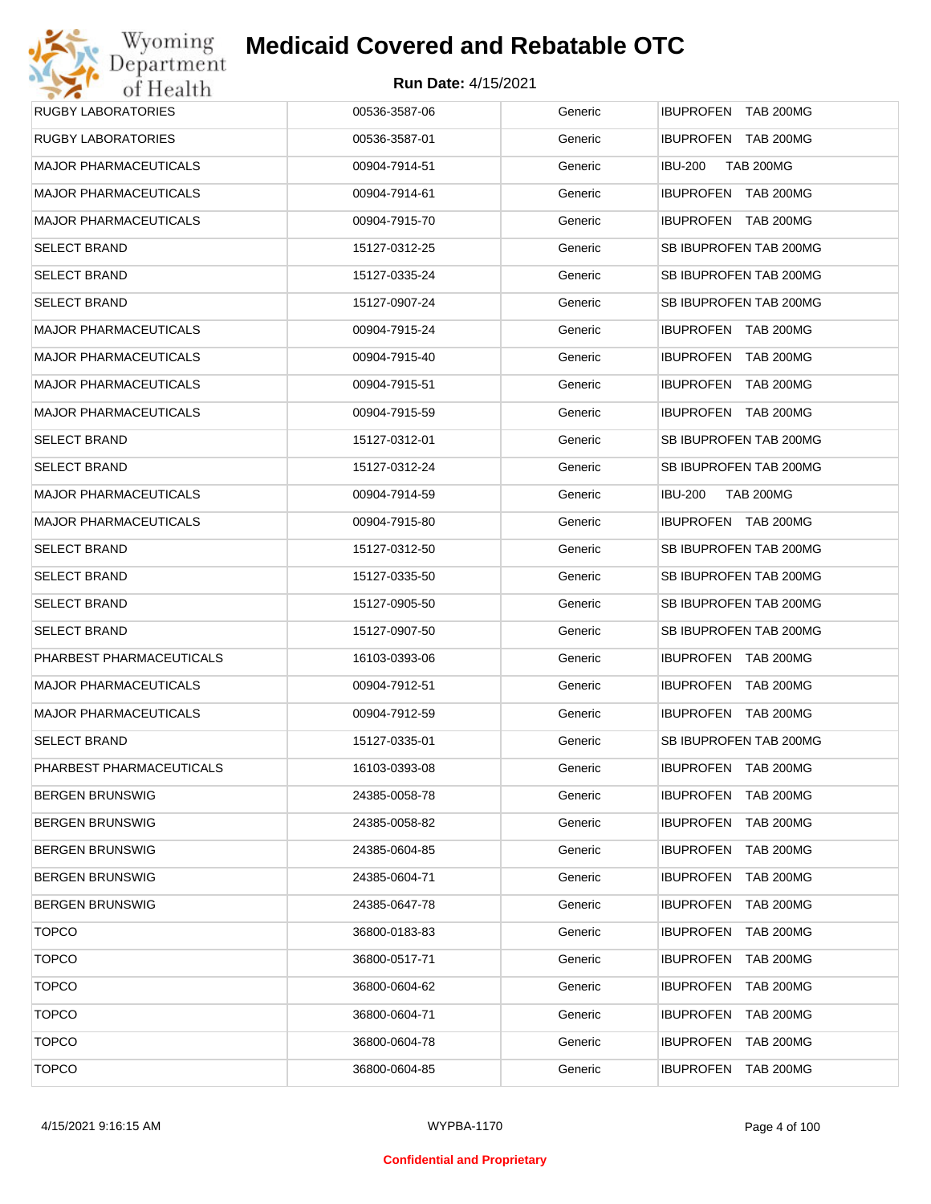| RUGBY LABORATORIES | 00536-3587-06 | Generic | IBUPROFEN TAB 200MG |
|---|---|---|---|
| RUGBY LABORATORIES | 00536-3587-01 | Generic | IBUPROFEN TAB 200MG |
| MAJOR PHARMACEUTICALS | 00904-7914-51 | Generic | IBU-200 TAB 200MG |
| MAJOR PHARMACEUTICALS | 00904-7914-61 | Generic | IBUPROFEN TAB 200MG |
| MAJOR PHARMACEUTICALS | 00904-7915-70 | Generic | IBUPROFEN TAB 200MG |
| SELECT BRAND | 15127-0312-25 | Generic | SB IBUPROFEN TAB 200MG |
| SELECT BRAND | 15127-0335-24 | Generic | SB IBUPROFEN TAB 200MG |
| SELECT BRAND | 15127-0907-24 | Generic | SB IBUPROFEN TAB 200MG |
| MAJOR PHARMACEUTICALS | 00904-7915-24 | Generic | IBUPROFEN TAB 200MG |
| MAJOR PHARMACEUTICALS | 00904-7915-40 | Generic | IBUPROFEN TAB 200MG |
| MAJOR PHARMACEUTICALS | 00904-7915-51 | Generic | IBUPROFEN TAB 200MG |
| MAJOR PHARMACEUTICALS | 00904-7915-59 | Generic | IBUPROFEN TAB 200MG |
| SELECT BRAND | 15127-0312-01 | Generic | SB IBUPROFEN TAB 200MG |
| SELECT BRAND | 15127-0312-24 | Generic | SB IBUPROFEN TAB 200MG |
| MAJOR PHARMACEUTICALS | 00904-7914-59 | Generic | IBU-200 TAB 200MG |
| MAJOR PHARMACEUTICALS | 00904-7915-80 | Generic | IBUPROFEN TAB 200MG |
| SELECT BRAND | 15127-0312-50 | Generic | SB IBUPROFEN TAB 200MG |
| SELECT BRAND | 15127-0335-50 | Generic | SB IBUPROFEN TAB 200MG |
| SELECT BRAND | 15127-0905-50 | Generic | SB IBUPROFEN TAB 200MG |
| SELECT BRAND | 15127-0907-50 | Generic | SB IBUPROFEN TAB 200MG |
| PHARBEST PHARMACEUTICALS | 16103-0393-06 | Generic | IBUPROFEN TAB 200MG |
| MAJOR PHARMACEUTICALS | 00904-7912-51 | Generic | IBUPROFEN TAB 200MG |
| MAJOR PHARMACEUTICALS | 00904-7912-59 | Generic | IBUPROFEN TAB 200MG |
| SELECT BRAND | 15127-0335-01 | Generic | SB IBUPROFEN TAB 200MG |
| PHARBEST PHARMACEUTICALS | 16103-0393-08 | Generic | IBUPROFEN TAB 200MG |
| BERGEN BRUNSWIG | 24385-0058-78 | Generic | IBUPROFEN TAB 200MG |
| BERGEN BRUNSWIG | 24385-0058-82 | Generic | IBUPROFEN TAB 200MG |
| BERGEN BRUNSWIG | 24385-0604-85 | Generic | IBUPROFEN TAB 200MG |
| BERGEN BRUNSWIG | 24385-0604-71 | Generic | IBUPROFEN TAB 200MG |
| BERGEN BRUNSWIG | 24385-0647-78 | Generic | IBUPROFEN TAB 200MG |
| TOPCO | 36800-0183-83 | Generic | IBUPROFEN TAB 200MG |
| TOPCO | 36800-0517-71 | Generic | IBUPROFEN TAB 200MG |
| TOPCO | 36800-0604-62 | Generic | IBUPROFEN TAB 200MG |
| TOPCO | 36800-0604-71 | Generic | IBUPROFEN TAB 200MG |
| TOPCO | 36800-0604-78 | Generic | IBUPROFEN TAB 200MG |
| TOPCO | 36800-0604-85 | Generic | IBUPROFEN TAB 200MG |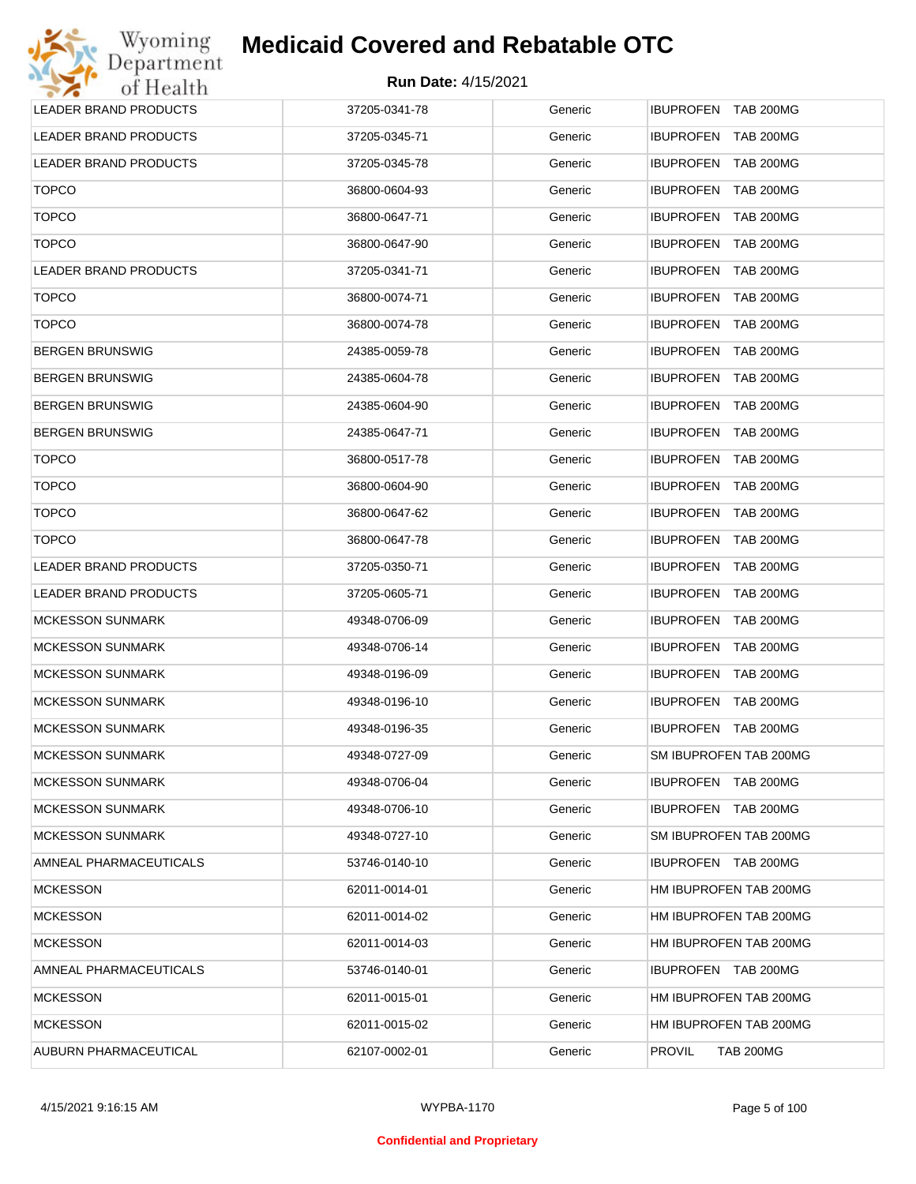| | | | |
|---|---|---|---|
| LEADER BRAND PRODUCTS | 37205-0341-78 | Generic | IBUPROFEN TAB 200MG |
| LEADER BRAND PRODUCTS | 37205-0345-71 | Generic | IBUPROFEN TAB 200MG |
| LEADER BRAND PRODUCTS | 37205-0345-78 | Generic | IBUPROFEN TAB 200MG |
| TOPCO | 36800-0604-93 | Generic | IBUPROFEN TAB 200MG |
| TOPCO | 36800-0647-71 | Generic | IBUPROFEN TAB 200MG |
| TOPCO | 36800-0647-90 | Generic | IBUPROFEN TAB 200MG |
| LEADER BRAND PRODUCTS | 37205-0341-71 | Generic | IBUPROFEN TAB 200MG |
| TOPCO | 36800-0074-71 | Generic | IBUPROFEN TAB 200MG |
| TOPCO | 36800-0074-78 | Generic | IBUPROFEN TAB 200MG |
| BERGEN BRUNSWIG | 24385-0059-78 | Generic | IBUPROFEN TAB 200MG |
| BERGEN BRUNSWIG | 24385-0604-78 | Generic | IBUPROFEN TAB 200MG |
| BERGEN BRUNSWIG | 24385-0604-90 | Generic | IBUPROFEN TAB 200MG |
| BERGEN BRUNSWIG | 24385-0647-71 | Generic | IBUPROFEN TAB 200MG |
| TOPCO | 36800-0517-78 | Generic | IBUPROFEN TAB 200MG |
| TOPCO | 36800-0604-90 | Generic | IBUPROFEN TAB 200MG |
| TOPCO | 36800-0647-62 | Generic | IBUPROFEN TAB 200MG |
| TOPCO | 36800-0647-78 | Generic | IBUPROFEN TAB 200MG |
| LEADER BRAND PRODUCTS | 37205-0350-71 | Generic | IBUPROFEN TAB 200MG |
| LEADER BRAND PRODUCTS | 37205-0605-71 | Generic | IBUPROFEN TAB 200MG |
| MCKESSON SUNMARK | 49348-0706-09 | Generic | IBUPROFEN TAB 200MG |
| MCKESSON SUNMARK | 49348-0706-14 | Generic | IBUPROFEN TAB 200MG |
| MCKESSON SUNMARK | 49348-0196-09 | Generic | IBUPROFEN TAB 200MG |
| MCKESSON SUNMARK | 49348-0196-10 | Generic | IBUPROFEN TAB 200MG |
| MCKESSON SUNMARK | 49348-0196-35 | Generic | IBUPROFEN TAB 200MG |
| MCKESSON SUNMARK | 49348-0727-09 | Generic | SM IBUPROFEN TAB 200MG |
| MCKESSON SUNMARK | 49348-0706-04 | Generic | IBUPROFEN TAB 200MG |
| MCKESSON SUNMARK | 49348-0706-10 | Generic | IBUPROFEN TAB 200MG |
| MCKESSON SUNMARK | 49348-0727-10 | Generic | SM IBUPROFEN TAB 200MG |
| AMNEAL PHARMACEUTICALS | 53746-0140-10 | Generic | IBUPROFEN TAB 200MG |
| MCKESSON | 62011-0014-01 | Generic | HM IBUPROFEN TAB 200MG |
| MCKESSON | 62011-0014-02 | Generic | HM IBUPROFEN TAB 200MG |
| MCKESSON | 62011-0014-03 | Generic | HM IBUPROFEN TAB 200MG |
| AMNEAL PHARMACEUTICALS | 53746-0140-01 | Generic | IBUPROFEN TAB 200MG |
| MCKESSON | 62011-0015-01 | Generic | HM IBUPROFEN TAB 200MG |
| MCKESSON | 62011-0015-02 | Generic | HM IBUPROFEN TAB 200MG |
| AUBURN PHARMACEUTICAL | 62107-0002-01 | Generic | PROVIL TAB 200MG |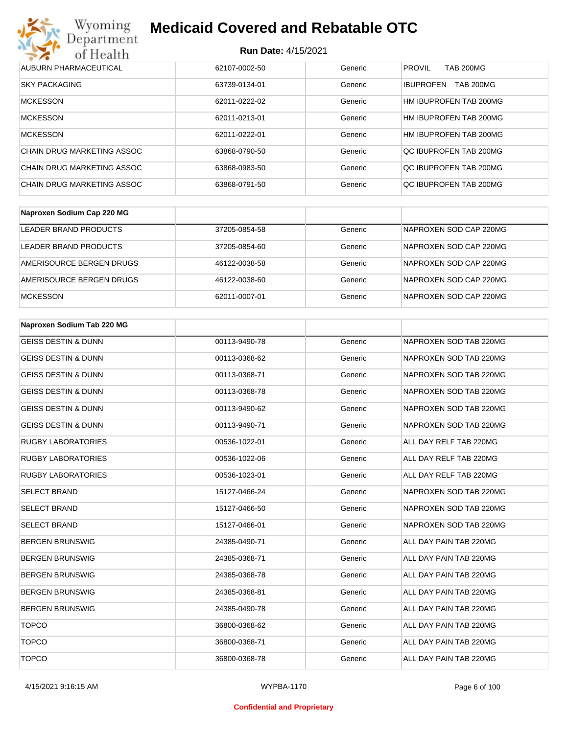# Medicaid Covered and Rebatable OTC

**Run Date:** 4/15/2021

| | | | |
|---|---|---|---|
| AUBURN PHARMACEUTICAL | 62107-0002-50 | Generic | PROVIL TAB 200MG |
| SKY PACKAGING | 63739-0134-01 | Generic | IBUPROFEN TAB 200MG |
| MCKESSON | 62011-0222-02 | Generic | HM IBUPROFEN TAB 200MG |
| MCKESSON | 62011-0213-01 | Generic | HM IBUPROFEN TAB 200MG |
| MCKESSON | 62011-0222-01 | Generic | HM IBUPROFEN TAB 200MG |
| CHAIN DRUG MARKETING ASSOC | 63868-0790-50 | Generic | QC IBUPROFEN TAB 200MG |
| CHAIN DRUG MARKETING ASSOC | 63868-0983-50 | Generic | QC IBUPROFEN TAB 200MG |
| CHAIN DRUG MARKETING ASSOC | 63868-0791-50 | Generic | QC IBUPROFEN TAB 200MG |

| Naproxen Sodium Cap 220 MG | | | |
|---|---|---|---|
| LEADER BRAND PRODUCTS | 37205-0854-58 | Generic | NAPROXEN SOD CAP 220MG |
| LEADER BRAND PRODUCTS | 37205-0854-60 | Generic | NAPROXEN SOD CAP 220MG |
| AMERISOURCE BERGEN DRUGS | 46122-0038-58 | Generic | NAPROXEN SOD CAP 220MG |
| AMERISOURCE BERGEN DRUGS | 46122-0038-60 | Generic | NAPROXEN SOD CAP 220MG |
| MCKESSON | 62011-0007-01 | Generic | NAPROXEN SOD CAP 220MG |

| Naproxen Sodium Tab 220 MG | | | |
|---|---|---|---|
| GEISS DESTIN & DUNN | 00113-9490-78 | Generic | NAPROXEN SOD TAB 220MG |
| GEISS DESTIN & DUNN | 00113-0368-62 | Generic | NAPROXEN SOD TAB 220MG |
| GEISS DESTIN & DUNN | 00113-0368-71 | Generic | NAPROXEN SOD TAB 220MG |
| GEISS DESTIN & DUNN | 00113-0368-78 | Generic | NAPROXEN SOD TAB 220MG |
| GEISS DESTIN & DUNN | 00113-9490-62 | Generic | NAPROXEN SOD TAB 220MG |
| GEISS DESTIN & DUNN | 00113-9490-71 | Generic | NAPROXEN SOD TAB 220MG |
| RUGBY LABORATORIES | 00536-1022-01 | Generic | ALL DAY RELF TAB 220MG |
| RUGBY LABORATORIES | 00536-1022-06 | Generic | ALL DAY RELF TAB 220MG |
| RUGBY LABORATORIES | 00536-1023-01 | Generic | ALL DAY RELF TAB 220MG |
| SELECT BRAND | 15127-0466-24 | Generic | NAPROXEN SOD TAB 220MG |
| SELECT BRAND | 15127-0466-50 | Generic | NAPROXEN SOD TAB 220MG |
| SELECT BRAND | 15127-0466-01 | Generic | NAPROXEN SOD TAB 220MG |
| BERGEN BRUNSWIG | 24385-0490-71 | Generic | ALL DAY PAIN TAB 220MG |
| BERGEN BRUNSWIG | 24385-0368-71 | Generic | ALL DAY PAIN TAB 220MG |
| BERGEN BRUNSWIG | 24385-0368-78 | Generic | ALL DAY PAIN TAB 220MG |
| BERGEN BRUNSWIG | 24385-0368-81 | Generic | ALL DAY PAIN TAB 220MG |
| BERGEN BRUNSWIG | 24385-0490-78 | Generic | ALL DAY PAIN TAB 220MG |
| TOPCO | 36800-0368-62 | Generic | ALL DAY PAIN TAB 220MG |
| TOPCO | 36800-0368-71 | Generic | ALL DAY PAIN TAB 220MG |
| TOPCO | 36800-0368-78 | Generic | ALL DAY PAIN TAB 220MG |

4/15/2021 9:16:15 AM WYPBA-1170

Confidential and Proprietary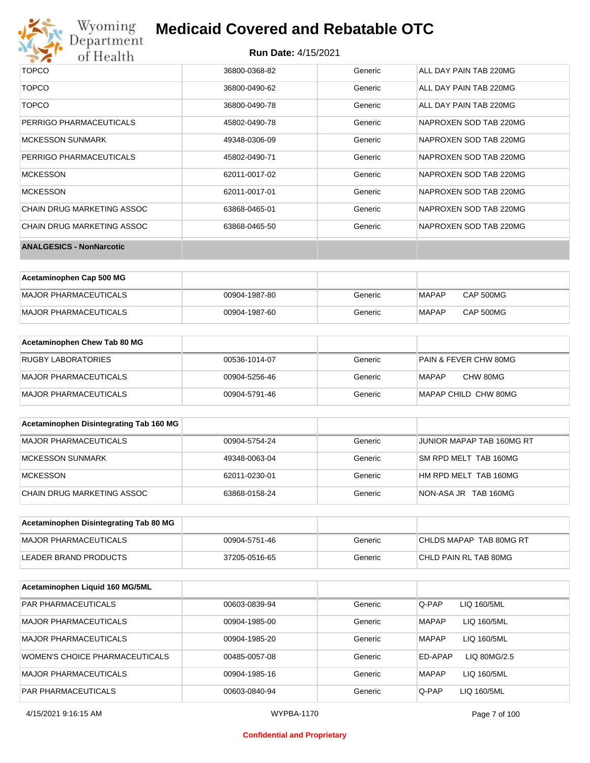| | | | |
|---|---|---|---|
| TOPCO | 36800-0368-82 | Generic | ALL DAY PAIN TAB 220MG |
| TOPCO | 36800-0490-62 | Generic | ALL DAY PAIN TAB 220MG |
| TOPCO | 36800-0490-78 | Generic | ALL DAY PAIN TAB 220MG |
| PERRIGO PHARMACEUTICALS | 45802-0490-78 | Generic | NAPROXEN SOD TAB 220MG |
| MCKESSON SUNMARK | 49348-0306-09 | Generic | NAPROXEN SOD TAB 220MG |
| PERRIGO PHARMACEUTICALS | 45802-0490-71 | Generic | NAPROXEN SOD TAB 220MG |
| MCKESSON | 62011-0017-02 | Generic | NAPROXEN SOD TAB 220MG |
| MCKESSON | 62011-0017-01 | Generic | NAPROXEN SOD TAB 220MG |
| CHAIN DRUG MARKETING ASSOC | 63868-0465-01 | Generic | NAPROXEN SOD TAB 220MG |
| CHAIN DRUG MARKETING ASSOC | 63868-0465-50 | Generic | NAPROXEN SOD TAB 220MG |

**ANALGESICS - NonNarcotic**

| Acetaminophen Cap 500 MG | | | |
|---|---|---|---|
| MAJOR PHARMACEUTICALS | 00904-1987-80 | Generic | MAPAP CAP 500MG |
| MAJOR PHARMACEUTICALS | 00904-1987-60 | Generic | MAPAP CAP 500MG |

| Acetaminophen Chew Tab 80 MG | | | |
|---|---|---|---|
| RUGBY LABORATORIES | 00536-1014-07 | Generic | PAIN & FEVER CHW 80MG |
| MAJOR PHARMACEUTICALS | 00904-5256-46 | Generic | MAPAP CHW 80MG |
| MAJOR PHARMACEUTICALS | 00904-5791-46 | Generic | MAPAP CHILD CHW 80MG |

| Acetaminophen Disintegrating Tab 160 MG | | | |
|---|---|---|---|
| MAJOR PHARMACEUTICALS | 00904-5754-24 | Generic | JUNIOR MAPAP TAB 160MG RT |
| MCKESSON SUNMARK | 49348-0063-04 | Generic | SM RPD MELT TAB 160MG |
| MCKESSON | 62011-0230-01 | Generic | HM RPD MELT TAB 160MG |
| CHAIN DRUG MARKETING ASSOC | 63868-0158-24 | Generic | NON-ASA JR TAB 160MG |

| Acetaminophen Disintegrating Tab 80 MG | | | |
|---|---|---|---|
| MAJOR PHARMACEUTICALS | 00904-5751-46 | Generic | CHLDS MAPAP TAB 80MG RT |
| LEADER BRAND PRODUCTS | 37205-0516-65 | Generic | CHLD PAIN RL TAB 80MG |

| Acetaminophen Liquid 160 MG/5ML | | | |
|---|---|---|---|
| PAR PHARMACEUTICALS | 00603-0839-94 | Generic | Q-PAP LIQ 160/5ML |
| MAJOR PHARMACEUTICALS | 00904-1985-00 | Generic | MAPAP LIQ 160/5ML |
| MAJOR PHARMACEUTICALS | 00904-1985-20 | Generic | MAPAP LIQ 160/5ML |
| WOMEN'S CHOICE PHARMACEUTICALS | 00485-0057-08 | Generic | ED-APAP LIQ 80MG/2.5 |
| MAJOR PHARMACEUTICALS | 00904-1985-16 | Generic | MAPAP LIQ 160/5ML |
| PAR PHARMACEUTICALS | 00603-0840-94 | Generic | Q-PAP LIQ 160/5ML |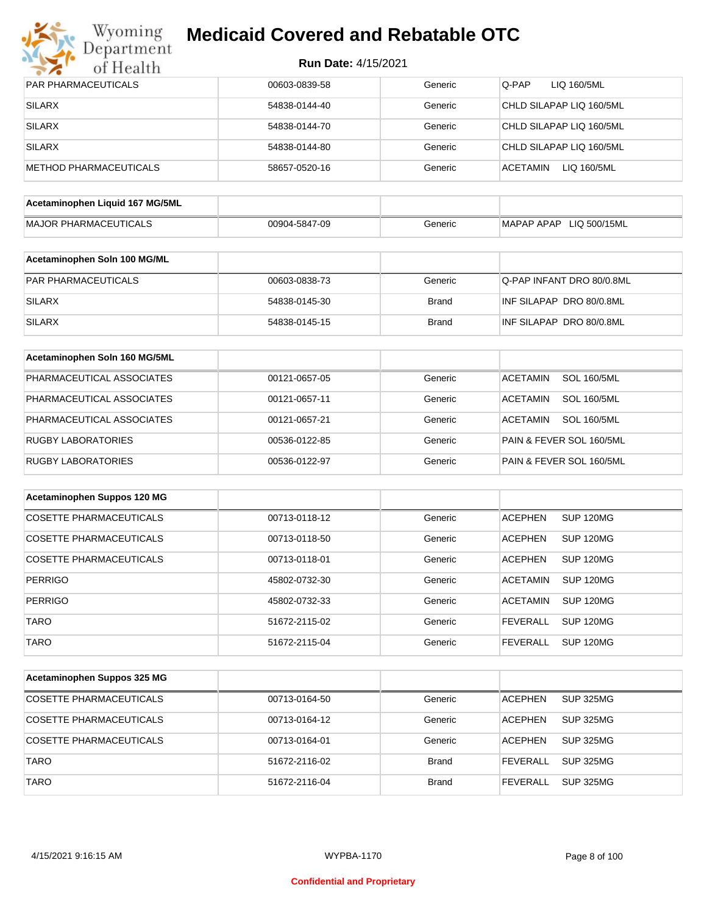# Medicaid Covered and Rebatable OTC

**Run Date:** 4/15/2021

| | | | |
|---|---|---|---|
| PAR PHARMACEUTICALS | 00603-0839-58 | Generic | Q-PAP LIQ 160/5ML |
| SILARX | 54838-0144-40 | Generic | CHLD SILAPAP LIQ 160/5ML |
| SILARX | 54838-0144-70 | Generic | CHLD SILAPAP LIQ 160/5ML |
| SILARX | 54838-0144-80 | Generic | CHLD SILAPAP LIQ 160/5ML |
| METHOD PHARMACEUTICALS | 58657-0520-16 | Generic | ACETAMIN LIQ 160/5ML |

| **Acetaminophen Liquid 167 MG/5ML** | | | |
|---|---|---|---|
| MAJOR PHARMACEUTICALS | 00904-5847-09 | Generic | MAPAP APAP LIQ 500/15ML |

| **Acetaminophen Soln 100 MG/ML** | | | |
|---|---|---|---|
| PAR PHARMACEUTICALS | 00603-0838-73 | Generic | Q-PAP INFANT DRO 80/0.8ML |
| SILARX | 54838-0145-30 | Brand | INF SILAPAP DRO 80/0.8ML |
| SILARX | 54838-0145-15 | Brand | INF SILAPAP DRO 80/0.8ML |

| **Acetaminophen Soln 160 MG/5ML** | | | |
|---|---|---|---|
| PHARMACEUTICAL ASSOCIATES | 00121-0657-05 | Generic | ACETAMIN SOL 160/5ML |
| PHARMACEUTICAL ASSOCIATES | 00121-0657-11 | Generic | ACETAMIN SOL 160/5ML |
| PHARMACEUTICAL ASSOCIATES | 00121-0657-21 | Generic | ACETAMIN SOL 160/5ML |
| RUGBY LABORATORIES | 00536-0122-85 | Generic | PAIN & FEVER SOL 160/5ML |
| RUGBY LABORATORIES | 00536-0122-97 | Generic | PAIN & FEVER SOL 160/5ML |

| **Acetaminophen Suppos 120 MG** | | | |
|---|---|---|---|
| COSETTE PHARMACEUTICALS | 00713-0118-12 | Generic | ACEPHEN SUP 120MG |
| COSETTE PHARMACEUTICALS | 00713-0118-50 | Generic | ACEPHEN SUP 120MG |
| COSETTE PHARMACEUTICALS | 00713-0118-01 | Generic | ACEPHEN SUP 120MG |
| PERRIGO | 45802-0732-30 | Generic | ACETAMIN SUP 120MG |
| PERRIGO | 45802-0732-33 | Generic | ACETAMIN SUP 120MG |
| TARO | 51672-2115-02 | Generic | FEVERALL SUP 120MG |
| TARO | 51672-2115-04 | Generic | FEVERALL SUP 120MG |

| **Acetaminophen Suppos 325 MG** | | | |
|---|---|---|---|
| COSETTE PHARMACEUTICALS | 00713-0164-50 | Generic | ACEPHEN SUP 325MG |
| COSETTE PHARMACEUTICALS | 00713-0164-12 | Generic | ACEPHEN SUP 325MG |
| COSETTE PHARMACEUTICALS | 00713-0164-01 | Generic | ACEPHEN SUP 325MG |
| TARO | 51672-2116-02 | Brand | FEVERALL SUP 325MG |
| TARO | 51672-2116-04 | Brand | FEVERALL SUP 325MG |

Confidential and Proprietary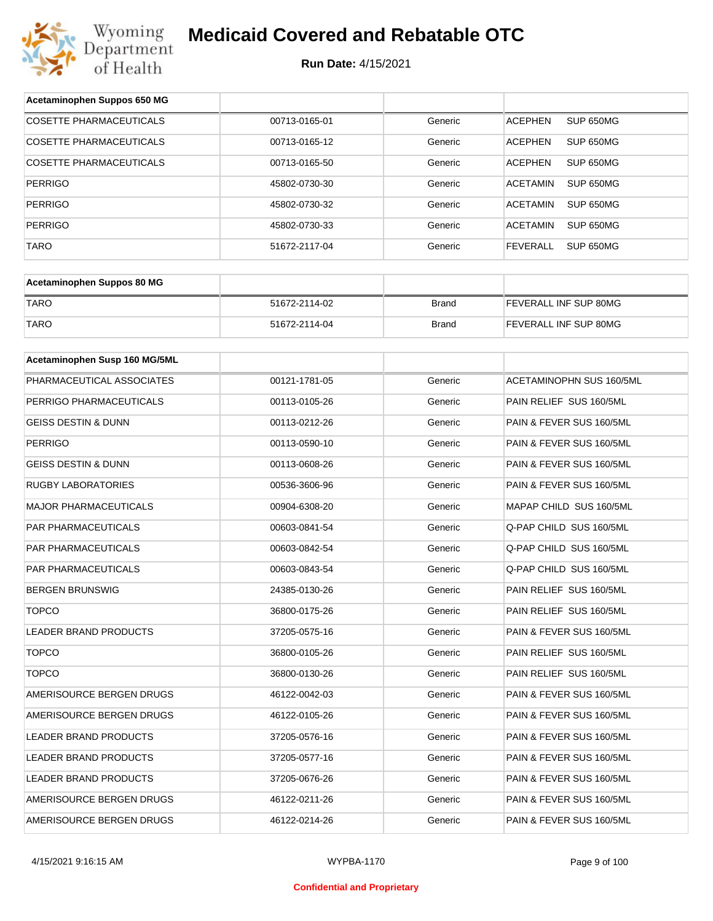# Medicaid Covered and Rebatable OTC

**Run Date:** 4/15/2021

| Acetaminophen Suppos 650 MG | | | |
|---|---|---|---|
| COSETTE PHARMACEUTICALS | 00713-0165-01 | Generic | ACEPHEN SUP 650MG |
| COSETTE PHARMACEUTICALS | 00713-0165-12 | Generic | ACEPHEN SUP 650MG |
| COSETTE PHARMACEUTICALS | 00713-0165-50 | Generic | ACEPHEN SUP 650MG |
| PERRIGO | 45802-0730-30 | Generic | ACETAMIN SUP 650MG |
| PERRIGO | 45802-0730-32 | Generic | ACETAMIN SUP 650MG |
| PERRIGO | 45802-0730-33 | Generic | ACETAMIN SUP 650MG |
| TARO | 51672-2117-04 | Generic | FEVERALL SUP 650MG |

| Acetaminophen Suppos 80 MG | | | |
|---|---|---|---|
| TARO | 51672-2114-02 | Brand | FEVERALL INF SUP 80MG |
| TARO | 51672-2114-04 | Brand | FEVERALL INF SUP 80MG |

| Acetaminophen Susp 160 MG/5ML | | | |
|---|---|---|---|
| PHARMACEUTICAL ASSOCIATES | 00121-1781-05 | Generic | ACETAMINOPHN SUS 160/5ML |
| PERRIGO PHARMACEUTICALS | 00113-0105-26 | Generic | PAIN RELIEF SUS 160/5ML |
| GEISS DESTIN & DUNN | 00113-0212-26 | Generic | PAIN & FEVER SUS 160/5ML |
| PERRIGO | 00113-0590-10 | Generic | PAIN & FEVER SUS 160/5ML |
| GEISS DESTIN & DUNN | 00113-0608-26 | Generic | PAIN & FEVER SUS 160/5ML |
| RUGBY LABORATORIES | 00536-3606-96 | Generic | PAIN & FEVER SUS 160/5ML |
| MAJOR PHARMACEUTICALS | 00904-6308-20 | Generic | MAPAP CHILD SUS 160/5ML |
| PAR PHARMACEUTICALS | 00603-0841-54 | Generic | Q-PAP CHILD SUS 160/5ML |
| PAR PHARMACEUTICALS | 00603-0842-54 | Generic | Q-PAP CHILD SUS 160/5ML |
| PAR PHARMACEUTICALS | 00603-0843-54 | Generic | Q-PAP CHILD SUS 160/5ML |
| BERGEN BRUNSWIG | 24385-0130-26 | Generic | PAIN RELIEF SUS 160/5ML |
| TOPCO | 36800-0175-26 | Generic | PAIN RELIEF SUS 160/5ML |
| LEADER BRAND PRODUCTS | 37205-0575-16 | Generic | PAIN & FEVER SUS 160/5ML |
| TOPCO | 36800-0105-26 | Generic | PAIN RELIEF SUS 160/5ML |
| TOPCO | 36800-0130-26 | Generic | PAIN RELIEF SUS 160/5ML |
| AMERISOURCE BERGEN DRUGS | 46122-0042-03 | Generic | PAIN & FEVER SUS 160/5ML |
| AMERISOURCE BERGEN DRUGS | 46122-0105-26 | Generic | PAIN & FEVER SUS 160/5ML |
| LEADER BRAND PRODUCTS | 37205-0576-16 | Generic | PAIN & FEVER SUS 160/5ML |
| LEADER BRAND PRODUCTS | 37205-0577-16 | Generic | PAIN & FEVER SUS 160/5ML |
| LEADER BRAND PRODUCTS | 37205-0676-26 | Generic | PAIN & FEVER SUS 160/5ML |
| AMERISOURCE BERGEN DRUGS | 46122-0211-26 | Generic | PAIN & FEVER SUS 160/5ML |
| AMERISOURCE BERGEN DRUGS | 46122-0214-26 | Generic | PAIN & FEVER SUS 160/5ML |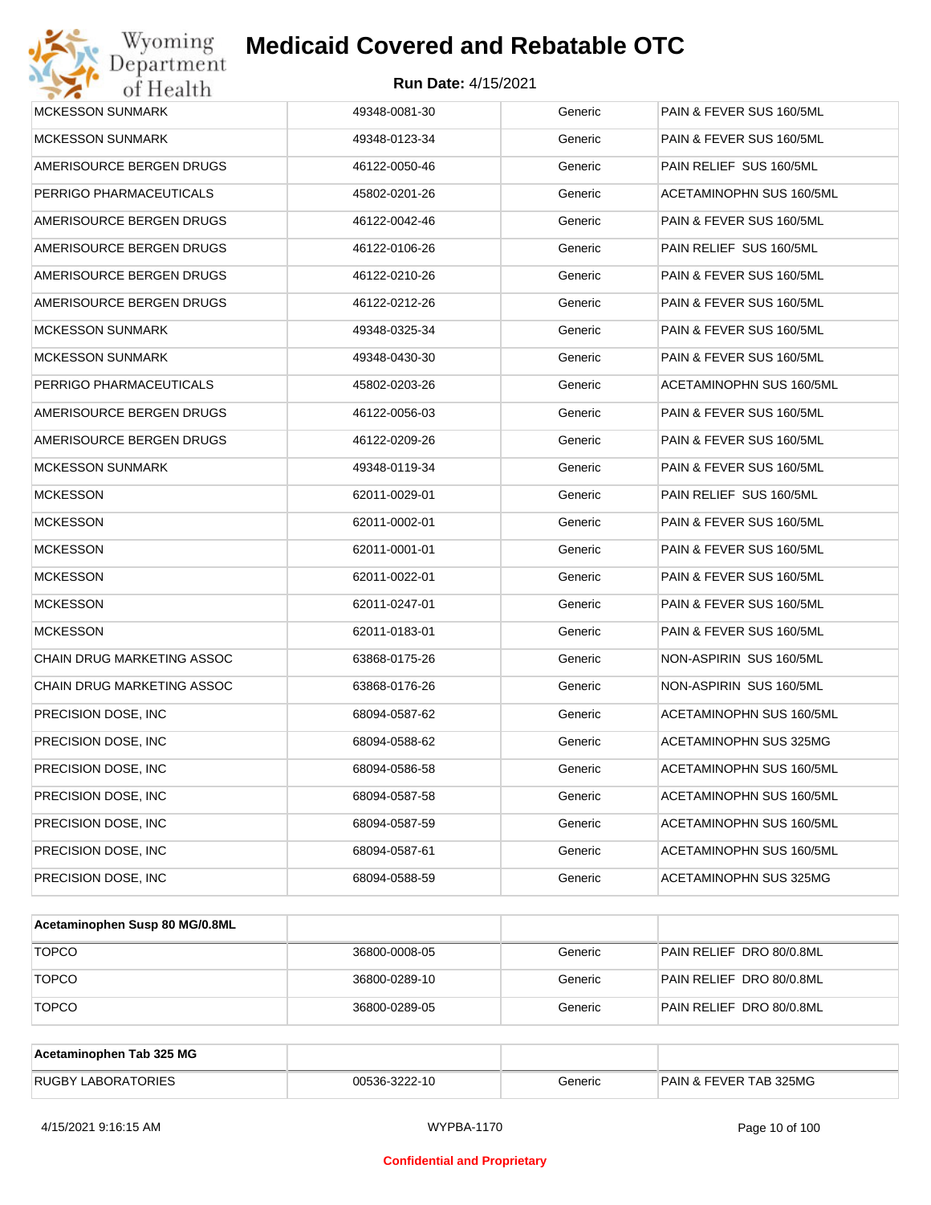| | | | |
|---|---|---|---|
| MCKESSON SUNMARK | 49348-0081-30 | Generic | PAIN & FEVER SUS 160/5ML |
| MCKESSON SUNMARK | 49348-0123-34 | Generic | PAIN & FEVER SUS 160/5ML |
| AMERISOURCE BERGEN DRUGS | 46122-0050-46 | Generic | PAIN RELIEF SUS 160/5ML |
| PERRIGO PHARMACEUTICALS | 45802-0201-26 | Generic | ACETAMINOPHN SUS 160/5ML |
| AMERISOURCE BERGEN DRUGS | 46122-0042-46 | Generic | PAIN & FEVER SUS 160/5ML |
| AMERISOURCE BERGEN DRUGS | 46122-0106-26 | Generic | PAIN RELIEF SUS 160/5ML |
| AMERISOURCE BERGEN DRUGS | 46122-0210-26 | Generic | PAIN & FEVER SUS 160/5ML |
| AMERISOURCE BERGEN DRUGS | 46122-0212-26 | Generic | PAIN & FEVER SUS 160/5ML |
| MCKESSON SUNMARK | 49348-0325-34 | Generic | PAIN & FEVER SUS 160/5ML |
| MCKESSON SUNMARK | 49348-0430-30 | Generic | PAIN & FEVER SUS 160/5ML |
| PERRIGO PHARMACEUTICALS | 45802-0203-26 | Generic | ACETAMINOPHN SUS 160/5ML |
| AMERISOURCE BERGEN DRUGS | 46122-0056-03 | Generic | PAIN & FEVER SUS 160/5ML |
| AMERISOURCE BERGEN DRUGS | 46122-0209-26 | Generic | PAIN & FEVER SUS 160/5ML |
| MCKESSON SUNMARK | 49348-0119-34 | Generic | PAIN & FEVER SUS 160/5ML |
| MCKESSON | 62011-0029-01 | Generic | PAIN RELIEF SUS 160/5ML |
| MCKESSON | 62011-0002-01 | Generic | PAIN & FEVER SUS 160/5ML |
| MCKESSON | 62011-0001-01 | Generic | PAIN & FEVER SUS 160/5ML |
| MCKESSON | 62011-0022-01 | Generic | PAIN & FEVER SUS 160/5ML |
| MCKESSON | 62011-0247-01 | Generic | PAIN & FEVER SUS 160/5ML |
| MCKESSON | 62011-0183-01 | Generic | PAIN & FEVER SUS 160/5ML |
| CHAIN DRUG MARKETING ASSOC | 63868-0175-26 | Generic | NON-ASPIRIN SUS 160/5ML |
| CHAIN DRUG MARKETING ASSOC | 63868-0176-26 | Generic | NON-ASPIRIN SUS 160/5ML |
| PRECISION DOSE, INC | 68094-0587-62 | Generic | ACETAMINOPHN SUS 160/5ML |
| PRECISION DOSE, INC | 68094-0588-62 | Generic | ACETAMINOPHN SUS 325MG |
| PRECISION DOSE, INC | 68094-0586-58 | Generic | ACETAMINOPHN SUS 160/5ML |
| PRECISION DOSE, INC | 68094-0587-58 | Generic | ACETAMINOPHN SUS 160/5ML |
| PRECISION DOSE, INC | 68094-0587-59 | Generic | ACETAMINOPHN SUS 160/5ML |
| PRECISION DOSE, INC | 68094-0587-61 | Generic | ACETAMINOPHN SUS 160/5ML |
| PRECISION DOSE, INC | 68094-0588-59 | Generic | ACETAMINOPHN SUS 325MG |

| **Acetaminophen Susp 80 MG/0.8ML** | | | |
|---|---|---|---|
| TOPCO | 36800-0008-05 | Generic | PAIN RELIEF DRO 80/0.8ML |
| TOPCO | 36800-0289-10 | Generic | PAIN RELIEF DRO 80/0.8ML |
| TOPCO | 36800-0289-05 | Generic | PAIN RELIEF DRO 80/0.8ML |

| **Acetaminophen Tab 325 MG** | | | |
|---|---|---|---|
| RUGBY LABORATORIES | 00536-3222-10 | Generic | PAIN & FEVER TAB 325MG |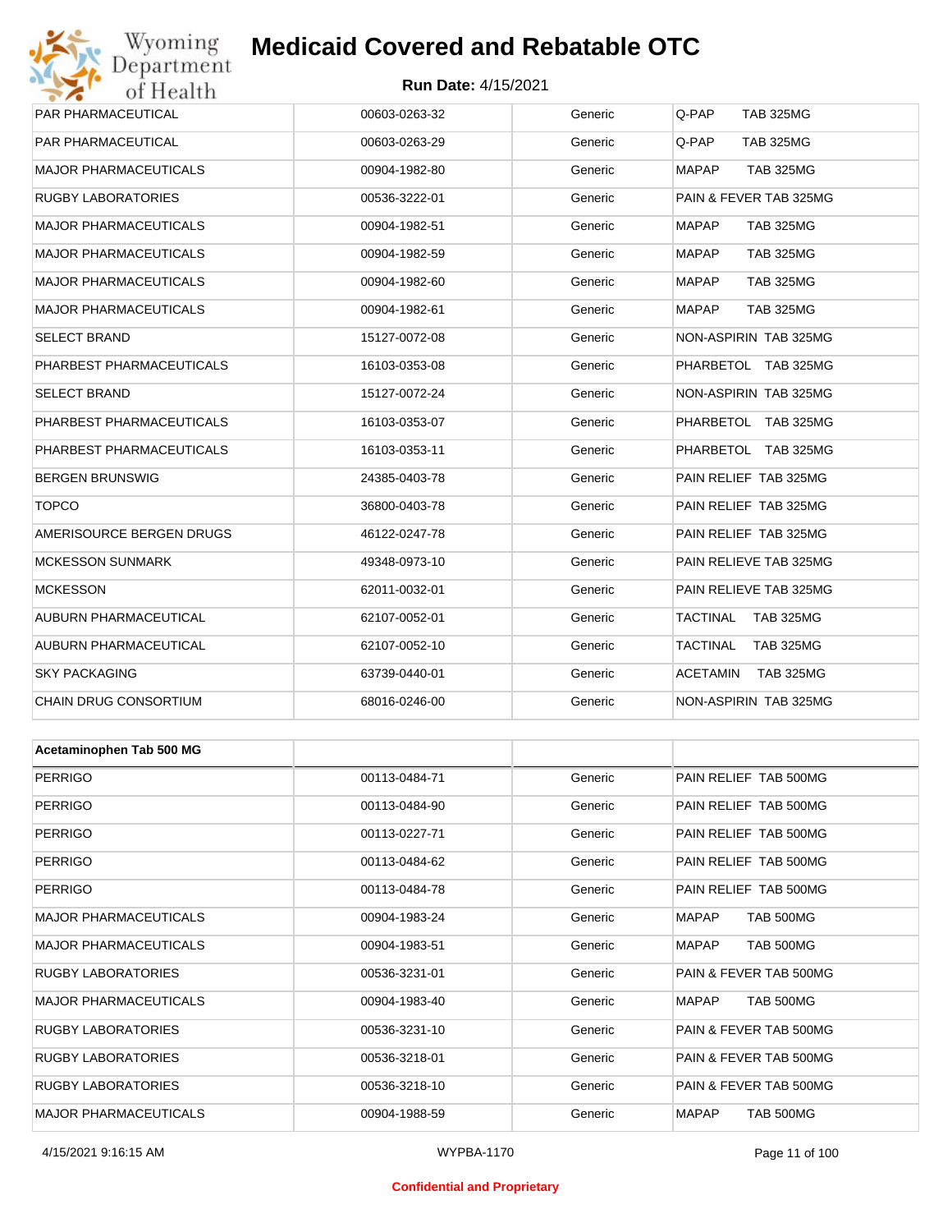| | | | |
|---|---|---|---|
| PAR PHARMACEUTICAL | 00603-0263-32 | Generic | Q-PAP TAB 325MG |
| PAR PHARMACEUTICAL | 00603-0263-29 | Generic | Q-PAP TAB 325MG |
| MAJOR PHARMACEUTICALS | 00904-1982-80 | Generic | MAPAP TAB 325MG |
| RUGBY LABORATORIES | 00536-3222-01 | Generic | PAIN & FEVER TAB 325MG |
| MAJOR PHARMACEUTICALS | 00904-1982-51 | Generic | MAPAP TAB 325MG |
| MAJOR PHARMACEUTICALS | 00904-1982-59 | Generic | MAPAP TAB 325MG |
| MAJOR PHARMACEUTICALS | 00904-1982-60 | Generic | MAPAP TAB 325MG |
| MAJOR PHARMACEUTICALS | 00904-1982-61 | Generic | MAPAP TAB 325MG |
| SELECT BRAND | 15127-0072-08 | Generic | NON-ASPIRIN TAB 325MG |
| PHARBEST PHARMACEUTICALS | 16103-0353-08 | Generic | PHARBETOL TAB 325MG |
| SELECT BRAND | 15127-0072-24 | Generic | NON-ASPIRIN TAB 325MG |
| PHARBEST PHARMACEUTICALS | 16103-0353-07 | Generic | PHARBETOL TAB 325MG |
| PHARBEST PHARMACEUTICALS | 16103-0353-11 | Generic | PHARBETOL TAB 325MG |
| BERGEN BRUNSWIG | 24385-0403-78 | Generic | PAIN RELIEF TAB 325MG |
| TOPCO | 36800-0403-78 | Generic | PAIN RELIEF TAB 325MG |
| AMERISOURCE BERGEN DRUGS | 46122-0247-78 | Generic | PAIN RELIEF TAB 325MG |
| MCKESSON SUNMARK | 49348-0973-10 | Generic | PAIN RELIEVE TAB 325MG |
| MCKESSON | 62011-0032-01 | Generic | PAIN RELIEVE TAB 325MG |
| AUBURN PHARMACEUTICAL | 62107-0052-01 | Generic | TACTINAL TAB 325MG |
| AUBURN PHARMACEUTICAL | 62107-0052-10 | Generic | TACTINAL TAB 325MG |
| SKY PACKAGING | 63739-0440-01 | Generic | ACETAMIN TAB 325MG |
| CHAIN DRUG CONSORTIUM | 68016-0246-00 | Generic | NON-ASPIRIN TAB 325MG |

| **Acetaminophen Tab 500 MG** | | | |
|---|---|---|---|
| PERRIGO | 00113-0484-71 | Generic | PAIN RELIEF TAB 500MG |
| PERRIGO | 00113-0484-90 | Generic | PAIN RELIEF TAB 500MG |
| PERRIGO | 00113-0227-71 | Generic | PAIN RELIEF TAB 500MG |
| PERRIGO | 00113-0484-62 | Generic | PAIN RELIEF TAB 500MG |
| PERRIGO | 00113-0484-78 | Generic | PAIN RELIEF TAB 500MG |
| MAJOR PHARMACEUTICALS | 00904-1983-24 | Generic | MAPAP TAB 500MG |
| MAJOR PHARMACEUTICALS | 00904-1983-51 | Generic | MAPAP TAB 500MG |
| RUGBY LABORATORIES | 00536-3231-01 | Generic | PAIN & FEVER TAB 500MG |
| MAJOR PHARMACEUTICALS | 00904-1983-40 | Generic | MAPAP TAB 500MG |
| RUGBY LABORATORIES | 00536-3231-10 | Generic | PAIN & FEVER TAB 500MG |
| RUGBY LABORATORIES | 00536-3218-01 | Generic | PAIN & FEVER TAB 500MG |
| RUGBY LABORATORIES | 00536-3218-10 | Generic | PAIN & FEVER TAB 500MG |
| MAJOR PHARMACEUTICALS | 00904-1988-59 | Generic | MAPAP TAB 500MG |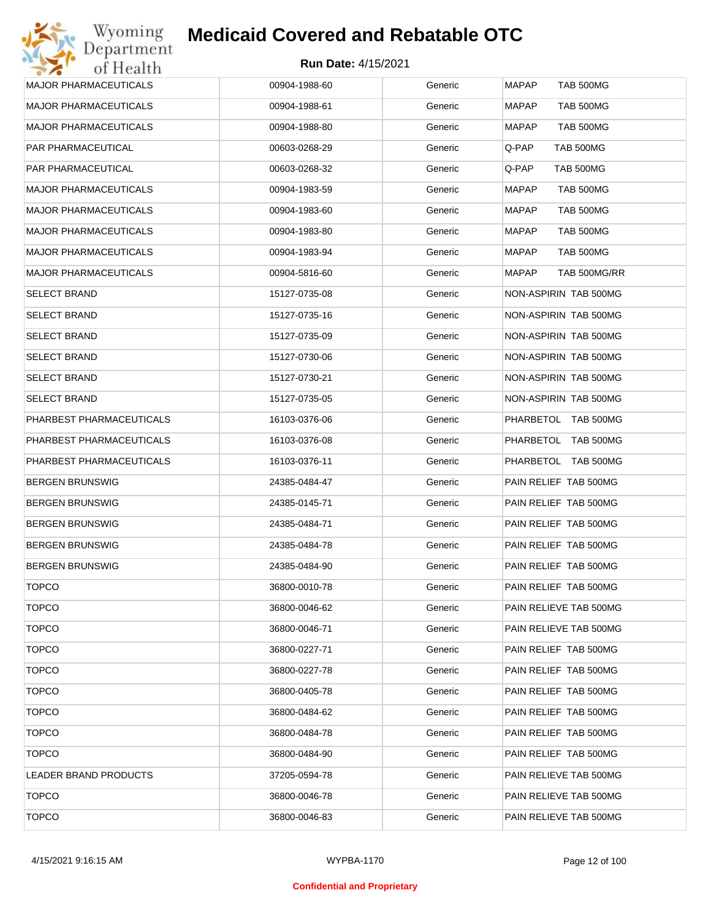| | | | |
|---|---|---|---|
| MAJOR PHARMACEUTICALS | 00904-1988-60 | Generic | MAPAP TAB 500MG |
| MAJOR PHARMACEUTICALS | 00904-1988-61 | Generic | MAPAP TAB 500MG |
| MAJOR PHARMACEUTICALS | 00904-1988-80 | Generic | MAPAP TAB 500MG |
| PAR PHARMACEUTICAL | 00603-0268-29 | Generic | Q-PAP TAB 500MG |
| PAR PHARMACEUTICAL | 00603-0268-32 | Generic | Q-PAP TAB 500MG |
| MAJOR PHARMACEUTICALS | 00904-1983-59 | Generic | MAPAP TAB 500MG |
| MAJOR PHARMACEUTICALS | 00904-1983-60 | Generic | MAPAP TAB 500MG |
| MAJOR PHARMACEUTICALS | 00904-1983-80 | Generic | MAPAP TAB 500MG |
| MAJOR PHARMACEUTICALS | 00904-1983-94 | Generic | MAPAP TAB 500MG |
| MAJOR PHARMACEUTICALS | 00904-5816-60 | Generic | MAPAP TAB 500MG/RR |
| SELECT BRAND | 15127-0735-08 | Generic | NON-ASPIRIN TAB 500MG |
| SELECT BRAND | 15127-0735-16 | Generic | NON-ASPIRIN TAB 500MG |
| SELECT BRAND | 15127-0735-09 | Generic | NON-ASPIRIN TAB 500MG |
| SELECT BRAND | 15127-0730-06 | Generic | NON-ASPIRIN TAB 500MG |
| SELECT BRAND | 15127-0730-21 | Generic | NON-ASPIRIN TAB 500MG |
| SELECT BRAND | 15127-0735-05 | Generic | NON-ASPIRIN TAB 500MG |
| PHARBEST PHARMACEUTICALS | 16103-0376-06 | Generic | PHARBETOL TAB 500MG |
| PHARBEST PHARMACEUTICALS | 16103-0376-08 | Generic | PHARBETOL TAB 500MG |
| PHARBEST PHARMACEUTICALS | 16103-0376-11 | Generic | PHARBETOL TAB 500MG |
| BERGEN BRUNSWIG | 24385-0484-47 | Generic | PAIN RELIEF TAB 500MG |
| BERGEN BRUNSWIG | 24385-0145-71 | Generic | PAIN RELIEF TAB 500MG |
| BERGEN BRUNSWIG | 24385-0484-71 | Generic | PAIN RELIEF TAB 500MG |
| BERGEN BRUNSWIG | 24385-0484-78 | Generic | PAIN RELIEF TAB 500MG |
| BERGEN BRUNSWIG | 24385-0484-90 | Generic | PAIN RELIEF TAB 500MG |
| TOPCO | 36800-0010-78 | Generic | PAIN RELIEF TAB 500MG |
| TOPCO | 36800-0046-62 | Generic | PAIN RELIEVE TAB 500MG |
| TOPCO | 36800-0046-71 | Generic | PAIN RELIEVE TAB 500MG |
| TOPCO | 36800-0227-71 | Generic | PAIN RELIEF TAB 500MG |
| TOPCO | 36800-0227-78 | Generic | PAIN RELIEF TAB 500MG |
| TOPCO | 36800-0405-78 | Generic | PAIN RELIEF TAB 500MG |
| TOPCO | 36800-0484-62 | Generic | PAIN RELIEF TAB 500MG |
| TOPCO | 36800-0484-78 | Generic | PAIN RELIEF TAB 500MG |
| TOPCO | 36800-0484-90 | Generic | PAIN RELIEF TAB 500MG |
| LEADER BRAND PRODUCTS | 37205-0594-78 | Generic | PAIN RELIEVE TAB 500MG |
| TOPCO | 36800-0046-78 | Generic | PAIN RELIEVE TAB 500MG |
| TOPCO | 36800-0046-83 | Generic | PAIN RELIEVE TAB 500MG |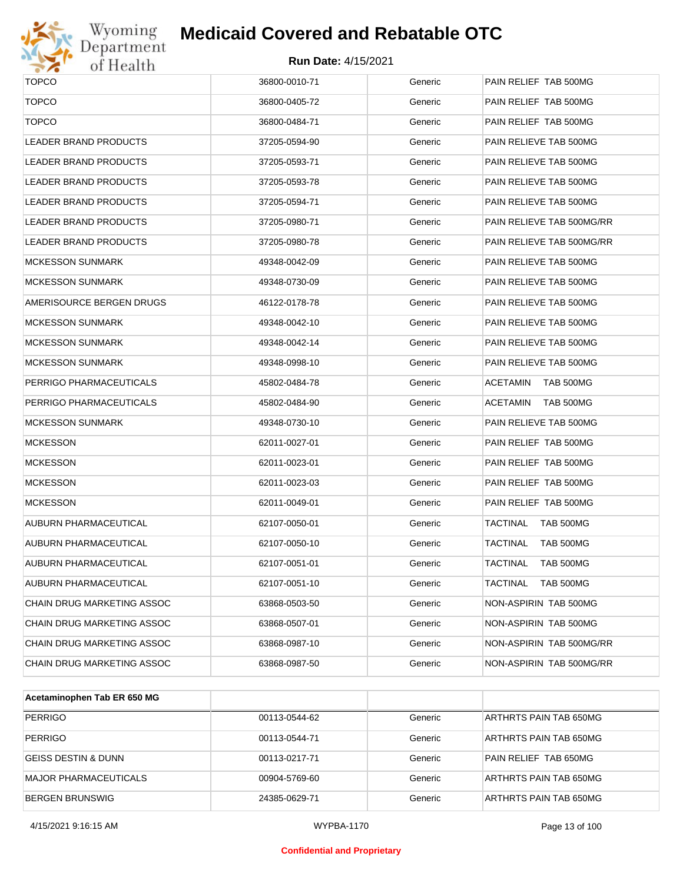| | | | |
|---|---|---|---|
| TOPCO | 36800-0010-71 | Generic | PAIN RELIEF TAB 500MG |
| TOPCO | 36800-0405-72 | Generic | PAIN RELIEF TAB 500MG |
| TOPCO | 36800-0484-71 | Generic | PAIN RELIEF TAB 500MG |
| LEADER BRAND PRODUCTS | 37205-0594-90 | Generic | PAIN RELIEVE TAB 500MG |
| LEADER BRAND PRODUCTS | 37205-0593-71 | Generic | PAIN RELIEVE TAB 500MG |
| LEADER BRAND PRODUCTS | 37205-0593-78 | Generic | PAIN RELIEVE TAB 500MG |
| LEADER BRAND PRODUCTS | 37205-0594-71 | Generic | PAIN RELIEVE TAB 500MG |
| LEADER BRAND PRODUCTS | 37205-0980-71 | Generic | PAIN RELIEVE TAB 500MG/RR |
| LEADER BRAND PRODUCTS | 37205-0980-78 | Generic | PAIN RELIEVE TAB 500MG/RR |
| MCKESSON SUNMARK | 49348-0042-09 | Generic | PAIN RELIEVE TAB 500MG |
| MCKESSON SUNMARK | 49348-0730-09 | Generic | PAIN RELIEVE TAB 500MG |
| AMERISOURCE BERGEN DRUGS | 46122-0178-78 | Generic | PAIN RELIEVE TAB 500MG |
| MCKESSON SUNMARK | 49348-0042-10 | Generic | PAIN RELIEVE TAB 500MG |
| MCKESSON SUNMARK | 49348-0042-14 | Generic | PAIN RELIEVE TAB 500MG |
| MCKESSON SUNMARK | 49348-0998-10 | Generic | PAIN RELIEVE TAB 500MG |
| PERRIGO PHARMACEUTICALS | 45802-0484-78 | Generic | ACETAMIN TAB 500MG |
| PERRIGO PHARMACEUTICALS | 45802-0484-90 | Generic | ACETAMIN TAB 500MG |
| MCKESSON SUNMARK | 49348-0730-10 | Generic | PAIN RELIEVE TAB 500MG |
| MCKESSON | 62011-0027-01 | Generic | PAIN RELIEF TAB 500MG |
| MCKESSON | 62011-0023-01 | Generic | PAIN RELIEF TAB 500MG |
| MCKESSON | 62011-0023-03 | Generic | PAIN RELIEF TAB 500MG |
| MCKESSON | 62011-0049-01 | Generic | PAIN RELIEF TAB 500MG |
| AUBURN PHARMACEUTICAL | 62107-0050-01 | Generic | TACTINAL TAB 500MG |
| AUBURN PHARMACEUTICAL | 62107-0050-10 | Generic | TACTINAL TAB 500MG |
| AUBURN PHARMACEUTICAL | 62107-0051-01 | Generic | TACTINAL TAB 500MG |
| AUBURN PHARMACEUTICAL | 62107-0051-10 | Generic | TACTINAL TAB 500MG |
| CHAIN DRUG MARKETING ASSOC | 63868-0503-50 | Generic | NON-ASPIRIN TAB 500MG |
| CHAIN DRUG MARKETING ASSOC | 63868-0507-01 | Generic | NON-ASPIRIN TAB 500MG |
| CHAIN DRUG MARKETING ASSOC | 63868-0987-10 | Generic | NON-ASPIRIN TAB 500MG/RR |
| CHAIN DRUG MARKETING ASSOC | 63868-0987-50 | Generic | NON-ASPIRIN TAB 500MG/RR |

| **Acetaminophen Tab ER 650 MG** | | | |
|---|---|---|---|
| PERRIGO | 00113-0544-62 | Generic | ARTHRTS PAIN TAB 650MG |
| PERRIGO | 00113-0544-71 | Generic | ARTHRTS PAIN TAB 650MG |
| GEISS DESTIN & DUNN | 00113-0217-71 | Generic | PAIN RELIEF TAB 650MG |
| MAJOR PHARMACEUTICALS | 00904-5769-60 | Generic | ARTHRTS PAIN TAB 650MG |
| BERGEN BRUNSWIG | 24385-0629-71 | Generic | ARTHRTS PAIN TAB 650MG |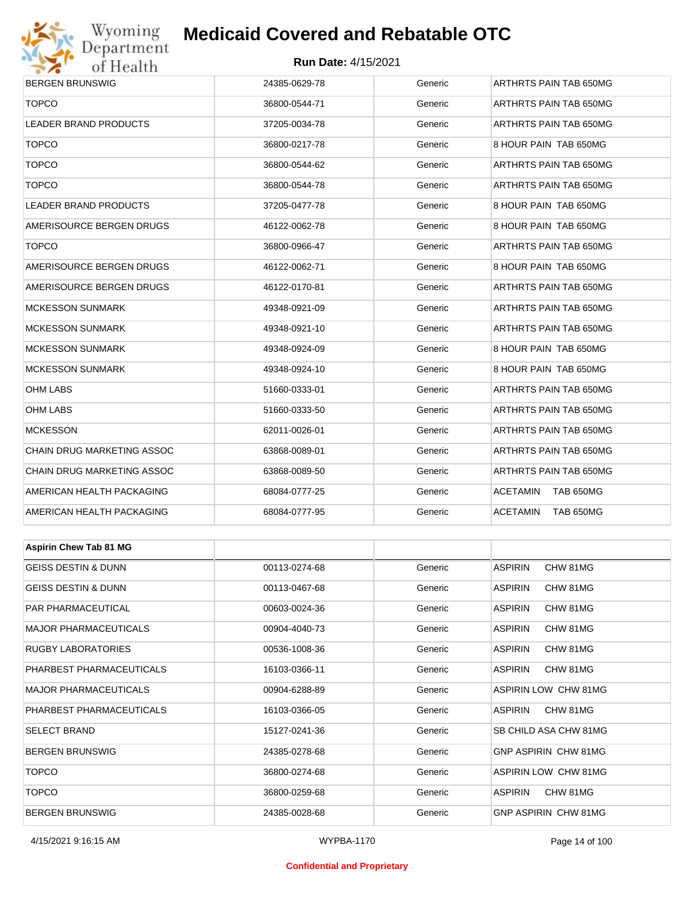| | | | |
|---|---|---|---|
| BERGEN BRUNSWIG | 24385-0629-78 | Generic | ARTHRTS PAIN TAB 650MG |
| TOPCO | 36800-0544-71 | Generic | ARTHRTS PAIN TAB 650MG |
| LEADER BRAND PRODUCTS | 37205-0034-78 | Generic | ARTHRTS PAIN TAB 650MG |
| TOPCO | 36800-0217-78 | Generic | 8 HOUR PAIN TAB 650MG |
| TOPCO | 36800-0544-62 | Generic | ARTHRTS PAIN TAB 650MG |
| TOPCO | 36800-0544-78 | Generic | ARTHRTS PAIN TAB 650MG |
| LEADER BRAND PRODUCTS | 37205-0477-78 | Generic | 8 HOUR PAIN TAB 650MG |
| AMERISOURCE BERGEN DRUGS | 46122-0062-78 | Generic | 8 HOUR PAIN TAB 650MG |
| TOPCO | 36800-0966-47 | Generic | ARTHRTS PAIN TAB 650MG |
| AMERISOURCE BERGEN DRUGS | 46122-0062-71 | Generic | 8 HOUR PAIN TAB 650MG |
| AMERISOURCE BERGEN DRUGS | 46122-0170-81 | Generic | ARTHRTS PAIN TAB 650MG |
| MCKESSON SUNMARK | 49348-0921-09 | Generic | ARTHRTS PAIN TAB 650MG |
| MCKESSON SUNMARK | 49348-0921-10 | Generic | ARTHRTS PAIN TAB 650MG |
| MCKESSON SUNMARK | 49348-0924-09 | Generic | 8 HOUR PAIN TAB 650MG |
| MCKESSON SUNMARK | 49348-0924-10 | Generic | 8 HOUR PAIN TAB 650MG |
| OHM LABS | 51660-0333-01 | Generic | ARTHRTS PAIN TAB 650MG |
| OHM LABS | 51660-0333-50 | Generic | ARTHRTS PAIN TAB 650MG |
| MCKESSON | 62011-0026-01 | Generic | ARTHRTS PAIN TAB 650MG |
| CHAIN DRUG MARKETING ASSOC | 63868-0089-01 | Generic | ARTHRTS PAIN TAB 650MG |
| CHAIN DRUG MARKETING ASSOC | 63868-0089-50 | Generic | ARTHRTS PAIN TAB 650MG |
| AMERICAN HEALTH PACKAGING | 68084-0777-25 | Generic | ACETAMIN TAB 650MG |
| AMERICAN HEALTH PACKAGING | 68084-0777-95 | Generic | ACETAMIN TAB 650MG |

| **Aspirin Chew Tab 81 MG** | | | |
|---|---|---|---|
| GEISS DESTIN & DUNN | 00113-0274-68 | Generic | ASPIRIN CHW 81MG |
| GEISS DESTIN & DUNN | 00113-0467-68 | Generic | ASPIRIN CHW 81MG |
| PAR PHARMACEUTICAL | 00603-0024-36 | Generic | ASPIRIN CHW 81MG |
| MAJOR PHARMACEUTICALS | 00904-4040-73 | Generic | ASPIRIN CHW 81MG |
| RUGBY LABORATORIES | 00536-1008-36 | Generic | ASPIRIN CHW 81MG |
| PHARBEST PHARMACEUTICALS | 16103-0366-11 | Generic | ASPIRIN CHW 81MG |
| MAJOR PHARMACEUTICALS | 00904-6288-89 | Generic | ASPIRIN LOW CHW 81MG |
| PHARBEST PHARMACEUTICALS | 16103-0366-05 | Generic | ASPIRIN CHW 81MG |
| SELECT BRAND | 15127-0241-36 | Generic | SB CHILD ASA CHW 81MG |
| BERGEN BRUNSWIG | 24385-0278-68 | Generic | GNP ASPIRIN CHW 81MG |
| TOPCO | 36800-0274-68 | Generic | ASPIRIN LOW CHW 81MG |
| TOPCO | 36800-0259-68 | Generic | ASPIRIN CHW 81MG |
| BERGEN BRUNSWIG | 24385-0028-68 | Generic | GNP ASPIRIN CHW 81MG |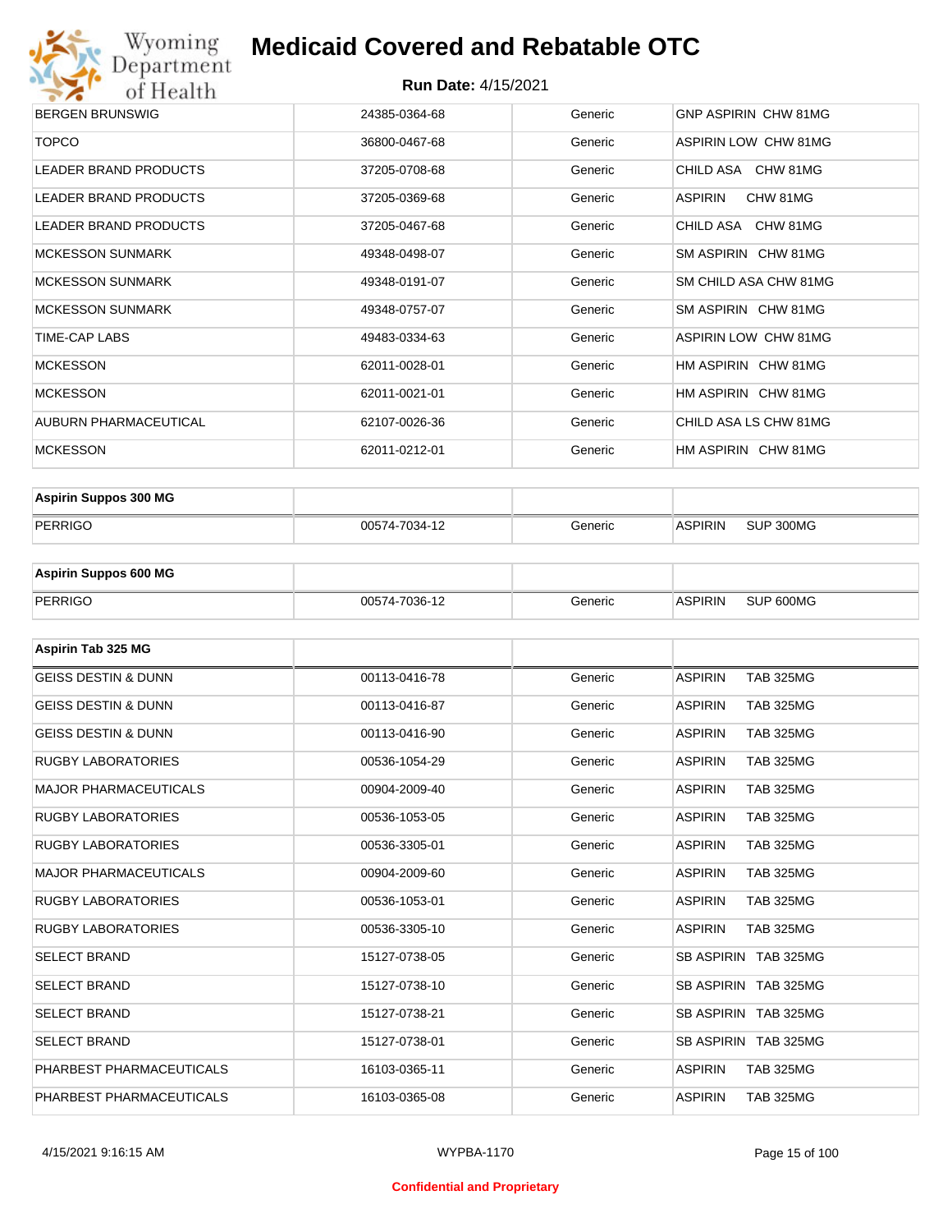| | | | |
|---|---|---|---|
| BERGEN BRUNSWIG | 24385-0364-68 | Generic | GNP ASPIRIN CHW 81MG |
| TOPCO | 36800-0467-68 | Generic | ASPIRIN LOW CHW 81MG |
| LEADER BRAND PRODUCTS | 37205-0708-68 | Generic | CHILD ASA CHW 81MG |
| LEADER BRAND PRODUCTS | 37205-0369-68 | Generic | ASPIRIN CHW 81MG |
| LEADER BRAND PRODUCTS | 37205-0467-68 | Generic | CHILD ASA CHW 81MG |
| MCKESSON SUNMARK | 49348-0498-07 | Generic | SM ASPIRIN CHW 81MG |
| MCKESSON SUNMARK | 49348-0191-07 | Generic | SM CHILD ASA CHW 81MG |
| MCKESSON SUNMARK | 49348-0757-07 | Generic | SM ASPIRIN CHW 81MG |
| TIME-CAP LABS | 49483-0334-63 | Generic | ASPIRIN LOW CHW 81MG |
| MCKESSON | 62011-0028-01 | Generic | HM ASPIRIN CHW 81MG |
| MCKESSON | 62011-0021-01 | Generic | HM ASPIRIN CHW 81MG |
| AUBURN PHARMACEUTICAL | 62107-0026-36 | Generic | CHILD ASA LS CHW 81MG |
| MCKESSON | 62011-0212-01 | Generic | HM ASPIRIN CHW 81MG |

| **Aspirin Suppos 300 MG** | | | |
|---|---|---|---|
| PERRIGO | 00574-7034-12 | Generic | ASPIRIN SUP 300MG |

| **Aspirin Suppos 600 MG** | | | |
|---|---|---|---|
| PERRIGO | 00574-7036-12 | Generic | ASPIRIN SUP 600MG |

| **Aspirin Tab 325 MG** | | | |
|---|---|---|---|
| GEISS DESTIN & DUNN | 00113-0416-78 | Generic | ASPIRIN TAB 325MG |
| GEISS DESTIN & DUNN | 00113-0416-87 | Generic | ASPIRIN TAB 325MG |
| GEISS DESTIN & DUNN | 00113-0416-90 | Generic | ASPIRIN TAB 325MG |
| RUGBY LABORATORIES | 00536-1054-29 | Generic | ASPIRIN TAB 325MG |
| MAJOR PHARMACEUTICALS | 00904-2009-40 | Generic | ASPIRIN TAB 325MG |
| RUGBY LABORATORIES | 00536-1053-05 | Generic | ASPIRIN TAB 325MG |
| RUGBY LABORATORIES | 00536-3305-01 | Generic | ASPIRIN TAB 325MG |
| MAJOR PHARMACEUTICALS | 00904-2009-60 | Generic | ASPIRIN TAB 325MG |
| RUGBY LABORATORIES | 00536-1053-01 | Generic | ASPIRIN TAB 325MG |
| RUGBY LABORATORIES | 00536-3305-10 | Generic | ASPIRIN TAB 325MG |
| SELECT BRAND | 15127-0738-05 | Generic | SB ASPIRIN TAB 325MG |
| SELECT BRAND | 15127-0738-10 | Generic | SB ASPIRIN TAB 325MG |
| SELECT BRAND | 15127-0738-21 | Generic | SB ASPIRIN TAB 325MG |
| SELECT BRAND | 15127-0738-01 | Generic | SB ASPIRIN TAB 325MG |
| PHARBEST PHARMACEUTICALS | 16103-0365-11 | Generic | ASPIRIN TAB 325MG |
| PHARBEST PHARMACEUTICALS | 16103-0365-08 | Generic | ASPIRIN TAB 325MG |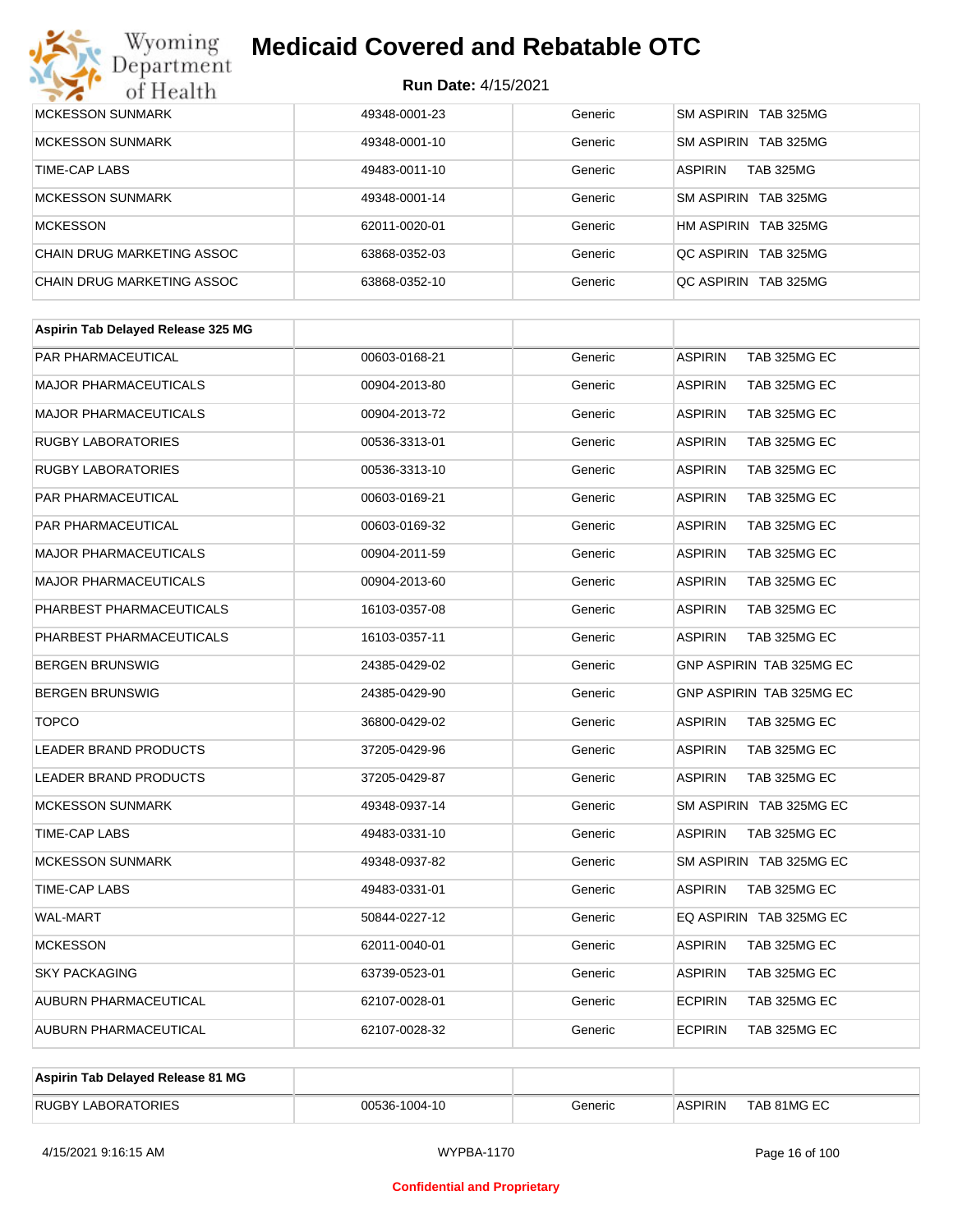# Medicaid Covered and Rebatable OTC

**Run Date:** 4/15/2021

| | | | |
|---|---|---|---|
| MCKESSON SUNMARK | 49348-0001-23 | Generic | SM ASPIRIN TAB 325MG |
| MCKESSON SUNMARK | 49348-0001-10 | Generic | SM ASPIRIN TAB 325MG |
| TIME-CAP LABS | 49483-0011-10 | Generic | ASPIRIN TAB 325MG |
| MCKESSON SUNMARK | 49348-0001-14 | Generic | SM ASPIRIN TAB 325MG |
| MCKESSON | 62011-0020-01 | Generic | HM ASPIRIN TAB 325MG |
| CHAIN DRUG MARKETING ASSOC | 63868-0352-03 | Generic | QC ASPIRIN TAB 325MG |
| CHAIN DRUG MARKETING ASSOC | 63868-0352-10 | Generic | QC ASPIRIN TAB 325MG |

| **Aspirin Tab Delayed Release 325 MG** | | | |
|---|---|---|---|
| PAR PHARMACEUTICAL | 00603-0168-21 | Generic | ASPIRIN TAB 325MG EC |
| MAJOR PHARMACEUTICALS | 00904-2013-80 | Generic | ASPIRIN TAB 325MG EC |
| MAJOR PHARMACEUTICALS | 00904-2013-72 | Generic | ASPIRIN TAB 325MG EC |
| RUGBY LABORATORIES | 00536-3313-01 | Generic | ASPIRIN TAB 325MG EC |
| RUGBY LABORATORIES | 00536-3313-10 | Generic | ASPIRIN TAB 325MG EC |
| PAR PHARMACEUTICAL | 00603-0169-21 | Generic | ASPIRIN TAB 325MG EC |
| PAR PHARMACEUTICAL | 00603-0169-32 | Generic | ASPIRIN TAB 325MG EC |
| MAJOR PHARMACEUTICALS | 00904-2011-59 | Generic | ASPIRIN TAB 325MG EC |
| MAJOR PHARMACEUTICALS | 00904-2013-60 | Generic | ASPIRIN TAB 325MG EC |
| PHARBEST PHARMACEUTICALS | 16103-0357-08 | Generic | ASPIRIN TAB 325MG EC |
| PHARBEST PHARMACEUTICALS | 16103-0357-11 | Generic | ASPIRIN TAB 325MG EC |
| BERGEN BRUNSWIG | 24385-0429-02 | Generic | GNP ASPIRIN TAB 325MG EC |
| BERGEN BRUNSWIG | 24385-0429-90 | Generic | GNP ASPIRIN TAB 325MG EC |
| TOPCO | 36800-0429-02 | Generic | ASPIRIN TAB 325MG EC |
| LEADER BRAND PRODUCTS | 37205-0429-96 | Generic | ASPIRIN TAB 325MG EC |
| LEADER BRAND PRODUCTS | 37205-0429-87 | Generic | ASPIRIN TAB 325MG EC |
| MCKESSON SUNMARK | 49348-0937-14 | Generic | SM ASPIRIN TAB 325MG EC |
| TIME-CAP LABS | 49483-0331-10 | Generic | ASPIRIN TAB 325MG EC |
| MCKESSON SUNMARK | 49348-0937-82 | Generic | SM ASPIRIN TAB 325MG EC |
| TIME-CAP LABS | 49483-0331-01 | Generic | ASPIRIN TAB 325MG EC |
| WAL-MART | 50844-0227-12 | Generic | EQ ASPIRIN TAB 325MG EC |
| MCKESSON | 62011-0040-01 | Generic | ASPIRIN TAB 325MG EC |
| SKY PACKAGING | 63739-0523-01 | Generic | ASPIRIN TAB 325MG EC |
| AUBURN PHARMACEUTICAL | 62107-0028-01 | Generic | ECPIRIN TAB 325MG EC |
| AUBURN PHARMACEUTICAL | 62107-0028-32 | Generic | ECPIRIN TAB 325MG EC |

| **Aspirin Tab Delayed Release 81 MG** | | | |
|---|---|---|---|
| RUGBY LABORATORIES | 00536-1004-10 | Generic | ASPIRIN TAB 81MG EC |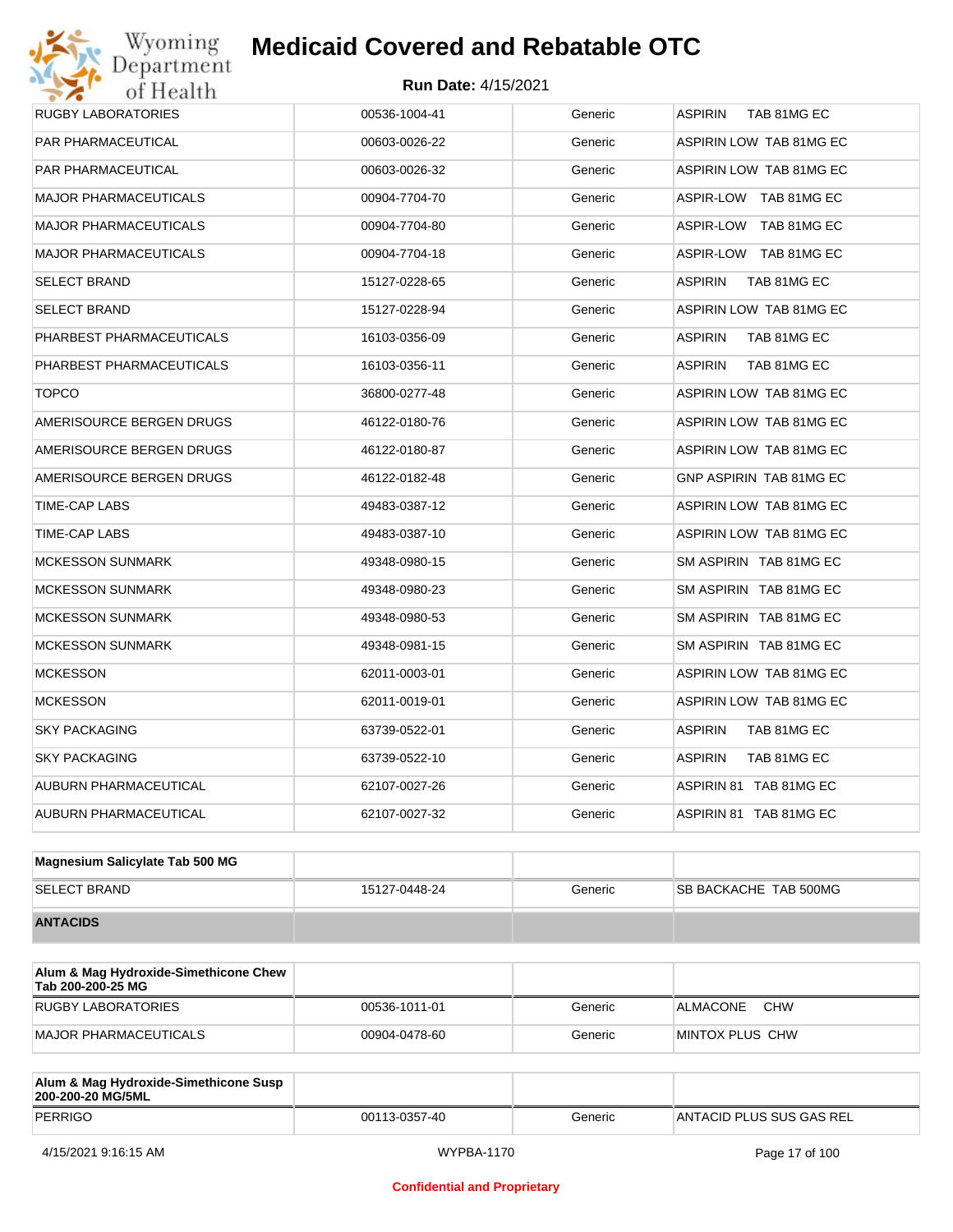| | | | |
|---|---|---|---|
| RUGBY LABORATORIES | 00536-1004-41 | Generic | ASPIRIN TAB 81MG EC |
| PAR PHARMACEUTICAL | 00603-0026-22 | Generic | ASPIRIN LOW TAB 81MG EC |
| PAR PHARMACEUTICAL | 00603-0026-32 | Generic | ASPIRIN LOW TAB 81MG EC |
| MAJOR PHARMACEUTICALS | 00904-7704-70 | Generic | ASPIR-LOW TAB 81MG EC |
| MAJOR PHARMACEUTICALS | 00904-7704-80 | Generic | ASPIR-LOW TAB 81MG EC |
| MAJOR PHARMACEUTICALS | 00904-7704-18 | Generic | ASPIR-LOW TAB 81MG EC |
| SELECT BRAND | 15127-0228-65 | Generic | ASPIRIN TAB 81MG EC |
| SELECT BRAND | 15127-0228-94 | Generic | ASPIRIN LOW TAB 81MG EC |
| PHARBEST PHARMACEUTICALS | 16103-0356-09 | Generic | ASPIRIN TAB 81MG EC |
| PHARBEST PHARMACEUTICALS | 16103-0356-11 | Generic | ASPIRIN TAB 81MG EC |
| TOPCO | 36800-0277-48 | Generic | ASPIRIN LOW TAB 81MG EC |
| AMERISOURCE BERGEN DRUGS | 46122-0180-76 | Generic | ASPIRIN LOW TAB 81MG EC |
| AMERISOURCE BERGEN DRUGS | 46122-0180-87 | Generic | ASPIRIN LOW TAB 81MG EC |
| AMERISOURCE BERGEN DRUGS | 46122-0182-48 | Generic | GNP ASPIRIN TAB 81MG EC |
| TIME-CAP LABS | 49483-0387-12 | Generic | ASPIRIN LOW TAB 81MG EC |
| TIME-CAP LABS | 49483-0387-10 | Generic | ASPIRIN LOW TAB 81MG EC |
| MCKESSON SUNMARK | 49348-0980-15 | Generic | SM ASPIRIN TAB 81MG EC |
| MCKESSON SUNMARK | 49348-0980-23 | Generic | SM ASPIRIN TAB 81MG EC |
| MCKESSON SUNMARK | 49348-0980-53 | Generic | SM ASPIRIN TAB 81MG EC |
| MCKESSON SUNMARK | 49348-0981-15 | Generic | SM ASPIRIN TAB 81MG EC |
| MCKESSON | 62011-0003-01 | Generic | ASPIRIN LOW TAB 81MG EC |
| MCKESSON | 62011-0019-01 | Generic | ASPIRIN LOW TAB 81MG EC |
| SKY PACKAGING | 63739-0522-01 | Generic | ASPIRIN TAB 81MG EC |
| SKY PACKAGING | 63739-0522-10 | Generic | ASPIRIN TAB 81MG EC |
| AUBURN PHARMACEUTICAL | 62107-0027-26 | Generic | ASPIRIN 81 TAB 81MG EC |
| AUBURN PHARMACEUTICAL | 62107-0027-32 | Generic | ASPIRIN 81 TAB 81MG EC |

| **Magnesium Salicylate Tab 500 MG** | | | |
|---|---|---|---|
| SELECT BRAND | 15127-0448-24 | Generic | SB BACKACHE TAB 500MG |
| **ANTACIDS** | | | |

| **Alum & Mag Hydroxide-Simethicone Chew Tab 200-200-25 MG** | | | |
|---|---|---|---|
| RUGBY LABORATORIES | 00536-1011-01 | Generic | ALMACONE CHW |
| MAJOR PHARMACEUTICALS | 00904-0478-60 | Generic | MINTOX PLUS CHW |

| **Alum & Mag Hydroxide-Simethicone Susp 200-200-20 MG/5ML** | | | |
|---|---|---|---|
| PERRIGO | 00113-0357-40 | Generic | ANTACID PLUS SUS GAS REL |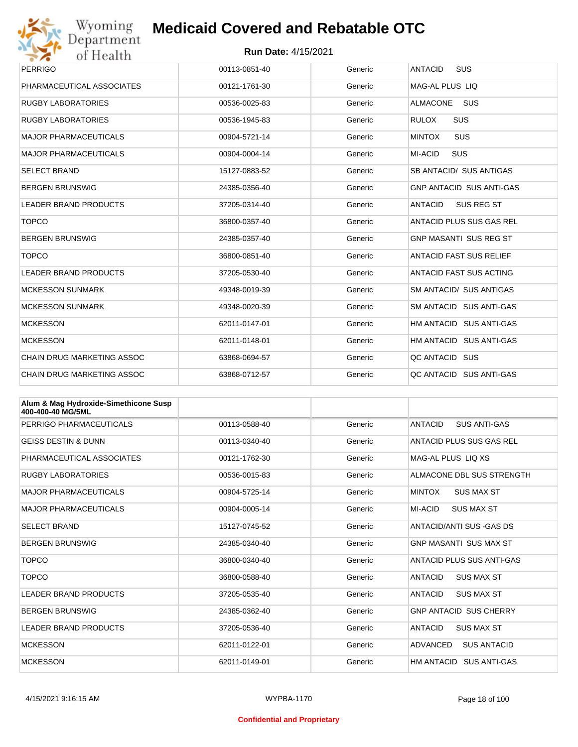# Medicaid Covered and Rebatable OTC

**Run Date:** 4/15/2021

| | | | |
|---|---|---|---|
| PERRIGO | 00113-0851-40 | Generic | ANTACID SUS |
| PHARMACEUTICAL ASSOCIATES | 00121-1761-30 | Generic | MAG-AL PLUS LIQ |
| RUGBY LABORATORIES | 00536-0025-83 | Generic | ALMACONE SUS |
| RUGBY LABORATORIES | 00536-1945-83 | Generic | RULOX SUS |
| MAJOR PHARMACEUTICALS | 00904-5721-14 | Generic | MINTOX SUS |
| MAJOR PHARMACEUTICALS | 00904-0004-14 | Generic | MI-ACID SUS |
| SELECT BRAND | 15127-0883-52 | Generic | SB ANTACID/ SUS ANTIGAS |
| BERGEN BRUNSWIG | 24385-0356-40 | Generic | GNP ANTACID SUS ANTI-GAS |
| LEADER BRAND PRODUCTS | 37205-0314-40 | Generic | ANTACID SUS REG ST |
| TOPCO | 36800-0357-40 | Generic | ANTACID PLUS SUS GAS REL |
| BERGEN BRUNSWIG | 24385-0357-40 | Generic | GNP MASANTI SUS REG ST |
| TOPCO | 36800-0851-40 | Generic | ANTACID FAST SUS RELIEF |
| LEADER BRAND PRODUCTS | 37205-0530-40 | Generic | ANTACID FAST SUS ACTING |
| MCKESSON SUNMARK | 49348-0019-39 | Generic | SM ANTACID/ SUS ANTIGAS |
| MCKESSON SUNMARK | 49348-0020-39 | Generic | SM ANTACID SUS ANTI-GAS |
| MCKESSON | 62011-0147-01 | Generic | HM ANTACID SUS ANTI-GAS |
| MCKESSON | 62011-0148-01 | Generic | HM ANTACID SUS ANTI-GAS |
| CHAIN DRUG MARKETING ASSOC | 63868-0694-57 | Generic | QC ANTACID SUS |
| CHAIN DRUG MARKETING ASSOC | 63868-0712-57 | Generic | QC ANTACID SUS ANTI-GAS |

| **Alum & Mag Hydroxide-Simethicone Susp 400-400-40 MG/5ML** | | | |
|---|---|---|---|
| PERRIGO PHARMACEUTICALS | 00113-0588-40 | Generic | ANTACID SUS ANTI-GAS |
| GEISS DESTIN & DUNN | 00113-0340-40 | Generic | ANTACID PLUS SUS GAS REL |
| PHARMACEUTICAL ASSOCIATES | 00121-1762-30 | Generic | MAG-AL PLUS LIQ XS |
| RUGBY LABORATORIES | 00536-0015-83 | Generic | ALMACONE DBL SUS STRENGTH |
| MAJOR PHARMACEUTICALS | 00904-5725-14 | Generic | MINTOX SUS MAX ST |
| MAJOR PHARMACEUTICALS | 00904-0005-14 | Generic | MI-ACID SUS MAX ST |
| SELECT BRAND | 15127-0745-52 | Generic | ANTACID/ANTI SUS -GAS DS |
| BERGEN BRUNSWIG | 24385-0340-40 | Generic | GNP MASANTI SUS MAX ST |
| TOPCO | 36800-0340-40 | Generic | ANTACID PLUS SUS ANTI-GAS |
| TOPCO | 36800-0588-40 | Generic | ANTACID SUS MAX ST |
| LEADER BRAND PRODUCTS | 37205-0535-40 | Generic | ANTACID SUS MAX ST |
| BERGEN BRUNSWIG | 24385-0362-40 | Generic | GNP ANTACID SUS CHERRY |
| LEADER BRAND PRODUCTS | 37205-0536-40 | Generic | ANTACID SUS MAX ST |
| MCKESSON | 62011-0122-01 | Generic | ADVANCED SUS ANTACID |
| MCKESSON | 62011-0149-01 | Generic | HM ANTACID SUS ANTI-GAS |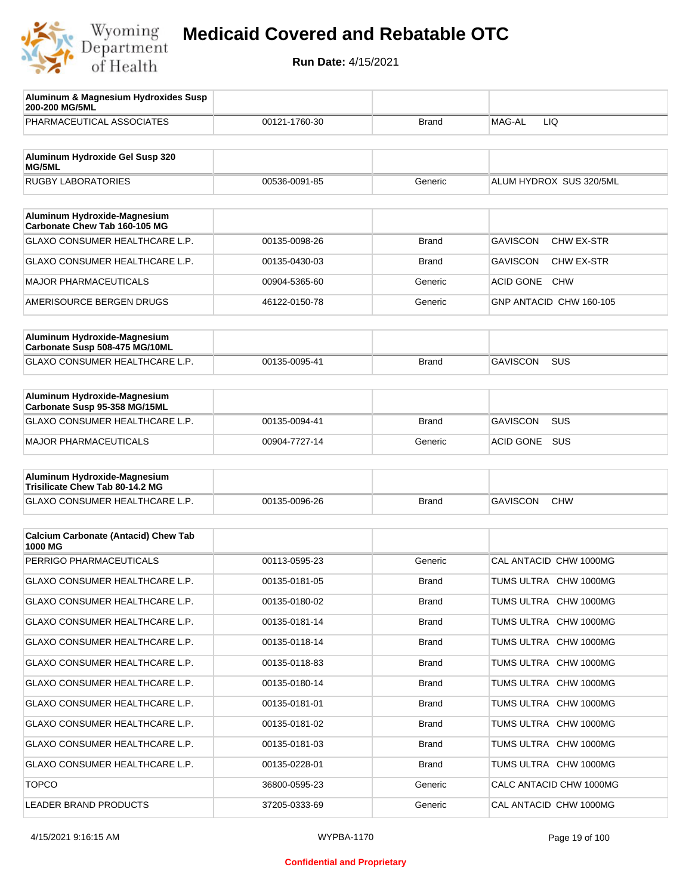# Medicaid Covered and Rebatable OTC

**Run Date:** 4/15/2021

| Aluminum & Magnesium Hydroxides Susp 200-200 MG/5ML | | | |
|---|---|---|---|
| PHARMACEUTICAL ASSOCIATES | 00121-1760-30 | Brand | MAG-AL LIQ |

| Aluminum Hydroxide Gel Susp 320 MG/5ML | | | |
|---|---|---|---|
| RUGBY LABORATORIES | 00536-0091-85 | Generic | ALUM HYDROX SUS 320/5ML |

| Aluminum Hydroxide-Magnesium Carbonate Chew Tab 160-105 MG | | | |
|---|---|---|---|
| GLAXO CONSUMER HEALTHCARE L.P. | 00135-0098-26 | Brand | GAVISCON CHW EX-STR |
| GLAXO CONSUMER HEALTHCARE L.P. | 00135-0430-03 | Brand | GAVISCON CHW EX-STR |
| MAJOR PHARMACEUTICALS | 00904-5365-60 | Generic | ACID GONE CHW |
| AMERISOURCE BERGEN DRUGS | 46122-0150-78 | Generic | GNP ANTACID CHW 160-105 |

| Aluminum Hydroxide-Magnesium Carbonate Susp 508-475 MG/10ML | | | |
|---|---|---|---|
| GLAXO CONSUMER HEALTHCARE L.P. | 00135-0095-41 | Brand | GAVISCON SUS |

| Aluminum Hydroxide-Magnesium Carbonate Susp 95-358 MG/15ML | | | |
|---|---|---|---|
| GLAXO CONSUMER HEALTHCARE L.P. | 00135-0094-41 | Brand | GAVISCON SUS |
| MAJOR PHARMACEUTICALS | 00904-7727-14 | Generic | ACID GONE SUS |

| Aluminum Hydroxide-Magnesium Trisilicate Chew Tab 80-14.2 MG | | | |
|---|---|---|---|
| GLAXO CONSUMER HEALTHCARE L.P. | 00135-0096-26 | Brand | GAVISCON CHW |

| Calcium Carbonate (Antacid) Chew Tab 1000 MG | | | |
|---|---|---|---|
| PERRIGO PHARMACEUTICALS | 00113-0595-23 | Generic | CAL ANTACID CHW 1000MG |
| GLAXO CONSUMER HEALTHCARE L.P. | 00135-0181-05 | Brand | TUMS ULTRA CHW 1000MG |
| GLAXO CONSUMER HEALTHCARE L.P. | 00135-0180-02 | Brand | TUMS ULTRA CHW 1000MG |
| GLAXO CONSUMER HEALTHCARE L.P. | 00135-0181-14 | Brand | TUMS ULTRA CHW 1000MG |
| GLAXO CONSUMER HEALTHCARE L.P. | 00135-0118-14 | Brand | TUMS ULTRA CHW 1000MG |
| GLAXO CONSUMER HEALTHCARE L.P. | 00135-0118-83 | Brand | TUMS ULTRA CHW 1000MG |
| GLAXO CONSUMER HEALTHCARE L.P. | 00135-0180-14 | Brand | TUMS ULTRA CHW 1000MG |
| GLAXO CONSUMER HEALTHCARE L.P. | 00135-0181-01 | Brand | TUMS ULTRA CHW 1000MG |
| GLAXO CONSUMER HEALTHCARE L.P. | 00135-0181-02 | Brand | TUMS ULTRA CHW 1000MG |
| GLAXO CONSUMER HEALTHCARE L.P. | 00135-0181-03 | Brand | TUMS ULTRA CHW 1000MG |
| GLAXO CONSUMER HEALTHCARE L.P. | 00135-0228-01 | Brand | TUMS ULTRA CHW 1000MG |
| TOPCO | 36800-0595-23 | Generic | CALC ANTACID CHW 1000MG |
| LEADER BRAND PRODUCTS | 37205-0333-69 | Generic | CAL ANTACID CHW 1000MG |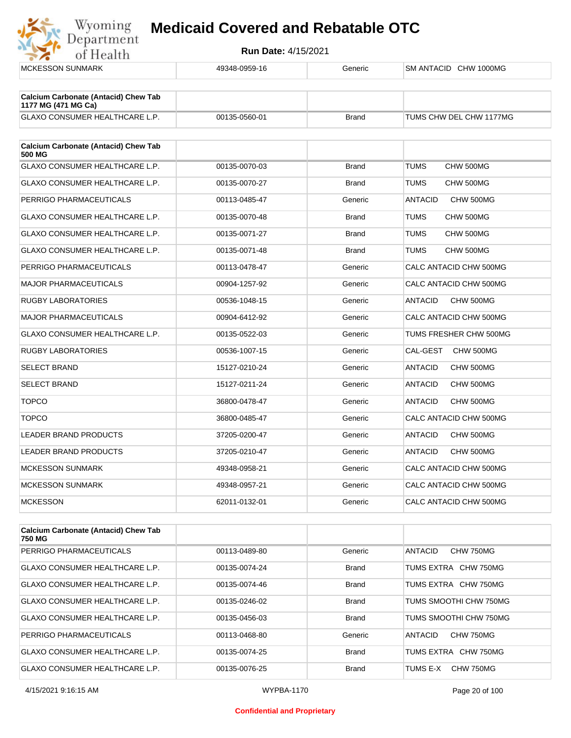| MCKESSON SUNMARK | 49348-0959-16 | Generic | SM ANTACID CHW 1000MG |
|---|---|---|---|

| Calcium Carbonate (Antacid) Chew Tab 1177 MG (471 MG Ca) | | | |
|---|---|---|---|
| GLAXO CONSUMER HEALTHCARE L.P. | 00135-0560-01 | Brand | TUMS CHW DEL CHW 1177MG |

| Calcium Carbonate (Antacid) Chew Tab 500 MG | | | |
|---|---|---|---|
| GLAXO CONSUMER HEALTHCARE L.P. | 00135-0070-03 | Brand | TUMS CHW 500MG |
| GLAXO CONSUMER HEALTHCARE L.P. | 00135-0070-27 | Brand | TUMS CHW 500MG |
| PERRIGO PHARMACEUTICALS | 00113-0485-47 | Generic | ANTACID CHW 500MG |
| GLAXO CONSUMER HEALTHCARE L.P. | 00135-0070-48 | Brand | TUMS CHW 500MG |
| GLAXO CONSUMER HEALTHCARE L.P. | 00135-0071-27 | Brand | TUMS CHW 500MG |
| GLAXO CONSUMER HEALTHCARE L.P. | 00135-0071-48 | Brand | TUMS CHW 500MG |
| PERRIGO PHARMACEUTICALS | 00113-0478-47 | Generic | CALC ANTACID CHW 500MG |
| MAJOR PHARMACEUTICALS | 00904-1257-92 | Generic | CALC ANTACID CHW 500MG |
| RUGBY LABORATORIES | 00536-1048-15 | Generic | ANTACID CHW 500MG |
| MAJOR PHARMACEUTICALS | 00904-6412-92 | Generic | CALC ANTACID CHW 500MG |
| GLAXO CONSUMER HEALTHCARE L.P. | 00135-0522-03 | Generic | TUMS FRESHER CHW 500MG |
| RUGBY LABORATORIES | 00536-1007-15 | Generic | CAL-GEST CHW 500MG |
| SELECT BRAND | 15127-0210-24 | Generic | ANTACID CHW 500MG |
| SELECT BRAND | 15127-0211-24 | Generic | ANTACID CHW 500MG |
| TOPCO | 36800-0478-47 | Generic | ANTACID CHW 500MG |
| TOPCO | 36800-0485-47 | Generic | CALC ANTACID CHW 500MG |
| LEADER BRAND PRODUCTS | 37205-0200-47 | Generic | ANTACID CHW 500MG |
| LEADER BRAND PRODUCTS | 37205-0210-47 | Generic | ANTACID CHW 500MG |
| MCKESSON SUNMARK | 49348-0958-21 | Generic | CALC ANTACID CHW 500MG |
| MCKESSON SUNMARK | 49348-0957-21 | Generic | CALC ANTACID CHW 500MG |
| MCKESSON | 62011-0132-01 | Generic | CALC ANTACID CHW 500MG |

| Calcium Carbonate (Antacid) Chew Tab 750 MG | | | |
|---|---|---|---|
| PERRIGO PHARMACEUTICALS | 00113-0489-80 | Generic | ANTACID CHW 750MG |
| GLAXO CONSUMER HEALTHCARE L.P. | 00135-0074-24 | Brand | TUMS EXTRA CHW 750MG |
| GLAXO CONSUMER HEALTHCARE L.P. | 00135-0074-46 | Brand | TUMS EXTRA CHW 750MG |
| GLAXO CONSUMER HEALTHCARE L.P. | 00135-0246-02 | Brand | TUMS SMOOTHI CHW 750MG |
| GLAXO CONSUMER HEALTHCARE L.P. | 00135-0456-03 | Brand | TUMS SMOOTHI CHW 750MG |
| PERRIGO PHARMACEUTICALS | 00113-0468-80 | Generic | ANTACID CHW 750MG |
| GLAXO CONSUMER HEALTHCARE L.P. | 00135-0074-25 | Brand | TUMS EXTRA CHW 750MG |
| GLAXO CONSUMER HEALTHCARE L.P. | 00135-0076-25 | Brand | TUMS E-X CHW 750MG |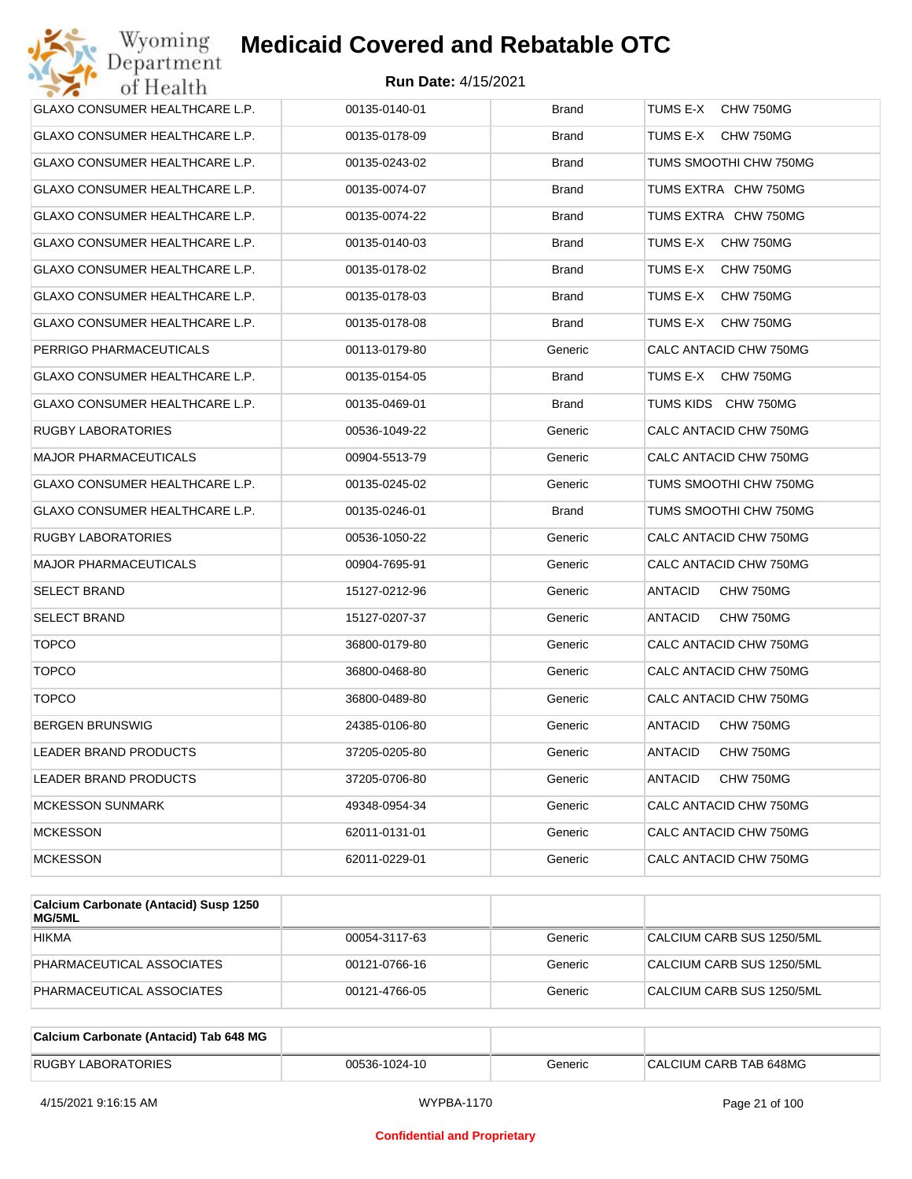# Medicaid Covered and Rebatable OTC

**Run Date:** 4/15/2021

| | | | |
|---|---|---|---|
| GLAXO CONSUMER HEALTHCARE L.P. | 00135-0140-01 | Brand | TUMS E-X CHW 750MG |
| GLAXO CONSUMER HEALTHCARE L.P. | 00135-0178-09 | Brand | TUMS E-X CHW 750MG |
| GLAXO CONSUMER HEALTHCARE L.P. | 00135-0243-02 | Brand | TUMS SMOOTHI CHW 750MG |
| GLAXO CONSUMER HEALTHCARE L.P. | 00135-0074-07 | Brand | TUMS EXTRA CHW 750MG |
| GLAXO CONSUMER HEALTHCARE L.P. | 00135-0074-22 | Brand | TUMS EXTRA CHW 750MG |
| GLAXO CONSUMER HEALTHCARE L.P. | 00135-0140-03 | Brand | TUMS E-X CHW 750MG |
| GLAXO CONSUMER HEALTHCARE L.P. | 00135-0178-02 | Brand | TUMS E-X CHW 750MG |
| GLAXO CONSUMER HEALTHCARE L.P. | 00135-0178-03 | Brand | TUMS E-X CHW 750MG |
| GLAXO CONSUMER HEALTHCARE L.P. | 00135-0178-08 | Brand | TUMS E-X CHW 750MG |
| PERRIGO PHARMACEUTICALS | 00113-0179-80 | Generic | CALC ANTACID CHW 750MG |
| GLAXO CONSUMER HEALTHCARE L.P. | 00135-0154-05 | Brand | TUMS E-X CHW 750MG |
| GLAXO CONSUMER HEALTHCARE L.P. | 00135-0469-01 | Brand | TUMS KIDS CHW 750MG |
| RUGBY LABORATORIES | 00536-1049-22 | Generic | CALC ANTACID CHW 750MG |
| MAJOR PHARMACEUTICALS | 00904-5513-79 | Generic | CALC ANTACID CHW 750MG |
| GLAXO CONSUMER HEALTHCARE L.P. | 00135-0245-02 | Generic | TUMS SMOOTHI CHW 750MG |
| GLAXO CONSUMER HEALTHCARE L.P. | 00135-0246-01 | Brand | TUMS SMOOTHI CHW 750MG |
| RUGBY LABORATORIES | 00536-1050-22 | Generic | CALC ANTACID CHW 750MG |
| MAJOR PHARMACEUTICALS | 00904-7695-91 | Generic | CALC ANTACID CHW 750MG |
| SELECT BRAND | 15127-0212-96 | Generic | ANTACID CHW 750MG |
| SELECT BRAND | 15127-0207-37 | Generic | ANTACID CHW 750MG |
| TOPCO | 36800-0179-80 | Generic | CALC ANTACID CHW 750MG |
| TOPCO | 36800-0468-80 | Generic | CALC ANTACID CHW 750MG |
| TOPCO | 36800-0489-80 | Generic | CALC ANTACID CHW 750MG |
| BERGEN BRUNSWIG | 24385-0106-80 | Generic | ANTACID CHW 750MG |
| LEADER BRAND PRODUCTS | 37205-0205-80 | Generic | ANTACID CHW 750MG |
| LEADER BRAND PRODUCTS | 37205-0706-80 | Generic | ANTACID CHW 750MG |
| MCKESSON SUNMARK | 49348-0954-34 | Generic | CALC ANTACID CHW 750MG |
| MCKESSON | 62011-0131-01 | Generic | CALC ANTACID CHW 750MG |
| MCKESSON | 62011-0229-01 | Generic | CALC ANTACID CHW 750MG |

| Calcium Carbonate (Antacid) Susp 1250 MG/5ML | | | |
|---|---|---|---|
| HIKMA | 00054-3117-63 | Generic | CALCIUM CARB SUS 1250/5ML |
| PHARMACEUTICAL ASSOCIATES | 00121-0766-16 | Generic | CALCIUM CARB SUS 1250/5ML |
| PHARMACEUTICAL ASSOCIATES | 00121-4766-05 | Generic | CALCIUM CARB SUS 1250/5ML |

| Calcium Carbonate (Antacid) Tab 648 MG | | | |
|---|---|---|---|
| RUGBY LABORATORIES | 00536-1024-10 | Generic | CALCIUM CARB TAB 648MG |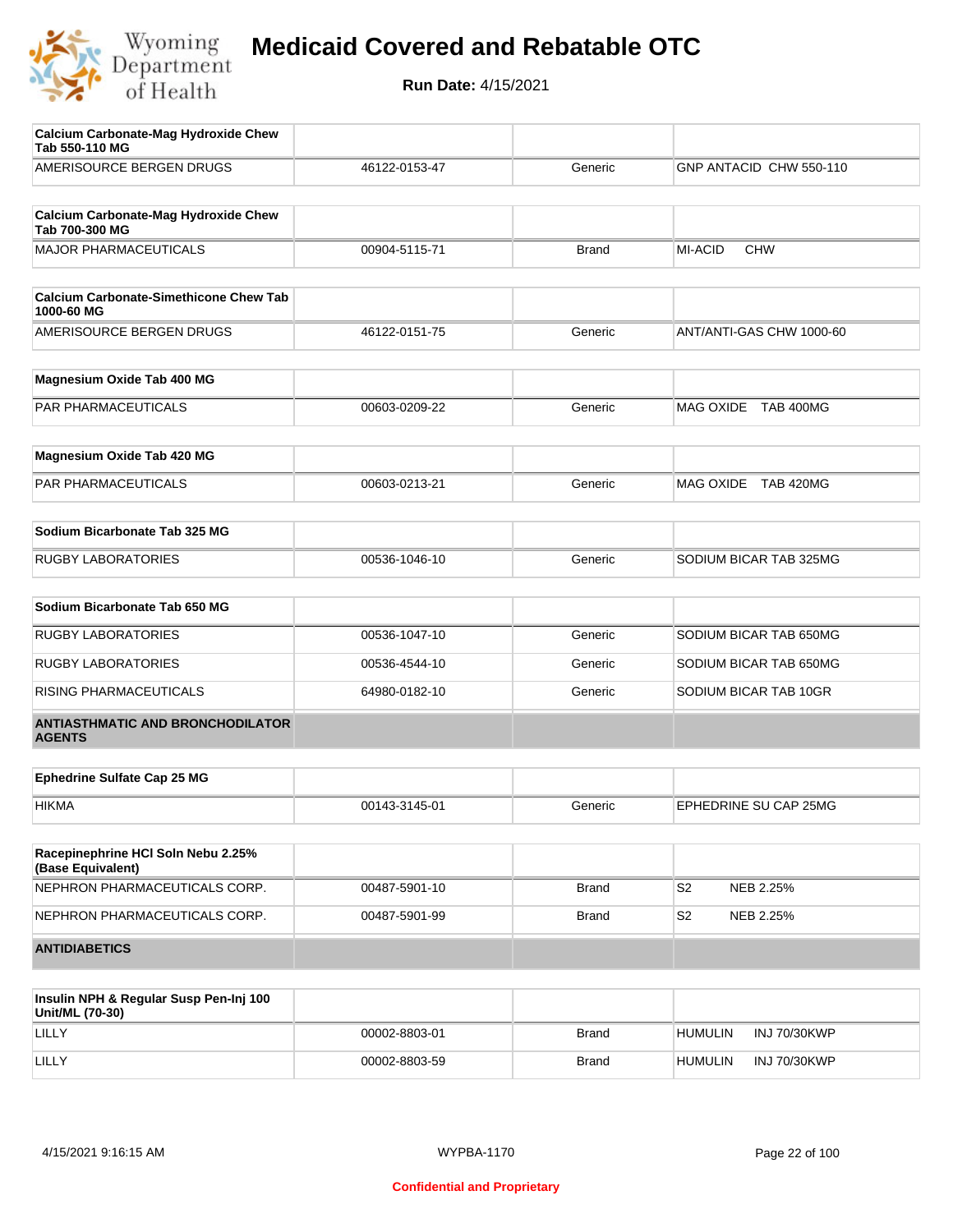| Calcium Carbonate-Mag Hydroxide Chew Tab 550-110 MG | | | |
|---|---|---|---|
| AMERISOURCE BERGEN DRUGS | 46122-0153-47 | Generic | GNP ANTACID CHW 550-110 |

| Calcium Carbonate-Mag Hydroxide Chew Tab 700-300 MG | | | |
|---|---|---|---|
| MAJOR PHARMACEUTICALS | 00904-5115-71 | Brand | MI-ACID CHW |

| Calcium Carbonate-Simethicone Chew Tab 1000-60 MG | | | |
|---|---|---|---|
| AMERISOURCE BERGEN DRUGS | 46122-0151-75 | Generic | ANT/ANTI-GAS CHW 1000-60 |

| Magnesium Oxide Tab 400 MG | | | |
|---|---|---|---|
| PAR PHARMACEUTICALS | 00603-0209-22 | Generic | MAG OXIDE TAB 400MG |

| Magnesium Oxide Tab 420 MG | | | |
|---|---|---|---|
| PAR PHARMACEUTICALS | 00603-0213-21 | Generic | MAG OXIDE TAB 420MG |

| Sodium Bicarbonate Tab 325 MG | | | |
|---|---|---|---|
| RUGBY LABORATORIES | 00536-1046-10 | Generic | SODIUM BICAR TAB 325MG |

| Sodium Bicarbonate Tab 650 MG | | | |
|---|---|---|---|
| RUGBY LABORATORIES | 00536-1047-10 | Generic | SODIUM BICAR TAB 650MG |
| RUGBY LABORATORIES | 00536-4544-10 | Generic | SODIUM BICAR TAB 650MG |
| RISING PHARMACEUTICALS | 64980-0182-10 | Generic | SODIUM BICAR TAB 10GR |

**ANTIASTHMATIC AND BRONCHODILATOR AGENTS**

| Ephedrine Sulfate Cap 25 MG | | | |
|---|---|---|---|
| HIKMA | 00143-3145-01 | Generic | EPHEDRINE SU CAP 25MG |

| Racepinephrine HCl Soln Nebu 2.25% (Base Equivalent) | | | |
|---|---|---|---|
| NEPHRON PHARMACEUTICALS CORP. | 00487-5901-10 | Brand | S2 NEB 2.25% |
| NEPHRON PHARMACEUTICALS CORP. | 00487-5901-99 | Brand | S2 NEB 2.25% |

**ANTIDIABETICS**

| Insulin NPH & Regular Susp Pen-Inj 100 Unit/ML (70-30) | | | |
|---|---|---|---|
| LILLY | 00002-8803-01 | Brand | HUMULIN INJ 70/30KWP |
| LILLY | 00002-8803-59 | Brand | HUMULIN INJ 70/30KWP |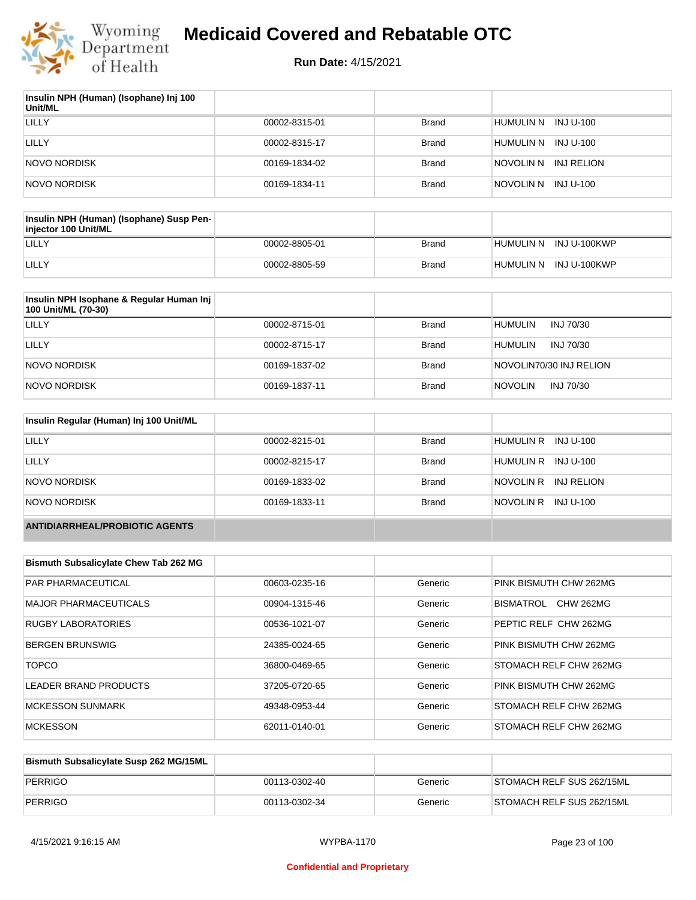# Medicaid Covered and Rebatable OTC

**Run Date:** 4/15/2021

| Insulin NPH (Human) (Isophane) Inj 100 Unit/ML | | | |
|---|---|---|---|
| LILLY | 00002-8315-01 | Brand | HUMULIN N INJ U-100 |
| LILLY | 00002-8315-17 | Brand | HUMULIN N INJ U-100 |
| NOVO NORDISK | 00169-1834-02 | Brand | NOVOLIN N INJ RELION |
| NOVO NORDISK | 00169-1834-11 | Brand | NOVOLIN N INJ U-100 |

| Insulin NPH (Human) (Isophane) Susp Pen-injector 100 Unit/ML | | | |
|---|---|---|---|
| LILLY | 00002-8805-01 | Brand | HUMULIN N INJ U-100KWP |
| LILLY | 00002-8805-59 | Brand | HUMULIN N INJ U-100KWP |

| Insulin NPH Isophane & Regular Human Inj 100 Unit/ML (70-30) | | | |
|---|---|---|---|
| LILLY | 00002-8715-01 | Brand | HUMULIN INJ 70/30 |
| LILLY | 00002-8715-17 | Brand | HUMULIN INJ 70/30 |
| NOVO NORDISK | 00169-1837-02 | Brand | NOVOLIN70/30 INJ RELION |
| NOVO NORDISK | 00169-1837-11 | Brand | NOVOLIN INJ 70/30 |

| Insulin Regular (Human) Inj 100 Unit/ML | | | |
|---|---|---|---|
| LILLY | 00002-8215-01 | Brand | HUMULIN R INJ U-100 |
| LILLY | 00002-8215-17 | Brand | HUMULIN R INJ U-100 |
| NOVO NORDISK | 00169-1833-02 | Brand | NOVOLIN R INJ RELION |
| NOVO NORDISK | 00169-1833-11 | Brand | NOVOLIN R INJ U-100 |
| **ANTIDIARRHEAL/PROBIOTIC AGENTS** | | | |

| Bismuth Subsalicylate Chew Tab 262 MG | | | |
|---|---|---|---|
| PAR PHARMACEUTICAL | 00603-0235-16 | Generic | PINK BISMUTH CHW 262MG |
| MAJOR PHARMACEUTICALS | 00904-1315-46 | Generic | BISMATROL CHW 262MG |
| RUGBY LABORATORIES | 00536-1021-07 | Generic | PEPTIC RELF CHW 262MG |
| BERGEN BRUNSWIG | 24385-0024-65 | Generic | PINK BISMUTH CHW 262MG |
| TOPCO | 36800-0469-65 | Generic | STOMACH RELF CHW 262MG |
| LEADER BRAND PRODUCTS | 37205-0720-65 | Generic | PINK BISMUTH CHW 262MG |
| MCKESSON SUNMARK | 49348-0953-44 | Generic | STOMACH RELF CHW 262MG |
| MCKESSON | 62011-0140-01 | Generic | STOMACH RELF CHW 262MG |

| Bismuth Subsalicylate Susp 262 MG/15ML | | | |
|---|---|---|---|
| PERRIGO | 00113-0302-40 | Generic | STOMACH RELF SUS 262/15ML |
| PERRIGO | 00113-0302-34 | Generic | STOMACH RELF SUS 262/15ML |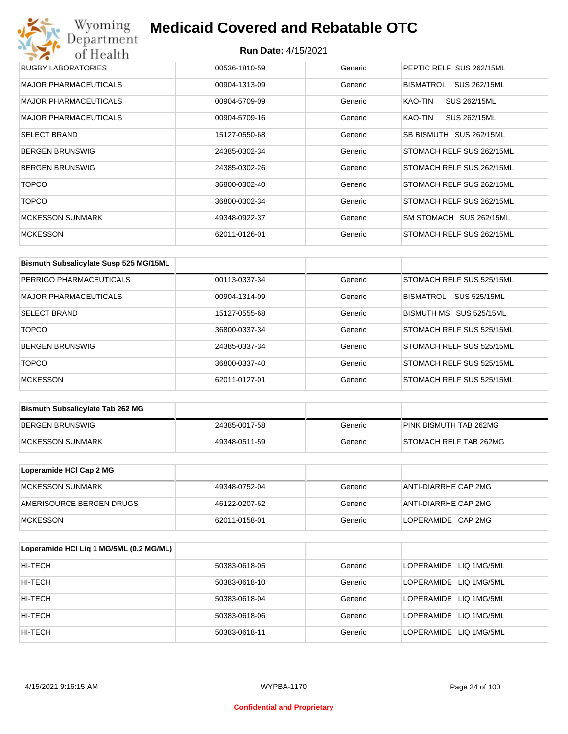| RUGBY LABORATORIES | 00536-1810-59 | Generic | PEPTIC RELF SUS 262/15ML |
|---|---|---|---|
| MAJOR PHARMACEUTICALS | 00904-1313-09 | Generic | BISMATROL SUS 262/15ML |
| MAJOR PHARMACEUTICALS | 00904-5709-09 | Generic | KAO-TIN SUS 262/15ML |
| MAJOR PHARMACEUTICALS | 00904-5709-16 | Generic | KAO-TIN SUS 262/15ML |
| SELECT BRAND | 15127-0550-68 | Generic | SB BISMUTH SUS 262/15ML |
| BERGEN BRUNSWIG | 24385-0302-34 | Generic | STOMACH RELF SUS 262/15ML |
| BERGEN BRUNSWIG | 24385-0302-26 | Generic | STOMACH RELF SUS 262/15ML |
| TOPCO | 36800-0302-40 | Generic | STOMACH RELF SUS 262/15ML |
| TOPCO | 36800-0302-34 | Generic | STOMACH RELF SUS 262/15ML |
| MCKESSON SUNMARK | 49348-0922-37 | Generic | SM STOMACH SUS 262/15ML |
| MCKESSON | 62011-0126-01 | Generic | STOMACH RELF SUS 262/15ML |

| Bismuth Subsalicylate Susp 525 MG/15ML | | | |
|---|---|---|---|
| PERRIGO PHARMACEUTICALS | 00113-0337-34 | Generic | STOMACH RELF SUS 525/15ML |
| MAJOR PHARMACEUTICALS | 00904-1314-09 | Generic | BISMATROL SUS 525/15ML |
| SELECT BRAND | 15127-0555-68 | Generic | BISMUTH MS SUS 525/15ML |
| TOPCO | 36800-0337-34 | Generic | STOMACH RELF SUS 525/15ML |
| BERGEN BRUNSWIG | 24385-0337-34 | Generic | STOMACH RELF SUS 525/15ML |
| TOPCO | 36800-0337-40 | Generic | STOMACH RELF SUS 525/15ML |
| MCKESSON | 62011-0127-01 | Generic | STOMACH RELF SUS 525/15ML |

| Bismuth Subsalicylate Tab 262 MG | | | |
|---|---|---|---|
| BERGEN BRUNSWIG | 24385-0017-58 | Generic | PINK BISMUTH TAB 262MG |
| MCKESSON SUNMARK | 49348-0511-59 | Generic | STOMACH RELF TAB 262MG |

| Loperamide HCl Cap 2 MG | | | |
|---|---|---|---|
| MCKESSON SUNMARK | 49348-0752-04 | Generic | ANTI-DIARRHE CAP 2MG |
| AMERISOURCE BERGEN DRUGS | 46122-0207-62 | Generic | ANTI-DIARRHE CAP 2MG |
| MCKESSON | 62011-0158-01 | Generic | LOPERAMIDE CAP 2MG |

| Loperamide HCl Liq 1 MG/5ML (0.2 MG/ML) | | | |
|---|---|---|---|
| HI-TECH | 50383-0618-05 | Generic | LOPERAMIDE LIQ 1MG/5ML |
| HI-TECH | 50383-0618-10 | Generic | LOPERAMIDE LIQ 1MG/5ML |
| HI-TECH | 50383-0618-04 | Generic | LOPERAMIDE LIQ 1MG/5ML |
| HI-TECH | 50383-0618-06 | Generic | LOPERAMIDE LIQ 1MG/5ML |
| HI-TECH | 50383-0618-11 | Generic | LOPERAMIDE LIQ 1MG/5ML |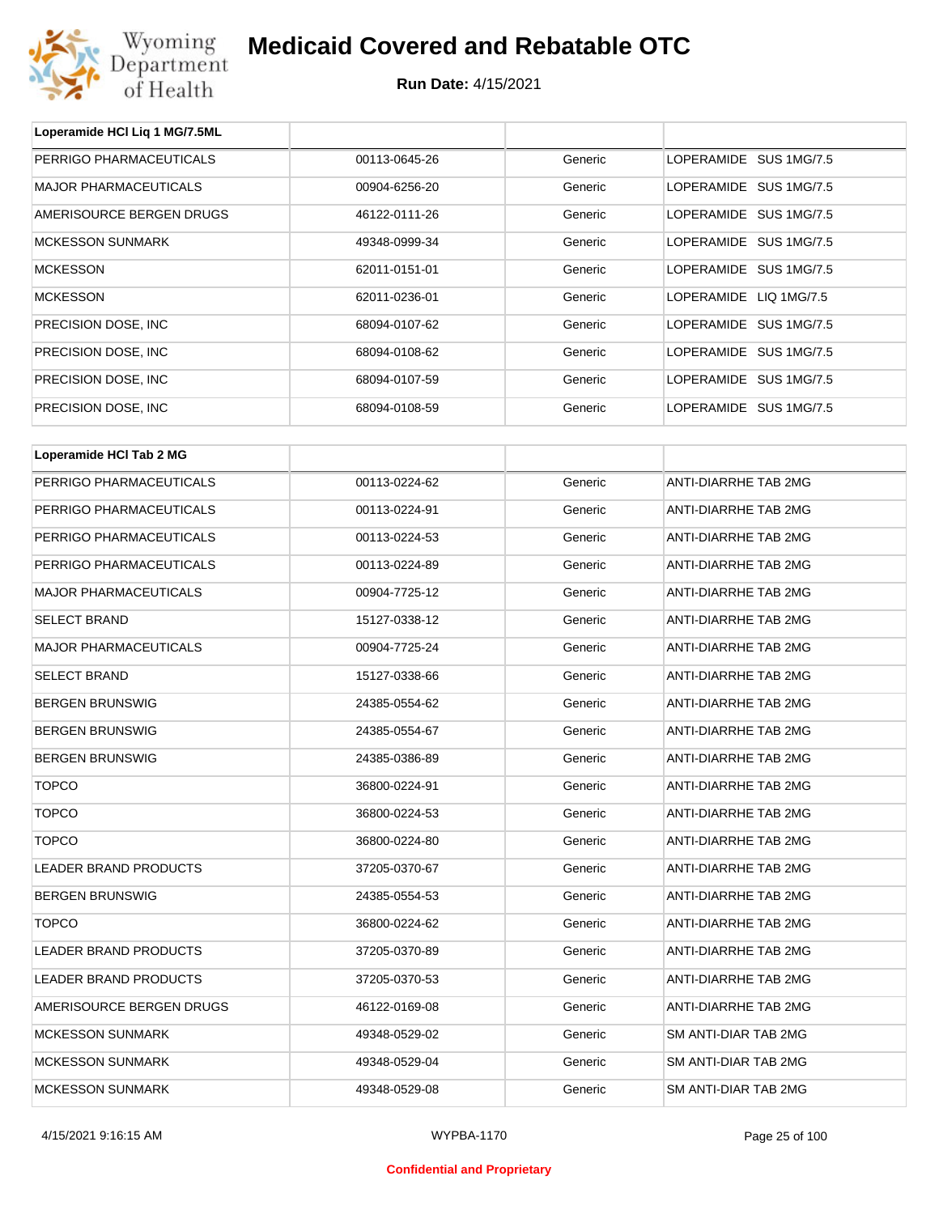# Medicaid Covered and Rebatable OTC

**Run Date:** 4/15/2021

| Loperamide HCl Liq 1 MG/7.5ML | | | |
|---|---|---|---|
| PERRIGO PHARMACEUTICALS | 00113-0645-26 | Generic | LOPERAMIDE SUS 1MG/7.5 |
| MAJOR PHARMACEUTICALS | 00904-6256-20 | Generic | LOPERAMIDE SUS 1MG/7.5 |
| AMERISOURCE BERGEN DRUGS | 46122-0111-26 | Generic | LOPERAMIDE SUS 1MG/7.5 |
| MCKESSON SUNMARK | 49348-0999-34 | Generic | LOPERAMIDE SUS 1MG/7.5 |
| MCKESSON | 62011-0151-01 | Generic | LOPERAMIDE SUS 1MG/7.5 |
| MCKESSON | 62011-0236-01 | Generic | LOPERAMIDE LIQ 1MG/7.5 |
| PRECISION DOSE, INC | 68094-0107-62 | Generic | LOPERAMIDE SUS 1MG/7.5 |
| PRECISION DOSE, INC | 68094-0108-62 | Generic | LOPERAMIDE SUS 1MG/7.5 |
| PRECISION DOSE, INC | 68094-0107-59 | Generic | LOPERAMIDE SUS 1MG/7.5 |
| PRECISION DOSE, INC | 68094-0108-59 | Generic | LOPERAMIDE SUS 1MG/7.5 |

| Loperamide HCl Tab 2 MG | | | |
|---|---|---|---|
| PERRIGO PHARMACEUTICALS | 00113-0224-62 | Generic | ANTI-DIARRHE TAB 2MG |
| PERRIGO PHARMACEUTICALS | 00113-0224-91 | Generic | ANTI-DIARRHE TAB 2MG |
| PERRIGO PHARMACEUTICALS | 00113-0224-53 | Generic | ANTI-DIARRHE TAB 2MG |
| PERRIGO PHARMACEUTICALS | 00113-0224-89 | Generic | ANTI-DIARRHE TAB 2MG |
| MAJOR PHARMACEUTICALS | 00904-7725-12 | Generic | ANTI-DIARRHE TAB 2MG |
| SELECT BRAND | 15127-0338-12 | Generic | ANTI-DIARRHE TAB 2MG |
| MAJOR PHARMACEUTICALS | 00904-7725-24 | Generic | ANTI-DIARRHE TAB 2MG |
| SELECT BRAND | 15127-0338-66 | Generic | ANTI-DIARRHE TAB 2MG |
| BERGEN BRUNSWIG | 24385-0554-62 | Generic | ANTI-DIARRHE TAB 2MG |
| BERGEN BRUNSWIG | 24385-0554-67 | Generic | ANTI-DIARRHE TAB 2MG |
| BERGEN BRUNSWIG | 24385-0386-89 | Generic | ANTI-DIARRHE TAB 2MG |
| TOPCO | 36800-0224-91 | Generic | ANTI-DIARRHE TAB 2MG |
| TOPCO | 36800-0224-53 | Generic | ANTI-DIARRHE TAB 2MG |
| TOPCO | 36800-0224-80 | Generic | ANTI-DIARRHE TAB 2MG |
| LEADER BRAND PRODUCTS | 37205-0370-67 | Generic | ANTI-DIARRHE TAB 2MG |
| BERGEN BRUNSWIG | 24385-0554-53 | Generic | ANTI-DIARRHE TAB 2MG |
| TOPCO | 36800-0224-62 | Generic | ANTI-DIARRHE TAB 2MG |
| LEADER BRAND PRODUCTS | 37205-0370-89 | Generic | ANTI-DIARRHE TAB 2MG |
| LEADER BRAND PRODUCTS | 37205-0370-53 | Generic | ANTI-DIARRHE TAB 2MG |
| AMERISOURCE BERGEN DRUGS | 46122-0169-08 | Generic | ANTI-DIARRHE TAB 2MG |
| MCKESSON SUNMARK | 49348-0529-02 | Generic | SM ANTI-DIAR TAB 2MG |
| MCKESSON SUNMARK | 49348-0529-04 | Generic | SM ANTI-DIAR TAB 2MG |
| MCKESSON SUNMARK | 49348-0529-08 | Generic | SM ANTI-DIAR TAB 2MG |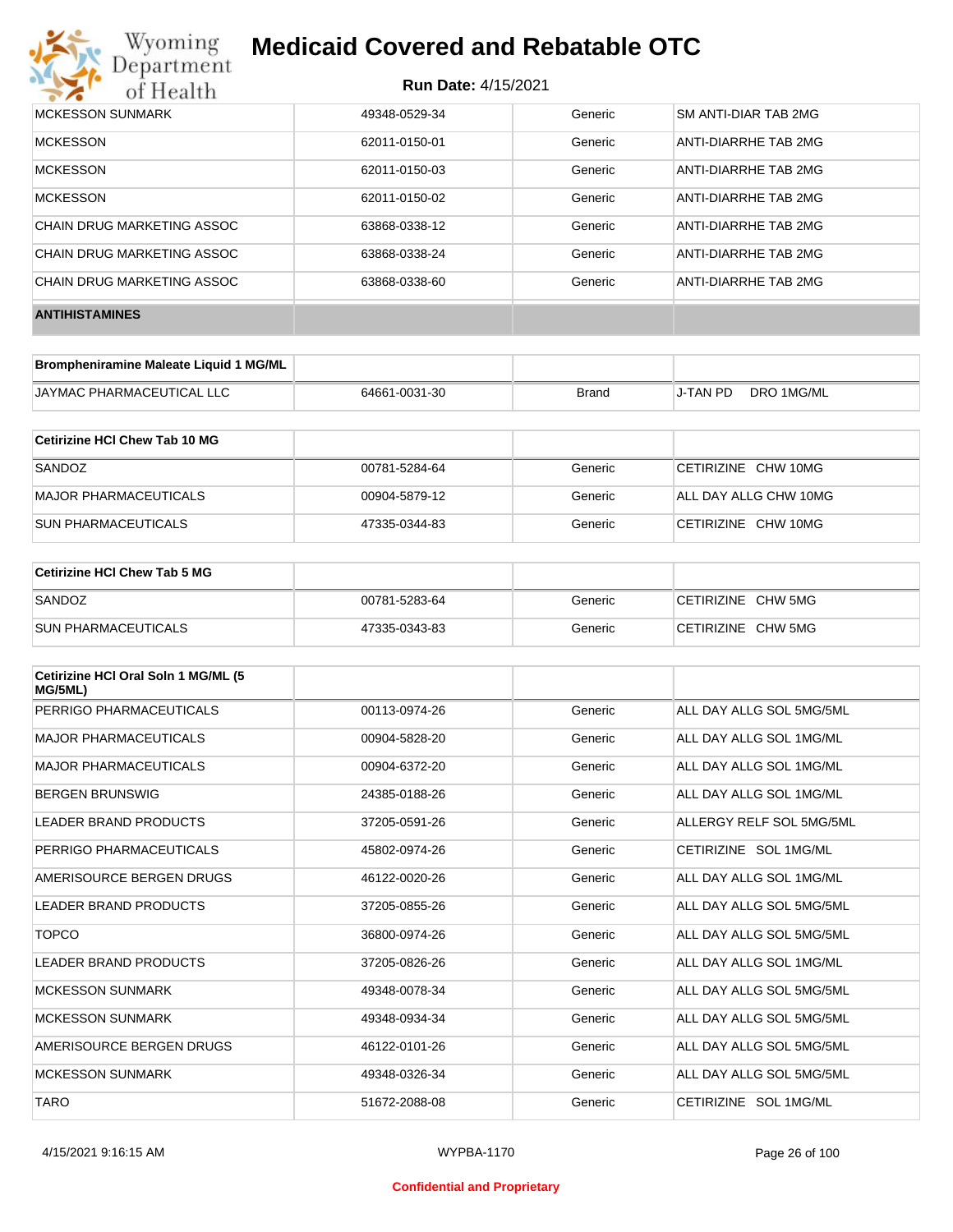| | | | |
|---|---|---|---|
| MCKESSON SUNMARK | 49348-0529-34 | Generic | SM ANTI-DIAR TAB 2MG |
| MCKESSON | 62011-0150-01 | Generic | ANTI-DIARRHE TAB 2MG |
| MCKESSON | 62011-0150-03 | Generic | ANTI-DIARRHE TAB 2MG |
| MCKESSON | 62011-0150-02 | Generic | ANTI-DIARRHE TAB 2MG |
| CHAIN DRUG MARKETING ASSOC | 63868-0338-12 | Generic | ANTI-DIARRHE TAB 2MG |
| CHAIN DRUG MARKETING ASSOC | 63868-0338-24 | Generic | ANTI-DIARRHE TAB 2MG |
| CHAIN DRUG MARKETING ASSOC | 63868-0338-60 | Generic | ANTI-DIARRHE TAB 2MG |

## ANTIHISTAMINES

| Brompheniramine Maleate Liquid 1 MG/ML | | | |
|---|---|---|---|
| JAYMAC PHARMACEUTICAL LLC | 64661-0031-30 | Brand | J-TAN PD DRO 1MG/ML |

| Cetirizine HCl Chew Tab 10 MG | | | |
|---|---|---|---|
| SANDOZ | 00781-5284-64 | Generic | CETIRIZINE CHW 10MG |
| MAJOR PHARMACEUTICALS | 00904-5879-12 | Generic | ALL DAY ALLG CHW 10MG |
| SUN PHARMACEUTICALS | 47335-0344-83 | Generic | CETIRIZINE CHW 10MG |

| Cetirizine HCl Chew Tab 5 MG | | | |
|---|---|---|---|
| SANDOZ | 00781-5283-64 | Generic | CETIRIZINE CHW 5MG |
| SUN PHARMACEUTICALS | 47335-0343-83 | Generic | CETIRIZINE CHW 5MG |

| Cetirizine HCl Oral Soln 1 MG/ML (5 MG/5ML) | | | |
|---|---|---|---|
| PERRIGO PHARMACEUTICALS | 00113-0974-26 | Generic | ALL DAY ALLG SOL 5MG/5ML |
| MAJOR PHARMACEUTICALS | 00904-5828-20 | Generic | ALL DAY ALLG SOL 1MG/ML |
| MAJOR PHARMACEUTICALS | 00904-6372-20 | Generic | ALL DAY ALLG SOL 1MG/ML |
| BERGEN BRUNSWIG | 24385-0188-26 | Generic | ALL DAY ALLG SOL 1MG/ML |
| LEADER BRAND PRODUCTS | 37205-0591-26 | Generic | ALLERGY RELF SOL 5MG/5ML |
| PERRIGO PHARMACEUTICALS | 45802-0974-26 | Generic | CETIRIZINE SOL 1MG/ML |
| AMERISOURCE BERGEN DRUGS | 46122-0020-26 | Generic | ALL DAY ALLG SOL 1MG/ML |
| LEADER BRAND PRODUCTS | 37205-0855-26 | Generic | ALL DAY ALLG SOL 5MG/5ML |
| TOPCO | 36800-0974-26 | Generic | ALL DAY ALLG SOL 5MG/5ML |
| LEADER BRAND PRODUCTS | 37205-0826-26 | Generic | ALL DAY ALLG SOL 1MG/ML |
| MCKESSON SUNMARK | 49348-0078-34 | Generic | ALL DAY ALLG SOL 5MG/5ML |
| MCKESSON SUNMARK | 49348-0934-34 | Generic | ALL DAY ALLG SOL 5MG/5ML |
| AMERISOURCE BERGEN DRUGS | 46122-0101-26 | Generic | ALL DAY ALLG SOL 5MG/5ML |
| MCKESSON SUNMARK | 49348-0326-34 | Generic | ALL DAY ALLG SOL 5MG/5ML |
| TARO | 51672-2088-08 | Generic | CETIRIZINE SOL 1MG/ML |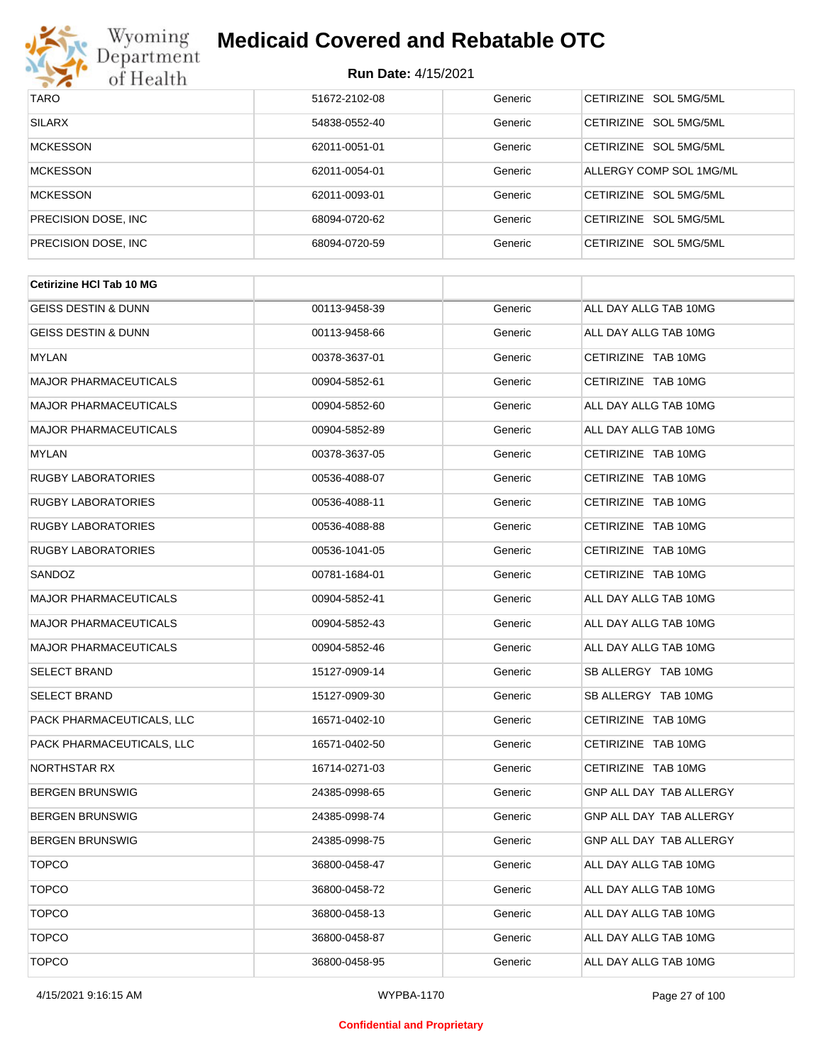| TARO | 51672-2102-08 | Generic | CETIRIZINE SOL 5MG/5ML |
|---|---|---|---|
| SILARX | 54838-0552-40 | Generic | CETIRIZINE SOL 5MG/5ML |
| MCKESSON | 62011-0051-01 | Generic | CETIRIZINE SOL 5MG/5ML |
| MCKESSON | 62011-0054-01 | Generic | ALLERGY COMP SOL 1MG/ML |
| MCKESSON | 62011-0093-01 | Generic | CETIRIZINE SOL 5MG/5ML |
| PRECISION DOSE, INC | 68094-0720-62 | Generic | CETIRIZINE SOL 5MG/5ML |
| PRECISION DOSE, INC | 68094-0720-59 | Generic | CETIRIZINE SOL 5MG/5ML |

| **Cetirizine HCl Tab 10 MG** | | | |
|---|---|---|---|
| GEISS DESTIN & DUNN | 00113-9458-39 | Generic | ALL DAY ALLG TAB 10MG |
| GEISS DESTIN & DUNN | 00113-9458-66 | Generic | ALL DAY ALLG TAB 10MG |
| MYLAN | 00378-3637-01 | Generic | CETIRIZINE TAB 10MG |
| MAJOR PHARMACEUTICALS | 00904-5852-61 | Generic | CETIRIZINE TAB 10MG |
| MAJOR PHARMACEUTICALS | 00904-5852-60 | Generic | ALL DAY ALLG TAB 10MG |
| MAJOR PHARMACEUTICALS | 00904-5852-89 | Generic | ALL DAY ALLG TAB 10MG |
| MYLAN | 00378-3637-05 | Generic | CETIRIZINE TAB 10MG |
| RUGBY LABORATORIES | 00536-4088-07 | Generic | CETIRIZINE TAB 10MG |
| RUGBY LABORATORIES | 00536-4088-11 | Generic | CETIRIZINE TAB 10MG |
| RUGBY LABORATORIES | 00536-4088-88 | Generic | CETIRIZINE TAB 10MG |
| RUGBY LABORATORIES | 00536-1041-05 | Generic | CETIRIZINE TAB 10MG |
| SANDOZ | 00781-1684-01 | Generic | CETIRIZINE TAB 10MG |
| MAJOR PHARMACEUTICALS | 00904-5852-41 | Generic | ALL DAY ALLG TAB 10MG |
| MAJOR PHARMACEUTICALS | 00904-5852-43 | Generic | ALL DAY ALLG TAB 10MG |
| MAJOR PHARMACEUTICALS | 00904-5852-46 | Generic | ALL DAY ALLG TAB 10MG |
| SELECT BRAND | 15127-0909-14 | Generic | SB ALLERGY TAB 10MG |
| SELECT BRAND | 15127-0909-30 | Generic | SB ALLERGY TAB 10MG |
| PACK PHARMACEUTICALS, LLC | 16571-0402-10 | Generic | CETIRIZINE TAB 10MG |
| PACK PHARMACEUTICALS, LLC | 16571-0402-50 | Generic | CETIRIZINE TAB 10MG |
| NORTHSTAR RX | 16714-0271-03 | Generic | CETIRIZINE TAB 10MG |
| BERGEN BRUNSWIG | 24385-0998-65 | Generic | GNP ALL DAY TAB ALLERGY |
| BERGEN BRUNSWIG | 24385-0998-74 | Generic | GNP ALL DAY TAB ALLERGY |
| BERGEN BRUNSWIG | 24385-0998-75 | Generic | GNP ALL DAY TAB ALLERGY |
| TOPCO | 36800-0458-47 | Generic | ALL DAY ALLG TAB 10MG |
| TOPCO | 36800-0458-72 | Generic | ALL DAY ALLG TAB 10MG |
| TOPCO | 36800-0458-13 | Generic | ALL DAY ALLG TAB 10MG |
| TOPCO | 36800-0458-87 | Generic | ALL DAY ALLG TAB 10MG |
| TOPCO | 36800-0458-95 | Generic | ALL DAY ALLG TAB 10MG |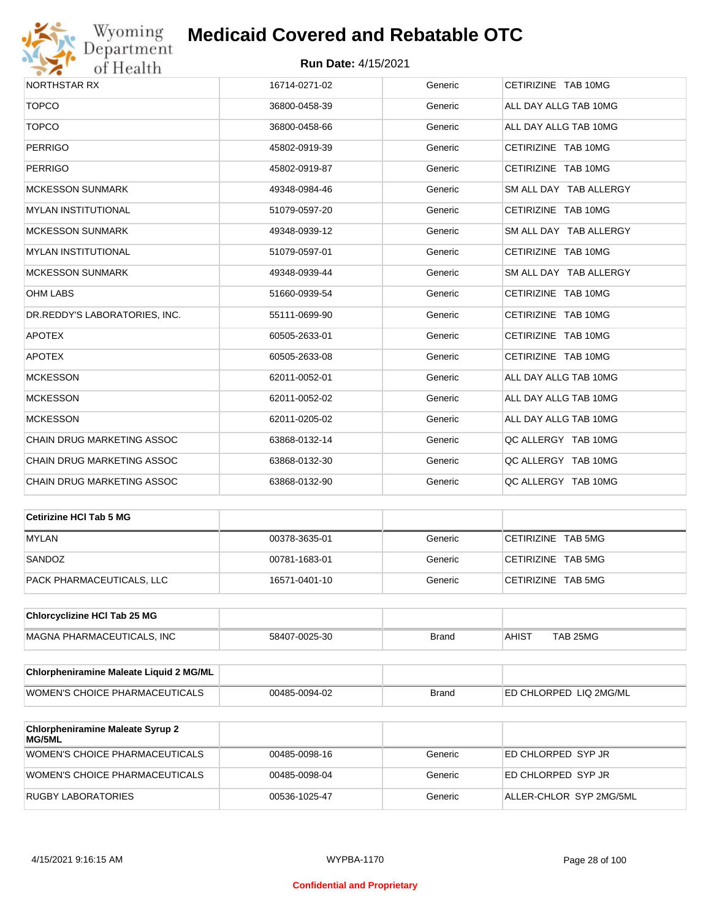# Medicaid Covered and Rebatable OTC

**Run Date:** 4/15/2021

| | | | |
|---|---|---|---|
| NORTHSTAR RX | 16714-0271-02 | Generic | CETIRIZINE TAB 10MG |
| TOPCO | 36800-0458-39 | Generic | ALL DAY ALLG TAB 10MG |
| TOPCO | 36800-0458-66 | Generic | ALL DAY ALLG TAB 10MG |
| PERRIGO | 45802-0919-39 | Generic | CETIRIZINE TAB 10MG |
| PERRIGO | 45802-0919-87 | Generic | CETIRIZINE TAB 10MG |
| MCKESSON SUNMARK | 49348-0984-46 | Generic | SM ALL DAY TAB ALLERGY |
| MYLAN INSTITUTIONAL | 51079-0597-20 | Generic | CETIRIZINE TAB 10MG |
| MCKESSON SUNMARK | 49348-0939-12 | Generic | SM ALL DAY TAB ALLERGY |
| MYLAN INSTITUTIONAL | 51079-0597-01 | Generic | CETIRIZINE TAB 10MG |
| MCKESSON SUNMARK | 49348-0939-44 | Generic | SM ALL DAY TAB ALLERGY |
| OHM LABS | 51660-0939-54 | Generic | CETIRIZINE TAB 10MG |
| DR.REDDY'S LABORATORIES, INC. | 55111-0699-90 | Generic | CETIRIZINE TAB 10MG |
| APOTEX | 60505-2633-01 | Generic | CETIRIZINE TAB 10MG |
| APOTEX | 60505-2633-08 | Generic | CETIRIZINE TAB 10MG |
| MCKESSON | 62011-0052-01 | Generic | ALL DAY ALLG TAB 10MG |
| MCKESSON | 62011-0052-02 | Generic | ALL DAY ALLG TAB 10MG |
| MCKESSON | 62011-0205-02 | Generic | ALL DAY ALLG TAB 10MG |
| CHAIN DRUG MARKETING ASSOC | 63868-0132-14 | Generic | QC ALLERGY TAB 10MG |
| CHAIN DRUG MARKETING ASSOC | 63868-0132-30 | Generic | QC ALLERGY TAB 10MG |
| CHAIN DRUG MARKETING ASSOC | 63868-0132-90 | Generic | QC ALLERGY TAB 10MG |

| **Cetirizine HCl Tab 5 MG** | | | |
|---|---|---|---|
| MYLAN | 00378-3635-01 | Generic | CETIRIZINE TAB 5MG |
| SANDOZ | 00781-1683-01 | Generic | CETIRIZINE TAB 5MG |
| PACK PHARMACEUTICALS, LLC | 16571-0401-10 | Generic | CETIRIZINE TAB 5MG |

| **Chlorcyclizine HCl Tab 25 MG** | | | |
|---|---|---|---|
| MAGNA PHARMACEUTICALS, INC | 58407-0025-30 | Brand | AHIST TAB 25MG |

| **Chlorpheniramine Maleate Liquid 2 MG/ML** | | | |
|---|---|---|---|
| WOMEN'S CHOICE PHARMACEUTICALS | 00485-0094-02 | Brand | ED CHLORPED LIQ 2MG/ML |

| **Chlorpheniramine Maleate Syrup 2 MG/5ML** | | | |
|---|---|---|---|
| WOMEN'S CHOICE PHARMACEUTICALS | 00485-0098-16 | Generic | ED CHLORPED SYP JR |
| WOMEN'S CHOICE PHARMACEUTICALS | 00485-0098-04 | Generic | ED CHLORPED SYP JR |
| RUGBY LABORATORIES | 00536-1025-47 | Generic | ALLER-CHLOR SYP 2MG/5ML |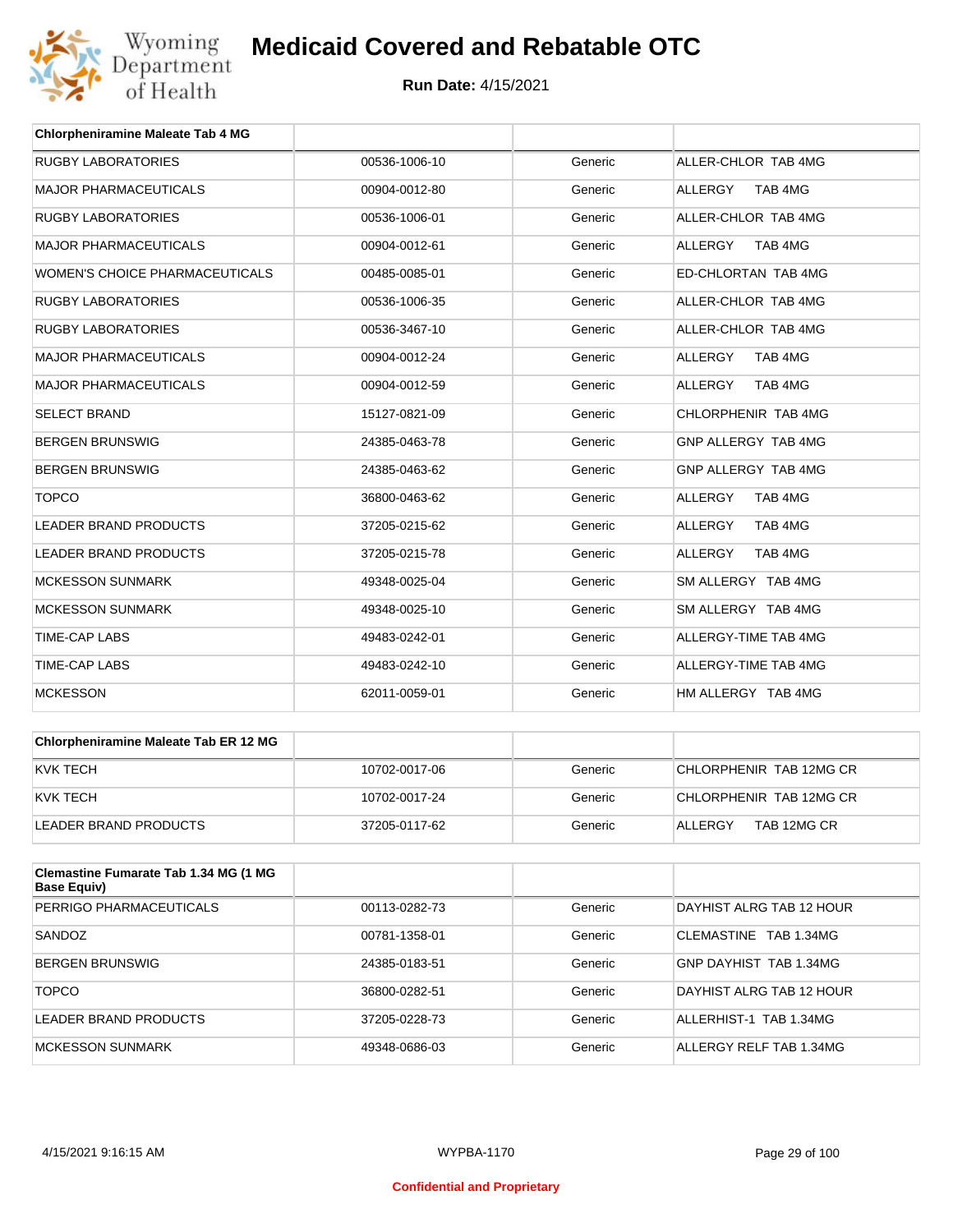# Medicaid Covered and Rebatable OTC

**Run Date:** 4/15/2021

| Chlorpheniramine Maleate Tab 4 MG | | | |
|---|---|---|---|
| RUGBY LABORATORIES | 00536-1006-10 | Generic | ALLER-CHLOR TAB 4MG |
| MAJOR PHARMACEUTICALS | 00904-0012-80 | Generic | ALLERGY TAB 4MG |
| RUGBY LABORATORIES | 00536-1006-01 | Generic | ALLER-CHLOR TAB 4MG |
| MAJOR PHARMACEUTICALS | 00904-0012-61 | Generic | ALLERGY TAB 4MG |
| WOMEN'S CHOICE PHARMACEUTICALS | 00485-0085-01 | Generic | ED-CHLORTAN TAB 4MG |
| RUGBY LABORATORIES | 00536-1006-35 | Generic | ALLER-CHLOR TAB 4MG |
| RUGBY LABORATORIES | 00536-3467-10 | Generic | ALLER-CHLOR TAB 4MG |
| MAJOR PHARMACEUTICALS | 00904-0012-24 | Generic | ALLERGY TAB 4MG |
| MAJOR PHARMACEUTICALS | 00904-0012-59 | Generic | ALLERGY TAB 4MG |
| SELECT BRAND | 15127-0821-09 | Generic | CHLORPHENIR TAB 4MG |
| BERGEN BRUNSWIG | 24385-0463-78 | Generic | GNP ALLERGY TAB 4MG |
| BERGEN BRUNSWIG | 24385-0463-62 | Generic | GNP ALLERGY TAB 4MG |
| TOPCO | 36800-0463-62 | Generic | ALLERGY TAB 4MG |
| LEADER BRAND PRODUCTS | 37205-0215-62 | Generic | ALLERGY TAB 4MG |
| LEADER BRAND PRODUCTS | 37205-0215-78 | Generic | ALLERGY TAB 4MG |
| MCKESSON SUNMARK | 49348-0025-04 | Generic | SM ALLERGY TAB 4MG |
| MCKESSON SUNMARK | 49348-0025-10 | Generic | SM ALLERGY TAB 4MG |
| TIME-CAP LABS | 49483-0242-01 | Generic | ALLERGY-TIME TAB 4MG |
| TIME-CAP LABS | 49483-0242-10 | Generic | ALLERGY-TIME TAB 4MG |
| MCKESSON | 62011-0059-01 | Generic | HM ALLERGY TAB 4MG |

| Chlorpheniramine Maleate Tab ER 12 MG | | | |
|---|---|---|---|
| KVK TECH | 10702-0017-06 | Generic | CHLORPHENIR TAB 12MG CR |
| KVK TECH | 10702-0017-24 | Generic | CHLORPHENIR TAB 12MG CR |
| LEADER BRAND PRODUCTS | 37205-0117-62 | Generic | ALLERGY TAB 12MG CR |

| Clemastine Fumarate Tab 1.34 MG (1 MG Base Equiv) | | | |
|---|---|---|---|
| PERRIGO PHARMACEUTICALS | 00113-0282-73 | Generic | DAYHIST ALRG TAB 12 HOUR |
| SANDOZ | 00781-1358-01 | Generic | CLEMASTINE TAB 1.34MG |
| BERGEN BRUNSWIG | 24385-0183-51 | Generic | GNP DAYHIST TAB 1.34MG |
| TOPCO | 36800-0282-51 | Generic | DAYHIST ALRG TAB 12 HOUR |
| LEADER BRAND PRODUCTS | 37205-0228-73 | Generic | ALLERHIST-1 TAB 1.34MG |
| MCKESSON SUNMARK | 49348-0686-03 | Generic | ALLERGY RELF TAB 1.34MG |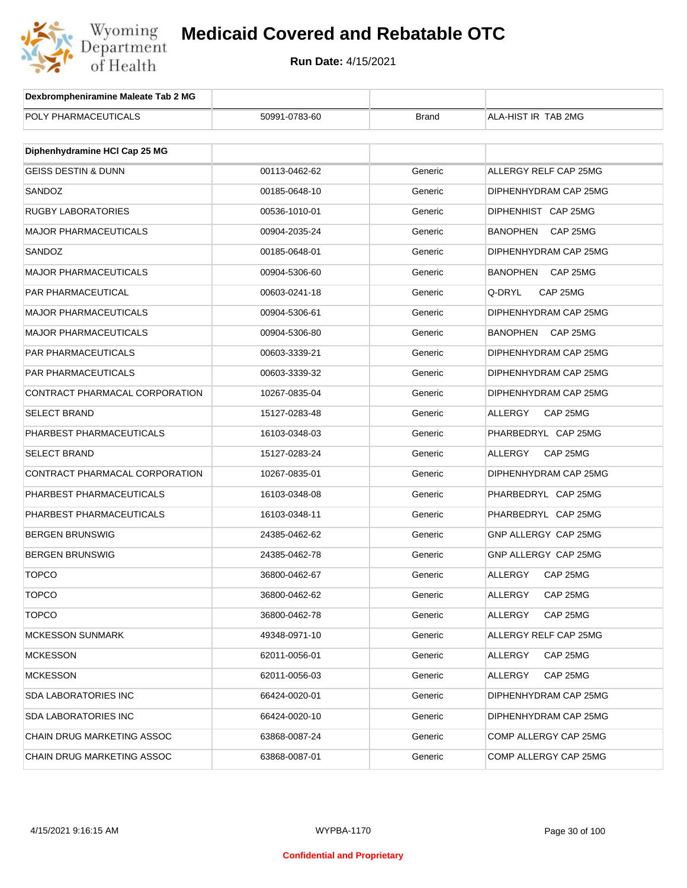| Dexbrompheniramine Maleate Tab 2 MG | | | |
|---|---|---|---|
| POLY PHARMACEUTICALS | 50991-0783-60 | Brand | ALA-HIST IR TAB 2MG |

| Diphenhydramine HCl Cap 25 MG | | | |
|---|---|---|---|
| GEISS DESTIN & DUNN | 00113-0462-62 | Generic | ALLERGY RELF CAP 25MG |
| SANDOZ | 00185-0648-10 | Generic | DIPHENHYDRAM CAP 25MG |
| RUGBY LABORATORIES | 00536-1010-01 | Generic | DIPHENHIST CAP 25MG |
| MAJOR PHARMACEUTICALS | 00904-2035-24 | Generic | BANOPHEN CAP 25MG |
| SANDOZ | 00185-0648-01 | Generic | DIPHENHYDRAM CAP 25MG |
| MAJOR PHARMACEUTICALS | 00904-5306-60 | Generic | BANOPHEN CAP 25MG |
| PAR PHARMACEUTICAL | 00603-0241-18 | Generic | Q-DRYL CAP 25MG |
| MAJOR PHARMACEUTICALS | 00904-5306-61 | Generic | DIPHENHYDRAM CAP 25MG |
| MAJOR PHARMACEUTICALS | 00904-5306-80 | Generic | BANOPHEN CAP 25MG |
| PAR PHARMACEUTICALS | 00603-3339-21 | Generic | DIPHENHYDRAM CAP 25MG |
| PAR PHARMACEUTICALS | 00603-3339-32 | Generic | DIPHENHYDRAM CAP 25MG |
| CONTRACT PHARMACAL CORPORATION | 10267-0835-04 | Generic | DIPHENHYDRAM CAP 25MG |
| SELECT BRAND | 15127-0283-48 | Generic | ALLERGY CAP 25MG |
| PHARBEST PHARMACEUTICALS | 16103-0348-03 | Generic | PHARBEDRYL CAP 25MG |
| SELECT BRAND | 15127-0283-24 | Generic | ALLERGY CAP 25MG |
| CONTRACT PHARMACAL CORPORATION | 10267-0835-01 | Generic | DIPHENHYDRAM CAP 25MG |
| PHARBEST PHARMACEUTICALS | 16103-0348-08 | Generic | PHARBEDRYL CAP 25MG |
| PHARBEST PHARMACEUTICALS | 16103-0348-11 | Generic | PHARBEDRYL CAP 25MG |
| BERGEN BRUNSWIG | 24385-0462-62 | Generic | GNP ALLERGY CAP 25MG |
| BERGEN BRUNSWIG | 24385-0462-78 | Generic | GNP ALLERGY CAP 25MG |
| TOPCO | 36800-0462-67 | Generic | ALLERGY CAP 25MG |
| TOPCO | 36800-0462-62 | Generic | ALLERGY CAP 25MG |
| TOPCO | 36800-0462-78 | Generic | ALLERGY CAP 25MG |
| MCKESSON SUNMARK | 49348-0971-10 | Generic | ALLERGY RELF CAP 25MG |
| MCKESSON | 62011-0056-01 | Generic | ALLERGY CAP 25MG |
| MCKESSON | 62011-0056-03 | Generic | ALLERGY CAP 25MG |
| SDA LABORATORIES INC | 66424-0020-01 | Generic | DIPHENHYDRAM CAP 25MG |
| SDA LABORATORIES INC | 66424-0020-10 | Generic | DIPHENHYDRAM CAP 25MG |
| CHAIN DRUG MARKETING ASSOC | 63868-0087-24 | Generic | COMP ALLERGY CAP 25MG |
| CHAIN DRUG MARKETING ASSOC | 63868-0087-01 | Generic | COMP ALLERGY CAP 25MG |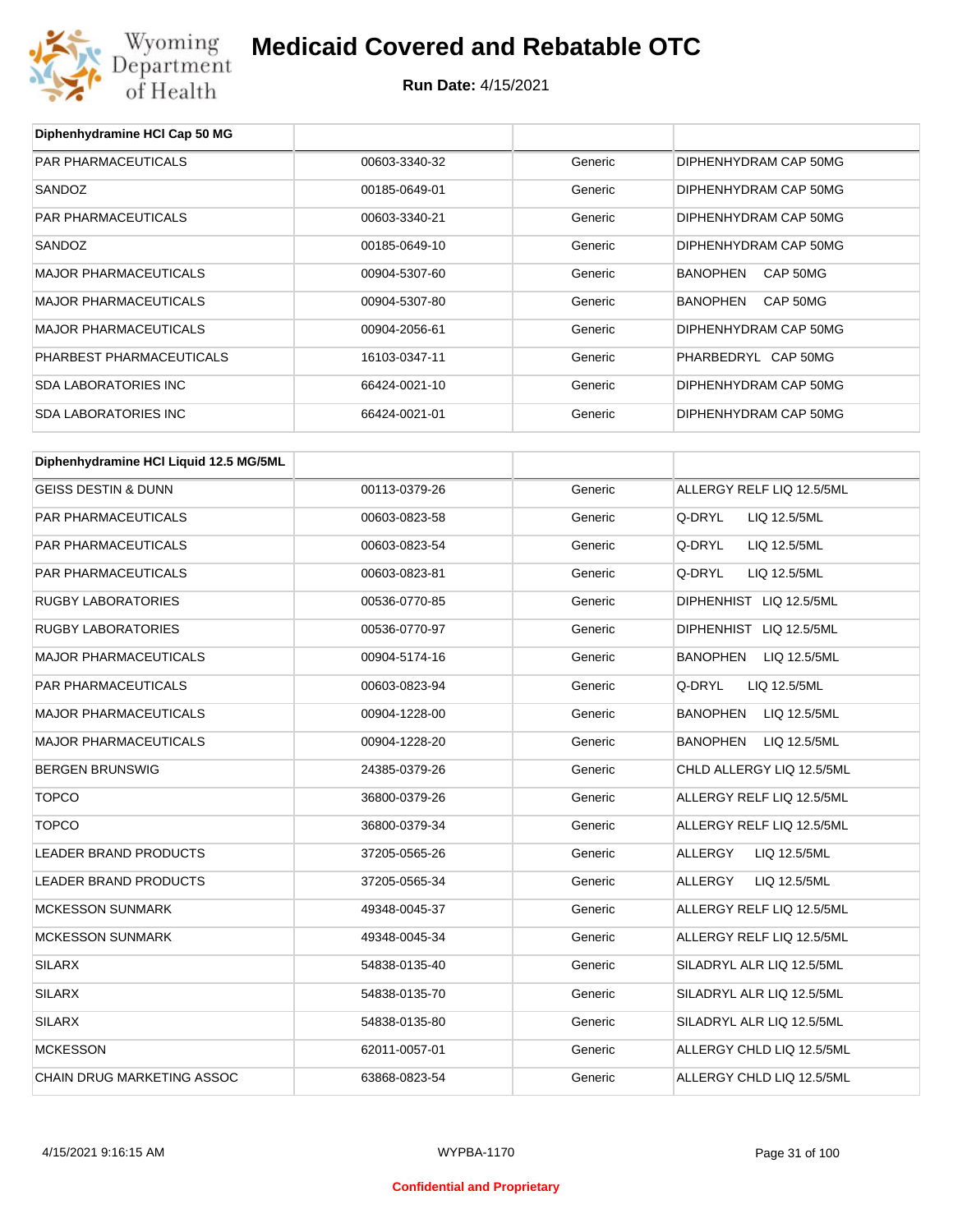| Diphenhydramine HCl Cap 50 MG | | | |
|---|---|---|---|
| PAR PHARMACEUTICALS | 00603-3340-32 | Generic | DIPHENHYDRAM CAP 50MG |
| SANDOZ | 00185-0649-01 | Generic | DIPHENHYDRAM CAP 50MG |
| PAR PHARMACEUTICALS | 00603-3340-21 | Generic | DIPHENHYDRAM CAP 50MG |
| SANDOZ | 00185-0649-10 | Generic | DIPHENHYDRAM CAP 50MG |
| MAJOR PHARMACEUTICALS | 00904-5307-60 | Generic | BANOPHEN CAP 50MG |
| MAJOR PHARMACEUTICALS | 00904-5307-80 | Generic | BANOPHEN CAP 50MG |
| MAJOR PHARMACEUTICALS | 00904-2056-61 | Generic | DIPHENHYDRAM CAP 50MG |
| PHARBEST PHARMACEUTICALS | 16103-0347-11 | Generic | PHARBEDRYL CAP 50MG |
| SDA LABORATORIES INC | 66424-0021-10 | Generic | DIPHENHYDRAM CAP 50MG |
| SDA LABORATORIES INC | 66424-0021-01 | Generic | DIPHENHYDRAM CAP 50MG |

| Diphenhydramine HCl Liquid 12.5 MG/5ML | | | |
|---|---|---|---|
| GEISS DESTIN & DUNN | 00113-0379-26 | Generic | ALLERGY RELF LIQ 12.5/5ML |
| PAR PHARMACEUTICALS | 00603-0823-58 | Generic | Q-DRYL LIQ 12.5/5ML |
| PAR PHARMACEUTICALS | 00603-0823-54 | Generic | Q-DRYL LIQ 12.5/5ML |
| PAR PHARMACEUTICALS | 00603-0823-81 | Generic | Q-DRYL LIQ 12.5/5ML |
| RUGBY LABORATORIES | 00536-0770-85 | Generic | DIPHENHIST LIQ 12.5/5ML |
| RUGBY LABORATORIES | 00536-0770-97 | Generic | DIPHENHIST LIQ 12.5/5ML |
| MAJOR PHARMACEUTICALS | 00904-5174-16 | Generic | BANOPHEN LIQ 12.5/5ML |
| PAR PHARMACEUTICALS | 00603-0823-94 | Generic | Q-DRYL LIQ 12.5/5ML |
| MAJOR PHARMACEUTICALS | 00904-1228-00 | Generic | BANOPHEN LIQ 12.5/5ML |
| MAJOR PHARMACEUTICALS | 00904-1228-20 | Generic | BANOPHEN LIQ 12.5/5ML |
| BERGEN BRUNSWIG | 24385-0379-26 | Generic | CHLD ALLERGY LIQ 12.5/5ML |
| TOPCO | 36800-0379-26 | Generic | ALLERGY RELF LIQ 12.5/5ML |
| TOPCO | 36800-0379-34 | Generic | ALLERGY RELF LIQ 12.5/5ML |
| LEADER BRAND PRODUCTS | 37205-0565-26 | Generic | ALLERGY LIQ 12.5/5ML |
| LEADER BRAND PRODUCTS | 37205-0565-34 | Generic | ALLERGY LIQ 12.5/5ML |
| MCKESSON SUNMARK | 49348-0045-37 | Generic | ALLERGY RELF LIQ 12.5/5ML |
| MCKESSON SUNMARK | 49348-0045-34 | Generic | ALLERGY RELF LIQ 12.5/5ML |
| SILARX | 54838-0135-40 | Generic | SILADRYL ALR LIQ 12.5/5ML |
| SILARX | 54838-0135-70 | Generic | SILADRYL ALR LIQ 12.5/5ML |
| SILARX | 54838-0135-80 | Generic | SILADRYL ALR LIQ 12.5/5ML |
| MCKESSON | 62011-0057-01 | Generic | ALLERGY CHLD LIQ 12.5/5ML |
| CHAIN DRUG MARKETING ASSOC | 63868-0823-54 | Generic | ALLERGY CHLD LIQ 12.5/5ML |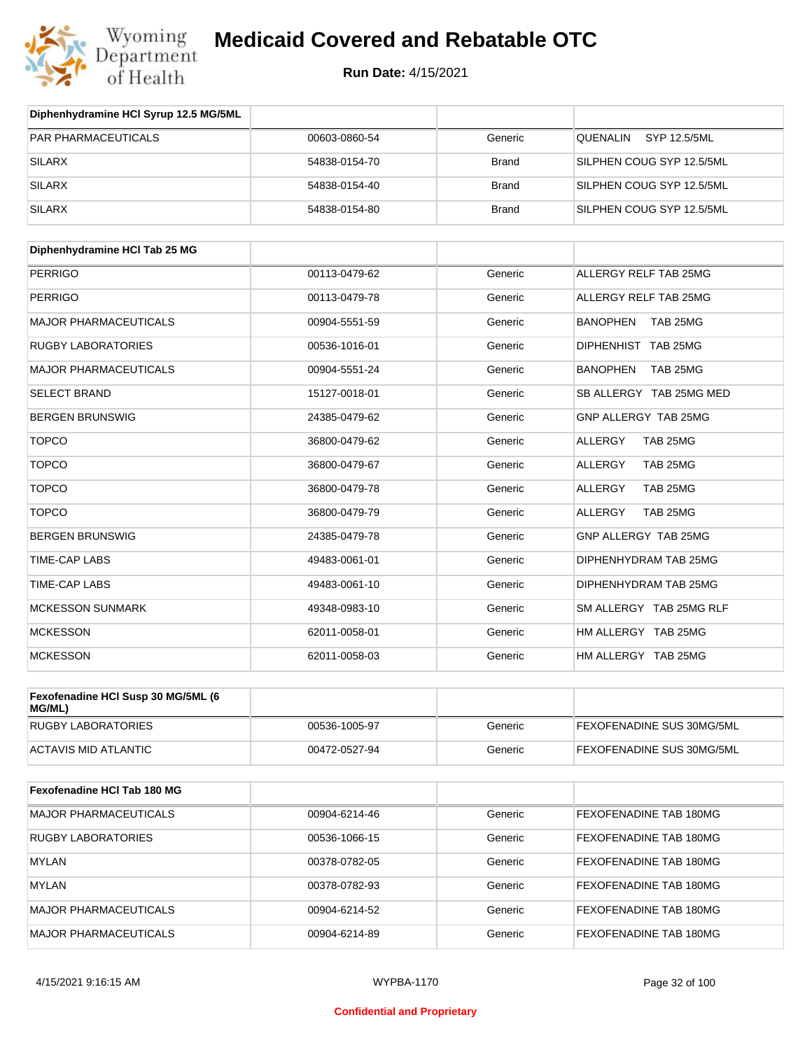# Medicaid Covered and Rebatable OTC

**Run Date:** 4/15/2021

| Diphenhydramine HCl Syrup 12.5 MG/5ML | | | |
|---|---|---|---|
| PAR PHARMACEUTICALS | 00603-0860-54 | Generic | QUENALIN SYP 12.5/5ML |
| SILARX | 54838-0154-70 | Brand | SILPHEN COUG SYP 12.5/5ML |
| SILARX | 54838-0154-40 | Brand | SILPHEN COUG SYP 12.5/5ML |
| SILARX | 54838-0154-80 | Brand | SILPHEN COUG SYP 12.5/5ML |

| Diphenhydramine HCl Tab 25 MG | | | |
|---|---|---|---|
| PERRIGO | 00113-0479-62 | Generic | ALLERGY RELF TAB 25MG |
| PERRIGO | 00113-0479-78 | Generic | ALLERGY RELF TAB 25MG |
| MAJOR PHARMACEUTICALS | 00904-5551-59 | Generic | BANOPHEN TAB 25MG |
| RUGBY LABORATORIES | 00536-1016-01 | Generic | DIPHENHIST TAB 25MG |
| MAJOR PHARMACEUTICALS | 00904-5551-24 | Generic | BANOPHEN TAB 25MG |
| SELECT BRAND | 15127-0018-01 | Generic | SB ALLERGY TAB 25MG MED |
| BERGEN BRUNSWIG | 24385-0479-62 | Generic | GNP ALLERGY TAB 25MG |
| TOPCO | 36800-0479-62 | Generic | ALLERGY TAB 25MG |
| TOPCO | 36800-0479-67 | Generic | ALLERGY TAB 25MG |
| TOPCO | 36800-0479-78 | Generic | ALLERGY TAB 25MG |
| TOPCO | 36800-0479-79 | Generic | ALLERGY TAB 25MG |
| BERGEN BRUNSWIG | 24385-0479-78 | Generic | GNP ALLERGY TAB 25MG |
| TIME-CAP LABS | 49483-0061-01 | Generic | DIPHENHYDRAM TAB 25MG |
| TIME-CAP LABS | 49483-0061-10 | Generic | DIPHENHYDRAM TAB 25MG |
| MCKESSON SUNMARK | 49348-0983-10 | Generic | SM ALLERGY TAB 25MG RLF |
| MCKESSON | 62011-0058-01 | Generic | HM ALLERGY TAB 25MG |
| MCKESSON | 62011-0058-03 | Generic | HM ALLERGY TAB 25MG |

| Fexofenadine HCl Susp 30 MG/5ML (6 MG/ML) | | | |
|---|---|---|---|
| RUGBY LABORATORIES | 00536-1005-97 | Generic | FEXOFENADINE SUS 30MG/5ML |
| ACTAVIS MID ATLANTIC | 00472-0527-94 | Generic | FEXOFENADINE SUS 30MG/5ML |

| Fexofenadine HCl Tab 180 MG | | | |
|---|---|---|---|
| MAJOR PHARMACEUTICALS | 00904-6214-46 | Generic | FEXOFENADINE TAB 180MG |
| RUGBY LABORATORIES | 00536-1066-15 | Generic | FEXOFENADINE TAB 180MG |
| MYLAN | 00378-0782-05 | Generic | FEXOFENADINE TAB 180MG |
| MYLAN | 00378-0782-93 | Generic | FEXOFENADINE TAB 180MG |
| MAJOR PHARMACEUTICALS | 00904-6214-52 | Generic | FEXOFENADINE TAB 180MG |
| MAJOR PHARMACEUTICALS | 00904-6214-89 | Generic | FEXOFENADINE TAB 180MG |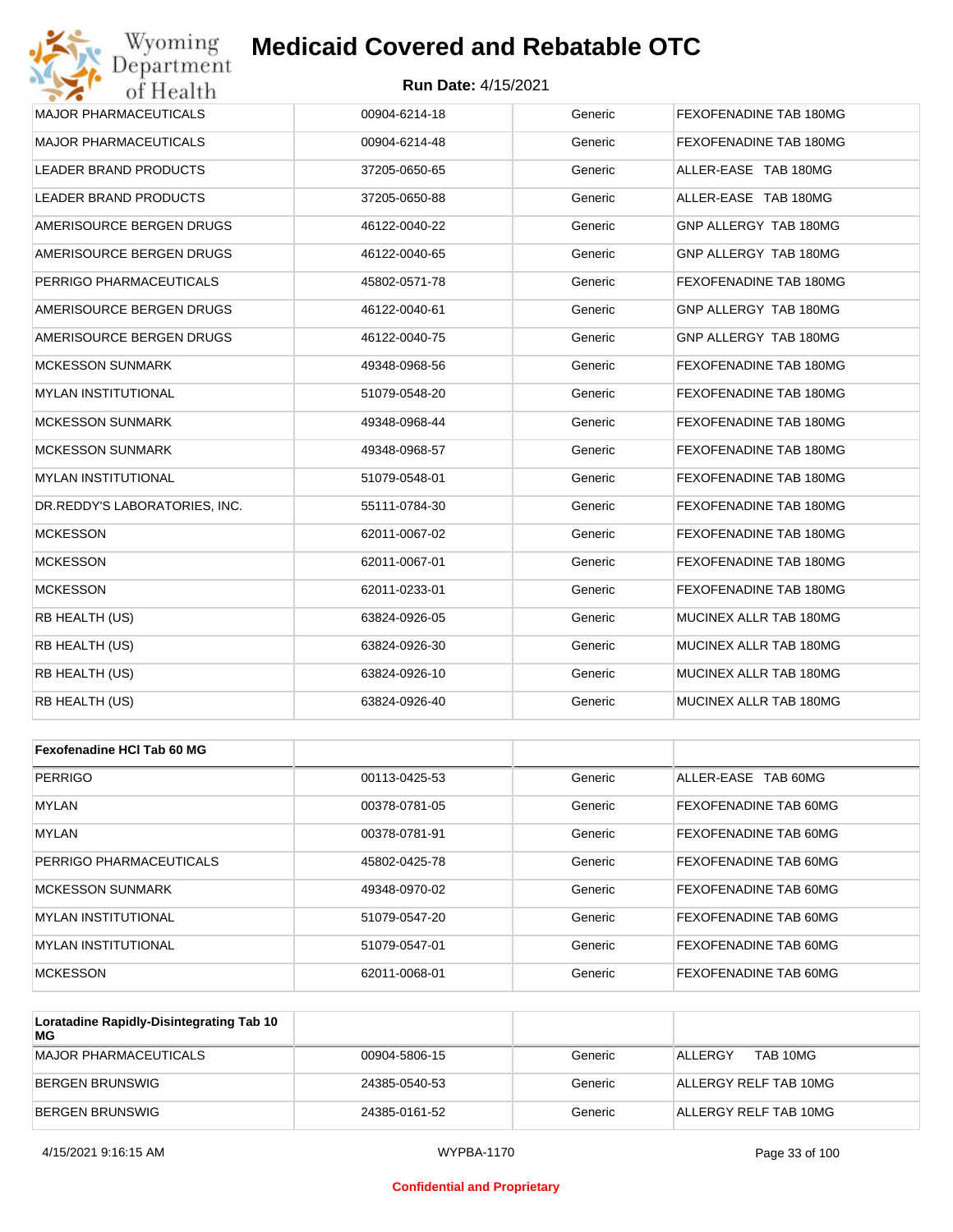| | | | |
|---|---|---|---|
| MAJOR PHARMACEUTICALS | 00904-6214-18 | Generic | FEXOFENADINE TAB 180MG |
| MAJOR PHARMACEUTICALS | 00904-6214-48 | Generic | FEXOFENADINE TAB 180MG |
| LEADER BRAND PRODUCTS | 37205-0650-65 | Generic | ALLER-EASE TAB 180MG |
| LEADER BRAND PRODUCTS | 37205-0650-88 | Generic | ALLER-EASE TAB 180MG |
| AMERISOURCE BERGEN DRUGS | 46122-0040-22 | Generic | GNP ALLERGY TAB 180MG |
| AMERISOURCE BERGEN DRUGS | 46122-0040-65 | Generic | GNP ALLERGY TAB 180MG |
| PERRIGO PHARMACEUTICALS | 45802-0571-78 | Generic | FEXOFENADINE TAB 180MG |
| AMERISOURCE BERGEN DRUGS | 46122-0040-61 | Generic | GNP ALLERGY TAB 180MG |
| AMERISOURCE BERGEN DRUGS | 46122-0040-75 | Generic | GNP ALLERGY TAB 180MG |
| MCKESSON SUNMARK | 49348-0968-56 | Generic | FEXOFENADINE TAB 180MG |
| MYLAN INSTITUTIONAL | 51079-0548-20 | Generic | FEXOFENADINE TAB 180MG |
| MCKESSON SUNMARK | 49348-0968-44 | Generic | FEXOFENADINE TAB 180MG |
| MCKESSON SUNMARK | 49348-0968-57 | Generic | FEXOFENADINE TAB 180MG |
| MYLAN INSTITUTIONAL | 51079-0548-01 | Generic | FEXOFENADINE TAB 180MG |
| DR.REDDY'S LABORATORIES, INC. | 55111-0784-30 | Generic | FEXOFENADINE TAB 180MG |
| MCKESSON | 62011-0067-02 | Generic | FEXOFENADINE TAB 180MG |
| MCKESSON | 62011-0067-01 | Generic | FEXOFENADINE TAB 180MG |
| MCKESSON | 62011-0233-01 | Generic | FEXOFENADINE TAB 180MG |
| RB HEALTH (US) | 63824-0926-05 | Generic | MUCINEX ALLR TAB 180MG |
| RB HEALTH (US) | 63824-0926-30 | Generic | MUCINEX ALLR TAB 180MG |
| RB HEALTH (US) | 63824-0926-10 | Generic | MUCINEX ALLR TAB 180MG |
| RB HEALTH (US) | 63824-0926-40 | Generic | MUCINEX ALLR TAB 180MG |

| **Fexofenadine HCl Tab 60 MG** | | | |
|---|---|---|---|
| PERRIGO | 00113-0425-53 | Generic | ALLER-EASE TAB 60MG |
| MYLAN | 00378-0781-05 | Generic | FEXOFENADINE TAB 60MG |
| MYLAN | 00378-0781-91 | Generic | FEXOFENADINE TAB 60MG |
| PERRIGO PHARMACEUTICALS | 45802-0425-78 | Generic | FEXOFENADINE TAB 60MG |
| MCKESSON SUNMARK | 49348-0970-02 | Generic | FEXOFENADINE TAB 60MG |
| MYLAN INSTITUTIONAL | 51079-0547-20 | Generic | FEXOFENADINE TAB 60MG |
| MYLAN INSTITUTIONAL | 51079-0547-01 | Generic | FEXOFENADINE TAB 60MG |
| MCKESSON | 62011-0068-01 | Generic | FEXOFENADINE TAB 60MG |

| **Loratadine Rapidly-Disintegrating Tab 10 MG** | | | |
|---|---|---|---|
| MAJOR PHARMACEUTICALS | 00904-5806-15 | Generic | ALLERGY TAB 10MG |
| BERGEN BRUNSWIG | 24385-0540-53 | Generic | ALLERGY RELF TAB 10MG |
| BERGEN BRUNSWIG | 24385-0161-52 | Generic | ALLERGY RELF TAB 10MG |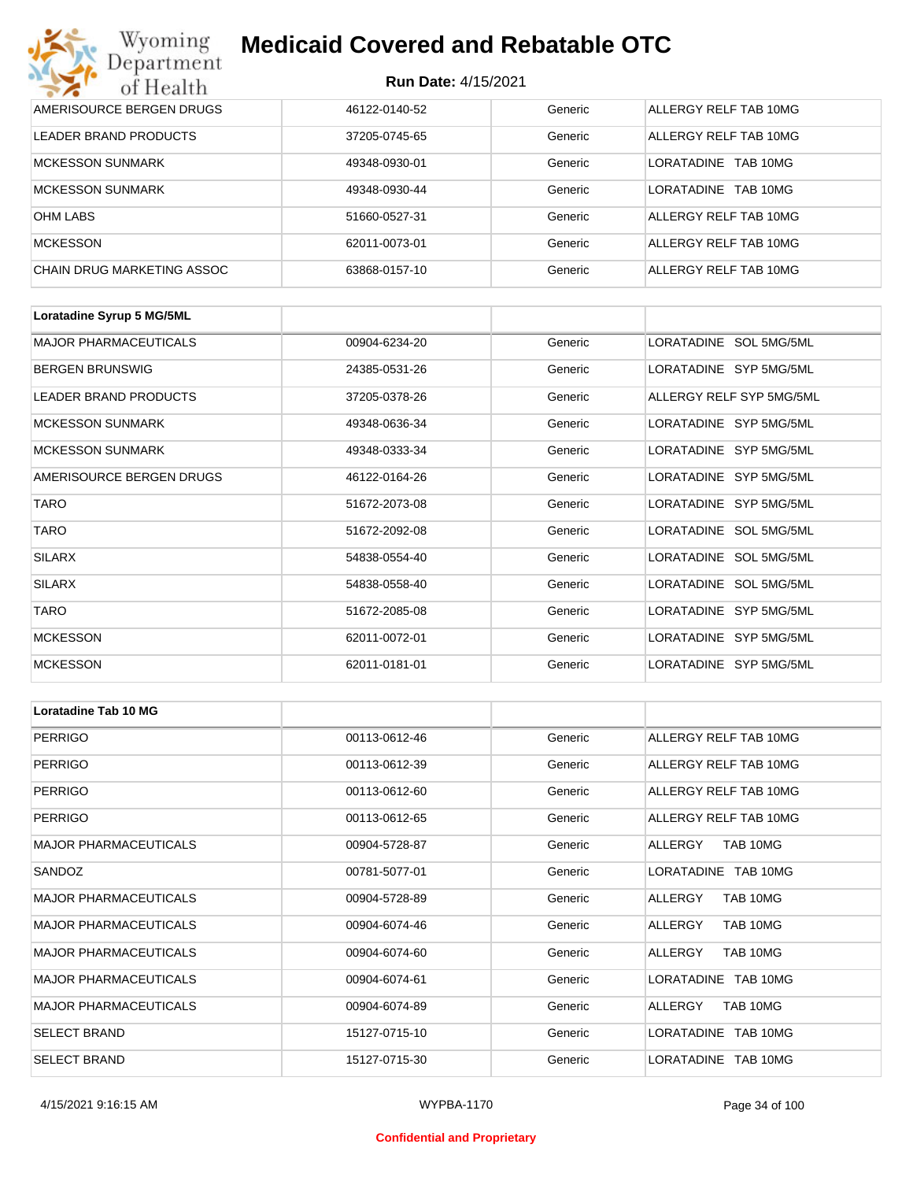| | | | |
|---|---|---|---|
| AMERISOURCE BERGEN DRUGS | 46122-0140-52 | Generic | ALLERGY RELF TAB 10MG |
| LEADER BRAND PRODUCTS | 37205-0745-65 | Generic | ALLERGY RELF TAB 10MG |
| MCKESSON SUNMARK | 49348-0930-01 | Generic | LORATADINE TAB 10MG |
| MCKESSON SUNMARK | 49348-0930-44 | Generic | LORATADINE TAB 10MG |
| OHM LABS | 51660-0527-31 | Generic | ALLERGY RELF TAB 10MG |
| MCKESSON | 62011-0073-01 | Generic | ALLERGY RELF TAB 10MG |
| CHAIN DRUG MARKETING ASSOC | 63868-0157-10 | Generic | ALLERGY RELF TAB 10MG |

| **Loratadine Syrup 5 MG/5ML** | | | |
|---|---|---|---|
| MAJOR PHARMACEUTICALS | 00904-6234-20 | Generic | LORATADINE SOL 5MG/5ML |
| BERGEN BRUNSWIG | 24385-0531-26 | Generic | LORATADINE SYP 5MG/5ML |
| LEADER BRAND PRODUCTS | 37205-0378-26 | Generic | ALLERGY RELF SYP 5MG/5ML |
| MCKESSON SUNMARK | 49348-0636-34 | Generic | LORATADINE SYP 5MG/5ML |
| MCKESSON SUNMARK | 49348-0333-34 | Generic | LORATADINE SYP 5MG/5ML |
| AMERISOURCE BERGEN DRUGS | 46122-0164-26 | Generic | LORATADINE SYP 5MG/5ML |
| TARO | 51672-2073-08 | Generic | LORATADINE SYP 5MG/5ML |
| TARO | 51672-2092-08 | Generic | LORATADINE SOL 5MG/5ML |
| SILARX | 54838-0554-40 | Generic | LORATADINE SOL 5MG/5ML |
| SILARX | 54838-0558-40 | Generic | LORATADINE SOL 5MG/5ML |
| TARO | 51672-2085-08 | Generic | LORATADINE SYP 5MG/5ML |
| MCKESSON | 62011-0072-01 | Generic | LORATADINE SYP 5MG/5ML |
| MCKESSON | 62011-0181-01 | Generic | LORATADINE SYP 5MG/5ML |

| **Loratadine Tab 10 MG** | | | |
|---|---|---|---|
| PERRIGO | 00113-0612-46 | Generic | ALLERGY RELF TAB 10MG |
| PERRIGO | 00113-0612-39 | Generic | ALLERGY RELF TAB 10MG |
| PERRIGO | 00113-0612-60 | Generic | ALLERGY RELF TAB 10MG |
| PERRIGO | 00113-0612-65 | Generic | ALLERGY RELF TAB 10MG |
| MAJOR PHARMACEUTICALS | 00904-5728-87 | Generic | ALLERGY TAB 10MG |
| SANDOZ | 00781-5077-01 | Generic | LORATADINE TAB 10MG |
| MAJOR PHARMACEUTICALS | 00904-5728-89 | Generic | ALLERGY TAB 10MG |
| MAJOR PHARMACEUTICALS | 00904-6074-46 | Generic | ALLERGY TAB 10MG |
| MAJOR PHARMACEUTICALS | 00904-6074-60 | Generic | ALLERGY TAB 10MG |
| MAJOR PHARMACEUTICALS | 00904-6074-61 | Generic | LORATADINE TAB 10MG |
| MAJOR PHARMACEUTICALS | 00904-6074-89 | Generic | ALLERGY TAB 10MG |
| SELECT BRAND | 15127-0715-10 | Generic | LORATADINE TAB 10MG |
| SELECT BRAND | 15127-0715-30 | Generic | LORATADINE TAB 10MG |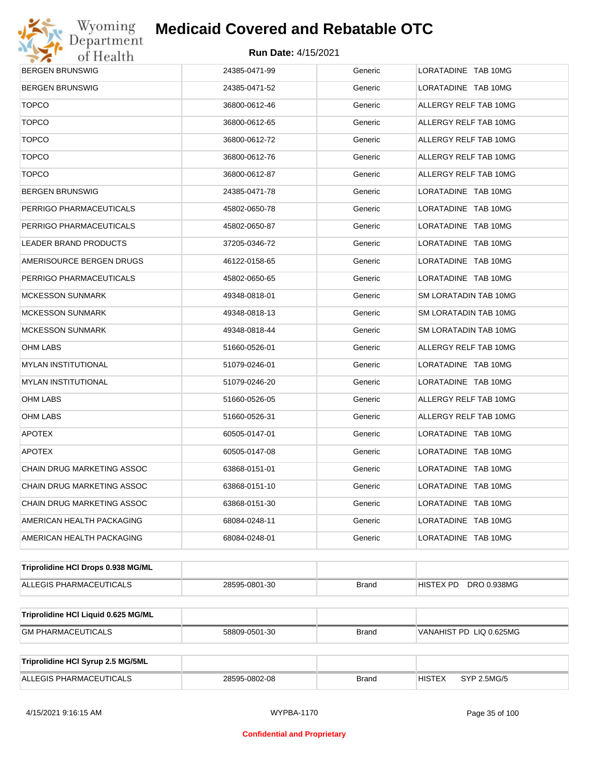| | | | |
|---|---|---|---|
| BERGEN BRUNSWIG | 24385-0471-99 | Generic | LORATADINE TAB 10MG |
| BERGEN BRUNSWIG | 24385-0471-52 | Generic | LORATADINE TAB 10MG |
| TOPCO | 36800-0612-46 | Generic | ALLERGY RELF TAB 10MG |
| TOPCO | 36800-0612-65 | Generic | ALLERGY RELF TAB 10MG |
| TOPCO | 36800-0612-72 | Generic | ALLERGY RELF TAB 10MG |
| TOPCO | 36800-0612-76 | Generic | ALLERGY RELF TAB 10MG |
| TOPCO | 36800-0612-87 | Generic | ALLERGY RELF TAB 10MG |
| BERGEN BRUNSWIG | 24385-0471-78 | Generic | LORATADINE TAB 10MG |
| PERRIGO PHARMACEUTICALS | 45802-0650-78 | Generic | LORATADINE TAB 10MG |
| PERRIGO PHARMACEUTICALS | 45802-0650-87 | Generic | LORATADINE TAB 10MG |
| LEADER BRAND PRODUCTS | 37205-0346-72 | Generic | LORATADINE TAB 10MG |
| AMERISOURCE BERGEN DRUGS | 46122-0158-65 | Generic | LORATADINE TAB 10MG |
| PERRIGO PHARMACEUTICALS | 45802-0650-65 | Generic | LORATADINE TAB 10MG |
| MCKESSON SUNMARK | 49348-0818-01 | Generic | SM LORATADIN TAB 10MG |
| MCKESSON SUNMARK | 49348-0818-13 | Generic | SM LORATADIN TAB 10MG |
| MCKESSON SUNMARK | 49348-0818-44 | Generic | SM LORATADIN TAB 10MG |
| OHM LABS | 51660-0526-01 | Generic | ALLERGY RELF TAB 10MG |
| MYLAN INSTITUTIONAL | 51079-0246-01 | Generic | LORATADINE TAB 10MG |
| MYLAN INSTITUTIONAL | 51079-0246-20 | Generic | LORATADINE TAB 10MG |
| OHM LABS | 51660-0526-05 | Generic | ALLERGY RELF TAB 10MG |
| OHM LABS | 51660-0526-31 | Generic | ALLERGY RELF TAB 10MG |
| APOTEX | 60505-0147-01 | Generic | LORATADINE TAB 10MG |
| APOTEX | 60505-0147-08 | Generic | LORATADINE TAB 10MG |
| CHAIN DRUG MARKETING ASSOC | 63868-0151-01 | Generic | LORATADINE TAB 10MG |
| CHAIN DRUG MARKETING ASSOC | 63868-0151-10 | Generic | LORATADINE TAB 10MG |
| CHAIN DRUG MARKETING ASSOC | 63868-0151-30 | Generic | LORATADINE TAB 10MG |
| AMERICAN HEALTH PACKAGING | 68084-0248-11 | Generic | LORATADINE TAB 10MG |
| AMERICAN HEALTH PACKAGING | 68084-0248-01 | Generic | LORATADINE TAB 10MG |

| Triprolidine HCl Drops 0.938 MG/ML | | | |
|---|---|---|---|
| ALLEGIS PHARMACEUTICALS | 28595-0801-30 | Brand | HISTEX PD DRO 0.938MG |

| Triprolidine HCl Liquid 0.625 MG/ML | | | |
|---|---|---|---|
| GM PHARMACEUTICALS | 58809-0501-30 | Brand | VANAHIST PD LIQ 0.625MG |

| Triprolidine HCl Syrup 2.5 MG/5ML | | | |
|---|---|---|---|
| ALLEGIS PHARMACEUTICALS | 28595-0802-08 | Brand | HISTEX SYP 2.5MG/5 |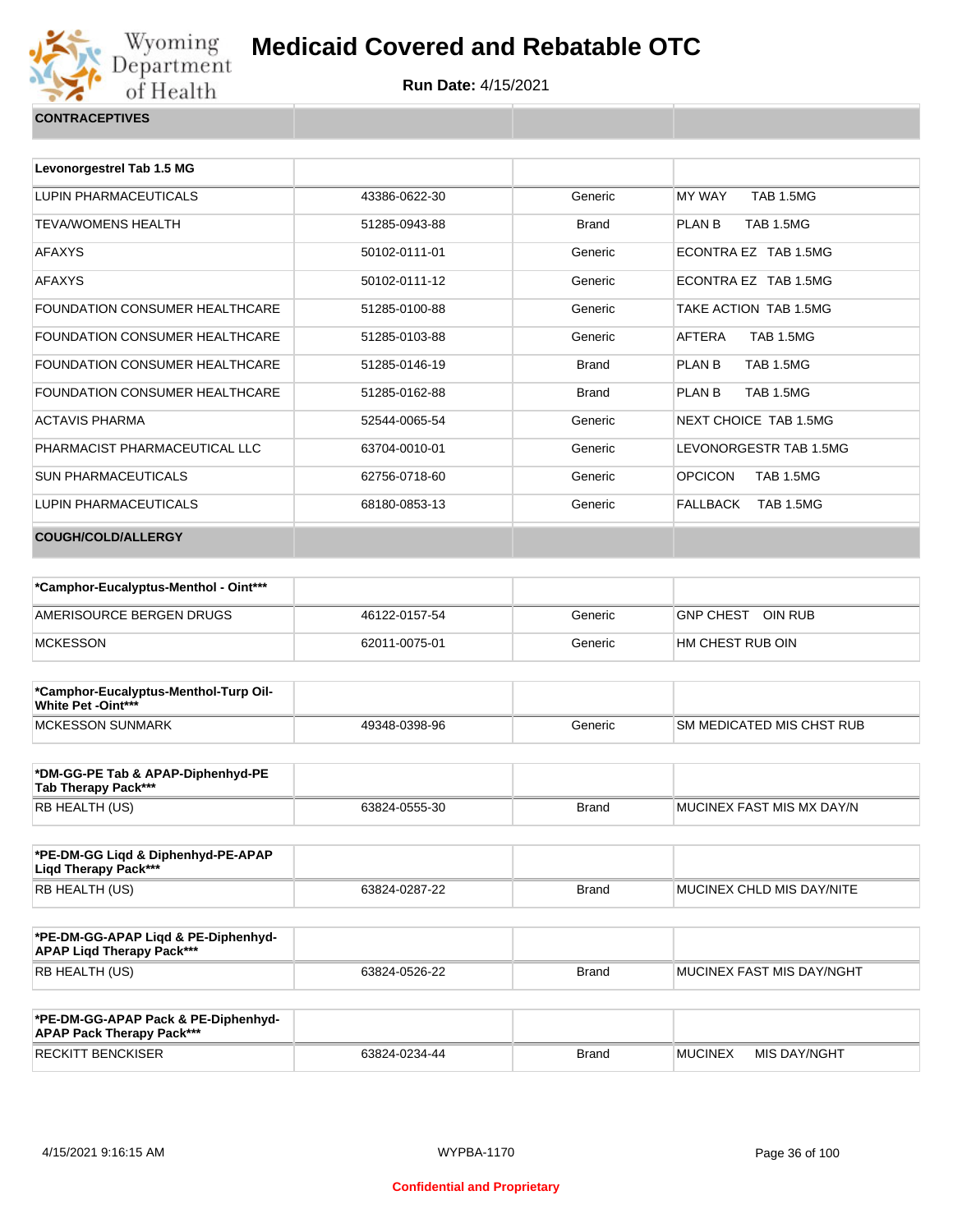# Medicaid Covered and Rebatable OTC

**Run Date:** 4/15/2021

**CONTRACEPTIVES**

| **Levonorgestrel Tab 1.5 MG** | | | |
|---|---|---|---|
| LUPIN PHARMACEUTICALS | 43386-0622-30 | Generic | MY WAY TAB 1.5MG |
| TEVA/WOMENS HEALTH | 51285-0943-88 | Brand | PLAN B TAB 1.5MG |
| AFAXYS | 50102-0111-01 | Generic | ECONTRA EZ TAB 1.5MG |
| AFAXYS | 50102-0111-12 | Generic | ECONTRA EZ TAB 1.5MG |
| FOUNDATION CONSUMER HEALTHCARE | 51285-0100-88 | Generic | TAKE ACTION TAB 1.5MG |
| FOUNDATION CONSUMER HEALTHCARE | 51285-0103-88 | Generic | AFTERA TAB 1.5MG |
| FOUNDATION CONSUMER HEALTHCARE | 51285-0146-19 | Brand | PLAN B TAB 1.5MG |
| FOUNDATION CONSUMER HEALTHCARE | 51285-0162-88 | Brand | PLAN B TAB 1.5MG |
| ACTAVIS PHARMA | 52544-0065-54 | Generic | NEXT CHOICE TAB 1.5MG |
| PHARMACIST PHARMACEUTICAL LLC | 63704-0010-01 | Generic | LEVONORGESTR TAB 1.5MG |
| SUN PHARMACEUTICALS | 62756-0718-60 | Generic | OPCICON TAB 1.5MG |
| LUPIN PHARMACEUTICALS | 68180-0853-13 | Generic | FALLBACK TAB 1.5MG |

**COUGH/COLD/ALLERGY**

| ***Camphor-Eucalyptus-Menthol - Oint*** ** | | | |
|---|---|---|---|
| AMERISOURCE BERGEN DRUGS | 46122-0157-54 | Generic | GNP CHEST OIN RUB |
| MCKESSON | 62011-0075-01 | Generic | HM CHEST RUB OIN |

| ***Camphor-Eucalyptus-Menthol-Turp Oil-White Pet -Oint*** ** | | | |
|---|---|---|---|
| MCKESSON SUNMARK | 49348-0398-96 | Generic | SM MEDICATED MIS CHST RUB |

| ***DM-GG-PE Tab & APAP-Diphenhyd-PE Tab Therapy Pack*** ** | | | |
|---|---|---|---|
| RB HEALTH (US) | 63824-0555-30 | Brand | MUCINEX FAST MIS MX DAY/N |

| ***PE-DM-GG Liqd & Diphenhyd-PE-APAP Liqd Therapy Pack*** ** | | | |
|---|---|---|---|
| RB HEALTH (US) | 63824-0287-22 | Brand | MUCINEX CHLD MIS DAY/NITE |

| ***PE-DM-GG-APAP Liqd & PE-Diphenhyd-APAP Liqd Therapy Pack*** ** | | | |
|---|---|---|---|
| RB HEALTH (US) | 63824-0526-22 | Brand | MUCINEX FAST MIS DAY/NGHT |

| ***PE-DM-GG-APAP Pack & PE-Diphenhyd-APAP Pack Therapy Pack*** ** | | | |
|---|---|---|---|
| RECKITT BENCKISER | 63824-0234-44 | Brand | MUCINEX MIS DAY/NGHT |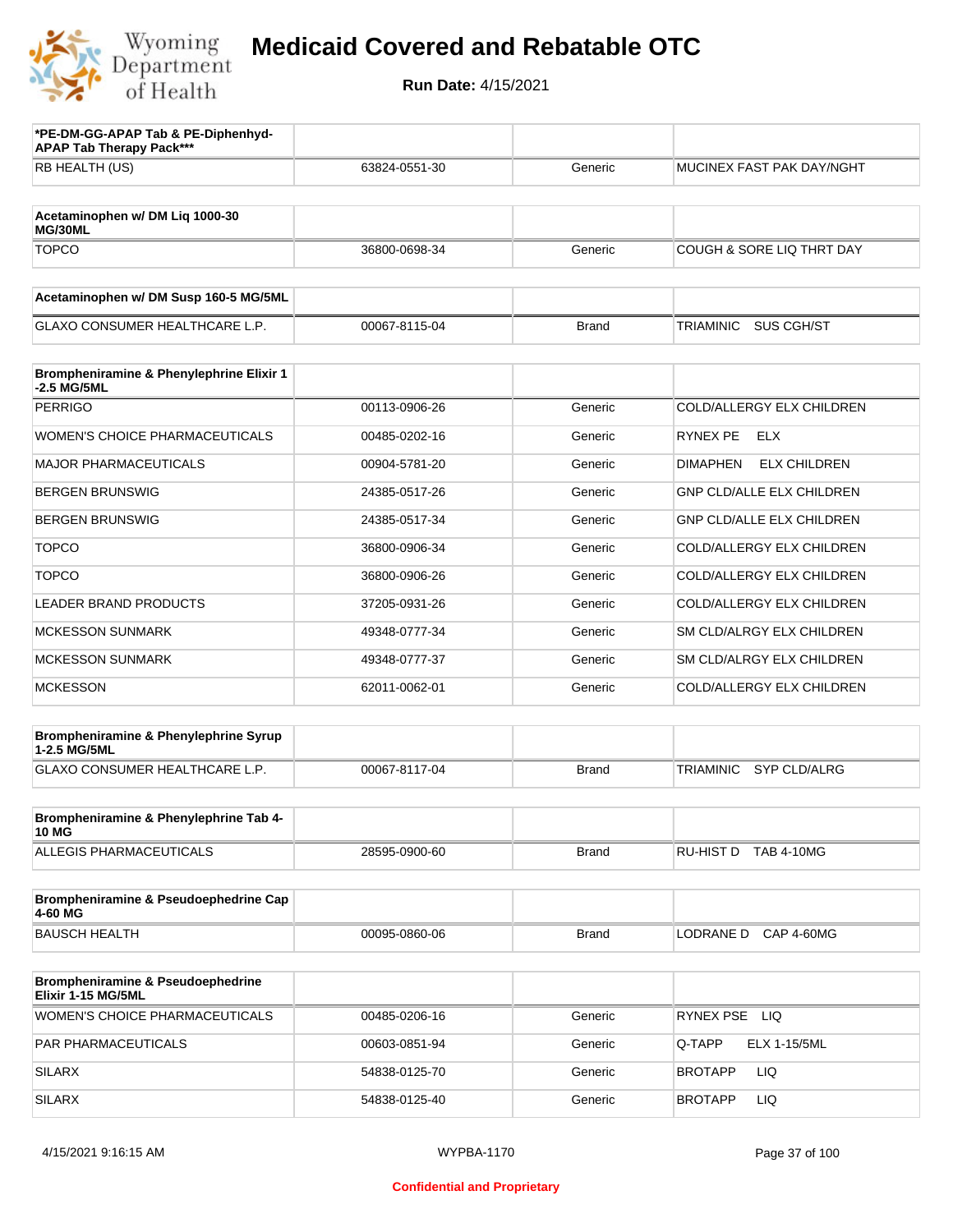| *PE-DM-GG-APAP Tab & PE-Diphenhyd-APAP Tab Therapy Pack*** | | | |
|---|---|---|---|
| RB HEALTH (US) | 63824-0551-30 | Generic | MUCINEX FAST PAK DAY/NGHT |

| Acetaminophen w/ DM Liq 1000-30 MG/30ML | | | |
|---|---|---|---|
| TOPCO | 36800-0698-34 | Generic | COUGH & SORE LIQ THRT DAY |

| Acetaminophen w/ DM Susp 160-5 MG/5ML | | | |
|---|---|---|---|
| GLAXO CONSUMER HEALTHCARE L.P. | 00067-8115-04 | Brand | TRIAMINIC SUS CGH/ST |

| Brompheniramine & Phenylephrine Elixir 1-2.5 MG/5ML | | | |
|---|---|---|---|
| PERRIGO | 00113-0906-26 | Generic | COLD/ALLERGY ELX CHILDREN |
| WOMEN'S CHOICE PHARMACEUTICALS | 00485-0202-16 | Generic | RYNEX PE ELX |
| MAJOR PHARMACEUTICALS | 00904-5781-20 | Generic | DIMAPHEN ELX CHILDREN |
| BERGEN BRUNSWIG | 24385-0517-26 | Generic | GNP CLD/ALLE ELX CHILDREN |
| BERGEN BRUNSWIG | 24385-0517-34 | Generic | GNP CLD/ALLE ELX CHILDREN |
| TOPCO | 36800-0906-34 | Generic | COLD/ALLERGY ELX CHILDREN |
| TOPCO | 36800-0906-26 | Generic | COLD/ALLERGY ELX CHILDREN |
| LEADER BRAND PRODUCTS | 37205-0931-26 | Generic | COLD/ALLERGY ELX CHILDREN |
| MCKESSON SUNMARK | 49348-0777-34 | Generic | SM CLD/ALRGY ELX CHILDREN |
| MCKESSON SUNMARK | 49348-0777-37 | Generic | SM CLD/ALRGY ELX CHILDREN |
| MCKESSON | 62011-0062-01 | Generic | COLD/ALLERGY ELX CHILDREN |

| Brompheniramine & Phenylephrine Syrup 1-2.5 MG/5ML | | | |
|---|---|---|---|
| GLAXO CONSUMER HEALTHCARE L.P. | 00067-8117-04 | Brand | TRIAMINIC SYP CLD/ALRG |

| Brompheniramine & Phenylephrine Tab 4-10 MG | | | |
|---|---|---|---|
| ALLEGIS PHARMACEUTICALS | 28595-0900-60 | Brand | RU-HIST D TAB 4-10MG |

| Brompheniramine & Pseudoephedrine Cap 4-60 MG | | | |
|---|---|---|---|
| BAUSCH HEALTH | 00095-0860-06 | Brand | LODRANE D CAP 4-60MG |

| Brompheniramine & Pseudoephedrine Elixir 1-15 MG/5ML | | | |
|---|---|---|---|
| WOMEN'S CHOICE PHARMACEUTICALS | 00485-0206-16 | Generic | RYNEX PSE LIQ |
| PAR PHARMACEUTICALS | 00603-0851-94 | Generic | Q-TAPP ELX 1-15/5ML |
| SILARX | 54838-0125-70 | Generic | BROTAPP LIQ |
| SILARX | 54838-0125-40 | Generic | BROTAPP LIQ |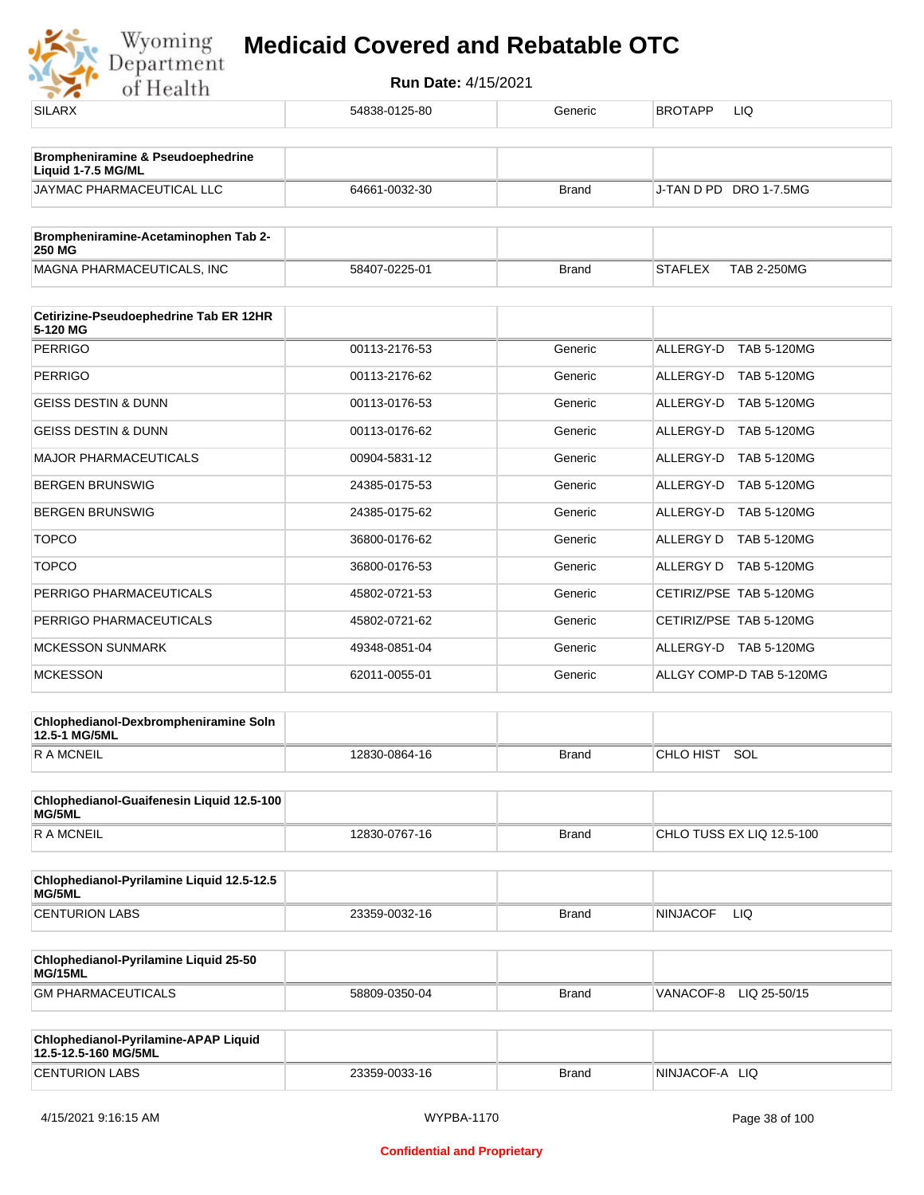| SILARX | 54838-0125-80 | Generic | BROTAPP LIQ |
|---|---|---|---|

| **Brompheniramine & Pseudoephedrine Liquid 1-7.5 MG/ML** | | | |
|---|---|---|---|
| JAYMAC PHARMACEUTICAL LLC | 64661-0032-30 | Brand | J-TAN D PD DRO 1-7.5MG |

| **Brompheniramine-Acetaminophen Tab 2-250 MG** | | | |
|---|---|---|---|
| MAGNA PHARMACEUTICALS, INC | 58407-0225-01 | Brand | STAFLEX TAB 2-250MG |

| **Cetirizine-Pseudoephedrine Tab ER 12HR 5-120 MG** | | | |
|---|---|---|---|
| PERRIGO | 00113-2176-53 | Generic | ALLERGY-D TAB 5-120MG |
| PERRIGO | 00113-2176-62 | Generic | ALLERGY-D TAB 5-120MG |
| GEISS DESTIN & DUNN | 00113-0176-53 | Generic | ALLERGY-D TAB 5-120MG |
| GEISS DESTIN & DUNN | 00113-0176-62 | Generic | ALLERGY-D TAB 5-120MG |
| MAJOR PHARMACEUTICALS | 00904-5831-12 | Generic | ALLERGY-D TAB 5-120MG |
| BERGEN BRUNSWIG | 24385-0175-53 | Generic | ALLERGY-D TAB 5-120MG |
| BERGEN BRUNSWIG | 24385-0175-62 | Generic | ALLERGY-D TAB 5-120MG |
| TOPCO | 36800-0176-62 | Generic | ALLERGY D TAB 5-120MG |
| TOPCO | 36800-0176-53 | Generic | ALLERGY D TAB 5-120MG |
| PERRIGO PHARMACEUTICALS | 45802-0721-53 | Generic | CETIRIZ/PSE TAB 5-120MG |
| PERRIGO PHARMACEUTICALS | 45802-0721-62 | Generic | CETIRIZ/PSE TAB 5-120MG |
| MCKESSON SUNMARK | 49348-0851-04 | Generic | ALLERGY-D TAB 5-120MG |
| MCKESSON | 62011-0055-01 | Generic | ALLGY COMP-D TAB 5-120MG |

| **Chlophedianol-Dexbrompheniramine Soln 12.5-1 MG/5ML** | | | |
|---|---|---|---|
| R A MCNEIL | 12830-0864-16 | Brand | CHLO HIST SOL |

| **Chlophedianol-Guaifenesin Liquid 12.5-100 MG/5ML** | | | |
|---|---|---|---|
| R A MCNEIL | 12830-0767-16 | Brand | CHLO TUSS EX LIQ 12.5-100 |

| **Chlophedianol-Pyrilamine Liquid 12.5-12.5 MG/5ML** | | | |
|---|---|---|---|
| CENTURION LABS | 23359-0032-16 | Brand | NINJACOF LIQ |

| **Chlophedianol-Pyrilamine Liquid 25-50 MG/15ML** | | | |
|---|---|---|---|
| GM PHARMACEUTICALS | 58809-0350-04 | Brand | VANACOF-8 LIQ 25-50/15 |

| **Chlophedianol-Pyrilamine-APAP Liquid 12.5-12.5-160 MG/5ML** | | | |
|---|---|---|---|
| CENTURION LABS | 23359-0033-16 | Brand | NINJACOF-A LIQ |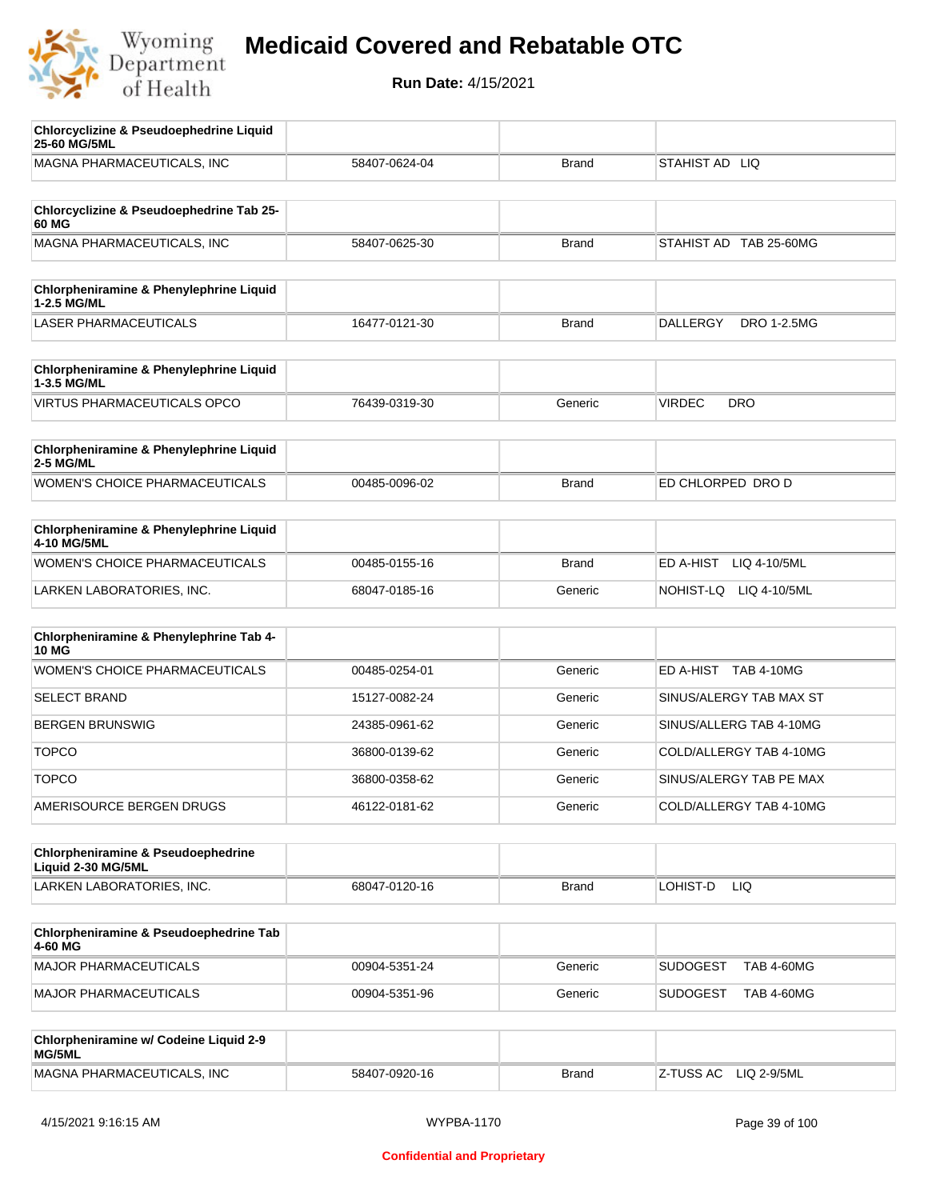# Medicaid Covered and Rebatable OTC

**Run Date:** 4/15/2021

| Chlorcyclizine & Pseudoephedrine Liquid 25-60 MG/5ML | | | |
|---|---|---|---|
| MAGNA PHARMACEUTICALS, INC | 58407-0624-04 | Brand | STAHIST AD LIQ |

| Chlorcyclizine & Pseudoephedrine Tab 25-60 MG | | | |
|---|---|---|---|
| MAGNA PHARMACEUTICALS, INC | 58407-0625-30 | Brand | STAHIST AD TAB 25-60MG |

| Chlorpheniramine & Phenylephrine Liquid 1-2.5 MG/ML | | | |
|---|---|---|---|
| LASER PHARMACEUTICALS | 16477-0121-30 | Brand | DALLERGY DRO 1-2.5MG |

| Chlorpheniramine & Phenylephrine Liquid 1-3.5 MG/ML | | | |
|---|---|---|---|
| VIRTUS PHARMACEUTICALS OPCO | 76439-0319-30 | Generic | VIRDEC DRO |

| Chlorpheniramine & Phenylephrine Liquid 2-5 MG/ML | | | |
|---|---|---|---|
| WOMEN'S CHOICE PHARMACEUTICALS | 00485-0096-02 | Brand | ED CHLORPED DRO D |

| Chlorpheniramine & Phenylephrine Liquid 4-10 MG/5ML | | | |
|---|---|---|---|
| WOMEN'S CHOICE PHARMACEUTICALS | 00485-0155-16 | Brand | ED A-HIST LIQ 4-10/5ML |
| LARKEN LABORATORIES, INC. | 68047-0185-16 | Generic | NOHIST-LQ LIQ 4-10/5ML |

| Chlorpheniramine & Phenylephrine Tab 4-10 MG | | | |
|---|---|---|---|
| WOMEN'S CHOICE PHARMACEUTICALS | 00485-0254-01 | Generic | ED A-HIST TAB 4-10MG |
| SELECT BRAND | 15127-0082-24 | Generic | SINUS/ALERGY TAB MAX ST |
| BERGEN BRUNSWIG | 24385-0961-62 | Generic | SINUS/ALLERG TAB 4-10MG |
| TOPCO | 36800-0139-62 | Generic | COLD/ALLERGY TAB 4-10MG |
| TOPCO | 36800-0358-62 | Generic | SINUS/ALERGY TAB PE MAX |
| AMERISOURCE BERGEN DRUGS | 46122-0181-62 | Generic | COLD/ALLERGY TAB 4-10MG |

| Chlorpheniramine & Pseudoephedrine Liquid 2-30 MG/5ML | | | |
|---|---|---|---|
| LARKEN LABORATORIES, INC. | 68047-0120-16 | Brand | LOHIST-D LIQ |

| Chlorpheniramine & Pseudoephedrine Tab 4-60 MG | | | |
|---|---|---|---|
| MAJOR PHARMACEUTICALS | 00904-5351-24 | Generic | SUDOGEST TAB 4-60MG |
| MAJOR PHARMACEUTICALS | 00904-5351-96 | Generic | SUDOGEST TAB 4-60MG |

| Chlorpheniramine w/ Codeine Liquid 2-9 MG/5ML | | | |
|---|---|---|---|
| MAGNA PHARMACEUTICALS, INC | 58407-0920-16 | Brand | Z-TUSS AC LIQ 2-9/5ML |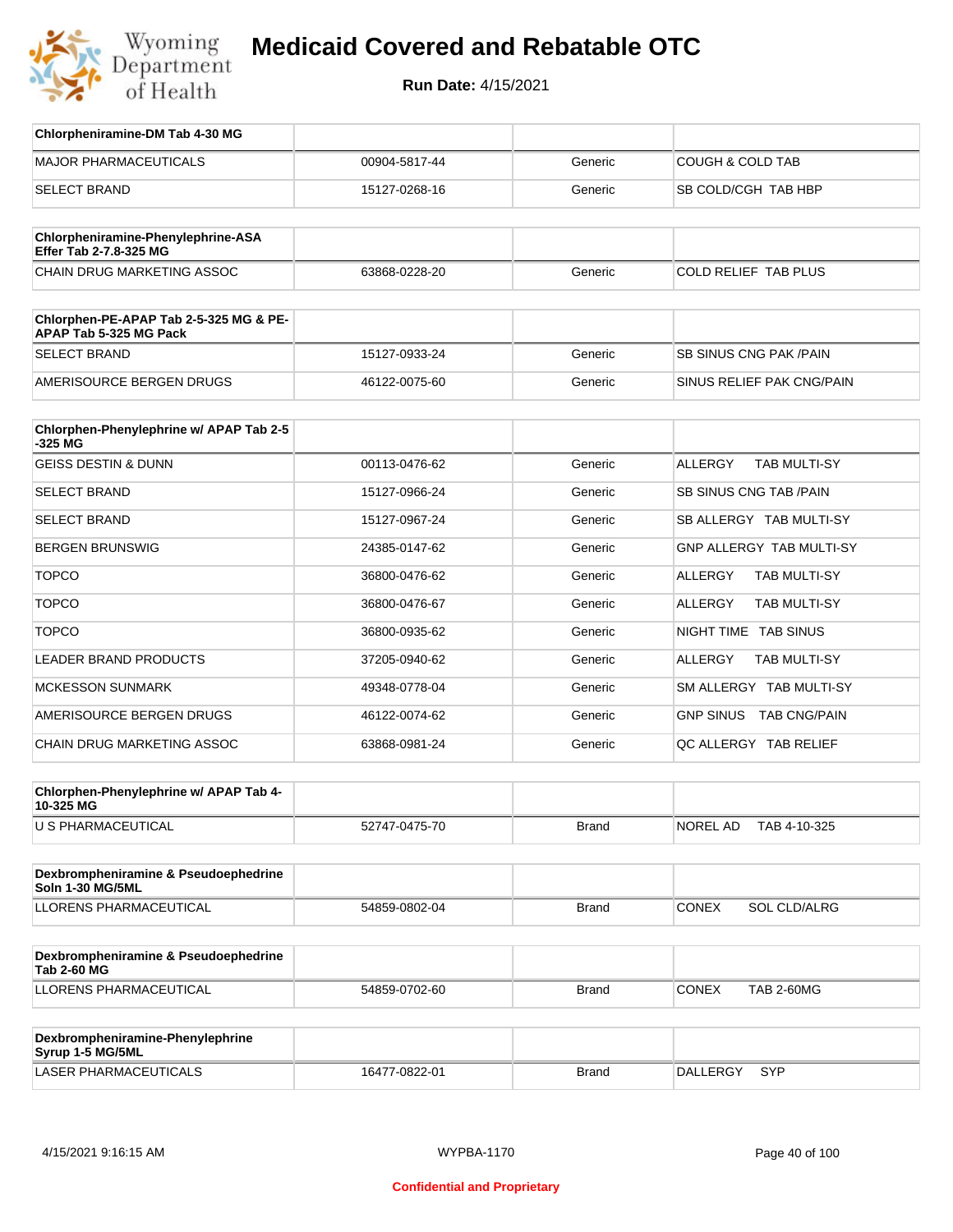# Medicaid Covered and Rebatable OTC

**Run Date:** 4/15/2021

| Chlorpheniramine-DM Tab 4-30 MG | | | |
|---|---|---|---|
| MAJOR PHARMACEUTICALS | 00904-5817-44 | Generic | COUGH & COLD TAB |
| SELECT BRAND | 15127-0268-16 | Generic | SB COLD/CGH TAB HBP |

| Chlorpheniramine-Phenylephrine-ASA Effer Tab 2-7.8-325 MG | | | |
|---|---|---|---|
| CHAIN DRUG MARKETING ASSOC | 63868-0228-20 | Generic | COLD RELIEF TAB PLUS |

| Chlorphen-PE-APAP Tab 2-5-325 MG & PE-APAP Tab 5-325 MG Pack | | | |
|---|---|---|---|
| SELECT BRAND | 15127-0933-24 | Generic | SB SINUS CNG PAK /PAIN |
| AMERISOURCE BERGEN DRUGS | 46122-0075-60 | Generic | SINUS RELIEF PAK CNG/PAIN |

| Chlorphen-Phenylephrine w/ APAP Tab 2-5-325 MG | | | |
|---|---|---|---|
| GEISS DESTIN & DUNN | 00113-0476-62 | Generic | ALLERGY TAB MULTI-SY |
| SELECT BRAND | 15127-0966-24 | Generic | SB SINUS CNG TAB /PAIN |
| SELECT BRAND | 15127-0967-24 | Generic | SB ALLERGY TAB MULTI-SY |
| BERGEN BRUNSWIG | 24385-0147-62 | Generic | GNP ALLERGY TAB MULTI-SY |
| TOPCO | 36800-0476-62 | Generic | ALLERGY TAB MULTI-SY |
| TOPCO | 36800-0476-67 | Generic | ALLERGY TAB MULTI-SY |
| TOPCO | 36800-0935-62 | Generic | NIGHT TIME TAB SINUS |
| LEADER BRAND PRODUCTS | 37205-0940-62 | Generic | ALLERGY TAB MULTI-SY |
| MCKESSON SUNMARK | 49348-0778-04 | Generic | SM ALLERGY TAB MULTI-SY |
| AMERISOURCE BERGEN DRUGS | 46122-0074-62 | Generic | GNP SINUS TAB CNG/PAIN |
| CHAIN DRUG MARKETING ASSOC | 63868-0981-24 | Generic | QC ALLERGY TAB RELIEF |

| Chlorphen-Phenylephrine w/ APAP Tab 4-10-325 MG | | | |
|---|---|---|---|
| U S PHARMACEUTICAL | 52747-0475-70 | Brand | NOREL AD TAB 4-10-325 |

| Dexbrompheniramine & Pseudoephedrine Soln 1-30 MG/5ML | | | |
|---|---|---|---|
| LLORENS PHARMACEUTICAL | 54859-0802-04 | Brand | CONEX SOL CLD/ALRG |

| Dexbrompheniramine & Pseudoephedrine Tab 2-60 MG | | | |
|---|---|---|---|
| LLORENS PHARMACEUTICAL | 54859-0702-60 | Brand | CONEX TAB 2-60MG |

| Dexbrompheniramine-Phenylephrine Syrup 1-5 MG/5ML | | | |
|---|---|---|---|
| LASER PHARMACEUTICALS | 16477-0822-01 | Brand | DALLERGY SYP |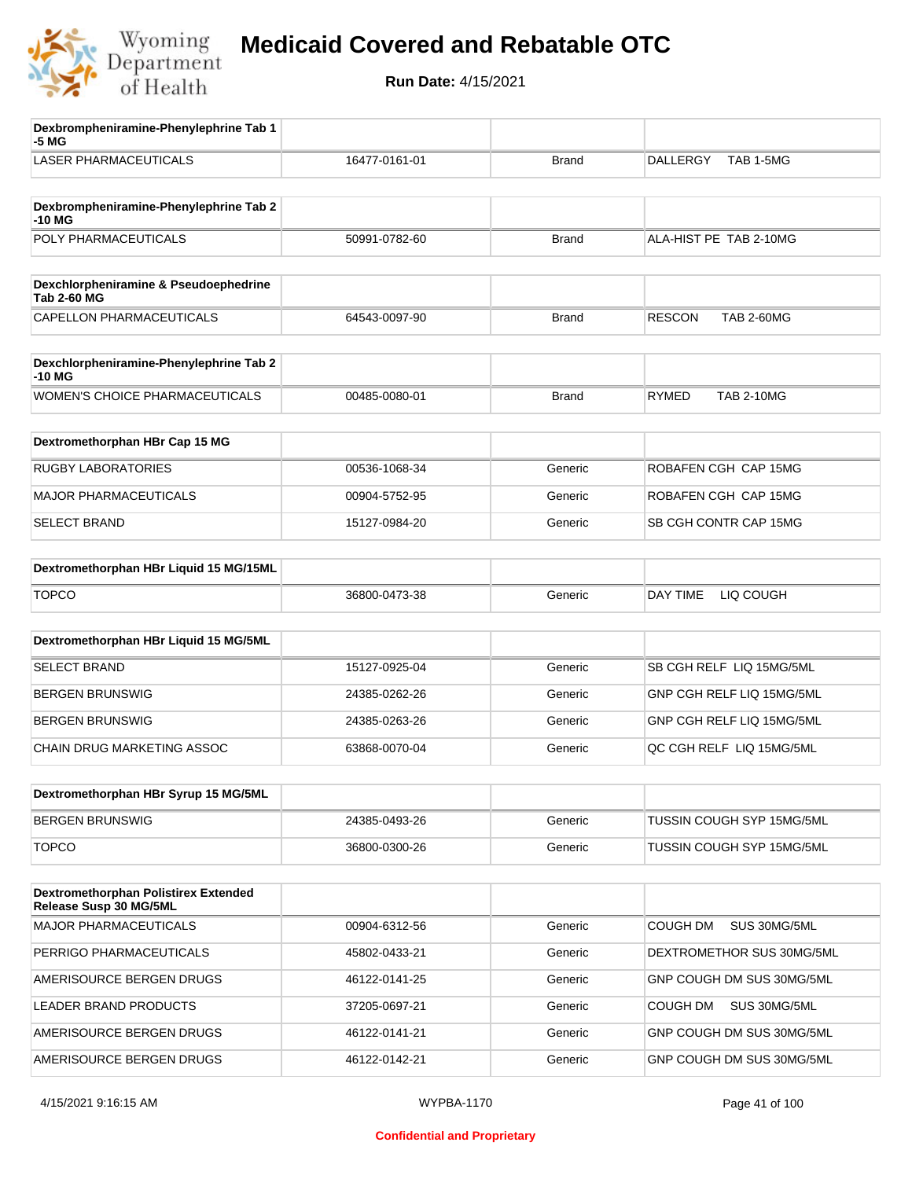# Medicaid Covered and Rebatable OTC

**Run Date:** 4/15/2021

| Dexbrompheniramine-Phenylephrine Tab 1-5 MG | | | |
|---|---|---|---|
| LASER PHARMACEUTICALS | 16477-0161-01 | Brand | DALLERGY TAB 1-5MG |

| Dexbrompheniramine-Phenylephrine Tab 2-10 MG | | | |
|---|---|---|---|
| POLY PHARMACEUTICALS | 50991-0782-60 | Brand | ALA-HIST PE TAB 2-10MG |

| Dexchlorpheniramine & Pseudoephedrine Tab 2-60 MG | | | |
|---|---|---|---|
| CAPELLON PHARMACEUTICALS | 64543-0097-90 | Brand | RESCON TAB 2-60MG |

| Dexchlorpheniramine-Phenylephrine Tab 2-10 MG | | | |
|---|---|---|---|
| WOMEN'S CHOICE PHARMACEUTICALS | 00485-0080-01 | Brand | RYMED TAB 2-10MG |

| Dextromethorphan HBr Cap 15 MG | | | |
|---|---|---|---|
| RUGBY LABORATORIES | 00536-1068-34 | Generic | ROBAFEN CGH CAP 15MG |
| MAJOR PHARMACEUTICALS | 00904-5752-95 | Generic | ROBAFEN CGH CAP 15MG |
| SELECT BRAND | 15127-0984-20 | Generic | SB CGH CONTR CAP 15MG |

| Dextromethorphan HBr Liquid 15 MG/15ML | | | |
|---|---|---|---|
| TOPCO | 36800-0473-38 | Generic | DAY TIME LIQ COUGH |

| Dextromethorphan HBr Liquid 15 MG/5ML | | | |
|---|---|---|---|
| SELECT BRAND | 15127-0925-04 | Generic | SB CGH RELF LIQ 15MG/5ML |
| BERGEN BRUNSWIG | 24385-0262-26 | Generic | GNP CGH RELF LIQ 15MG/5ML |
| BERGEN BRUNSWIG | 24385-0263-26 | Generic | GNP CGH RELF LIQ 15MG/5ML |
| CHAIN DRUG MARKETING ASSOC | 63868-0070-04 | Generic | QC CGH RELF LIQ 15MG/5ML |

| Dextromethorphan HBr Syrup 15 MG/5ML | | | |
|---|---|---|---|
| BERGEN BRUNSWIG | 24385-0493-26 | Generic | TUSSIN COUGH SYP 15MG/5ML |
| TOPCO | 36800-0300-26 | Generic | TUSSIN COUGH SYP 15MG/5ML |

| Dextromethorphan Polistirex Extended Release Susp 30 MG/5ML | | | |
|---|---|---|---|
| MAJOR PHARMACEUTICALS | 00904-6312-56 | Generic | COUGH DM SUS 30MG/5ML |
| PERRIGO PHARMACEUTICALS | 45802-0433-21 | Generic | DEXTROMETHOR SUS 30MG/5ML |
| AMERISOURCE BERGEN DRUGS | 46122-0141-25 | Generic | GNP COUGH DM SUS 30MG/5ML |
| LEADER BRAND PRODUCTS | 37205-0697-21 | Generic | COUGH DM SUS 30MG/5ML |
| AMERISOURCE BERGEN DRUGS | 46122-0141-21 | Generic | GNP COUGH DM SUS 30MG/5ML |
| AMERISOURCE BERGEN DRUGS | 46122-0142-21 | Generic | GNP COUGH DM SUS 30MG/5ML |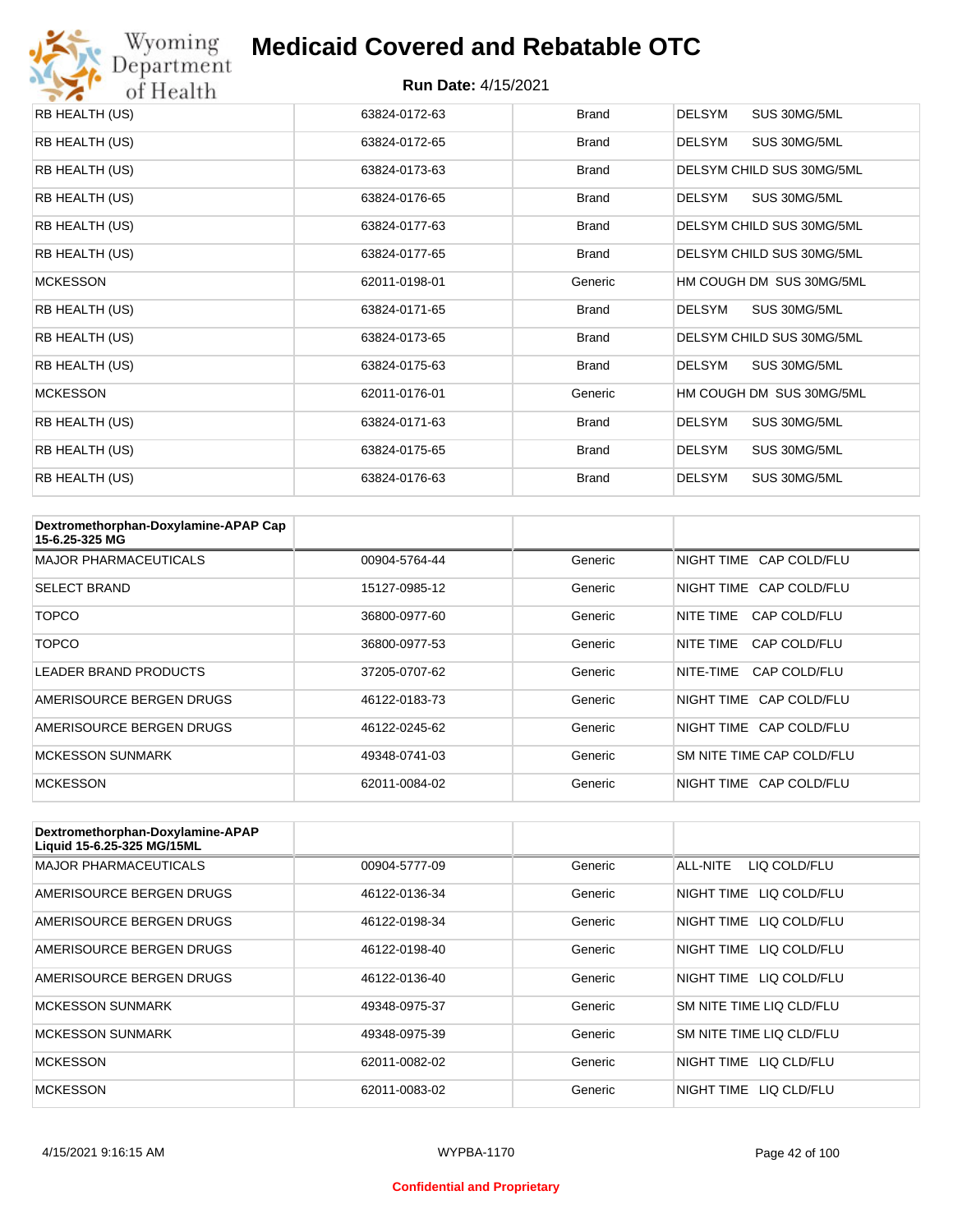| | | | |
|---|---|---|---|
| RB HEALTH (US) | 63824-0172-63 | Brand | DELSYM SUS 30MG/5ML |
| RB HEALTH (US) | 63824-0172-65 | Brand | DELSYM SUS 30MG/5ML |
| RB HEALTH (US) | 63824-0173-63 | Brand | DELSYM CHILD SUS 30MG/5ML |
| RB HEALTH (US) | 63824-0176-65 | Brand | DELSYM SUS 30MG/5ML |
| RB HEALTH (US) | 63824-0177-63 | Brand | DELSYM CHILD SUS 30MG/5ML |
| RB HEALTH (US) | 63824-0177-65 | Brand | DELSYM CHILD SUS 30MG/5ML |
| MCKESSON | 62011-0198-01 | Generic | HM COUGH DM SUS 30MG/5ML |
| RB HEALTH (US) | 63824-0171-65 | Brand | DELSYM SUS 30MG/5ML |
| RB HEALTH (US) | 63824-0173-65 | Brand | DELSYM CHILD SUS 30MG/5ML |
| RB HEALTH (US) | 63824-0175-63 | Brand | DELSYM SUS 30MG/5ML |
| MCKESSON | 62011-0176-01 | Generic | HM COUGH DM SUS 30MG/5ML |
| RB HEALTH (US) | 63824-0171-63 | Brand | DELSYM SUS 30MG/5ML |
| RB HEALTH (US) | 63824-0175-65 | Brand | DELSYM SUS 30MG/5ML |
| RB HEALTH (US) | 63824-0176-63 | Brand | DELSYM SUS 30MG/5ML |

| Dextromethorphan-Doxylamine-APAP Cap 15-6.25-325 MG | | | |
|---|---|---|---|
| MAJOR PHARMACEUTICALS | 00904-5764-44 | Generic | NIGHT TIME CAP COLD/FLU |
| SELECT BRAND | 15127-0985-12 | Generic | NIGHT TIME CAP COLD/FLU |
| TOPCO | 36800-0977-60 | Generic | NITE TIME CAP COLD/FLU |
| TOPCO | 36800-0977-53 | Generic | NITE TIME CAP COLD/FLU |
| LEADER BRAND PRODUCTS | 37205-0707-62 | Generic | NITE-TIME CAP COLD/FLU |
| AMERISOURCE BERGEN DRUGS | 46122-0183-73 | Generic | NIGHT TIME CAP COLD/FLU |
| AMERISOURCE BERGEN DRUGS | 46122-0245-62 | Generic | NIGHT TIME CAP COLD/FLU |
| MCKESSON SUNMARK | 49348-0741-03 | Generic | SM NITE TIME CAP COLD/FLU |
| MCKESSON | 62011-0084-02 | Generic | NIGHT TIME CAP COLD/FLU |

| Dextromethorphan-Doxylamine-APAP Liquid 15-6.25-325 MG/15ML | | | |
|---|---|---|---|
| MAJOR PHARMACEUTICALS | 00904-5777-09 | Generic | ALL-NITE LIQ COLD/FLU |
| AMERISOURCE BERGEN DRUGS | 46122-0136-34 | Generic | NIGHT TIME LIQ COLD/FLU |
| AMERISOURCE BERGEN DRUGS | 46122-0198-34 | Generic | NIGHT TIME LIQ COLD/FLU |
| AMERISOURCE BERGEN DRUGS | 46122-0198-40 | Generic | NIGHT TIME LIQ COLD/FLU |
| AMERISOURCE BERGEN DRUGS | 46122-0136-40 | Generic | NIGHT TIME LIQ COLD/FLU |
| MCKESSON SUNMARK | 49348-0975-37 | Generic | SM NITE TIME LIQ CLD/FLU |
| MCKESSON SUNMARK | 49348-0975-39 | Generic | SM NITE TIME LIQ CLD/FLU |
| MCKESSON | 62011-0082-02 | Generic | NIGHT TIME LIQ CLD/FLU |
| MCKESSON | 62011-0083-02 | Generic | NIGHT TIME LIQ CLD/FLU |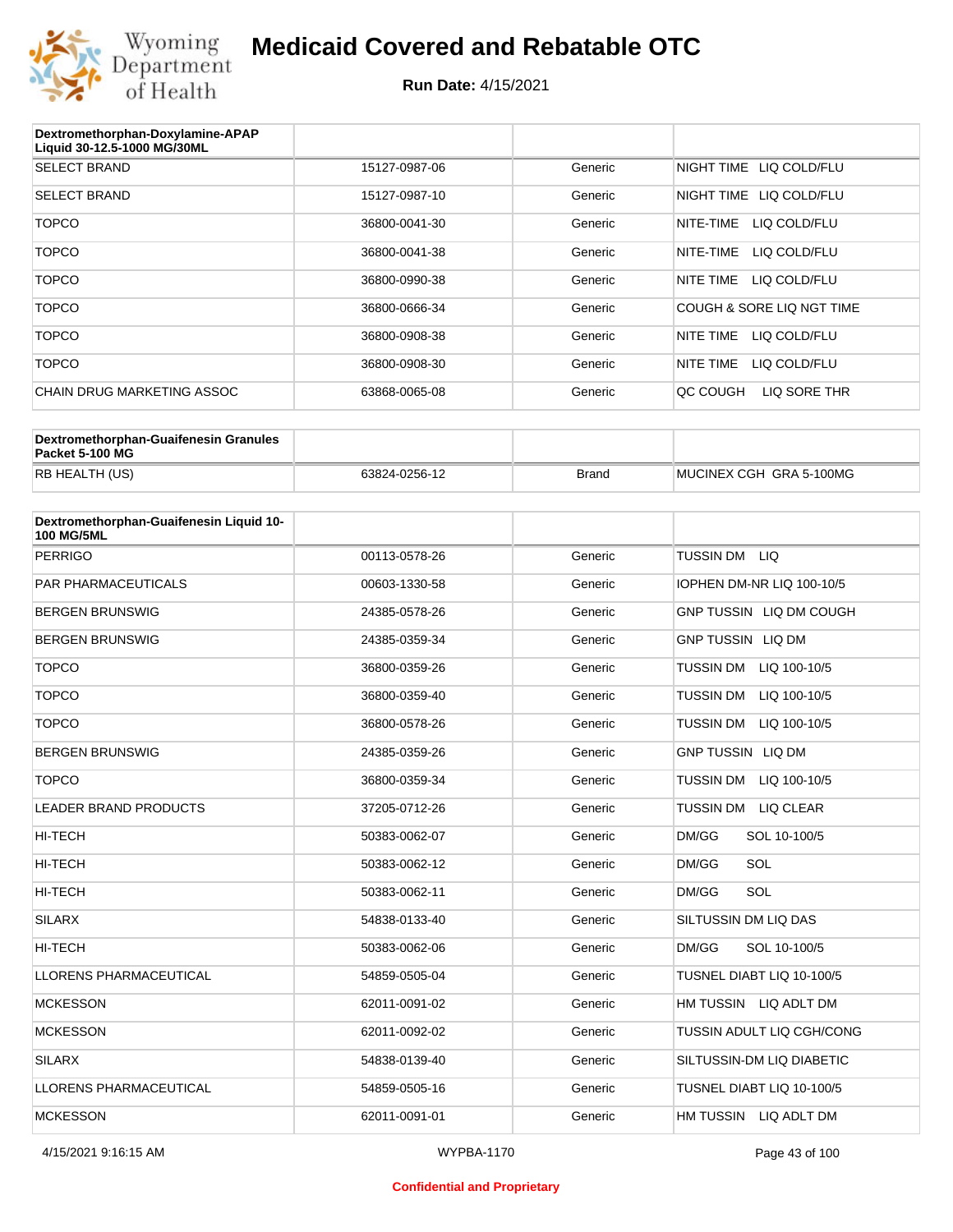# Medicaid Covered and Rebatable OTC

**Run Date:** 4/15/2021

| Dextromethorphan-Doxylamine-APAP Liquid 30-12.5-1000 MG/30ML | | | |
|---|---|---|---|
| SELECT BRAND | 15127-0987-06 | Generic | NIGHT TIME LIQ COLD/FLU |
| SELECT BRAND | 15127-0987-10 | Generic | NIGHT TIME LIQ COLD/FLU |
| TOPCO | 36800-0041-30 | Generic | NITE-TIME LIQ COLD/FLU |
| TOPCO | 36800-0041-38 | Generic | NITE-TIME LIQ COLD/FLU |
| TOPCO | 36800-0990-38 | Generic | NITE TIME LIQ COLD/FLU |
| TOPCO | 36800-0666-34 | Generic | COUGH & SORE LIQ NGT TIME |
| TOPCO | 36800-0908-38 | Generic | NITE TIME LIQ COLD/FLU |
| TOPCO | 36800-0908-30 | Generic | NITE TIME LIQ COLD/FLU |
| CHAIN DRUG MARKETING ASSOC | 63868-0065-08 | Generic | QC COUGH LIQ SORE THR |

| Dextromethorphan-Guaifenesin Granules Packet 5-100 MG | | | |
|---|---|---|---|
| RB HEALTH (US) | 63824-0256-12 | Brand | MUCINEX CGH GRA 5-100MG |

| Dextromethorphan-Guaifenesin Liquid 10-100 MG/5ML | | | |
|---|---|---|---|
| PERRIGO | 00113-0578-26 | Generic | TUSSIN DM LIQ |
| PAR PHARMACEUTICALS | 00603-1330-58 | Generic | IOPHEN DM-NR LIQ 100-10/5 |
| BERGEN BRUNSWIG | 24385-0578-26 | Generic | GNP TUSSIN LIQ DM COUGH |
| BERGEN BRUNSWIG | 24385-0359-34 | Generic | GNP TUSSIN LIQ DM |
| TOPCO | 36800-0359-26 | Generic | TUSSIN DM LIQ 100-10/5 |
| TOPCO | 36800-0359-40 | Generic | TUSSIN DM LIQ 100-10/5 |
| TOPCO | 36800-0578-26 | Generic | TUSSIN DM LIQ 100-10/5 |
| BERGEN BRUNSWIG | 24385-0359-26 | Generic | GNP TUSSIN LIQ DM |
| TOPCO | 36800-0359-34 | Generic | TUSSIN DM LIQ 100-10/5 |
| LEADER BRAND PRODUCTS | 37205-0712-26 | Generic | TUSSIN DM LIQ CLEAR |
| HI-TECH | 50383-0062-07 | Generic | DM/GG SOL 10-100/5 |
| HI-TECH | 50383-0062-12 | Generic | DM/GG SOL |
| HI-TECH | 50383-0062-11 | Generic | DM/GG SOL |
| SILARX | 54838-0133-40 | Generic | SILTUSSIN DM LIQ DAS |
| HI-TECH | 50383-0062-06 | Generic | DM/GG SOL 10-100/5 |
| LLORENS PHARMACEUTICAL | 54859-0505-04 | Generic | TUSNEL DIABT LIQ 10-100/5 |
| MCKESSON | 62011-0091-02 | Generic | HM TUSSIN LIQ ADLT DM |
| MCKESSON | 62011-0092-02 | Generic | TUSSIN ADULT LIQ CGH/CONG |
| SILARX | 54838-0139-40 | Generic | SILTUSSIN-DM LIQ DIABETIC |
| LLORENS PHARMACEUTICAL | 54859-0505-16 | Generic | TUSNEL DIABT LIQ 10-100/5 |
| MCKESSON | 62011-0091-01 | Generic | HM TUSSIN LIQ ADLT DM |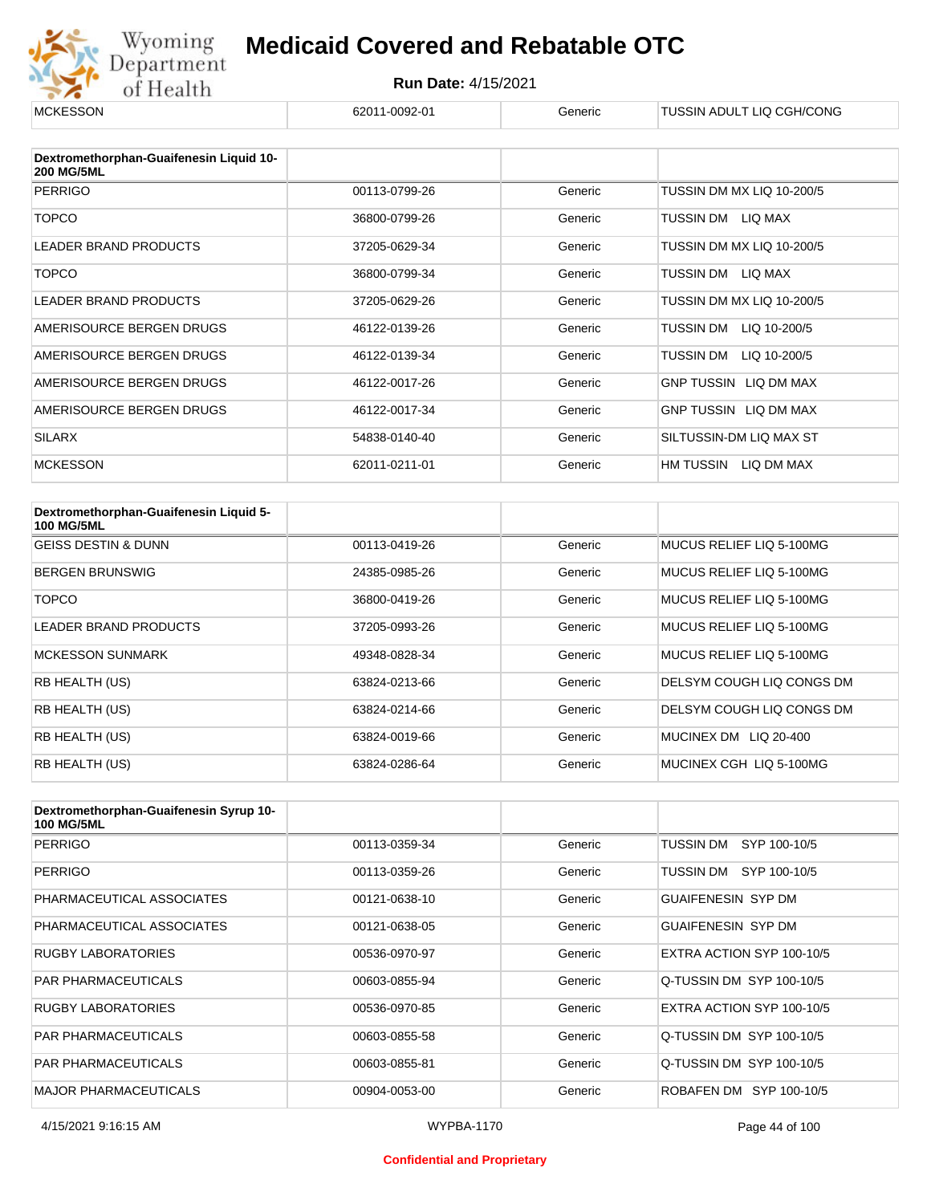| MCKESSON | 62011-0092-01 | Generic | TUSSIN ADULT LIQ CGH/CONG |
|---|---|---|---|

| Dextromethorphan-Guaifenesin Liquid 10-200 MG/5ML | | | |
|---|---|---|---|
| PERRIGO | 00113-0799-26 | Generic | TUSSIN DM MX LIQ 10-200/5 |
| TOPCO | 36800-0799-26 | Generic | TUSSIN DM LIQ MAX |
| LEADER BRAND PRODUCTS | 37205-0629-34 | Generic | TUSSIN DM MX LIQ 10-200/5 |
| TOPCO | 36800-0799-34 | Generic | TUSSIN DM LIQ MAX |
| LEADER BRAND PRODUCTS | 37205-0629-26 | Generic | TUSSIN DM MX LIQ 10-200/5 |
| AMERISOURCE BERGEN DRUGS | 46122-0139-26 | Generic | TUSSIN DM LIQ 10-200/5 |
| AMERISOURCE BERGEN DRUGS | 46122-0139-34 | Generic | TUSSIN DM LIQ 10-200/5 |
| AMERISOURCE BERGEN DRUGS | 46122-0017-26 | Generic | GNP TUSSIN LIQ DM MAX |
| AMERISOURCE BERGEN DRUGS | 46122-0017-34 | Generic | GNP TUSSIN LIQ DM MAX |
| SILARX | 54838-0140-40 | Generic | SILTUSSIN-DM LIQ MAX ST |
| MCKESSON | 62011-0211-01 | Generic | HM TUSSIN LIQ DM MAX |

| Dextromethorphan-Guaifenesin Liquid 5-100 MG/5ML | | | |
|---|---|---|---|
| GEISS DESTIN & DUNN | 00113-0419-26 | Generic | MUCUS RELIEF LIQ 5-100MG |
| BERGEN BRUNSWIG | 24385-0985-26 | Generic | MUCUS RELIEF LIQ 5-100MG |
| TOPCO | 36800-0419-26 | Generic | MUCUS RELIEF LIQ 5-100MG |
| LEADER BRAND PRODUCTS | 37205-0993-26 | Generic | MUCUS RELIEF LIQ 5-100MG |
| MCKESSON SUNMARK | 49348-0828-34 | Generic | MUCUS RELIEF LIQ 5-100MG |
| RB HEALTH (US) | 63824-0213-66 | Generic | DELSYM COUGH LIQ CONGS DM |
| RB HEALTH (US) | 63824-0214-66 | Generic | DELSYM COUGH LIQ CONGS DM |
| RB HEALTH (US) | 63824-0019-66 | Generic | MUCINEX DM LIQ 20-400 |
| RB HEALTH (US) | 63824-0286-64 | Generic | MUCINEX CGH LIQ 5-100MG |

| Dextromethorphan-Guaifenesin Syrup 10-100 MG/5ML | | | |
|---|---|---|---|
| PERRIGO | 00113-0359-34 | Generic | TUSSIN DM SYP 100-10/5 |
| PERRIGO | 00113-0359-26 | Generic | TUSSIN DM SYP 100-10/5 |
| PHARMACEUTICAL ASSOCIATES | 00121-0638-10 | Generic | GUAIFENESIN SYP DM |
| PHARMACEUTICAL ASSOCIATES | 00121-0638-05 | Generic | GUAIFENESIN SYP DM |
| RUGBY LABORATORIES | 00536-0970-97 | Generic | EXTRA ACTION SYP 100-10/5 |
| PAR PHARMACEUTICALS | 00603-0855-94 | Generic | Q-TUSSIN DM SYP 100-10/5 |
| RUGBY LABORATORIES | 00536-0970-85 | Generic | EXTRA ACTION SYP 100-10/5 |
| PAR PHARMACEUTICALS | 00603-0855-58 | Generic | Q-TUSSIN DM SYP 100-10/5 |
| PAR PHARMACEUTICALS | 00603-0855-81 | Generic | Q-TUSSIN DM SYP 100-10/5 |
| MAJOR PHARMACEUTICALS | 00904-0053-00 | Generic | ROBAFEN DM SYP 100-10/5 |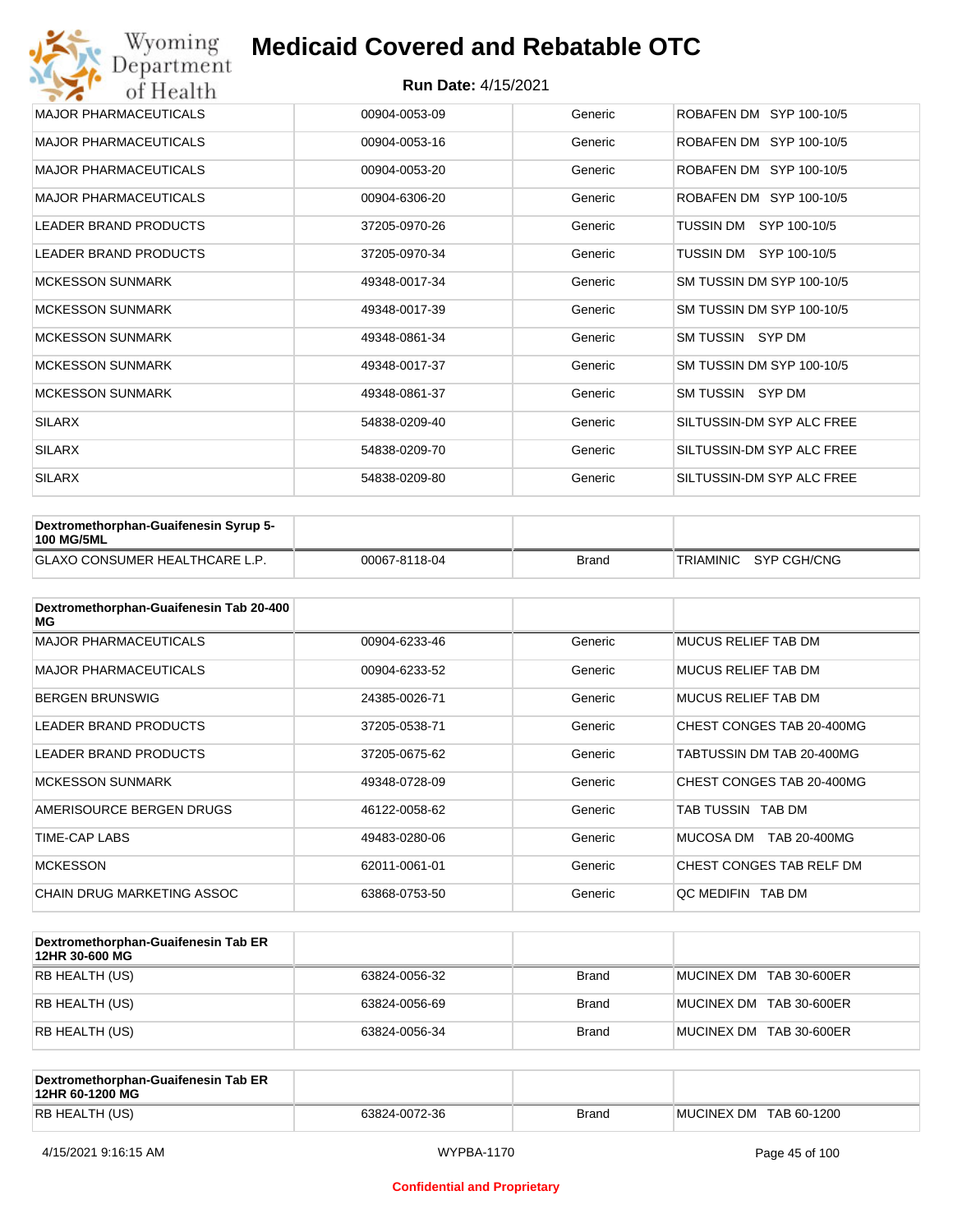| | | | |
|---|---|---|---|
| MAJOR PHARMACEUTICALS | 00904-0053-09 | Generic | ROBAFEN DM SYP 100-10/5 |
| MAJOR PHARMACEUTICALS | 00904-0053-16 | Generic | ROBAFEN DM SYP 100-10/5 |
| MAJOR PHARMACEUTICALS | 00904-0053-20 | Generic | ROBAFEN DM SYP 100-10/5 |
| MAJOR PHARMACEUTICALS | 00904-6306-20 | Generic | ROBAFEN DM SYP 100-10/5 |
| LEADER BRAND PRODUCTS | 37205-0970-26 | Generic | TUSSIN DM SYP 100-10/5 |
| LEADER BRAND PRODUCTS | 37205-0970-34 | Generic | TUSSIN DM SYP 100-10/5 |
| MCKESSON SUNMARK | 49348-0017-34 | Generic | SM TUSSIN DM SYP 100-10/5 |
| MCKESSON SUNMARK | 49348-0017-39 | Generic | SM TUSSIN DM SYP 100-10/5 |
| MCKESSON SUNMARK | 49348-0861-34 | Generic | SM TUSSIN SYP DM |
| MCKESSON SUNMARK | 49348-0017-37 | Generic | SM TUSSIN DM SYP 100-10/5 |
| MCKESSON SUNMARK | 49348-0861-37 | Generic | SM TUSSIN SYP DM |
| SILARX | 54838-0209-40 | Generic | SILTUSSIN-DM SYP ALC FREE |
| SILARX | 54838-0209-70 | Generic | SILTUSSIN-DM SYP ALC FREE |
| SILARX | 54838-0209-80 | Generic | SILTUSSIN-DM SYP ALC FREE |

| Dextromethorphan-Guaifenesin Syrup 5-100 MG/5ML | | | |
|---|---|---|---|
| GLAXO CONSUMER HEALTHCARE L.P. | 00067-8118-04 | Brand | TRIAMINIC SYP CGH/CNG |

| Dextromethorphan-Guaifenesin Tab 20-400 MG | | | |
|---|---|---|---|
| MAJOR PHARMACEUTICALS | 00904-6233-46 | Generic | MUCUS RELIEF TAB DM |
| MAJOR PHARMACEUTICALS | 00904-6233-52 | Generic | MUCUS RELIEF TAB DM |
| BERGEN BRUNSWIG | 24385-0026-71 | Generic | MUCUS RELIEF TAB DM |
| LEADER BRAND PRODUCTS | 37205-0538-71 | Generic | CHEST CONGES TAB 20-400MG |
| LEADER BRAND PRODUCTS | 37205-0675-62 | Generic | TABTUSSIN DM TAB 20-400MG |
| MCKESSON SUNMARK | 49348-0728-09 | Generic | CHEST CONGES TAB 20-400MG |
| AMERISOURCE BERGEN DRUGS | 46122-0058-62 | Generic | TAB TUSSIN TAB DM |
| TIME-CAP LABS | 49483-0280-06 | Generic | MUCOSA DM TAB 20-400MG |
| MCKESSON | 62011-0061-01 | Generic | CHEST CONGES TAB RELF DM |
| CHAIN DRUG MARKETING ASSOC | 63868-0753-50 | Generic | QC MEDIFIN TAB DM |

| Dextromethorphan-Guaifenesin Tab ER 12HR 30-600 MG | | | |
|---|---|---|---|
| RB HEALTH (US) | 63824-0056-32 | Brand | MUCINEX DM TAB 30-600ER |
| RB HEALTH (US) | 63824-0056-69 | Brand | MUCINEX DM TAB 30-600ER |
| RB HEALTH (US) | 63824-0056-34 | Brand | MUCINEX DM TAB 30-600ER |

| Dextromethorphan-Guaifenesin Tab ER 12HR 60-1200 MG | | | |
|---|---|---|---|
| RB HEALTH (US) | 63824-0072-36 | Brand | MUCINEX DM TAB 60-1200 |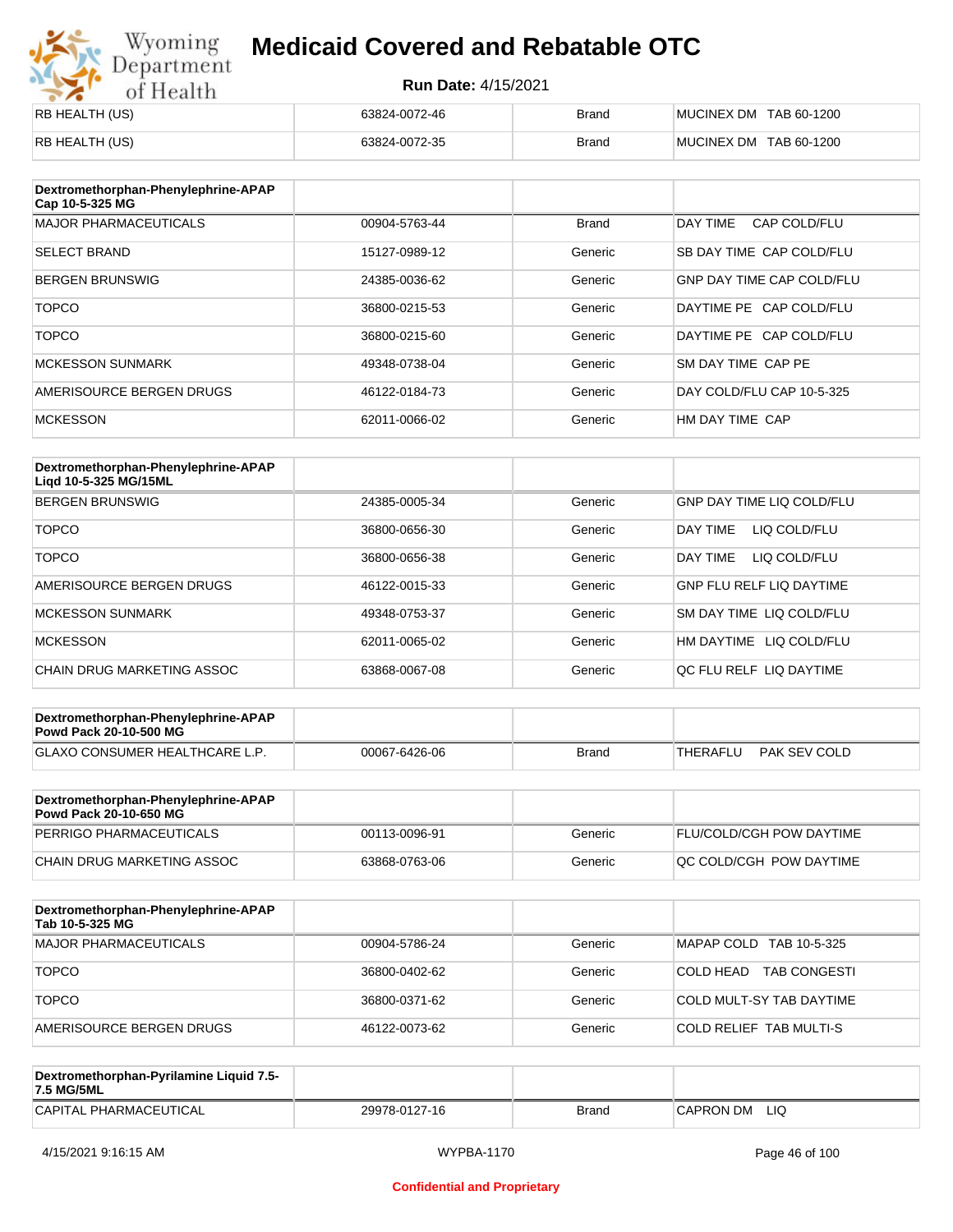| | | | |
|---|---|---|---|
| RB HEALTH (US) | 63824-0072-46 | Brand | MUCINEX DM TAB 60-1200 |
| RB HEALTH (US) | 63824-0072-35 | Brand | MUCINEX DM TAB 60-1200 |

| **Dextromethorphan-Phenylephrine-APAP Cap 10-5-325 MG** | | | |
|---|---|---|---|
| MAJOR PHARMACEUTICALS | 00904-5763-44 | Brand | DAY TIME CAP COLD/FLU |
| SELECT BRAND | 15127-0989-12 | Generic | SB DAY TIME CAP COLD/FLU |
| BERGEN BRUNSWIG | 24385-0036-62 | Generic | GNP DAY TIME CAP COLD/FLU |
| TOPCO | 36800-0215-53 | Generic | DAYTIME PE CAP COLD/FLU |
| TOPCO | 36800-0215-60 | Generic | DAYTIME PE CAP COLD/FLU |
| MCKESSON SUNMARK | 49348-0738-04 | Generic | SM DAY TIME CAP PE |
| AMERISOURCE BERGEN DRUGS | 46122-0184-73 | Generic | DAY COLD/FLU CAP 10-5-325 |
| MCKESSON | 62011-0066-02 | Generic | HM DAY TIME CAP |

| **Dextromethorphan-Phenylephrine-APAP Liqd 10-5-325 MG/15ML** | | | |
|---|---|---|---|
| BERGEN BRUNSWIG | 24385-0005-34 | Generic | GNP DAY TIME LIQ COLD/FLU |
| TOPCO | 36800-0656-30 | Generic | DAY TIME LIQ COLD/FLU |
| TOPCO | 36800-0656-38 | Generic | DAY TIME LIQ COLD/FLU |
| AMERISOURCE BERGEN DRUGS | 46122-0015-33 | Generic | GNP FLU RELF LIQ DAYTIME |
| MCKESSON SUNMARK | 49348-0753-37 | Generic | SM DAY TIME LIQ COLD/FLU |
| MCKESSON | 62011-0065-02 | Generic | HM DAYTIME LIQ COLD/FLU |
| CHAIN DRUG MARKETING ASSOC | 63868-0067-08 | Generic | QC FLU RELF LIQ DAYTIME |

| **Dextromethorphan-Phenylephrine-APAP Powd Pack 20-10-500 MG** | | | |
|---|---|---|---|
| GLAXO CONSUMER HEALTHCARE L.P. | 00067-6426-06 | Brand | THERAFLU PAK SEV COLD |

| **Dextromethorphan-Phenylephrine-APAP Powd Pack 20-10-650 MG** | | | |
|---|---|---|---|
| PERRIGO PHARMACEUTICALS | 00113-0096-91 | Generic | FLU/COLD/CGH POW DAYTIME |
| CHAIN DRUG MARKETING ASSOC | 63868-0763-06 | Generic | QC COLD/CGH POW DAYTIME |

| **Dextromethorphan-Phenylephrine-APAP Tab 10-5-325 MG** | | | |
|---|---|---|---|
| MAJOR PHARMACEUTICALS | 00904-5786-24 | Generic | MAPAP COLD TAB 10-5-325 |
| TOPCO | 36800-0402-62 | Generic | COLD HEAD TAB CONGESTI |
| TOPCO | 36800-0371-62 | Generic | COLD MULT-SY TAB DAYTIME |
| AMERISOURCE BERGEN DRUGS | 46122-0073-62 | Generic | COLD RELIEF TAB MULTI-S |

| **Dextromethorphan-Pyrilamine Liquid 7.5-7.5 MG/5ML** | | | |
|---|---|---|---|
| CAPITAL PHARMACEUTICAL | 29978-0127-16 | Brand | CAPRON DM LIQ |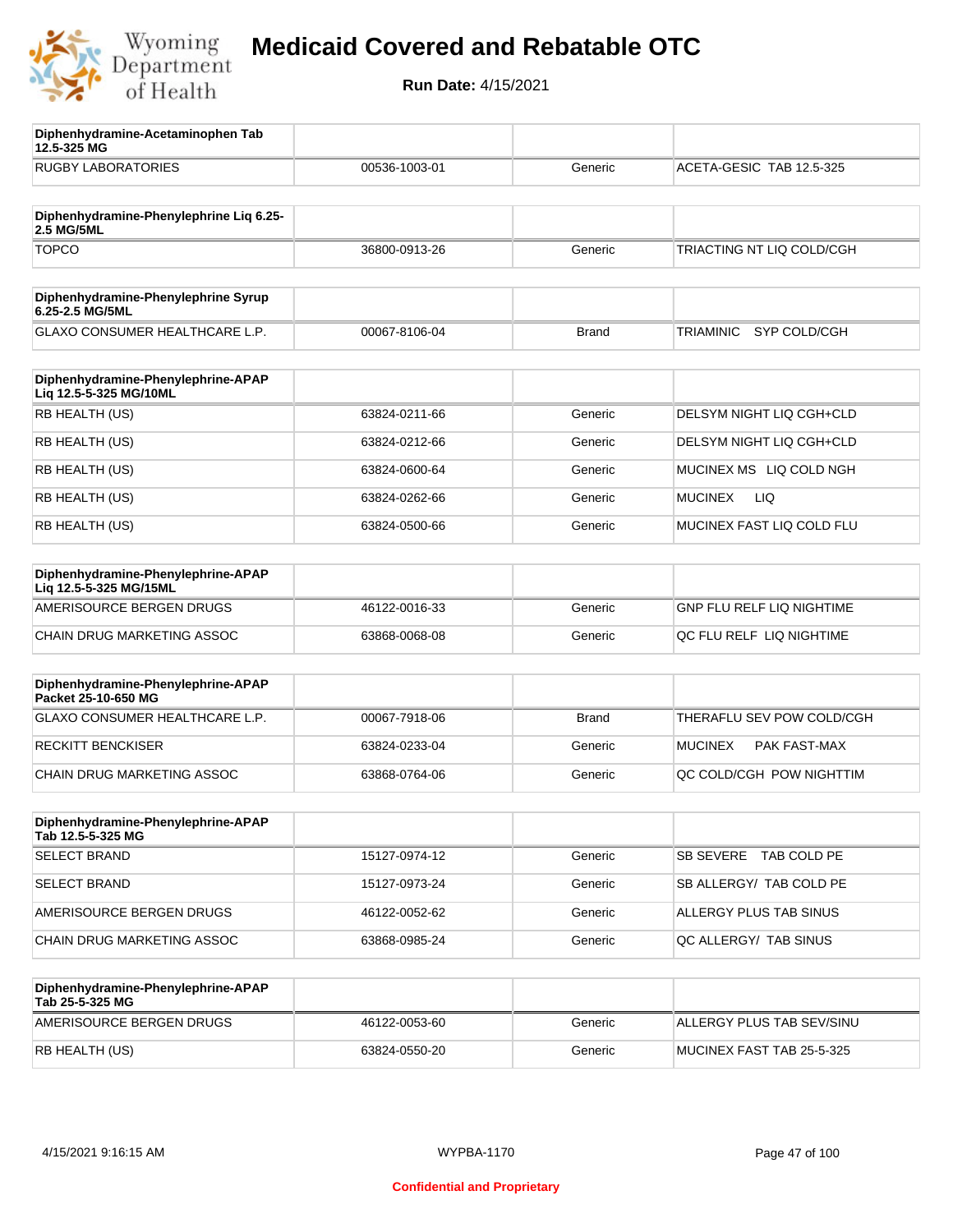| Diphenhydramine-Acetaminophen Tab 12.5-325 MG | | | |
|---|---|---|---|
| RUGBY LABORATORIES | 00536-1003-01 | Generic | ACETA-GESIC TAB 12.5-325 |

| Diphenhydramine-Phenylephrine Liq 6.25-2.5 MG/5ML | | | |
|---|---|---|---|
| TOPCO | 36800-0913-26 | Generic | TRIACTING NT LIQ COLD/CGH |

| Diphenhydramine-Phenylephrine Syrup 6.25-2.5 MG/5ML | | | |
|---|---|---|---|
| GLAXO CONSUMER HEALTHCARE L.P. | 00067-8106-04 | Brand | TRIAMINIC SYP COLD/CGH |

| Diphenhydramine-Phenylephrine-APAP Liq 12.5-5-325 MG/10ML | | | |
|---|---|---|---|
| RB HEALTH (US) | 63824-0211-66 | Generic | DELSYM NIGHT LIQ CGH+CLD |
| RB HEALTH (US) | 63824-0212-66 | Generic | DELSYM NIGHT LIQ CGH+CLD |
| RB HEALTH (US) | 63824-0600-64 | Generic | MUCINEX MS LIQ COLD NGH |
| RB HEALTH (US) | 63824-0262-66 | Generic | MUCINEX LIQ |
| RB HEALTH (US) | 63824-0500-66 | Generic | MUCINEX FAST LIQ COLD FLU |

| Diphenhydramine-Phenylephrine-APAP Liq 12.5-5-325 MG/15ML | | | |
|---|---|---|---|
| AMERISOURCE BERGEN DRUGS | 46122-0016-33 | Generic | GNP FLU RELF LIQ NIGHTIME |
| CHAIN DRUG MARKETING ASSOC | 63868-0068-08 | Generic | QC FLU RELF LIQ NIGHTIME |

| Diphenhydramine-Phenylephrine-APAP Packet 25-10-650 MG | | | |
|---|---|---|---|
| GLAXO CONSUMER HEALTHCARE L.P. | 00067-7918-06 | Brand | THERAFLU SEV POW COLD/CGH |
| RECKITT BENCKISER | 63824-0233-04 | Generic | MUCINEX PAK FAST-MAX |
| CHAIN DRUG MARKETING ASSOC | 63868-0764-06 | Generic | QC COLD/CGH POW NIGHTTIM |

| Diphenhydramine-Phenylephrine-APAP Tab 12.5-5-325 MG | | | |
|---|---|---|---|
| SELECT BRAND | 15127-0974-12 | Generic | SB SEVERE TAB COLD PE |
| SELECT BRAND | 15127-0973-24 | Generic | SB ALLERGY/ TAB COLD PE |
| AMERISOURCE BERGEN DRUGS | 46122-0052-62 | Generic | ALLERGY PLUS TAB SINUS |
| CHAIN DRUG MARKETING ASSOC | 63868-0985-24 | Generic | QC ALLERGY/ TAB SINUS |

| Diphenhydramine-Phenylephrine-APAP Tab 25-5-325 MG | | | |
|---|---|---|---|
| AMERISOURCE BERGEN DRUGS | 46122-0053-60 | Generic | ALLERGY PLUS TAB SEV/SINU |
| RB HEALTH (US) | 63824-0550-20 | Generic | MUCINEX FAST TAB 25-5-325 |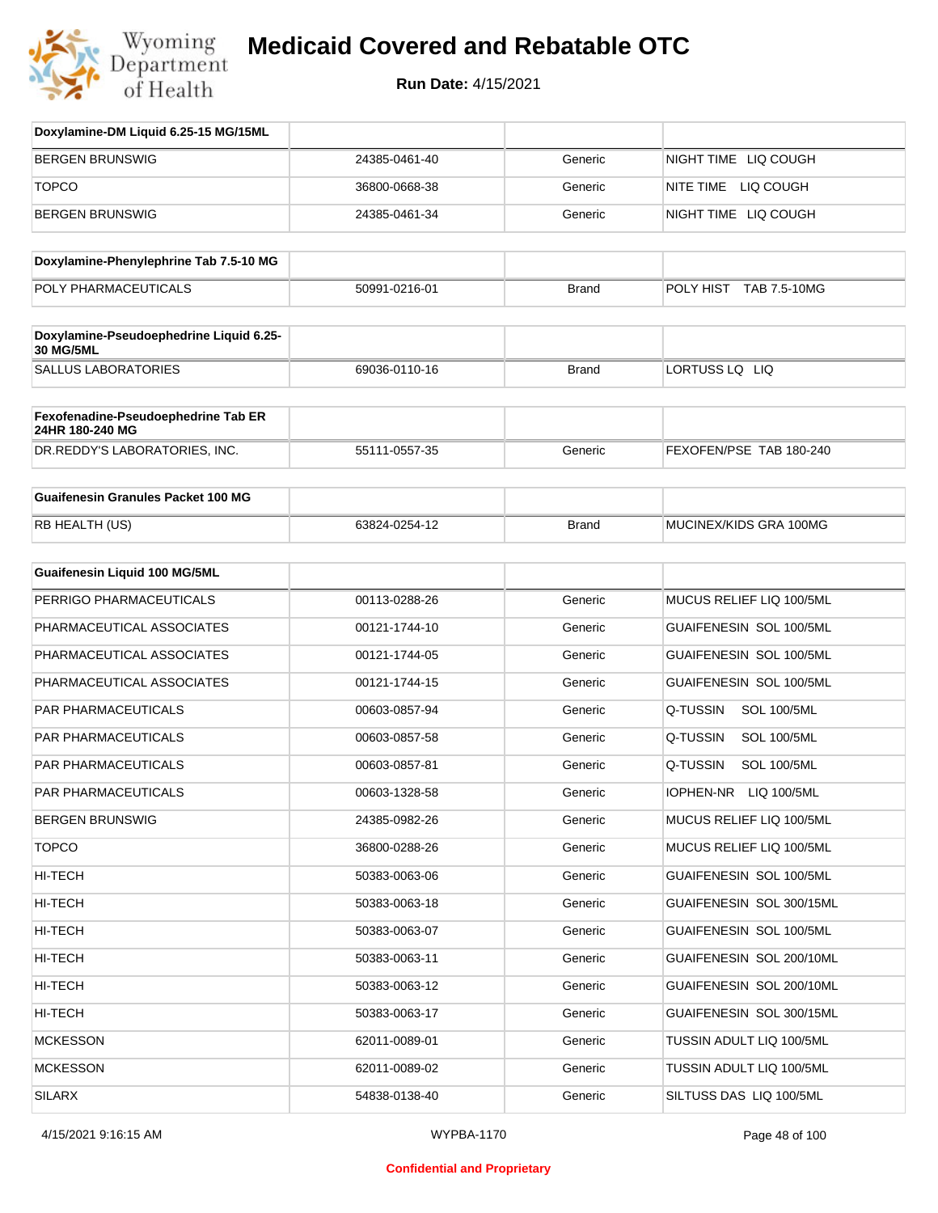# Medicaid Covered and Rebatable OTC

**Run Date:** 4/15/2021

| Doxylamine-DM Liquid 6.25-15 MG/15ML | | | |
|---|---|---|---|
| BERGEN BRUNSWIG | 24385-0461-40 | Generic | NIGHT TIME LIQ COUGH |
| TOPCO | 36800-0668-38 | Generic | NITE TIME LIQ COUGH |
| BERGEN BRUNSWIG | 24385-0461-34 | Generic | NIGHT TIME LIQ COUGH |

| Doxylamine-Phenylephrine Tab 7.5-10 MG | | | |
|---|---|---|---|
| POLY PHARMACEUTICALS | 50991-0216-01 | Brand | POLY HIST TAB 7.5-10MG |

| Doxylamine-Pseudoephedrine Liquid 6.25-30 MG/5ML | | | |
|---|---|---|---|
| SALLUS LABORATORIES | 69036-0110-16 | Brand | LORTUSS LQ LIQ |

| Fexofenadine-Pseudoephedrine Tab ER 24HR 180-240 MG | | | |
|---|---|---|---|
| DR.REDDY'S LABORATORIES, INC. | 55111-0557-35 | Generic | FEXOFEN/PSE TAB 180-240 |

| Guaifenesin Granules Packet 100 MG | | | |
|---|---|---|---|
| RB HEALTH (US) | 63824-0254-12 | Brand | MUCINEX/KIDS GRA 100MG |

| Guaifenesin Liquid 100 MG/5ML | | | |
|---|---|---|---|
| PERRIGO PHARMACEUTICALS | 00113-0288-26 | Generic | MUCUS RELIEF LIQ 100/5ML |
| PHARMACEUTICAL ASSOCIATES | 00121-1744-10 | Generic | GUAIFENESIN SOL 100/5ML |
| PHARMACEUTICAL ASSOCIATES | 00121-1744-05 | Generic | GUAIFENESIN SOL 100/5ML |
| PHARMACEUTICAL ASSOCIATES | 00121-1744-15 | Generic | GUAIFENESIN SOL 100/5ML |
| PAR PHARMACEUTICALS | 00603-0857-94 | Generic | Q-TUSSIN SOL 100/5ML |
| PAR PHARMACEUTICALS | 00603-0857-58 | Generic | Q-TUSSIN SOL 100/5ML |
| PAR PHARMACEUTICALS | 00603-0857-81 | Generic | Q-TUSSIN SOL 100/5ML |
| PAR PHARMACEUTICALS | 00603-1328-58 | Generic | IOPHEN-NR LIQ 100/5ML |
| BERGEN BRUNSWIG | 24385-0982-26 | Generic | MUCUS RELIEF LIQ 100/5ML |
| TOPCO | 36800-0288-26 | Generic | MUCUS RELIEF LIQ 100/5ML |
| HI-TECH | 50383-0063-06 | Generic | GUAIFENESIN SOL 100/5ML |
| HI-TECH | 50383-0063-18 | Generic | GUAIFENESIN SOL 300/15ML |
| HI-TECH | 50383-0063-07 | Generic | GUAIFENESIN SOL 100/5ML |
| HI-TECH | 50383-0063-11 | Generic | GUAIFENESIN SOL 200/10ML |
| HI-TECH | 50383-0063-12 | Generic | GUAIFENESIN SOL 200/10ML |
| HI-TECH | 50383-0063-17 | Generic | GUAIFENESIN SOL 300/15ML |
| MCKESSON | 62011-0089-01 | Generic | TUSSIN ADULT LIQ 100/5ML |
| MCKESSON | 62011-0089-02 | Generic | TUSSIN ADULT LIQ 100/5ML |
| SILARX | 54838-0138-40 | Generic | SILTUSS DAS LIQ 100/5ML |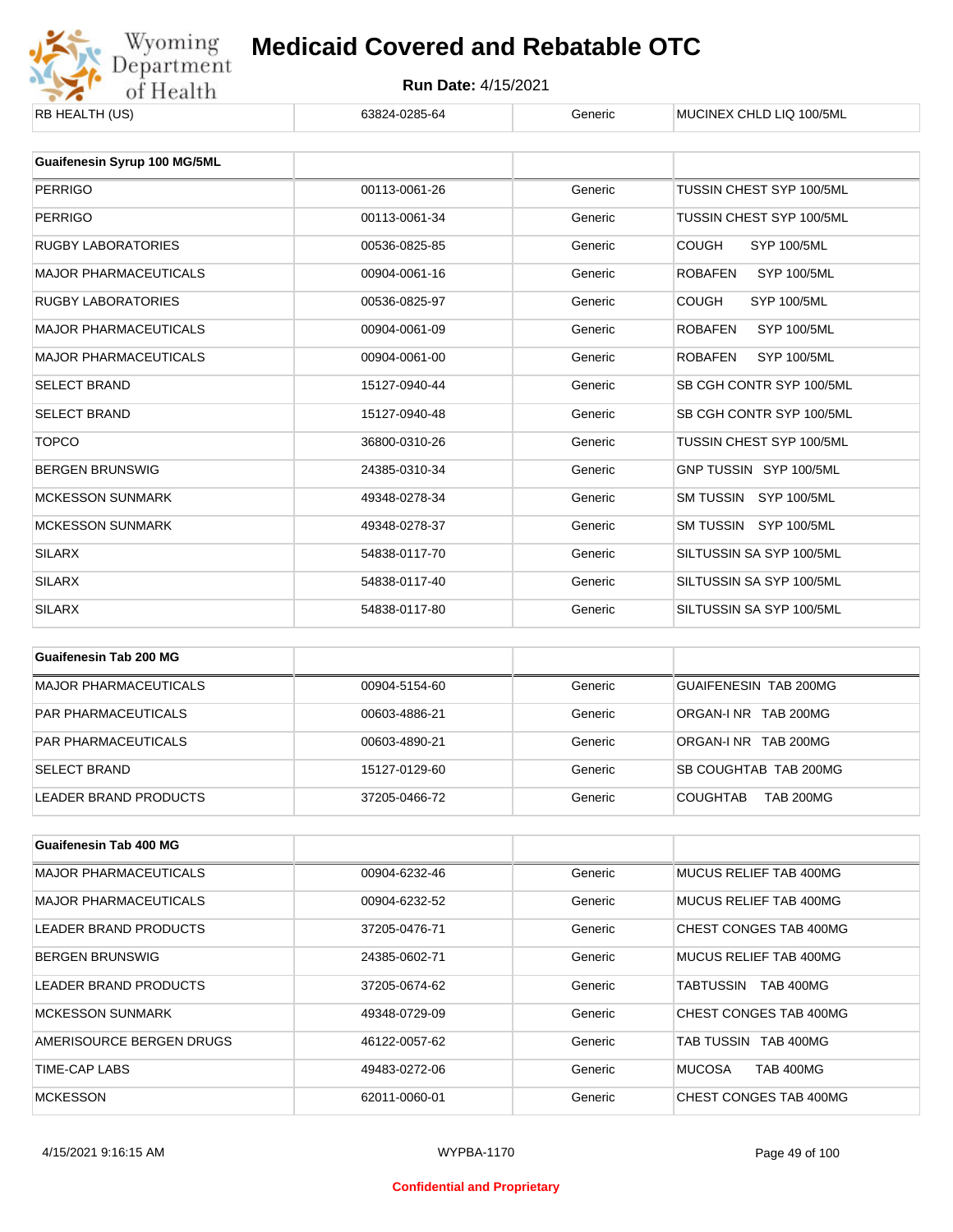| RB HEALTH (US) | 63824-0285-64 | Generic | MUCINEX CHLD LIQ 100/5ML |
|---|---|---|---|

| Guaifenesin Syrup 100 MG/5ML | | | |
|---|---|---|---|
| PERRIGO | 00113-0061-26 | Generic | TUSSIN CHEST SYP 100/5ML |
| PERRIGO | 00113-0061-34 | Generic | TUSSIN CHEST SYP 100/5ML |
| RUGBY LABORATORIES | 00536-0825-85 | Generic | COUGH SYP 100/5ML |
| MAJOR PHARMACEUTICALS | 00904-0061-16 | Generic | ROBAFEN SYP 100/5ML |
| RUGBY LABORATORIES | 00536-0825-97 | Generic | COUGH SYP 100/5ML |
| MAJOR PHARMACEUTICALS | 00904-0061-09 | Generic | ROBAFEN SYP 100/5ML |
| MAJOR PHARMACEUTICALS | 00904-0061-00 | Generic | ROBAFEN SYP 100/5ML |
| SELECT BRAND | 15127-0940-44 | Generic | SB CGH CONTR SYP 100/5ML |
| SELECT BRAND | 15127-0940-48 | Generic | SB CGH CONTR SYP 100/5ML |
| TOPCO | 36800-0310-26 | Generic | TUSSIN CHEST SYP 100/5ML |
| BERGEN BRUNSWIG | 24385-0310-34 | Generic | GNP TUSSIN SYP 100/5ML |
| MCKESSON SUNMARK | 49348-0278-34 | Generic | SM TUSSIN SYP 100/5ML |
| MCKESSON SUNMARK | 49348-0278-37 | Generic | SM TUSSIN SYP 100/5ML |
| SILARX | 54838-0117-70 | Generic | SILTUSSIN SA SYP 100/5ML |
| SILARX | 54838-0117-40 | Generic | SILTUSSIN SA SYP 100/5ML |
| SILARX | 54838-0117-80 | Generic | SILTUSSIN SA SYP 100/5ML |

| Guaifenesin Tab 200 MG | | | |
|---|---|---|---|
| MAJOR PHARMACEUTICALS | 00904-5154-60 | Generic | GUAIFENESIN TAB 200MG |
| PAR PHARMACEUTICALS | 00603-4886-21 | Generic | ORGAN-I NR TAB 200MG |
| PAR PHARMACEUTICALS | 00603-4890-21 | Generic | ORGAN-I NR TAB 200MG |
| SELECT BRAND | 15127-0129-60 | Generic | SB COUGHTAB TAB 200MG |
| LEADER BRAND PRODUCTS | 37205-0466-72 | Generic | COUGHTAB TAB 200MG |

| Guaifenesin Tab 400 MG | | | |
|---|---|---|---|
| MAJOR PHARMACEUTICALS | 00904-6232-46 | Generic | MUCUS RELIEF TAB 400MG |
| MAJOR PHARMACEUTICALS | 00904-6232-52 | Generic | MUCUS RELIEF TAB 400MG |
| LEADER BRAND PRODUCTS | 37205-0476-71 | Generic | CHEST CONGES TAB 400MG |
| BERGEN BRUNSWIG | 24385-0602-71 | Generic | MUCUS RELIEF TAB 400MG |
| LEADER BRAND PRODUCTS | 37205-0674-62 | Generic | TABTUSSIN TAB 400MG |
| MCKESSON SUNMARK | 49348-0729-09 | Generic | CHEST CONGES TAB 400MG |
| AMERISOURCE BERGEN DRUGS | 46122-0057-62 | Generic | TAB TUSSIN TAB 400MG |
| TIME-CAP LABS | 49483-0272-06 | Generic | MUCOSA TAB 400MG |
| MCKESSON | 62011-0060-01 | Generic | CHEST CONGES TAB 400MG |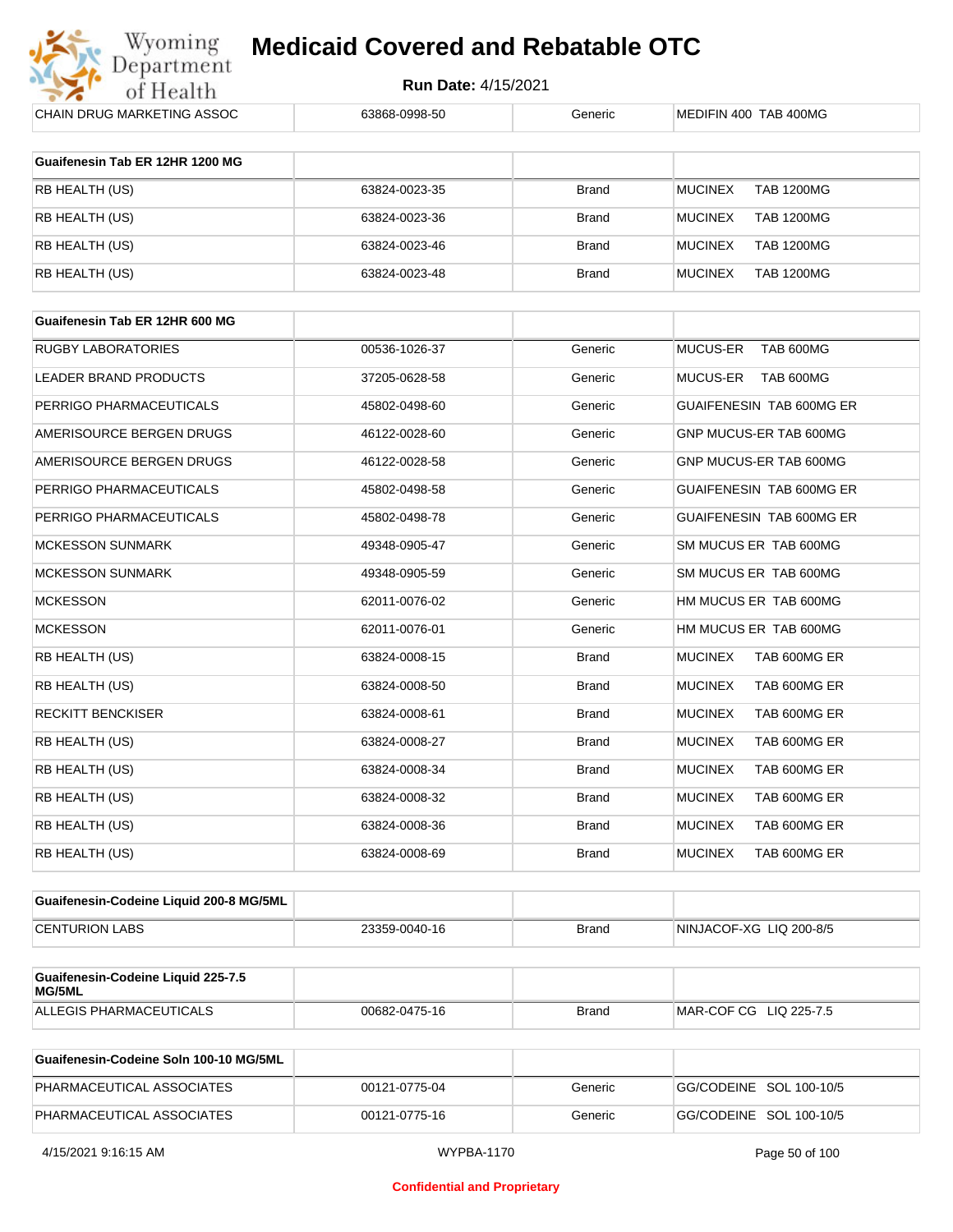| CHAIN DRUG MARKETING ASSOC | 63868-0998-50 | Generic | MEDIFIN 400 TAB 400MG |
|---|---|---|---|

| Guaifenesin Tab ER 12HR 1200 MG | | | |
|---|---|---|---|
| RB HEALTH (US) | 63824-0023-35 | Brand | MUCINEX TAB 1200MG |
| RB HEALTH (US) | 63824-0023-36 | Brand | MUCINEX TAB 1200MG |
| RB HEALTH (US) | 63824-0023-46 | Brand | MUCINEX TAB 1200MG |
| RB HEALTH (US) | 63824-0023-48 | Brand | MUCINEX TAB 1200MG |

| Guaifenesin Tab ER 12HR 600 MG | | | |
|---|---|---|---|
| RUGBY LABORATORIES | 00536-1026-37 | Generic | MUCUS-ER TAB 600MG |
| LEADER BRAND PRODUCTS | 37205-0628-58 | Generic | MUCUS-ER TAB 600MG |
| PERRIGO PHARMACEUTICALS | 45802-0498-60 | Generic | GUAIFENESIN TAB 600MG ER |
| AMERISOURCE BERGEN DRUGS | 46122-0028-60 | Generic | GNP MUCUS-ER TAB 600MG |
| AMERISOURCE BERGEN DRUGS | 46122-0028-58 | Generic | GNP MUCUS-ER TAB 600MG |
| PERRIGO PHARMACEUTICALS | 45802-0498-58 | Generic | GUAIFENESIN TAB 600MG ER |
| PERRIGO PHARMACEUTICALS | 45802-0498-78 | Generic | GUAIFENESIN TAB 600MG ER |
| MCKESSON SUNMARK | 49348-0905-47 | Generic | SM MUCUS ER TAB 600MG |
| MCKESSON SUNMARK | 49348-0905-59 | Generic | SM MUCUS ER TAB 600MG |
| MCKESSON | 62011-0076-02 | Generic | HM MUCUS ER TAB 600MG |
| MCKESSON | 62011-0076-01 | Generic | HM MUCUS ER TAB 600MG |
| RB HEALTH (US) | 63824-0008-15 | Brand | MUCINEX TAB 600MG ER |
| RB HEALTH (US) | 63824-0008-50 | Brand | MUCINEX TAB 600MG ER |
| RECKITT BENCKISER | 63824-0008-61 | Brand | MUCINEX TAB 600MG ER |
| RB HEALTH (US) | 63824-0008-27 | Brand | MUCINEX TAB 600MG ER |
| RB HEALTH (US) | 63824-0008-34 | Brand | MUCINEX TAB 600MG ER |
| RB HEALTH (US) | 63824-0008-32 | Brand | MUCINEX TAB 600MG ER |
| RB HEALTH (US) | 63824-0008-36 | Brand | MUCINEX TAB 600MG ER |
| RB HEALTH (US) | 63824-0008-69 | Brand | MUCINEX TAB 600MG ER |

| Guaifenesin-Codeine Liquid 200-8 MG/5ML | | | |
|---|---|---|---|
| CENTURION LABS | 23359-0040-16 | Brand | NINJACOF-XG LIQ 200-8/5 |

| Guaifenesin-Codeine Liquid 225-7.5 MG/5ML | | | |
|---|---|---|---|
| ALLEGIS PHARMACEUTICALS | 00682-0475-16 | Brand | MAR-COF CG LIQ 225-7.5 |

| Guaifenesin-Codeine Soln 100-10 MG/5ML | | | |
|---|---|---|---|
| PHARMACEUTICAL ASSOCIATES | 00121-0775-04 | Generic | GG/CODEINE SOL 100-10/5 |
| PHARMACEUTICAL ASSOCIATES | 00121-0775-16 | Generic | GG/CODEINE SOL 100-10/5 |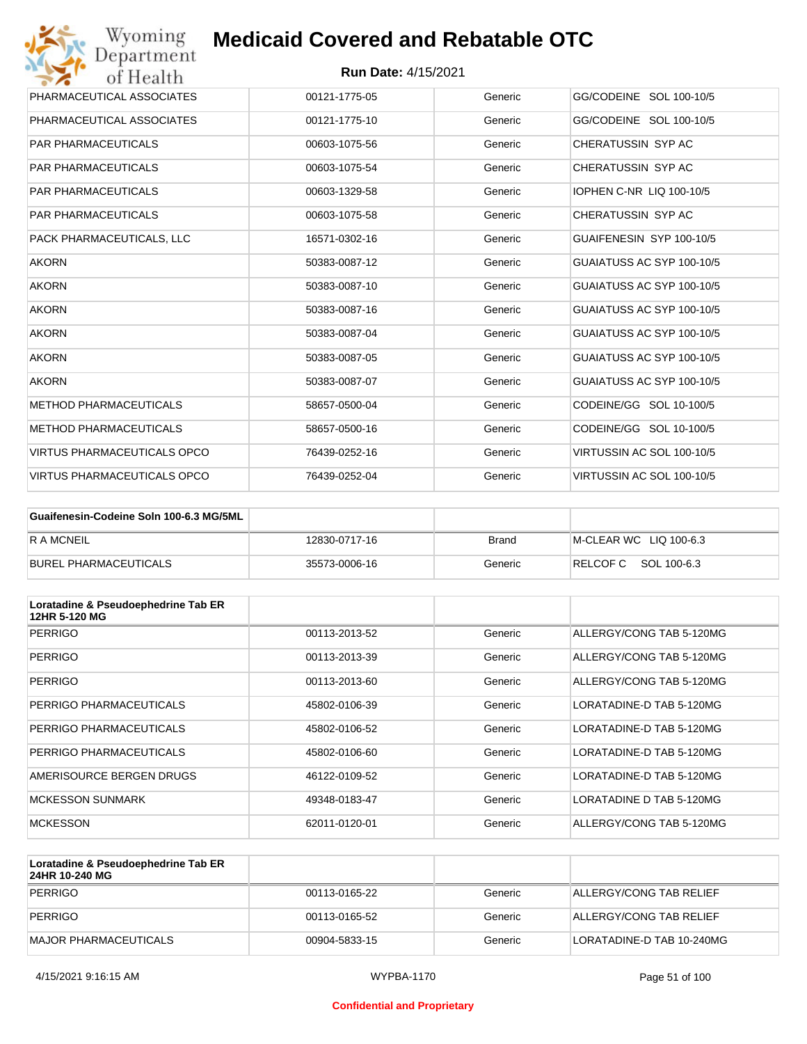| | | | |
|---|---|---|---|
| PHARMACEUTICAL ASSOCIATES | 00121-1775-05 | Generic | GG/CODEINE SOL 100-10/5 |
| PHARMACEUTICAL ASSOCIATES | 00121-1775-10 | Generic | GG/CODEINE SOL 100-10/5 |
| PAR PHARMACEUTICALS | 00603-1075-56 | Generic | CHERATUSSIN SYP AC |
| PAR PHARMACEUTICALS | 00603-1075-54 | Generic | CHERATUSSIN SYP AC |
| PAR PHARMACEUTICALS | 00603-1329-58 | Generic | IOPHEN C-NR LIQ 100-10/5 |
| PAR PHARMACEUTICALS | 00603-1075-58 | Generic | CHERATUSSIN SYP AC |
| PACK PHARMACEUTICALS, LLC | 16571-0302-16 | Generic | GUAIFENESIN SYP 100-10/5 |
| AKORN | 50383-0087-12 | Generic | GUAIATUSS AC SYP 100-10/5 |
| AKORN | 50383-0087-10 | Generic | GUAIATUSS AC SYP 100-10/5 |
| AKORN | 50383-0087-16 | Generic | GUAIATUSS AC SYP 100-10/5 |
| AKORN | 50383-0087-04 | Generic | GUAIATUSS AC SYP 100-10/5 |
| AKORN | 50383-0087-05 | Generic | GUAIATUSS AC SYP 100-10/5 |
| AKORN | 50383-0087-07 | Generic | GUAIATUSS AC SYP 100-10/5 |
| METHOD PHARMACEUTICALS | 58657-0500-04 | Generic | CODEINE/GG SOL 10-100/5 |
| METHOD PHARMACEUTICALS | 58657-0500-16 | Generic | CODEINE/GG SOL 10-100/5 |
| VIRTUS PHARMACEUTICALS OPCO | 76439-0252-16 | Generic | VIRTUSSIN AC SOL 100-10/5 |
| VIRTUS PHARMACEUTICALS OPCO | 76439-0252-04 | Generic | VIRTUSSIN AC SOL 100-10/5 |

| Guaifenesin-Codeine Soln 100-6.3 MG/5ML | | | |
|---|---|---|---|
| R A MCNEIL | 12830-0717-16 | Brand | M-CLEAR WC LIQ 100-6.3 |
| BUREL PHARMACEUTICALS | 35573-0006-16 | Generic | RELCOF C SOL 100-6.3 |

| Loratadine & Pseudoephedrine Tab ER 12HR 5-120 MG | | | |
|---|---|---|---|
| PERRIGO | 00113-2013-52 | Generic | ALLERGY/CONG TAB 5-120MG |
| PERRIGO | 00113-2013-39 | Generic | ALLERGY/CONG TAB 5-120MG |
| PERRIGO | 00113-2013-60 | Generic | ALLERGY/CONG TAB 5-120MG |
| PERRIGO PHARMACEUTICALS | 45802-0106-39 | Generic | LORATADINE-D TAB 5-120MG |
| PERRIGO PHARMACEUTICALS | 45802-0106-52 | Generic | LORATADINE-D TAB 5-120MG |
| PERRIGO PHARMACEUTICALS | 45802-0106-60 | Generic | LORATADINE-D TAB 5-120MG |
| AMERISOURCE BERGEN DRUGS | 46122-0109-52 | Generic | LORATADINE-D TAB 5-120MG |
| MCKESSON SUNMARK | 49348-0183-47 | Generic | LORATADINE D TAB 5-120MG |
| MCKESSON | 62011-0120-01 | Generic | ALLERGY/CONG TAB 5-120MG |

| Loratadine & Pseudoephedrine Tab ER 24HR 10-240 MG | | | |
|---|---|---|---|
| PERRIGO | 00113-0165-22 | Generic | ALLERGY/CONG TAB RELIEF |
| PERRIGO | 00113-0165-52 | Generic | ALLERGY/CONG TAB RELIEF |
| MAJOR PHARMACEUTICALS | 00904-5833-15 | Generic | LORATADINE-D TAB 10-240MG |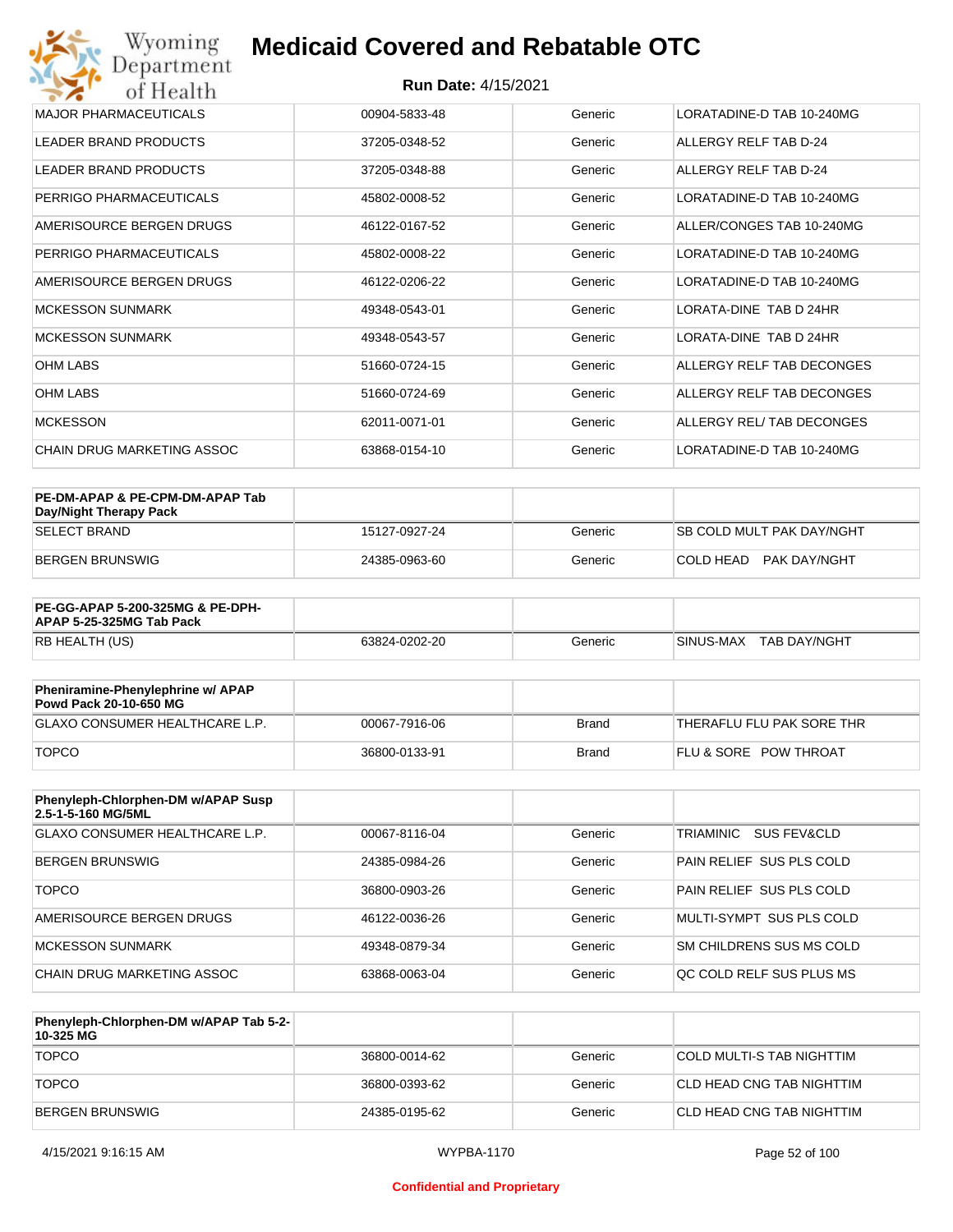| | | | |
|---|---|---|---|
| MAJOR PHARMACEUTICALS | 00904-5833-48 | Generic | LORATADINE-D TAB 10-240MG |
| LEADER BRAND PRODUCTS | 37205-0348-52 | Generic | ALLERGY RELF TAB D-24 |
| LEADER BRAND PRODUCTS | 37205-0348-88 | Generic | ALLERGY RELF TAB D-24 |
| PERRIGO PHARMACEUTICALS | 45802-0008-52 | Generic | LORATADINE-D TAB 10-240MG |
| AMERISOURCE BERGEN DRUGS | 46122-0167-52 | Generic | ALLER/CONGES TAB 10-240MG |
| PERRIGO PHARMACEUTICALS | 45802-0008-22 | Generic | LORATADINE-D TAB 10-240MG |
| AMERISOURCE BERGEN DRUGS | 46122-0206-22 | Generic | LORATADINE-D TAB 10-240MG |
| MCKESSON SUNMARK | 49348-0543-01 | Generic | LORATA-DINE TAB D 24HR |
| MCKESSON SUNMARK | 49348-0543-57 | Generic | LORATA-DINE TAB D 24HR |
| OHM LABS | 51660-0724-15 | Generic | ALLERGY RELF TAB DECONGES |
| OHM LABS | 51660-0724-69 | Generic | ALLERGY RELF TAB DECONGES |
| MCKESSON | 62011-0071-01 | Generic | ALLERGY REL/ TAB DECONGES |
| CHAIN DRUG MARKETING ASSOC | 63868-0154-10 | Generic | LORATADINE-D TAB 10-240MG |

| **PE-DM-APAP & PE-CPM-DM-APAP Tab Day/Night Therapy Pack** | | | |
|---|---|---|---|
| SELECT BRAND | 15127-0927-24 | Generic | SB COLD MULT PAK DAY/NGHT |
| BERGEN BRUNSWIG | 24385-0963-60 | Generic | COLD HEAD PAK DAY/NGHT |

| **PE-GG-APAP 5-200-325MG & PE-DPH-APAP 5-25-325MG Tab Pack** | | | |
|---|---|---|---|
| RB HEALTH (US) | 63824-0202-20 | Generic | SINUS-MAX TAB DAY/NGHT |

| **Pheniramine-Phenylephrine w/ APAP Powd Pack 20-10-650 MG** | | | |
|---|---|---|---|
| GLAXO CONSUMER HEALTHCARE L.P. | 00067-7916-06 | Brand | THERAFLU FLU PAK SORE THR |
| TOPCO | 36800-0133-91 | Brand | FLU & SORE POW THROAT |

| **Phenyleph-Chlorphen-DM w/APAP Susp 2.5-1-5-160 MG/5ML** | | | |
|---|---|---|---|
| GLAXO CONSUMER HEALTHCARE L.P. | 00067-8116-04 | Generic | TRIAMINIC SUS FEV&CLD |
| BERGEN BRUNSWIG | 24385-0984-26 | Generic | PAIN RELIEF SUS PLS COLD |
| TOPCO | 36800-0903-26 | Generic | PAIN RELIEF SUS PLS COLD |
| AMERISOURCE BERGEN DRUGS | 46122-0036-26 | Generic | MULTI-SYMPT SUS PLS COLD |
| MCKESSON SUNMARK | 49348-0879-34 | Generic | SM CHILDRENS SUS MS COLD |
| CHAIN DRUG MARKETING ASSOC | 63868-0063-04 | Generic | QC COLD RELF SUS PLUS MS |

| **Phenyleph-Chlorphen-DM w/APAP Tab 5-2-10-325 MG** | | | |
|---|---|---|---|
| TOPCO | 36800-0014-62 | Generic | COLD MULTI-S TAB NIGHTTIM |
| TOPCO | 36800-0393-62 | Generic | CLD HEAD CNG TAB NIGHTTIM |
| BERGEN BRUNSWIG | 24385-0195-62 | Generic | CLD HEAD CNG TAB NIGHTTIM |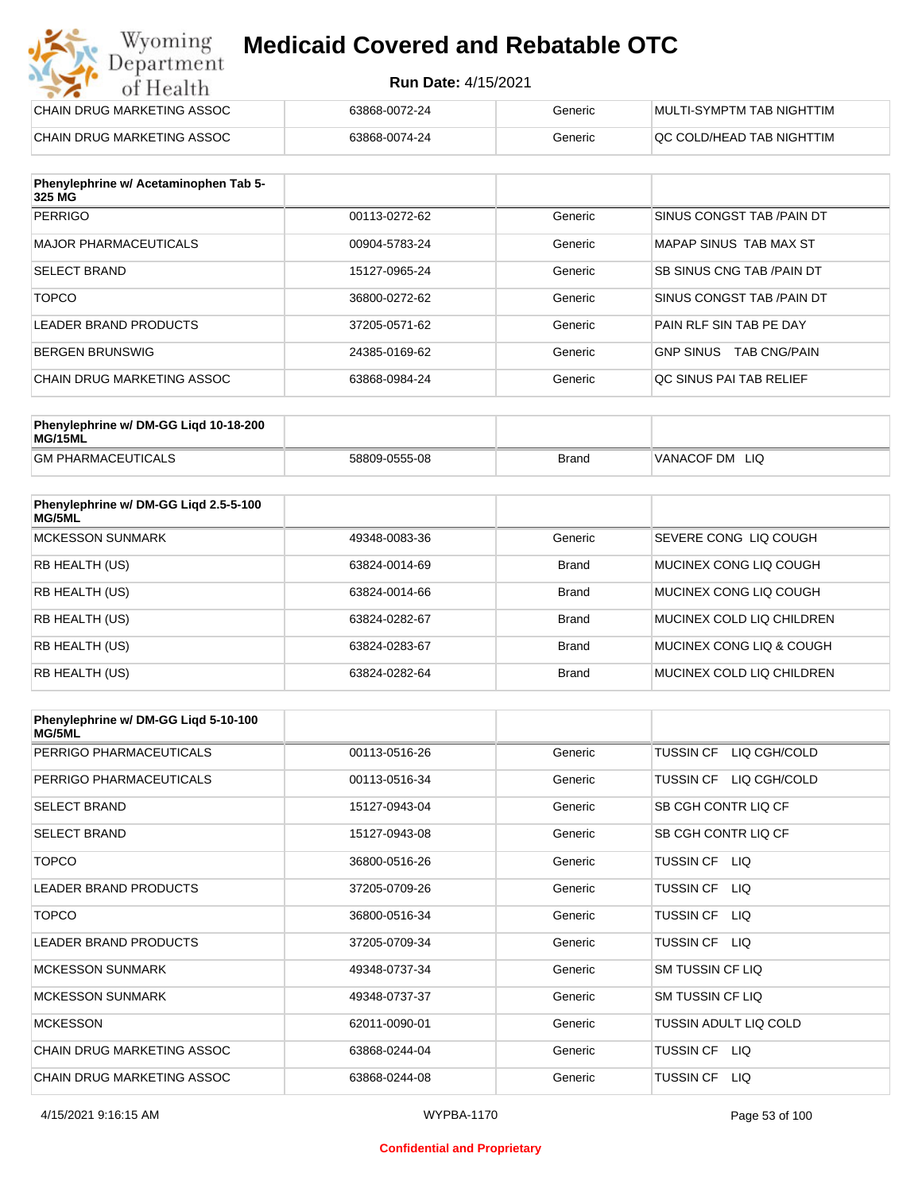| | | | |
|---|---|---|---|
| CHAIN DRUG MARKETING ASSOC | 63868-0072-24 | Generic | MULTI-SYMPTM TAB NIGHTTIM |
| CHAIN DRUG MARKETING ASSOC | 63868-0074-24 | Generic | QC COLD/HEAD TAB NIGHTTIM |

| Phenylephrine w/ Acetaminophen Tab 5-325 MG | | | |
|---|---|---|---|
| PERRIGO | 00113-0272-62 | Generic | SINUS CONGST TAB /PAIN DT |
| MAJOR PHARMACEUTICALS | 00904-5783-24 | Generic | MAPAP SINUS TAB MAX ST |
| SELECT BRAND | 15127-0965-24 | Generic | SB SINUS CNG TAB /PAIN DT |
| TOPCO | 36800-0272-62 | Generic | SINUS CONGST TAB /PAIN DT |
| LEADER BRAND PRODUCTS | 37205-0571-62 | Generic | PAIN RLF SIN TAB PE DAY |
| BERGEN BRUNSWIG | 24385-0169-62 | Generic | GNP SINUS TAB CNG/PAIN |
| CHAIN DRUG MARKETING ASSOC | 63868-0984-24 | Generic | QC SINUS PAI TAB RELIEF |

| Phenylephrine w/ DM-GG Liqd 10-18-200 MG/15ML | | | |
|---|---|---|---|
| GM PHARMACEUTICALS | 58809-0555-08 | Brand | VANACOF DM LIQ |

| Phenylephrine w/ DM-GG Liqd 2.5-5-100 MG/5ML | | | |
|---|---|---|---|
| MCKESSON SUNMARK | 49348-0083-36 | Generic | SEVERE CONG LIQ COUGH |
| RB HEALTH (US) | 63824-0014-69 | Brand | MUCINEX CONG LIQ COUGH |
| RB HEALTH (US) | 63824-0014-66 | Brand | MUCINEX CONG LIQ COUGH |
| RB HEALTH (US) | 63824-0282-67 | Brand | MUCINEX COLD LIQ CHILDREN |
| RB HEALTH (US) | 63824-0283-67 | Brand | MUCINEX CONG LIQ & COUGH |
| RB HEALTH (US) | 63824-0282-64 | Brand | MUCINEX COLD LIQ CHILDREN |

| Phenylephrine w/ DM-GG Liqd 5-10-100 MG/5ML | | | |
|---|---|---|---|
| PERRIGO PHARMACEUTICALS | 00113-0516-26 | Generic | TUSSIN CF LIQ CGH/COLD |
| PERRIGO PHARMACEUTICALS | 00113-0516-34 | Generic | TUSSIN CF LIQ CGH/COLD |
| SELECT BRAND | 15127-0943-04 | Generic | SB CGH CONTR LIQ CF |
| SELECT BRAND | 15127-0943-08 | Generic | SB CGH CONTR LIQ CF |
| TOPCO | 36800-0516-26 | Generic | TUSSIN CF LIQ |
| LEADER BRAND PRODUCTS | 37205-0709-26 | Generic | TUSSIN CF LIQ |
| TOPCO | 36800-0516-34 | Generic | TUSSIN CF LIQ |
| LEADER BRAND PRODUCTS | 37205-0709-34 | Generic | TUSSIN CF LIQ |
| MCKESSON SUNMARK | 49348-0737-34 | Generic | SM TUSSIN CF LIQ |
| MCKESSON SUNMARK | 49348-0737-37 | Generic | SM TUSSIN CF LIQ |
| MCKESSON | 62011-0090-01 | Generic | TUSSIN ADULT LIQ COLD |
| CHAIN DRUG MARKETING ASSOC | 63868-0244-04 | Generic | TUSSIN CF LIQ |
| CHAIN DRUG MARKETING ASSOC | 63868-0244-08 | Generic | TUSSIN CF LIQ |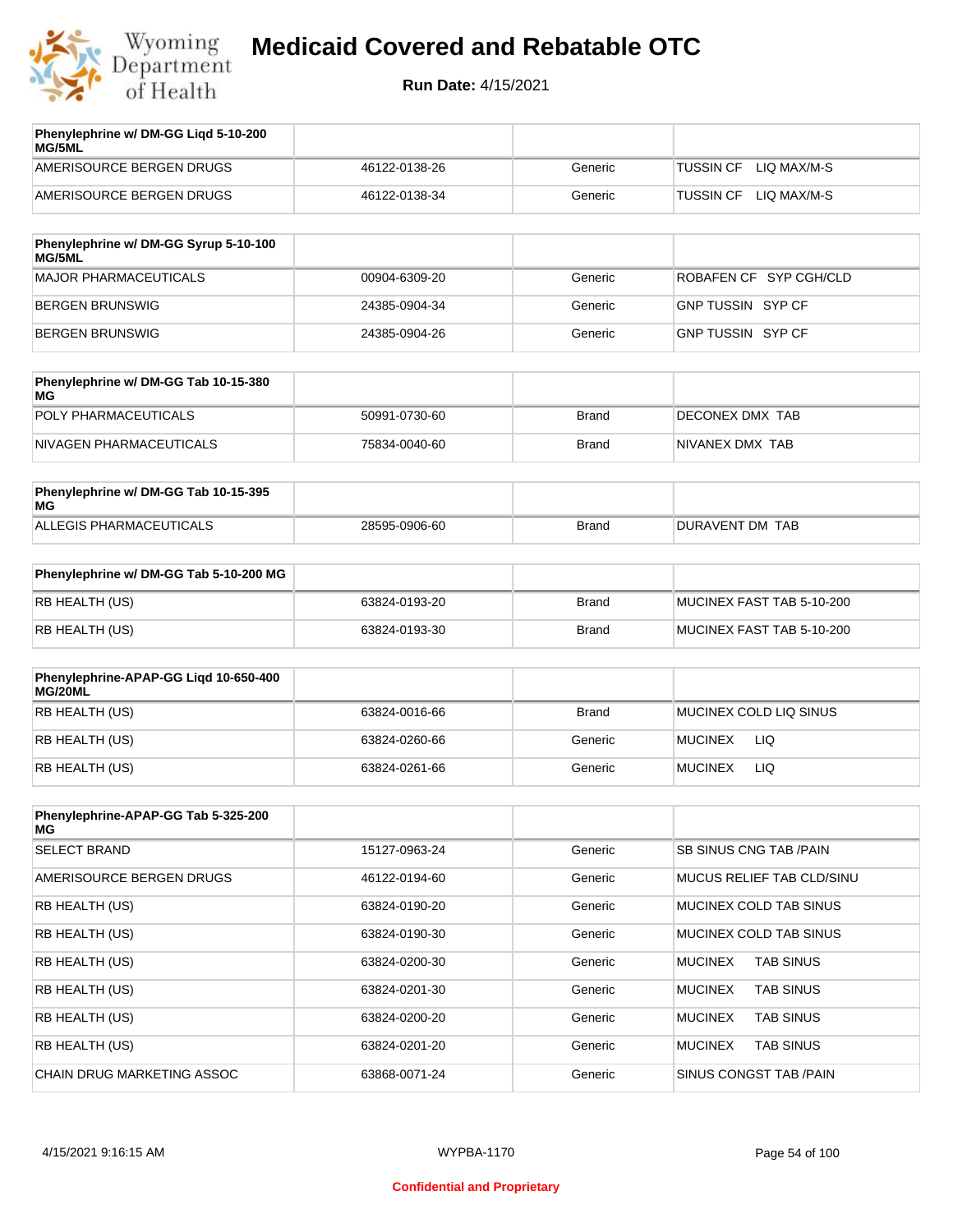# Medicaid Covered and Rebatable OTC

**Run Date:** 4/15/2021

| Phenylephrine w/ DM-GG Liqd 5-10-200 MG/5ML | | | |
|---|---|---|---|
| AMERISOURCE BERGEN DRUGS | 46122-0138-26 | Generic | TUSSIN CF LIQ MAX/M-S |
| AMERISOURCE BERGEN DRUGS | 46122-0138-34 | Generic | TUSSIN CF LIQ MAX/M-S |

| Phenylephrine w/ DM-GG Syrup 5-10-100 MG/5ML | | | |
|---|---|---|---|
| MAJOR PHARMACEUTICALS | 00904-6309-20 | Generic | ROBAFEN CF SYP CGH/CLD |
| BERGEN BRUNSWIG | 24385-0904-34 | Generic | GNP TUSSIN SYP CF |
| BERGEN BRUNSWIG | 24385-0904-26 | Generic | GNP TUSSIN SYP CF |

| Phenylephrine w/ DM-GG Tab 10-15-380 MG | | | |
|---|---|---|---|
| POLY PHARMACEUTICALS | 50991-0730-60 | Brand | DECONEX DMX TAB |
| NIVAGEN PHARMACEUTICALS | 75834-0040-60 | Brand | NIVANEX DMX TAB |

| Phenylephrine w/ DM-GG Tab 10-15-395 MG | | | |
|---|---|---|---|
| ALLEGIS PHARMACEUTICALS | 28595-0906-60 | Brand | DURAVENT DM TAB |

| Phenylephrine w/ DM-GG Tab 5-10-200 MG | | | |
|---|---|---|---|
| RB HEALTH (US) | 63824-0193-20 | Brand | MUCINEX FAST TAB 5-10-200 |
| RB HEALTH (US) | 63824-0193-30 | Brand | MUCINEX FAST TAB 5-10-200 |

| Phenylephrine-APAP-GG Liqd 10-650-400 MG/20ML | | | |
|---|---|---|---|
| RB HEALTH (US) | 63824-0016-66 | Brand | MUCINEX COLD LIQ SINUS |
| RB HEALTH (US) | 63824-0260-66 | Generic | MUCINEX LIQ |
| RB HEALTH (US) | 63824-0261-66 | Generic | MUCINEX LIQ |

| Phenylephrine-APAP-GG Tab 5-325-200 MG | | | |
|---|---|---|---|
| SELECT BRAND | 15127-0963-24 | Generic | SB SINUS CNG TAB /PAIN |
| AMERISOURCE BERGEN DRUGS | 46122-0194-60 | Generic | MUCUS RELIEF TAB CLD/SINU |
| RB HEALTH (US) | 63824-0190-20 | Generic | MUCINEX COLD TAB SINUS |
| RB HEALTH (US) | 63824-0190-30 | Generic | MUCINEX COLD TAB SINUS |
| RB HEALTH (US) | 63824-0200-30 | Generic | MUCINEX TAB SINUS |
| RB HEALTH (US) | 63824-0201-30 | Generic | MUCINEX TAB SINUS |
| RB HEALTH (US) | 63824-0200-20 | Generic | MUCINEX TAB SINUS |
| RB HEALTH (US) | 63824-0201-20 | Generic | MUCINEX TAB SINUS |
| CHAIN DRUG MARKETING ASSOC | 63868-0071-24 | Generic | SINUS CONGST TAB /PAIN |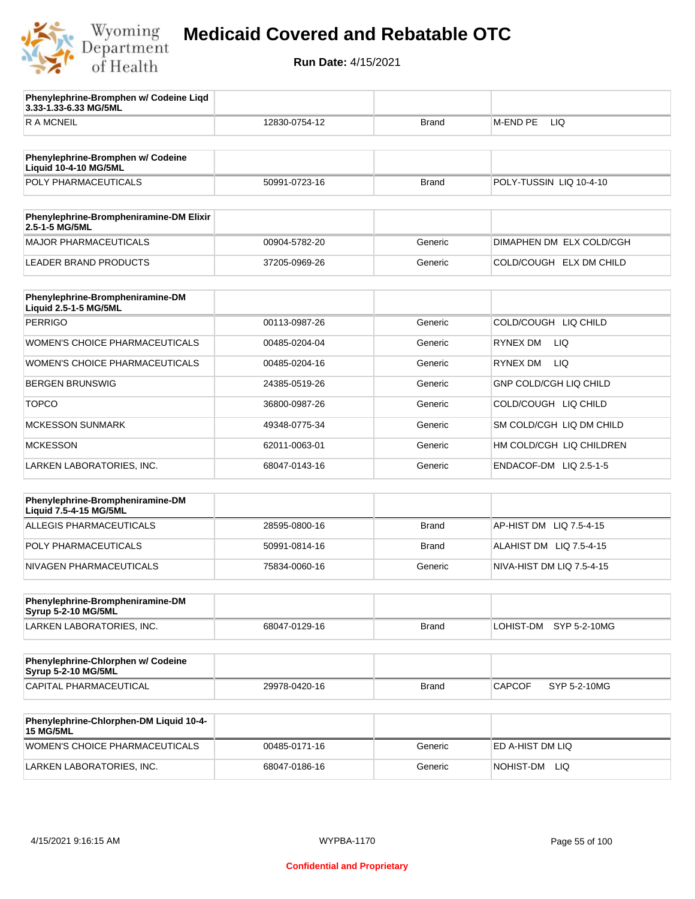# Medicaid Covered and Rebatable OTC

**Run Date:** 4/15/2021

| Phenylephrine-Bromphen w/ Codeine Liqd 3.33-1.33-6.33 MG/5ML | | | |
|---|---|---|---|
| R A MCNEIL | 12830-0754-12 | Brand | M-END PE LIQ |

| Phenylephrine-Bromphen w/ Codeine Liquid 10-4-10 MG/5ML | | | |
|---|---|---|---|
| POLY PHARMACEUTICALS | 50991-0723-16 | Brand | POLY-TUSSIN LIQ 10-4-10 |

| Phenylephrine-Brompheniramine-DM Elixir 2.5-1-5 MG/5ML | | | |
|---|---|---|---|
| MAJOR PHARMACEUTICALS | 00904-5782-20 | Generic | DIMAPHEN DM ELX COLD/CGH |
| LEADER BRAND PRODUCTS | 37205-0969-26 | Generic | COLD/COUGH ELX DM CHILD |

| Phenylephrine-Brompheniramine-DM Liquid 2.5-1-5 MG/5ML | | | |
|---|---|---|---|
| PERRIGO | 00113-0987-26 | Generic | COLD/COUGH LIQ CHILD |
| WOMEN'S CHOICE PHARMACEUTICALS | 00485-0204-04 | Generic | RYNEX DM LIQ |
| WOMEN'S CHOICE PHARMACEUTICALS | 00485-0204-16 | Generic | RYNEX DM LIQ |
| BERGEN BRUNSWIG | 24385-0519-26 | Generic | GNP COLD/CGH LIQ CHILD |
| TOPCO | 36800-0987-26 | Generic | COLD/COUGH LIQ CHILD |
| MCKESSON SUNMARK | 49348-0775-34 | Generic | SM COLD/CGH LIQ DM CHILD |
| MCKESSON | 62011-0063-01 | Generic | HM COLD/CGH LIQ CHILDREN |
| LARKEN LABORATORIES, INC. | 68047-0143-16 | Generic | ENDACOF-DM LIQ 2.5-1-5 |

| Phenylephrine-Brompheniramine-DM Liquid 7.5-4-15 MG/5ML | | | |
|---|---|---|---|
| ALLEGIS PHARMACEUTICALS | 28595-0800-16 | Brand | AP-HIST DM LIQ 7.5-4-15 |
| POLY PHARMACEUTICALS | 50991-0814-16 | Brand | ALAHIST DM LIQ 7.5-4-15 |
| NIVAGEN PHARMACEUTICALS | 75834-0060-16 | Generic | NIVA-HIST DM LIQ 7.5-4-15 |

| Phenylephrine-Brompheniramine-DM Syrup 5-2-10 MG/5ML | | | |
|---|---|---|---|
| LARKEN LABORATORIES, INC. | 68047-0129-16 | Brand | LOHIST-DM SYP 5-2-10MG |

| Phenylephrine-Chlorphen w/ Codeine Syrup 5-2-10 MG/5ML | | | |
|---|---|---|---|
| CAPITAL PHARMACEUTICAL | 29978-0420-16 | Brand | CAPCOF SYP 5-2-10MG |

| Phenylephrine-Chlorphen-DM Liquid 10-4-15 MG/5ML | | | |
|---|---|---|---|
| WOMEN'S CHOICE PHARMACEUTICALS | 00485-0171-16 | Generic | ED A-HIST DM LIQ |
| LARKEN LABORATORIES, INC. | 68047-0186-16 | Generic | NOHIST-DM LIQ |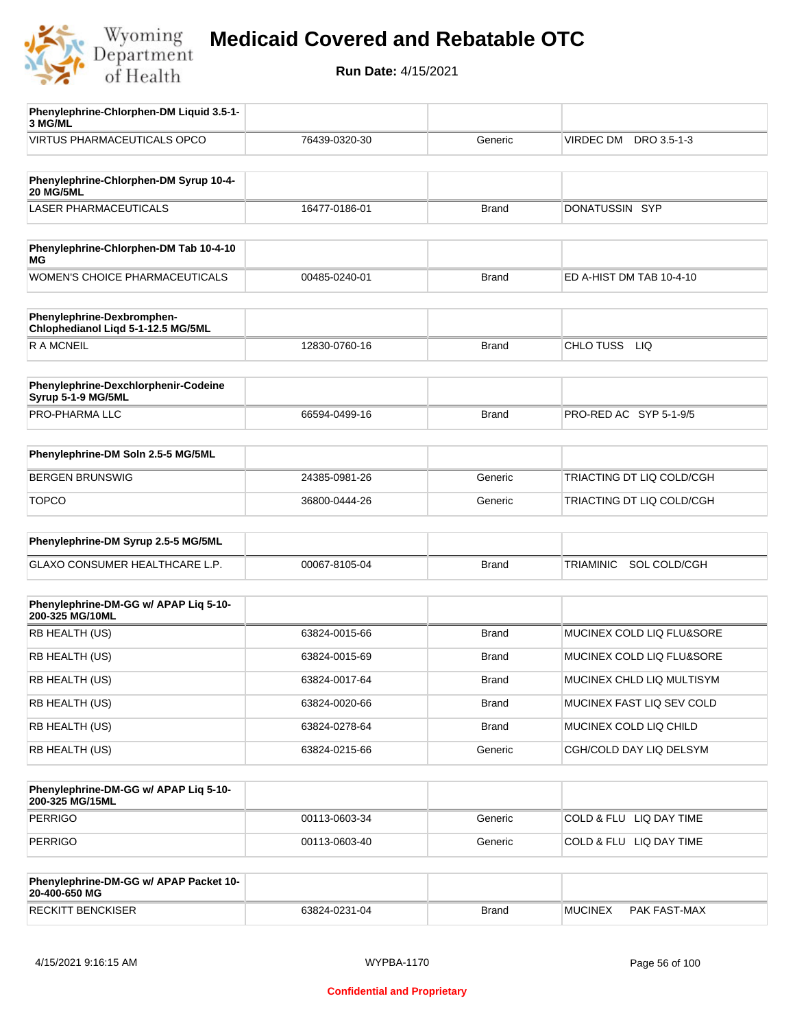# Medicaid Covered and Rebatable OTC

**Run Date:** 4/15/2021

| Phenylephrine-Chlorphen-DM Liquid 3.5-1-3 MG/ML | | | |
|---|---|---|---|
| VIRTUS PHARMACEUTICALS OPCO | 76439-0320-30 | Generic | VIRDEC DM DRO 3.5-1-3 |

| Phenylephrine-Chlorphen-DM Syrup 10-4-20 MG/5ML | | | |
|---|---|---|---|
| LASER PHARMACEUTICALS | 16477-0186-01 | Brand | DONATUSSIN SYP |

| Phenylephrine-Chlorphen-DM Tab 10-4-10 MG | | | |
|---|---|---|---|
| WOMEN'S CHOICE PHARMACEUTICALS | 00485-0240-01 | Brand | ED A-HIST DM TAB 10-4-10 |

| Phenylephrine-Dexbromphen-Chlophedianol Liqd 5-1-12.5 MG/5ML | | | |
|---|---|---|---|
| R A MCNEIL | 12830-0760-16 | Brand | CHLO TUSS LIQ |

| Phenylephrine-Dexchlorphenir-Codeine Syrup 5-1-9 MG/5ML | | | |
|---|---|---|---|
| PRO-PHARMA LLC | 66594-0499-16 | Brand | PRO-RED AC SYP 5-1-9/5 |

| Phenylephrine-DM Soln 2.5-5 MG/5ML | | | |
|---|---|---|---|
| BERGEN BRUNSWIG | 24385-0981-26 | Generic | TRIACTING DT LIQ COLD/CGH |
| TOPCO | 36800-0444-26 | Generic | TRIACTING DT LIQ COLD/CGH |

| Phenylephrine-DM Syrup 2.5-5 MG/5ML | | | |
|---|---|---|---|
| GLAXO CONSUMER HEALTHCARE L.P. | 00067-8105-04 | Brand | TRIAMINIC SOL COLD/CGH |

| Phenylephrine-DM-GG w/ APAP Liq 5-10-200-325 MG/10ML | | | |
|---|---|---|---|
| RB HEALTH (US) | 63824-0015-66 | Brand | MUCINEX COLD LIQ FLU&SORE |
| RB HEALTH (US) | 63824-0015-69 | Brand | MUCINEX COLD LIQ FLU&SORE |
| RB HEALTH (US) | 63824-0017-64 | Brand | MUCINEX CHLD LIQ MULTISYM |
| RB HEALTH (US) | 63824-0020-66 | Brand | MUCINEX FAST LIQ SEV COLD |
| RB HEALTH (US) | 63824-0278-64 | Brand | MUCINEX COLD LIQ CHILD |
| RB HEALTH (US) | 63824-0215-66 | Generic | CGH/COLD DAY LIQ DELSYM |

| Phenylephrine-DM-GG w/ APAP Liq 5-10-200-325 MG/15ML | | | |
|---|---|---|---|
| PERRIGO | 00113-0603-34 | Generic | COLD & FLU LIQ DAY TIME |
| PERRIGO | 00113-0603-40 | Generic | COLD & FLU LIQ DAY TIME |

| Phenylephrine-DM-GG w/ APAP Packet 10-20-400-650 MG | | | |
|---|---|---|---|
| RECKITT BENCKISER | 63824-0231-04 | Brand | MUCINEX PAK FAST-MAX |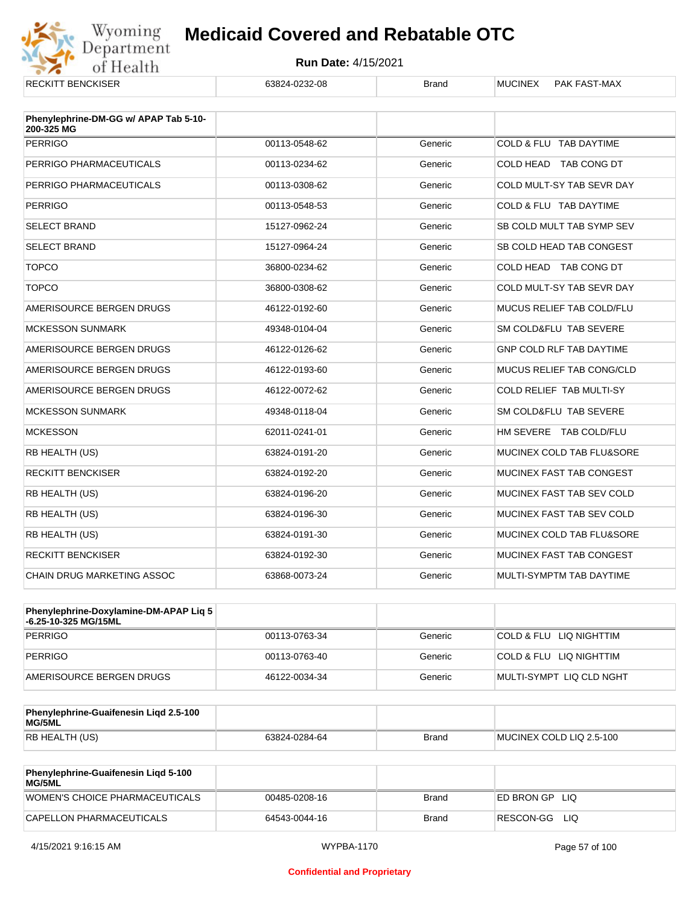| RECKITT BENCKISER | 63824-0232-08 | Brand | MUCINEX PAK FAST-MAX |
|---|---|---|---|

| Phenylephrine-DM-GG w/ APAP Tab 5-10-200-325 MG | | | |
|---|---|---|---|
| PERRIGO | 00113-0548-62 | Generic | COLD & FLU TAB DAYTIME |
| PERRIGO PHARMACEUTICALS | 00113-0234-62 | Generic | COLD HEAD TAB CONG DT |
| PERRIGO PHARMACEUTICALS | 00113-0308-62 | Generic | COLD MULT-SY TAB SEVR DAY |
| PERRIGO | 00113-0548-53 | Generic | COLD & FLU TAB DAYTIME |
| SELECT BRAND | 15127-0962-24 | Generic | SB COLD MULT TAB SYMP SEV |
| SELECT BRAND | 15127-0964-24 | Generic | SB COLD HEAD TAB CONGEST |
| TOPCO | 36800-0234-62 | Generic | COLD HEAD TAB CONG DT |
| TOPCO | 36800-0308-62 | Generic | COLD MULT-SY TAB SEVR DAY |
| AMERISOURCE BERGEN DRUGS | 46122-0192-60 | Generic | MUCUS RELIEF TAB COLD/FLU |
| MCKESSON SUNMARK | 49348-0104-04 | Generic | SM COLD&FLU TAB SEVERE |
| AMERISOURCE BERGEN DRUGS | 46122-0126-62 | Generic | GNP COLD RLF TAB DAYTIME |
| AMERISOURCE BERGEN DRUGS | 46122-0193-60 | Generic | MUCUS RELIEF TAB CONG/CLD |
| AMERISOURCE BERGEN DRUGS | 46122-0072-62 | Generic | COLD RELIEF TAB MULTI-SY |
| MCKESSON SUNMARK | 49348-0118-04 | Generic | SM COLD&FLU TAB SEVERE |
| MCKESSON | 62011-0241-01 | Generic | HM SEVERE TAB COLD/FLU |
| RB HEALTH (US) | 63824-0191-20 | Generic | MUCINEX COLD TAB FLU&SORE |
| RECKITT BENCKISER | 63824-0192-20 | Generic | MUCINEX FAST TAB CONGEST |
| RB HEALTH (US) | 63824-0196-20 | Generic | MUCINEX FAST TAB SEV COLD |
| RB HEALTH (US) | 63824-0196-30 | Generic | MUCINEX FAST TAB SEV COLD |
| RB HEALTH (US) | 63824-0191-30 | Generic | MUCINEX COLD TAB FLU&SORE |
| RECKITT BENCKISER | 63824-0192-30 | Generic | MUCINEX FAST TAB CONGEST |
| CHAIN DRUG MARKETING ASSOC | 63868-0073-24 | Generic | MULTI-SYMPTM TAB DAYTIME |

| Phenylephrine-Doxylamine-DM-APAP Liq 5-6.25-10-325 MG/15ML | | | |
|---|---|---|---|
| PERRIGO | 00113-0763-34 | Generic | COLD & FLU LIQ NIGHTTIM |
| PERRIGO | 00113-0763-40 | Generic | COLD & FLU LIQ NIGHTTIM |
| AMERISOURCE BERGEN DRUGS | 46122-0034-34 | Generic | MULTI-SYMPT LIQ CLD NGHT |

| Phenylephrine-Guaifenesin Liqd 2.5-100 MG/5ML | | | |
|---|---|---|---|
| RB HEALTH (US) | 63824-0284-64 | Brand | MUCINEX COLD LIQ 2.5-100 |

| Phenylephrine-Guaifenesin Liqd 5-100 MG/5ML | | | |
|---|---|---|---|
| WOMEN'S CHOICE PHARMACEUTICALS | 00485-0208-16 | Brand | ED BRON GP LIQ |
| CAPELLON PHARMACEUTICALS | 64543-0044-16 | Brand | RESCON-GG LIQ |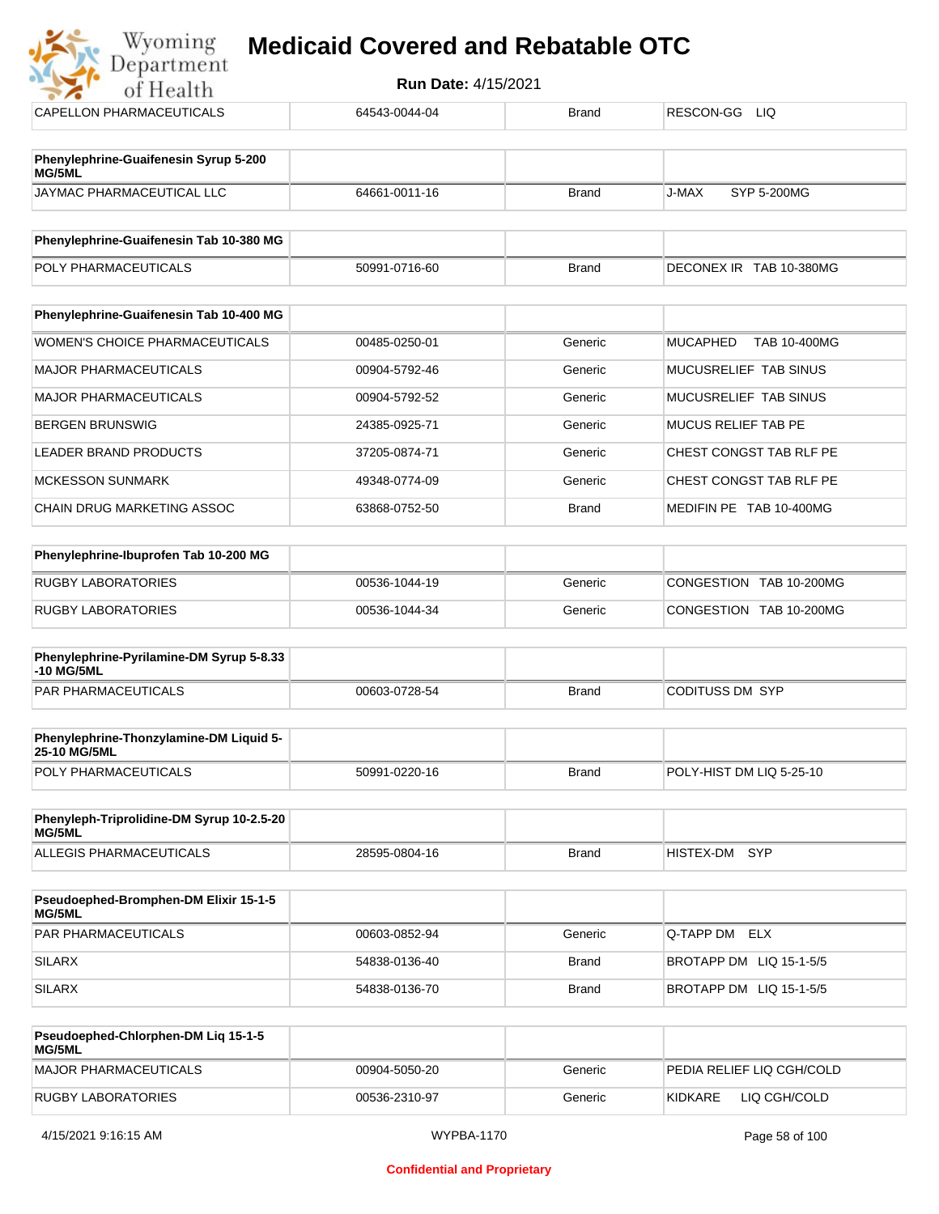| CAPELLON PHARMACEUTICALS | 64543-0044-04 | Brand | RESCON-GG LIQ |
|---|---|---|---|

| Phenylephrine-Guaifenesin Syrup 5-200 MG/5ML | | | |
|---|---|---|---|
| JAYMAC PHARMACEUTICAL LLC | 64661-0011-16 | Brand | J-MAX SYP 5-200MG |

| Phenylephrine-Guaifenesin Tab 10-380 MG | | | |
|---|---|---|---|
| POLY PHARMACEUTICALS | 50991-0716-60 | Brand | DECONEX IR TAB 10-380MG |

| Phenylephrine-Guaifenesin Tab 10-400 MG | | | |
|---|---|---|---|
| WOMEN'S CHOICE PHARMACEUTICALS | 00485-0250-01 | Generic | MUCAPHED TAB 10-400MG |
| MAJOR PHARMACEUTICALS | 00904-5792-46 | Generic | MUCUSRELIEF TAB SINUS |
| MAJOR PHARMACEUTICALS | 00904-5792-52 | Generic | MUCUSRELIEF TAB SINUS |
| BERGEN BRUNSWIG | 24385-0925-71 | Generic | MUCUS RELIEF TAB PE |
| LEADER BRAND PRODUCTS | 37205-0874-71 | Generic | CHEST CONGST TAB RLF PE |
| MCKESSON SUNMARK | 49348-0774-09 | Generic | CHEST CONGST TAB RLF PE |
| CHAIN DRUG MARKETING ASSOC | 63868-0752-50 | Brand | MEDIFIN PE TAB 10-400MG |

| Phenylephrine-Ibuprofen Tab 10-200 MG | | | |
|---|---|---|---|
| RUGBY LABORATORIES | 00536-1044-19 | Generic | CONGESTION TAB 10-200MG |
| RUGBY LABORATORIES | 00536-1044-34 | Generic | CONGESTION TAB 10-200MG |

| Phenylephrine-Pyrilamine-DM Syrup 5-8.33 -10 MG/5ML | | | |
|---|---|---|---|
| PAR PHARMACEUTICALS | 00603-0728-54 | Brand | CODITUSS DM SYP |

| Phenylephrine-Thonzylamine-DM Liquid 5-25-10 MG/5ML | | | |
|---|---|---|---|
| POLY PHARMACEUTICALS | 50991-0220-16 | Brand | POLY-HIST DM LIQ 5-25-10 |

| Phenyleph-Triprolidine-DM Syrup 10-2.5-20 MG/5ML | | | |
|---|---|---|---|
| ALLEGIS PHARMACEUTICALS | 28595-0804-16 | Brand | HISTEX-DM SYP |

| Pseudoephed-Bromphen-DM Elixir 15-1-5 MG/5ML | | | |
|---|---|---|---|
| PAR PHARMACEUTICALS | 00603-0852-94 | Generic | Q-TAPP DM ELX |
| SILARX | 54838-0136-40 | Brand | BROTAPP DM LIQ 15-1-5/5 |
| SILARX | 54838-0136-70 | Brand | BROTAPP DM LIQ 15-1-5/5 |

| Pseudoephed-Chlorphen-DM Liq 15-1-5 MG/5ML | | | |
|---|---|---|---|
| MAJOR PHARMACEUTICALS | 00904-5050-20 | Generic | PEDIA RELIEF LIQ CGH/COLD |
| RUGBY LABORATORIES | 00536-2310-97 | Generic | KIDKARE LIQ CGH/COLD |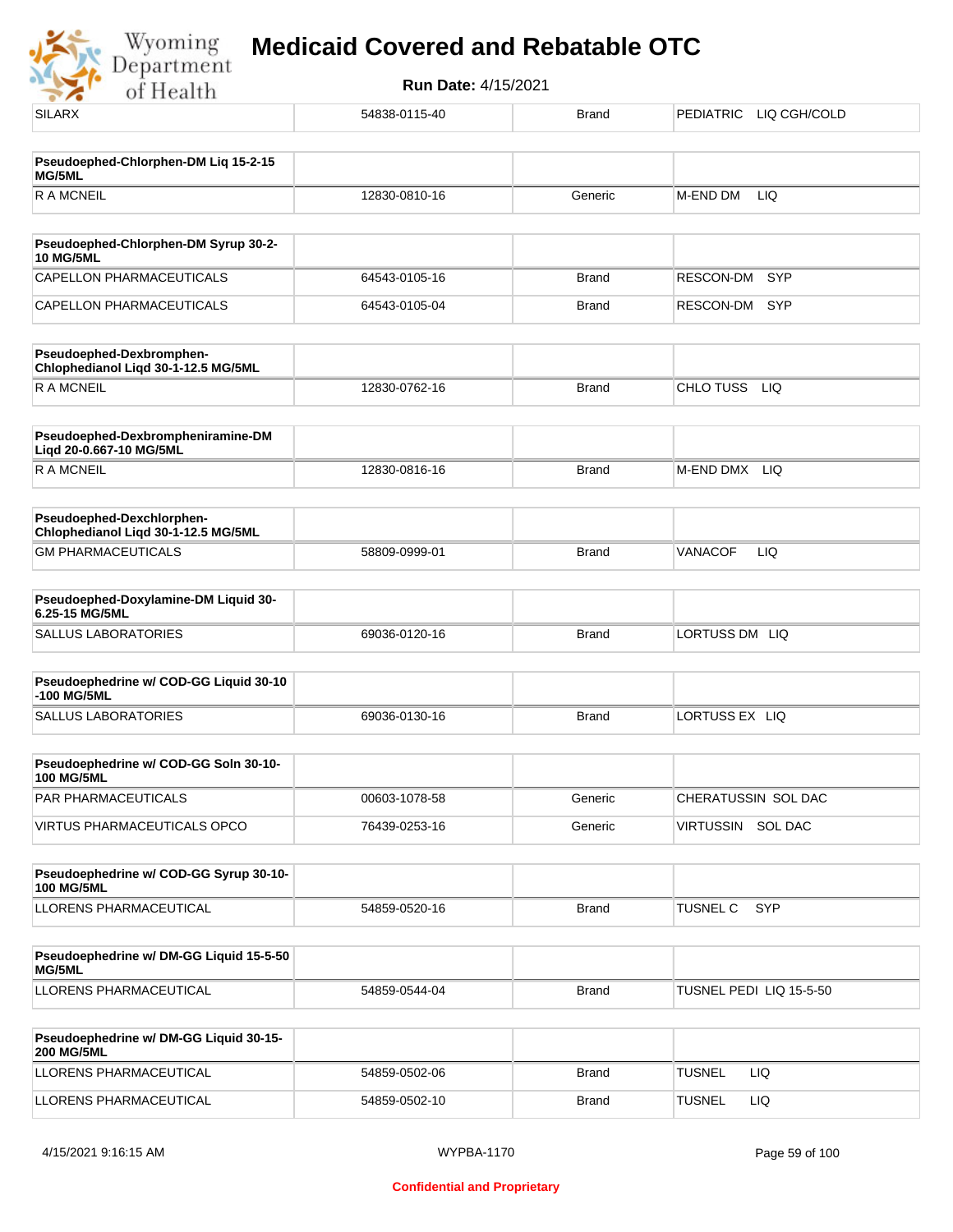| SILARX | 54838-0115-40 | Brand | PEDIATRIC LIQ CGH/COLD |
|---|---|---|---|

| **Pseudoephed-Chlorphen-DM Liq 15-2-15 MG/5ML** | | | |
|---|---|---|---|
| R A MCNEIL | 12830-0810-16 | Generic | M-END DM LIQ |

| **Pseudoephed-Chlorphen-DM Syrup 30-2-10 MG/5ML** | | | |
|---|---|---|---|
| CAPELLON PHARMACEUTICALS | 64543-0105-16 | Brand | RESCON-DM SYP |
| CAPELLON PHARMACEUTICALS | 64543-0105-04 | Brand | RESCON-DM SYP |

| **Pseudoephed-Dexbromphen-Chlophedianol Liqd 30-1-12.5 MG/5ML** | | | |
|---|---|---|---|
| R A MCNEIL | 12830-0762-16 | Brand | CHLO TUSS LIQ |

| **Pseudoephed-Dexbrompheniramine-DM Liqd 20-0.667-10 MG/5ML** | | | |
|---|---|---|---|
| R A MCNEIL | 12830-0816-16 | Brand | M-END DMX LIQ |

| **Pseudoephed-Dexchlorphen-Chlophedianol Liqd 30-1-12.5 MG/5ML** | | | |
|---|---|---|---|
| GM PHARMACEUTICALS | 58809-0999-01 | Brand | VANACOF LIQ |

| **Pseudoephed-Doxylamine-DM Liquid 30-6.25-15 MG/5ML** | | | |
|---|---|---|---|
| SALLUS LABORATORIES | 69036-0120-16 | Brand | LORTUSS DM LIQ |

| **Pseudoephedrine w/ COD-GG Liquid 30-10-100 MG/5ML** | | | |
|---|---|---|---|
| SALLUS LABORATORIES | 69036-0130-16 | Brand | LORTUSS EX LIQ |

| **Pseudoephedrine w/ COD-GG Soln 30-10-100 MG/5ML** | | | |
|---|---|---|---|
| PAR PHARMACEUTICALS | 00603-1078-58 | Generic | CHERATUSSIN SOL DAC |
| VIRTUS PHARMACEUTICALS OPCO | 76439-0253-16 | Generic | VIRTUSSIN SOL DAC |

| **Pseudoephedrine w/ COD-GG Syrup 30-10-100 MG/5ML** | | | |
|---|---|---|---|
| LLORENS PHARMACEUTICAL | 54859-0520-16 | Brand | TUSNEL C SYP |

| **Pseudoephedrine w/ DM-GG Liquid 15-5-50 MG/5ML** | | | |
|---|---|---|---|
| LLORENS PHARMACEUTICAL | 54859-0544-04 | Brand | TUSNEL PEDI LIQ 15-5-50 |

| **Pseudoephedrine w/ DM-GG Liquid 30-15-200 MG/5ML** | | | |
|---|---|---|---|
| LLORENS PHARMACEUTICAL | 54859-0502-06 | Brand | TUSNEL LIQ |
| LLORENS PHARMACEUTICAL | 54859-0502-10 | Brand | TUSNEL LIQ |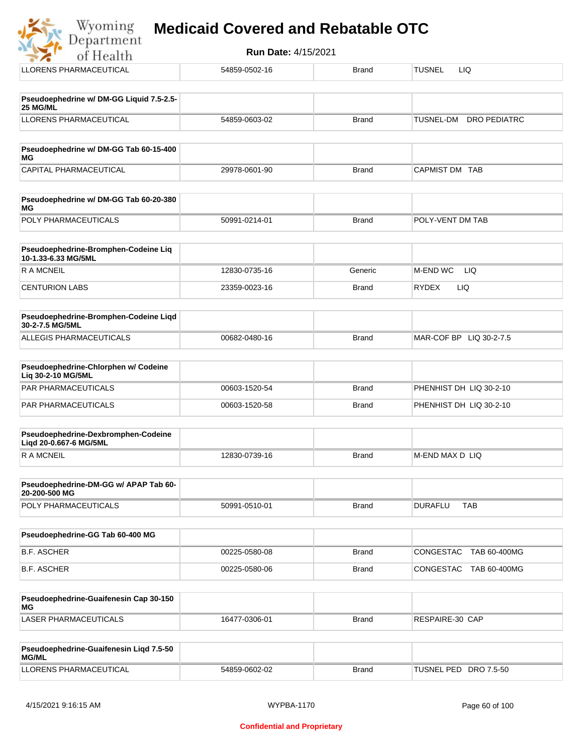| | | | |
|---|---|---|---|
| LLORENS PHARMACEUTICAL | 54859-0502-16 | Brand | TUSNEL LIQ |

| **Pseudoephedrine w/ DM-GG Liquid 7.5-2.5-25 MG/ML** | | | |
|---|---|---|---|
| LLORENS PHARMACEUTICAL | 54859-0603-02 | Brand | TUSNEL-DM DRO PEDIATRC |

| **Pseudoephedrine w/ DM-GG Tab 60-15-400 MG** | | | |
|---|---|---|---|
| CAPITAL PHARMACEUTICAL | 29978-0601-90 | Brand | CAPMIST DM TAB |

| **Pseudoephedrine w/ DM-GG Tab 60-20-380 MG** | | | |
|---|---|---|---|
| POLY PHARMACEUTICALS | 50991-0214-01 | Brand | POLY-VENT DM TAB |

| **Pseudoephedrine-Bromphen-Codeine Liq 10-1.33-6.33 MG/5ML** | | | |
|---|---|---|---|
| R A MCNEIL | 12830-0735-16 | Generic | M-END WC LIQ |
| CENTURION LABS | 23359-0023-16 | Brand | RYDEX LIQ |

| **Pseudoephedrine-Bromphen-Codeine Liqd 30-2-7.5 MG/5ML** | | | |
|---|---|---|---|
| ALLEGIS PHARMACEUTICALS | 00682-0480-16 | Brand | MAR-COF BP LIQ 30-2-7.5 |

| **Pseudoephedrine-Chlorphen w/ Codeine Liq 30-2-10 MG/5ML** | | | |
|---|---|---|---|
| PAR PHARMACEUTICALS | 00603-1520-54 | Brand | PHENHIST DH LIQ 30-2-10 |
| PAR PHARMACEUTICALS | 00603-1520-58 | Brand | PHENHIST DH LIQ 30-2-10 |

| **Pseudoephedrine-Dexbromphen-Codeine Liqd 20-0.667-6 MG/5ML** | | | |
|---|---|---|---|
| R A MCNEIL | 12830-0739-16 | Brand | M-END MAX D LIQ |

| **Pseudoephedrine-DM-GG w/ APAP Tab 60-20-200-500 MG** | | | |
|---|---|---|---|
| POLY PHARMACEUTICALS | 50991-0510-01 | Brand | DURAFLU TAB |

| **Pseudoephedrine-GG Tab 60-400 MG** | | | |
|---|---|---|---|
| B.F. ASCHER | 00225-0580-08 | Brand | CONGESTAC TAB 60-400MG |
| B.F. ASCHER | 00225-0580-06 | Brand | CONGESTAC TAB 60-400MG |

| **Pseudoephedrine-Guaifenesin Cap 30-150 MG** | | | |
|---|---|---|---|
| LASER PHARMACEUTICALS | 16477-0306-01 | Brand | RESPAIRE-30 CAP |

| **Pseudoephedrine-Guaifenesin Liqd 7.5-50 MG/ML** | | | |
|---|---|---|---|
| LLORENS PHARMACEUTICAL | 54859-0602-02 | Brand | TUSNEL PED DRO 7.5-50 |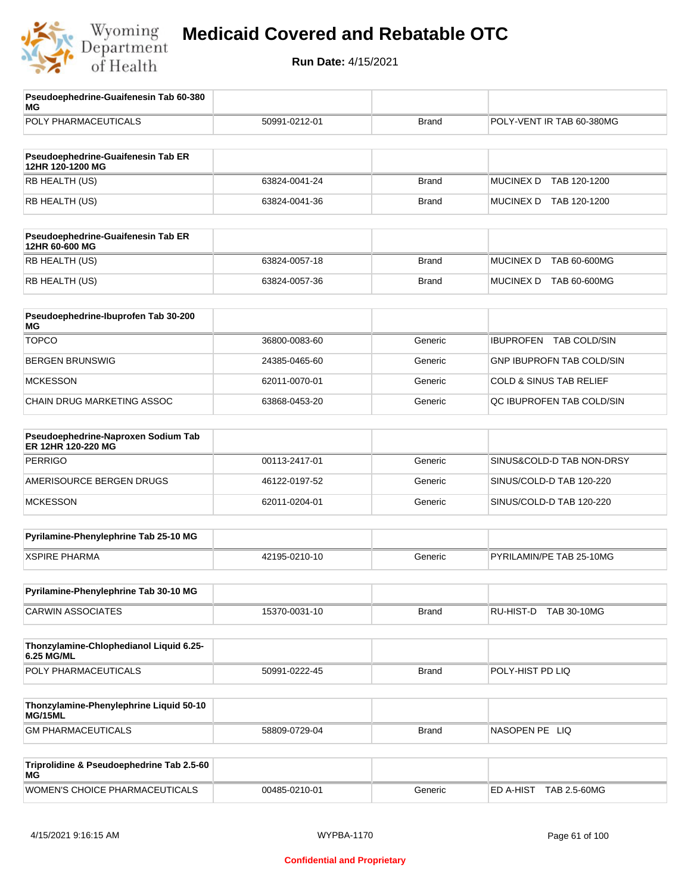# Medicaid Covered and Rebatable OTC

**Run Date:** 4/15/2021

| Pseudoephedrine-Guaifenesin Tab 60-380 MG | | | |
|---|---|---|---|
| POLY PHARMACEUTICALS | 50991-0212-01 | Brand | POLY-VENT IR TAB 60-380MG |

| Pseudoephedrine-Guaifenesin Tab ER 12HR 120-1200 MG | | | |
|---|---|---|---|
| RB HEALTH (US) | 63824-0041-24 | Brand | MUCINEX D TAB 120-1200 |
| RB HEALTH (US) | 63824-0041-36 | Brand | MUCINEX D TAB 120-1200 |

| Pseudoephedrine-Guaifenesin Tab ER 12HR 60-600 MG | | | |
|---|---|---|---|
| RB HEALTH (US) | 63824-0057-18 | Brand | MUCINEX D TAB 60-600MG |
| RB HEALTH (US) | 63824-0057-36 | Brand | MUCINEX D TAB 60-600MG |

| Pseudoephedrine-Ibuprofen Tab 30-200 MG | | | |
|---|---|---|---|
| TOPCO | 36800-0083-60 | Generic | IBUPROFEN TAB COLD/SIN |
| BERGEN BRUNSWIG | 24385-0465-60 | Generic | GNP IBUPROFN TAB COLD/SIN |
| MCKESSON | 62011-0070-01 | Generic | COLD & SINUS TAB RELIEF |
| CHAIN DRUG MARKETING ASSOC | 63868-0453-20 | Generic | QC IBUPROFEN TAB COLD/SIN |

| Pseudoephedrine-Naproxen Sodium Tab ER 12HR 120-220 MG | | | |
|---|---|---|---|
| PERRIGO | 00113-2417-01 | Generic | SINUS&COLD-D TAB NON-DRSY |
| AMERISOURCE BERGEN DRUGS | 46122-0197-52 | Generic | SINUS/COLD-D TAB 120-220 |
| MCKESSON | 62011-0204-01 | Generic | SINUS/COLD-D TAB 120-220 |

| Pyrilamine-Phenylephrine Tab 25-10 MG | | | |
|---|---|---|---|
| XSPIRE PHARMA | 42195-0210-10 | Generic | PYRILAMIN/PE TAB 25-10MG |

| Pyrilamine-Phenylephrine Tab 30-10 MG | | | |
|---|---|---|---|
| CARWIN ASSOCIATES | 15370-0031-10 | Brand | RU-HIST-D TAB 30-10MG |

| Thonzylamine-Chlophedianol Liquid 6.25-6.25 MG/ML | | | |
|---|---|---|---|
| POLY PHARMACEUTICALS | 50991-0222-45 | Brand | POLY-HIST PD LIQ |

| Thonzylamine-Phenylephrine Liquid 50-10 MG/15ML | | | |
|---|---|---|---|
| GM PHARMACEUTICALS | 58809-0729-04 | Brand | NASOPEN PE LIQ |

| Triprolidine & Pseudoephedrine Tab 2.5-60 MG | | | |
|---|---|---|---|
| WOMEN'S CHOICE PHARMACEUTICALS | 00485-0210-01 | Generic | ED A-HIST TAB 2.5-60MG |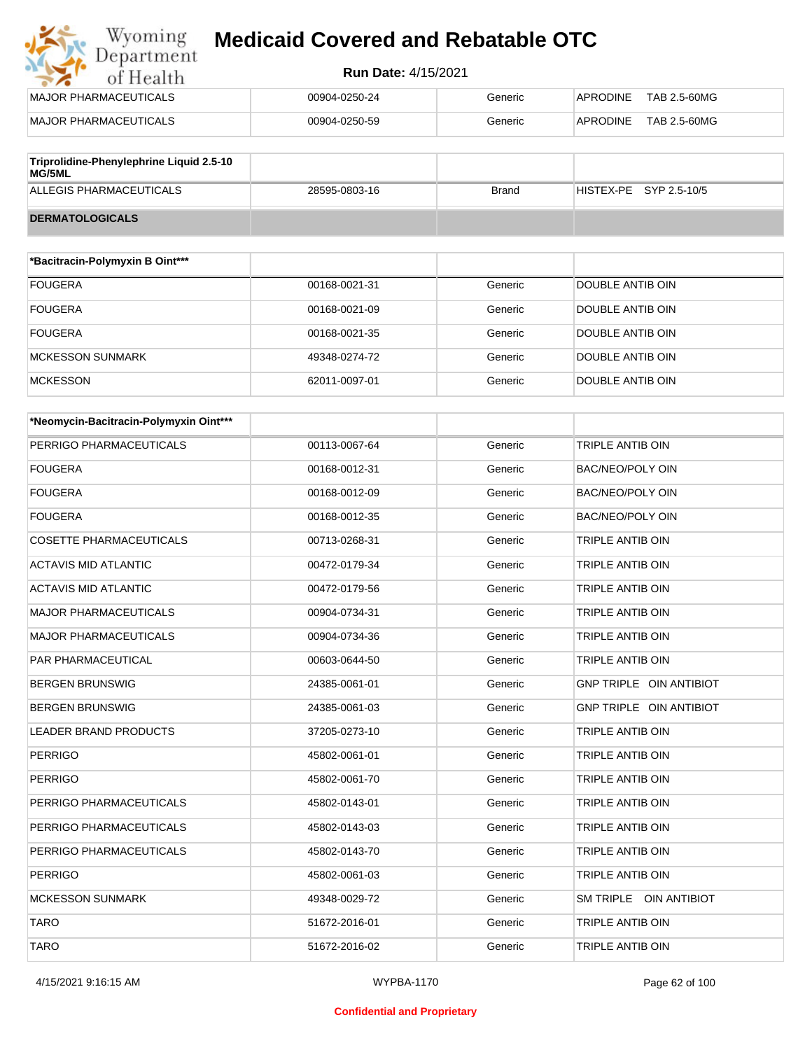| MAJOR PHARMACEUTICALS | 00904-0250-24 | Generic | APRODINE TAB 2.5-60MG |
|---|---|---|---|
| MAJOR PHARMACEUTICALS | 00904-0250-59 | Generic | APRODINE TAB 2.5-60MG |

| Triprolidine-Phenylephrine Liquid 2.5-10 MG/5ML | | | |
|---|---|---|---|
| ALLEGIS PHARMACEUTICALS | 28595-0803-16 | Brand | HISTEX-PE SYP 2.5-10/5 |

## DERMATOLOGICALS

| *Bacitracin-Polymyxin B Oint*** | | | |
|---|---|---|---|
| FOUGERA | 00168-0021-31 | Generic | DOUBLE ANTIB OIN |
| FOUGERA | 00168-0021-09 | Generic | DOUBLE ANTIB OIN |
| FOUGERA | 00168-0021-35 | Generic | DOUBLE ANTIB OIN |
| MCKESSON SUNMARK | 49348-0274-72 | Generic | DOUBLE ANTIB OIN |
| MCKESSON | 62011-0097-01 | Generic | DOUBLE ANTIB OIN |

| *Neomycin-Bacitracin-Polymyxin Oint*** | | | |
|---|---|---|---|
| PERRIGO PHARMACEUTICALS | 00113-0067-64 | Generic | TRIPLE ANTIB OIN |
| FOUGERA | 00168-0012-31 | Generic | BAC/NEO/POLY OIN |
| FOUGERA | 00168-0012-09 | Generic | BAC/NEO/POLY OIN |
| FOUGERA | 00168-0012-35 | Generic | BAC/NEO/POLY OIN |
| COSETTE PHARMACEUTICALS | 00713-0268-31 | Generic | TRIPLE ANTIB OIN |
| ACTAVIS MID ATLANTIC | 00472-0179-34 | Generic | TRIPLE ANTIB OIN |
| ACTAVIS MID ATLANTIC | 00472-0179-56 | Generic | TRIPLE ANTIB OIN |
| MAJOR PHARMACEUTICALS | 00904-0734-31 | Generic | TRIPLE ANTIB OIN |
| MAJOR PHARMACEUTICALS | 00904-0734-36 | Generic | TRIPLE ANTIB OIN |
| PAR PHARMACEUTICAL | 00603-0644-50 | Generic | TRIPLE ANTIB OIN |
| BERGEN BRUNSWIG | 24385-0061-01 | Generic | GNP TRIPLE OIN ANTIBIOT |
| BERGEN BRUNSWIG | 24385-0061-03 | Generic | GNP TRIPLE OIN ANTIBIOT |
| LEADER BRAND PRODUCTS | 37205-0273-10 | Generic | TRIPLE ANTIB OIN |
| PERRIGO | 45802-0061-01 | Generic | TRIPLE ANTIB OIN |
| PERRIGO | 45802-0061-70 | Generic | TRIPLE ANTIB OIN |
| PERRIGO PHARMACEUTICALS | 45802-0143-01 | Generic | TRIPLE ANTIB OIN |
| PERRIGO PHARMACEUTICALS | 45802-0143-03 | Generic | TRIPLE ANTIB OIN |
| PERRIGO PHARMACEUTICALS | 45802-0143-70 | Generic | TRIPLE ANTIB OIN |
| PERRIGO | 45802-0061-03 | Generic | TRIPLE ANTIB OIN |
| MCKESSON SUNMARK | 49348-0029-72 | Generic | SM TRIPLE OIN ANTIBIOT |
| TARO | 51672-2016-01 | Generic | TRIPLE ANTIB OIN |
| TARO | 51672-2016-02 | Generic | TRIPLE ANTIB OIN |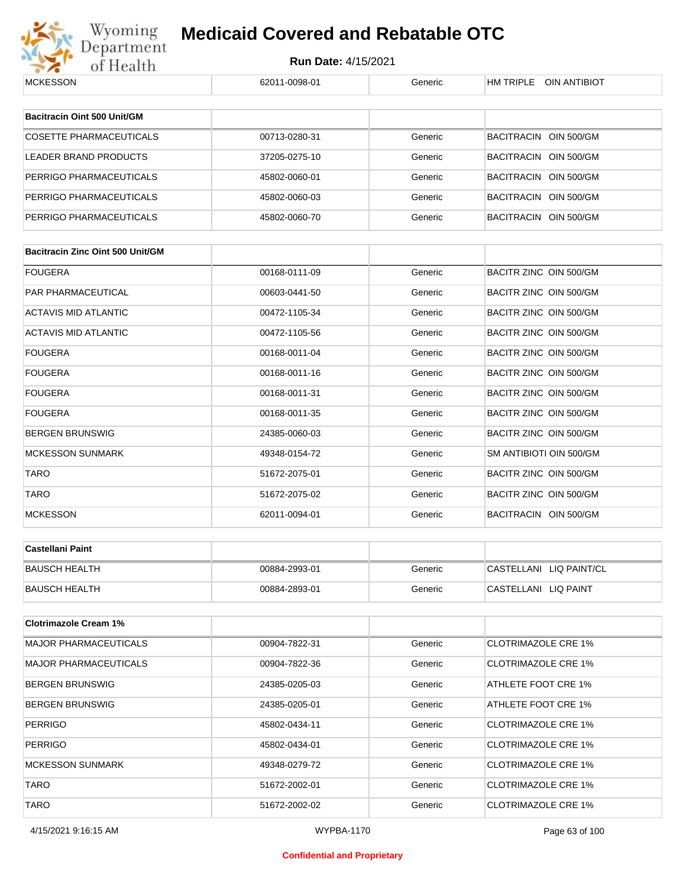| MCKESSON | 62011-0098-01 | Generic | HM TRIPLE OIN ANTIBIOT |
|---|---|---|---|

| Bacitracin Oint 500 Unit/GM | | | |
|---|---|---|---|
| COSETTE PHARMACEUTICALS | 00713-0280-31 | Generic | BACITRACIN OIN 500/GM |
| LEADER BRAND PRODUCTS | 37205-0275-10 | Generic | BACITRACIN OIN 500/GM |
| PERRIGO PHARMACEUTICALS | 45802-0060-01 | Generic | BACITRACIN OIN 500/GM |
| PERRIGO PHARMACEUTICALS | 45802-0060-03 | Generic | BACITRACIN OIN 500/GM |
| PERRIGO PHARMACEUTICALS | 45802-0060-70 | Generic | BACITRACIN OIN 500/GM |

| Bacitracin Zinc Oint 500 Unit/GM | | | |
|---|---|---|---|
| FOUGERA | 00168-0111-09 | Generic | BACITR ZINC OIN 500/GM |
| PAR PHARMACEUTICAL | 00603-0441-50 | Generic | BACITR ZINC OIN 500/GM |
| ACTAVIS MID ATLANTIC | 00472-1105-34 | Generic | BACITR ZINC OIN 500/GM |
| ACTAVIS MID ATLANTIC | 00472-1105-56 | Generic | BACITR ZINC OIN 500/GM |
| FOUGERA | 00168-0011-04 | Generic | BACITR ZINC OIN 500/GM |
| FOUGERA | 00168-0011-16 | Generic | BACITR ZINC OIN 500/GM |
| FOUGERA | 00168-0011-31 | Generic | BACITR ZINC OIN 500/GM |
| FOUGERA | 00168-0011-35 | Generic | BACITR ZINC OIN 500/GM |
| BERGEN BRUNSWIG | 24385-0060-03 | Generic | BACITR ZINC OIN 500/GM |
| MCKESSON SUNMARK | 49348-0154-72 | Generic | SM ANTIBIOTI OIN 500/GM |
| TARO | 51672-2075-01 | Generic | BACITR ZINC OIN 500/GM |
| TARO | 51672-2075-02 | Generic | BACITR ZINC OIN 500/GM |
| MCKESSON | 62011-0094-01 | Generic | BACITRACIN OIN 500/GM |

| Castellani Paint | | | |
|---|---|---|---|
| BAUSCH HEALTH | 00884-2993-01 | Generic | CASTELLANI LIQ PAINT/CL |
| BAUSCH HEALTH | 00884-2893-01 | Generic | CASTELLANI LIQ PAINT |

| Clotrimazole Cream 1% | | | |
|---|---|---|---|
| MAJOR PHARMACEUTICALS | 00904-7822-31 | Generic | CLOTRIMAZOLE CRE 1% |
| MAJOR PHARMACEUTICALS | 00904-7822-36 | Generic | CLOTRIMAZOLE CRE 1% |
| BERGEN BRUNSWIG | 24385-0205-03 | Generic | ATHLETE FOOT CRE 1% |
| BERGEN BRUNSWIG | 24385-0205-01 | Generic | ATHLETE FOOT CRE 1% |
| PERRIGO | 45802-0434-11 | Generic | CLOTRIMAZOLE CRE 1% |
| PERRIGO | 45802-0434-01 | Generic | CLOTRIMAZOLE CRE 1% |
| MCKESSON SUNMARK | 49348-0279-72 | Generic | CLOTRIMAZOLE CRE 1% |
| TARO | 51672-2002-01 | Generic | CLOTRIMAZOLE CRE 1% |
| TARO | 51672-2002-02 | Generic | CLOTRIMAZOLE CRE 1% |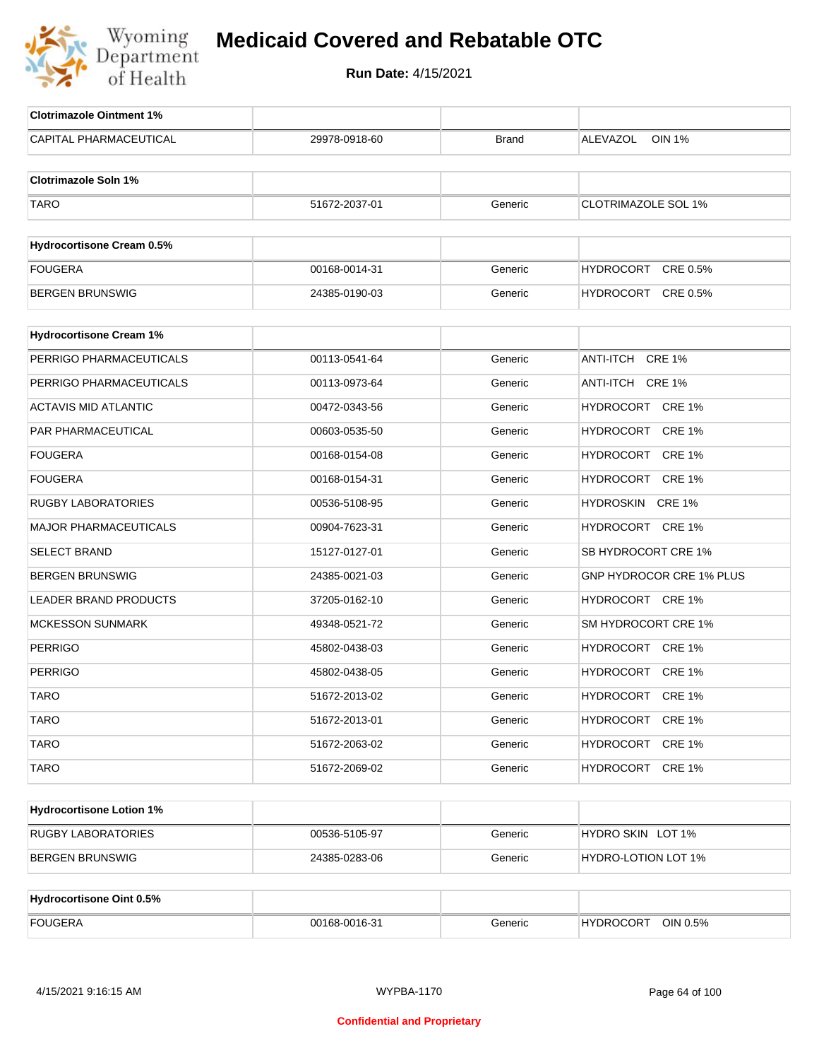# Medicaid Covered and Rebatable OTC

**Run Date:** 4/15/2021

| Clotrimazole Ointment 1% | | | |
|---|---|---|---|
| CAPITAL PHARMACEUTICAL | 29978-0918-60 | Brand | ALEVAZOL OIN 1% |

| Clotrimazole Soln 1% | | | |
|---|---|---|---|
| TARO | 51672-2037-01 | Generic | CLOTRIMAZOLE SOL 1% |

| Hydrocortisone Cream 0.5% | | | |
|---|---|---|---|
| FOUGERA | 00168-0014-31 | Generic | HYDROCORT CRE 0.5% |
| BERGEN BRUNSWIG | 24385-0190-03 | Generic | HYDROCORT CRE 0.5% |

| Hydrocortisone Cream 1% | | | |
|---|---|---|---|
| PERRIGO PHARMACEUTICALS | 00113-0541-64 | Generic | ANTI-ITCH CRE 1% |
| PERRIGO PHARMACEUTICALS | 00113-0973-64 | Generic | ANTI-ITCH CRE 1% |
| ACTAVIS MID ATLANTIC | 00472-0343-56 | Generic | HYDROCORT CRE 1% |
| PAR PHARMACEUTICAL | 00603-0535-50 | Generic | HYDROCORT CRE 1% |
| FOUGERA | 00168-0154-08 | Generic | HYDROCORT CRE 1% |
| FOUGERA | 00168-0154-31 | Generic | HYDROCORT CRE 1% |
| RUGBY LABORATORIES | 00536-5108-95 | Generic | HYDROSKIN CRE 1% |
| MAJOR PHARMACEUTICALS | 00904-7623-31 | Generic | HYDROCORT CRE 1% |
| SELECT BRAND | 15127-0127-01 | Generic | SB HYDROCORT CRE 1% |
| BERGEN BRUNSWIG | 24385-0021-03 | Generic | GNP HYDROCOR CRE 1% PLUS |
| LEADER BRAND PRODUCTS | 37205-0162-10 | Generic | HYDROCORT CRE 1% |
| MCKESSON SUNMARK | 49348-0521-72 | Generic | SM HYDROCORT CRE 1% |
| PERRIGO | 45802-0438-03 | Generic | HYDROCORT CRE 1% |
| PERRIGO | 45802-0438-05 | Generic | HYDROCORT CRE 1% |
| TARO | 51672-2013-02 | Generic | HYDROCORT CRE 1% |
| TARO | 51672-2013-01 | Generic | HYDROCORT CRE 1% |
| TARO | 51672-2063-02 | Generic | HYDROCORT CRE 1% |
| TARO | 51672-2069-02 | Generic | HYDROCORT CRE 1% |

| Hydrocortisone Lotion 1% | | | |
|---|---|---|---|
| RUGBY LABORATORIES | 00536-5105-97 | Generic | HYDRO SKIN LOT 1% |
| BERGEN BRUNSWIG | 24385-0283-06 | Generic | HYDRO-LOTION LOT 1% |

| Hydrocortisone Oint 0.5% | | | |
|---|---|---|---|
| FOUGERA | 00168-0016-31 | Generic | HYDROCORT OIN 0.5% |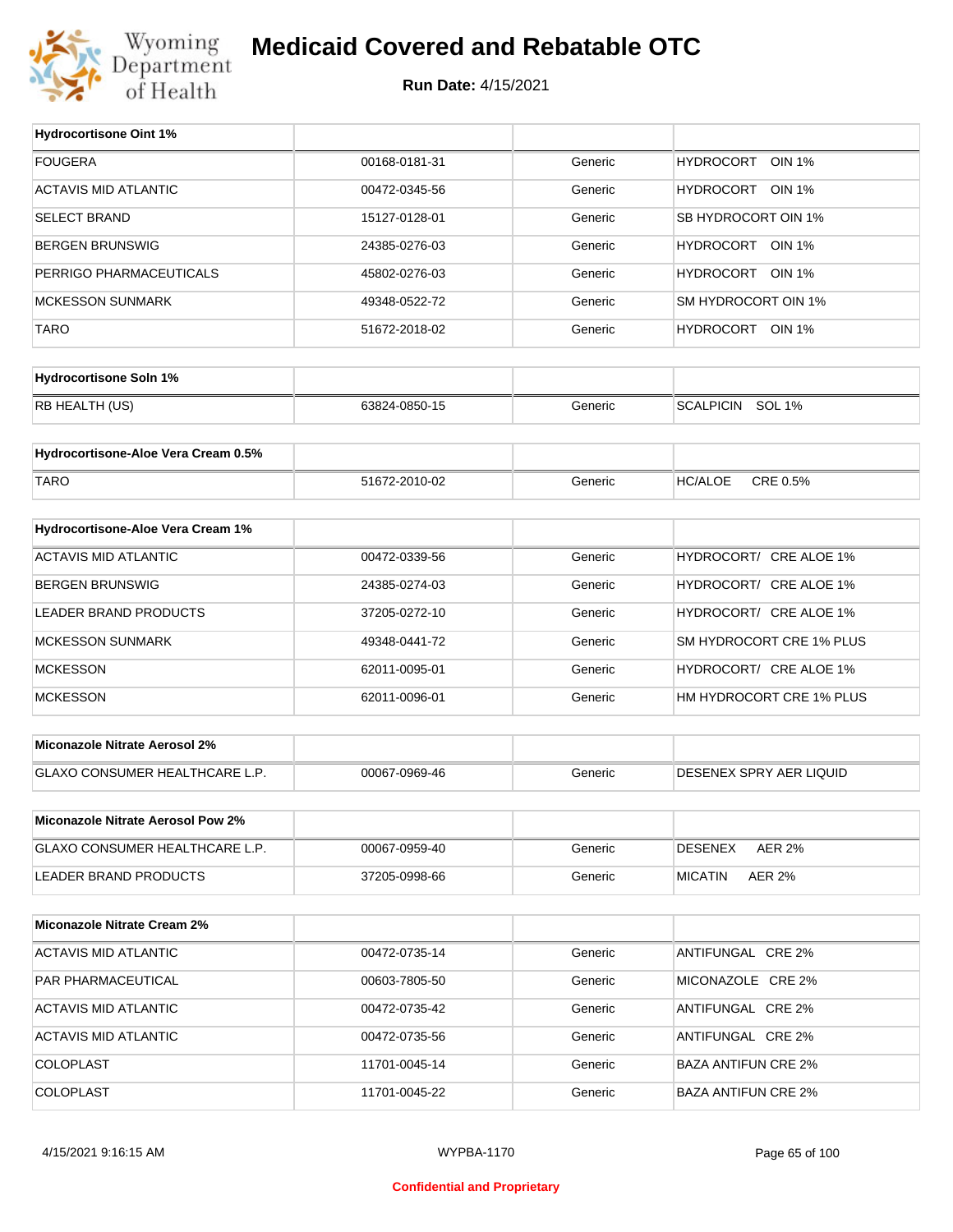# Medicaid Covered and Rebatable OTC

**Run Date:** 4/15/2021

| Hydrocortisone Oint 1% | | | |
|---|---|---|---|
| FOUGERA | 00168-0181-31 | Generic | HYDROCORT OIN 1% |
| ACTAVIS MID ATLANTIC | 00472-0345-56 | Generic | HYDROCORT OIN 1% |
| SELECT BRAND | 15127-0128-01 | Generic | SB HYDROCORT OIN 1% |
| BERGEN BRUNSWIG | 24385-0276-03 | Generic | HYDROCORT OIN 1% |
| PERRIGO PHARMACEUTICALS | 45802-0276-03 | Generic | HYDROCORT OIN 1% |
| MCKESSON SUNMARK | 49348-0522-72 | Generic | SM HYDROCORT OIN 1% |
| TARO | 51672-2018-02 | Generic | HYDROCORT OIN 1% |

| Hydrocortisone Soln 1% | | | |
|---|---|---|---|
| RB HEALTH (US) | 63824-0850-15 | Generic | SCALPICIN SOL 1% |

| Hydrocortisone-Aloe Vera Cream 0.5% | | | |
|---|---|---|---|
| TARO | 51672-2010-02 | Generic | HC/ALOE CRE 0.5% |

| Hydrocortisone-Aloe Vera Cream 1% | | | |
|---|---|---|---|
| ACTAVIS MID ATLANTIC | 00472-0339-56 | Generic | HYDROCORT/ CRE ALOE 1% |
| BERGEN BRUNSWIG | 24385-0274-03 | Generic | HYDROCORT/ CRE ALOE 1% |
| LEADER BRAND PRODUCTS | 37205-0272-10 | Generic | HYDROCORT/ CRE ALOE 1% |
| MCKESSON SUNMARK | 49348-0441-72 | Generic | SM HYDROCORT CRE 1% PLUS |
| MCKESSON | 62011-0095-01 | Generic | HYDROCORT/ CRE ALOE 1% |
| MCKESSON | 62011-0096-01 | Generic | HM HYDROCORT CRE 1% PLUS |

| Miconazole Nitrate Aerosol 2% | | | |
|---|---|---|---|
| GLAXO CONSUMER HEALTHCARE L.P. | 00067-0969-46 | Generic | DESENEX SPRY AER LIQUID |

| Miconazole Nitrate Aerosol Pow 2% | | | |
|---|---|---|---|
| GLAXO CONSUMER HEALTHCARE L.P. | 00067-0959-40 | Generic | DESENEX AER 2% |
| LEADER BRAND PRODUCTS | 37205-0998-66 | Generic | MICATIN AER 2% |

| Miconazole Nitrate Cream 2% | | | |
|---|---|---|---|
| ACTAVIS MID ATLANTIC | 00472-0735-14 | Generic | ANTIFUNGAL CRE 2% |
| PAR PHARMACEUTICAL | 00603-7805-50 | Generic | MICONAZOLE CRE 2% |
| ACTAVIS MID ATLANTIC | 00472-0735-42 | Generic | ANTIFUNGAL CRE 2% |
| ACTAVIS MID ATLANTIC | 00472-0735-56 | Generic | ANTIFUNGAL CRE 2% |
| COLOPLAST | 11701-0045-14 | Generic | BAZA ANTIFUN CRE 2% |
| COLOPLAST | 11701-0045-22 | Generic | BAZA ANTIFUN CRE 2% |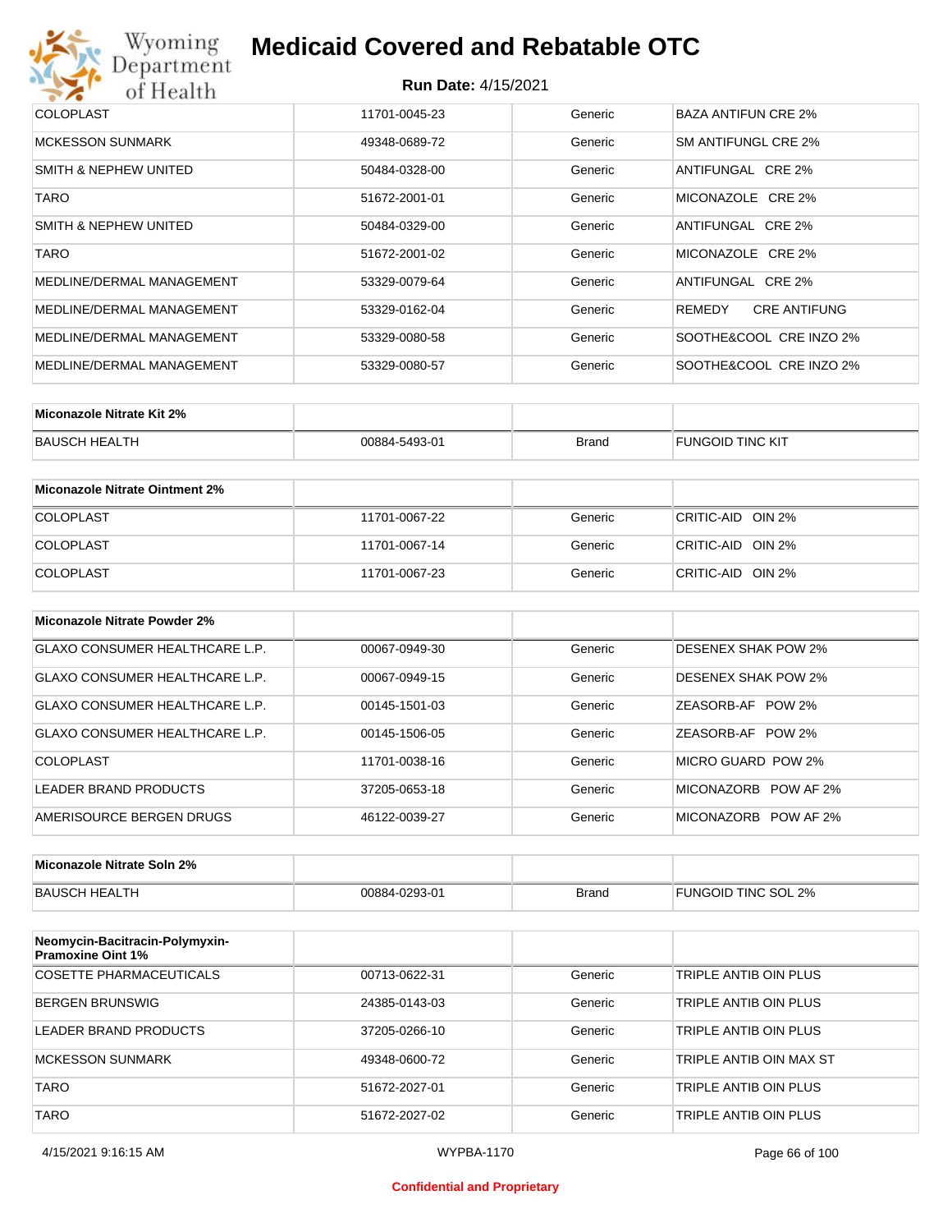| COLOPLAST | 11701-0045-23 | Generic | BAZA ANTIFUN CRE 2% |
|---|---|---|---|
| MCKESSON SUNMARK | 49348-0689-72 | Generic | SM ANTIFUNGL CRE 2% |
| SMITH & NEPHEW UNITED | 50484-0328-00 | Generic | ANTIFUNGAL CRE 2% |
| TARO | 51672-2001-01 | Generic | MICONAZOLE CRE 2% |
| SMITH & NEPHEW UNITED | 50484-0329-00 | Generic | ANTIFUNGAL CRE 2% |
| TARO | 51672-2001-02 | Generic | MICONAZOLE CRE 2% |
| MEDLINE/DERMAL MANAGEMENT | 53329-0079-64 | Generic | ANTIFUNGAL CRE 2% |
| MEDLINE/DERMAL MANAGEMENT | 53329-0162-04 | Generic | REMEDY CRE ANTIFUNG |
| MEDLINE/DERMAL MANAGEMENT | 53329-0080-58 | Generic | SOOTHE&COOL CRE INZO 2% |
| MEDLINE/DERMAL MANAGEMENT | 53329-0080-57 | Generic | SOOTHE&COOL CRE INZO 2% |

| **Miconazole Nitrate Kit 2%** | | | |
|---|---|---|---|
| BAUSCH HEALTH | 00884-5493-01 | Brand | FUNGOID TINC KIT |

| **Miconazole Nitrate Ointment 2%** | | | |
|---|---|---|---|
| COLOPLAST | 11701-0067-22 | Generic | CRITIC-AID OIN 2% |
| COLOPLAST | 11701-0067-14 | Generic | CRITIC-AID OIN 2% |
| COLOPLAST | 11701-0067-23 | Generic | CRITIC-AID OIN 2% |

| **Miconazole Nitrate Powder 2%** | | | |
|---|---|---|---|
| GLAXO CONSUMER HEALTHCARE L.P. | 00067-0949-30 | Generic | DESENEX SHAK POW 2% |
| GLAXO CONSUMER HEALTHCARE L.P. | 00067-0949-15 | Generic | DESENEX SHAK POW 2% |
| GLAXO CONSUMER HEALTHCARE L.P. | 00145-1501-03 | Generic | ZEASORB-AF POW 2% |
| GLAXO CONSUMER HEALTHCARE L.P. | 00145-1506-05 | Generic | ZEASORB-AF POW 2% |
| COLOPLAST | 11701-0038-16 | Generic | MICRO GUARD POW 2% |
| LEADER BRAND PRODUCTS | 37205-0653-18 | Generic | MICONAZORB POW AF 2% |
| AMERISOURCE BERGEN DRUGS | 46122-0039-27 | Generic | MICONAZORB POW AF 2% |

| **Miconazole Nitrate Soln 2%** | | | |
|---|---|---|---|
| BAUSCH HEALTH | 00884-0293-01 | Brand | FUNGOID TINC SOL 2% |

| **Neomycin-Bacitracin-Polymyxin-Pramoxine Oint 1%** | | | |
|---|---|---|---|
| COSETTE PHARMACEUTICALS | 00713-0622-31 | Generic | TRIPLE ANTIB OIN PLUS |
| BERGEN BRUNSWIG | 24385-0143-03 | Generic | TRIPLE ANTIB OIN PLUS |
| LEADER BRAND PRODUCTS | 37205-0266-10 | Generic | TRIPLE ANTIB OIN PLUS |
| MCKESSON SUNMARK | 49348-0600-72 | Generic | TRIPLE ANTIB OIN MAX ST |
| TARO | 51672-2027-01 | Generic | TRIPLE ANTIB OIN PLUS |
| TARO | 51672-2027-02 | Generic | TRIPLE ANTIB OIN PLUS |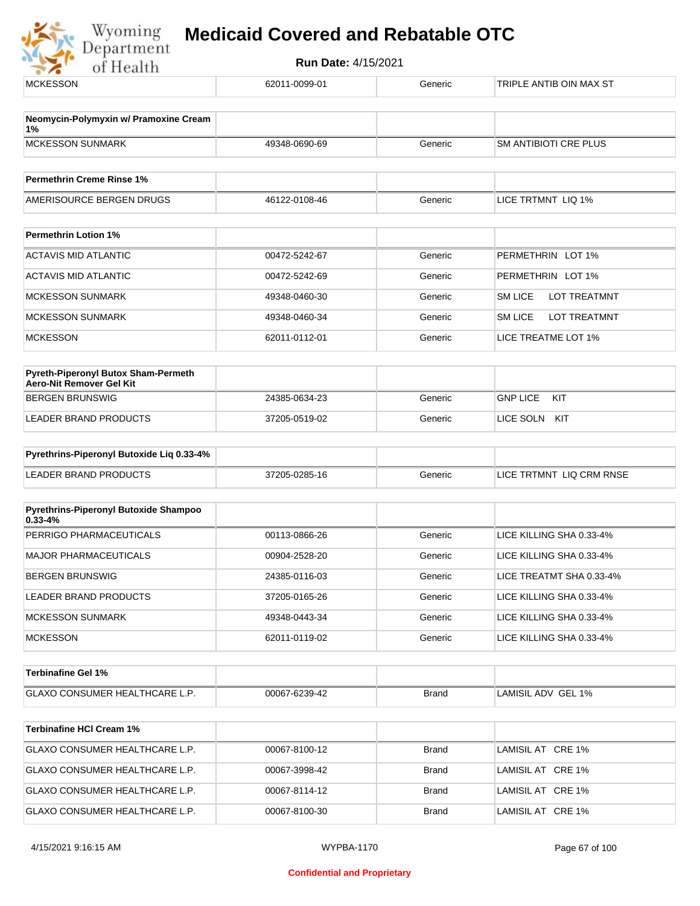| MCKESSON | 62011-0099-01 | Generic | TRIPLE ANTIB OIN MAX ST |
|---|---|---|---|

| Neomycin-Polymyxin w/ Pramoxine Cream 1% | | | |
|---|---|---|---|
| MCKESSON SUNMARK | 49348-0690-69 | Generic | SM ANTIBIOTI CRE PLUS |

| Permethrin Creme Rinse 1% | | | |
|---|---|---|---|
| AMERISOURCE BERGEN DRUGS | 46122-0108-46 | Generic | LICE TRTMNT LIQ 1% |

| Permethrin Lotion 1% | | | |
|---|---|---|---|
| ACTAVIS MID ATLANTIC | 00472-5242-67 | Generic | PERMETHRIN LOT 1% |
| ACTAVIS MID ATLANTIC | 00472-5242-69 | Generic | PERMETHRIN LOT 1% |
| MCKESSON SUNMARK | 49348-0460-30 | Generic | SM LICE LOT TREATMNT |
| MCKESSON SUNMARK | 49348-0460-34 | Generic | SM LICE LOT TREATMNT |
| MCKESSON | 62011-0112-01 | Generic | LICE TREATME LOT 1% |

| Pyreth-Piperonyl Butox Sham-Permeth Aero-Nit Remover Gel Kit | | | |
|---|---|---|---|
| BERGEN BRUNSWIG | 24385-0634-23 | Generic | GNP LICE KIT |
| LEADER BRAND PRODUCTS | 37205-0519-02 | Generic | LICE SOLN KIT |

| Pyrethrins-Piperonyl Butoxide Liq 0.33-4% | | | |
|---|---|---|---|
| LEADER BRAND PRODUCTS | 37205-0285-16 | Generic | LICE TRTMNT LIQ CRM RNSE |

| Pyrethrins-Piperonyl Butoxide Shampoo 0.33-4% | | | |
|---|---|---|---|
| PERRIGO PHARMACEUTICALS | 00113-0866-26 | Generic | LICE KILLING SHA 0.33-4% |
| MAJOR PHARMACEUTICALS | 00904-2528-20 | Generic | LICE KILLING SHA 0.33-4% |
| BERGEN BRUNSWIG | 24385-0116-03 | Generic | LICE TREATMT SHA 0.33-4% |
| LEADER BRAND PRODUCTS | 37205-0165-26 | Generic | LICE KILLING SHA 0.33-4% |
| MCKESSON SUNMARK | 49348-0443-34 | Generic | LICE KILLING SHA 0.33-4% |
| MCKESSON | 62011-0119-02 | Generic | LICE KILLING SHA 0.33-4% |

| Terbinafine Gel 1% | | | |
|---|---|---|---|
| GLAXO CONSUMER HEALTHCARE L.P. | 00067-6239-42 | Brand | LAMISIL ADV GEL 1% |

| Terbinafine HCl Cream 1% | | | |
|---|---|---|---|
| GLAXO CONSUMER HEALTHCARE L.P. | 00067-8100-12 | Brand | LAMISIL AT CRE 1% |
| GLAXO CONSUMER HEALTHCARE L.P. | 00067-3998-42 | Brand | LAMISIL AT CRE 1% |
| GLAXO CONSUMER HEALTHCARE L.P. | 00067-8114-12 | Brand | LAMISIL AT CRE 1% |
| GLAXO CONSUMER HEALTHCARE L.P. | 00067-8100-30 | Brand | LAMISIL AT CRE 1% |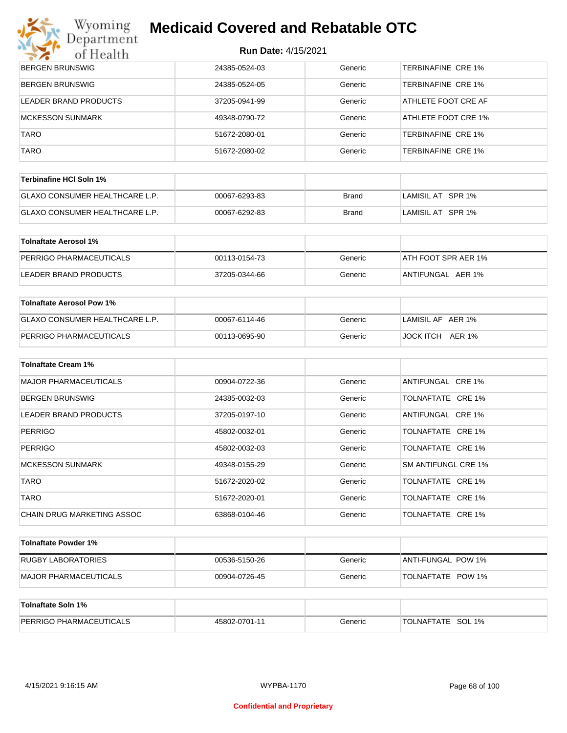# Medicaid Covered and Rebatable OTC

**Run Date:** 4/15/2021

| | | | |
|---|---|---|---|
| BERGEN BRUNSWIG | 24385-0524-03 | Generic | TERBINAFINE CRE 1% |
| BERGEN BRUNSWIG | 24385-0524-05 | Generic | TERBINAFINE CRE 1% |
| LEADER BRAND PRODUCTS | 37205-0941-99 | Generic | ATHLETE FOOT CRE AF |
| MCKESSON SUNMARK | 49348-0790-72 | Generic | ATHLETE FOOT CRE 1% |
| TARO | 51672-2080-01 | Generic | TERBINAFINE CRE 1% |
| TARO | 51672-2080-02 | Generic | TERBINAFINE CRE 1% |

| Terbinafine HCl Soln 1% | | | |
|---|---|---|---|
| GLAXO CONSUMER HEALTHCARE L.P. | 00067-6293-83 | Brand | LAMISIL AT SPR 1% |
| GLAXO CONSUMER HEALTHCARE L.P. | 00067-6292-83 | Brand | LAMISIL AT SPR 1% |

| Tolnaftate Aerosol 1% | | | |
|---|---|---|---|
| PERRIGO PHARMACEUTICALS | 00113-0154-73 | Generic | ATH FOOT SPR AER 1% |
| LEADER BRAND PRODUCTS | 37205-0344-66 | Generic | ANTIFUNGAL AER 1% |

| Tolnaftate Aerosol Pow 1% | | | |
|---|---|---|---|
| GLAXO CONSUMER HEALTHCARE L.P. | 00067-6114-46 | Generic | LAMISIL AF AER 1% |
| PERRIGO PHARMACEUTICALS | 00113-0695-90 | Generic | JOCK ITCH AER 1% |

| Tolnaftate Cream 1% | | | |
|---|---|---|---|
| MAJOR PHARMACEUTICALS | 00904-0722-36 | Generic | ANTIFUNGAL CRE 1% |
| BERGEN BRUNSWIG | 24385-0032-03 | Generic | TOLNAFTATE CRE 1% |
| LEADER BRAND PRODUCTS | 37205-0197-10 | Generic | ANTIFUNGAL CRE 1% |
| PERRIGO | 45802-0032-01 | Generic | TOLNAFTATE CRE 1% |
| PERRIGO | 45802-0032-03 | Generic | TOLNAFTATE CRE 1% |
| MCKESSON SUNMARK | 49348-0155-29 | Generic | SM ANTIFUNGL CRE 1% |
| TARO | 51672-2020-02 | Generic | TOLNAFTATE CRE 1% |
| TARO | 51672-2020-01 | Generic | TOLNAFTATE CRE 1% |
| CHAIN DRUG MARKETING ASSOC | 63868-0104-46 | Generic | TOLNAFTATE CRE 1% |

| Tolnaftate Powder 1% | | | |
|---|---|---|---|
| RUGBY LABORATORIES | 00536-5150-26 | Generic | ANTI-FUNGAL POW 1% |
| MAJOR PHARMACEUTICALS | 00904-0726-45 | Generic | TOLNAFTATE POW 1% |

| Tolnaftate Soln 1% | | | |
|---|---|---|---|
| PERRIGO PHARMACEUTICALS | 45802-0701-11 | Generic | TOLNAFTATE SOL 1% |

WYPBA-1170

**Confidential and Proprietary**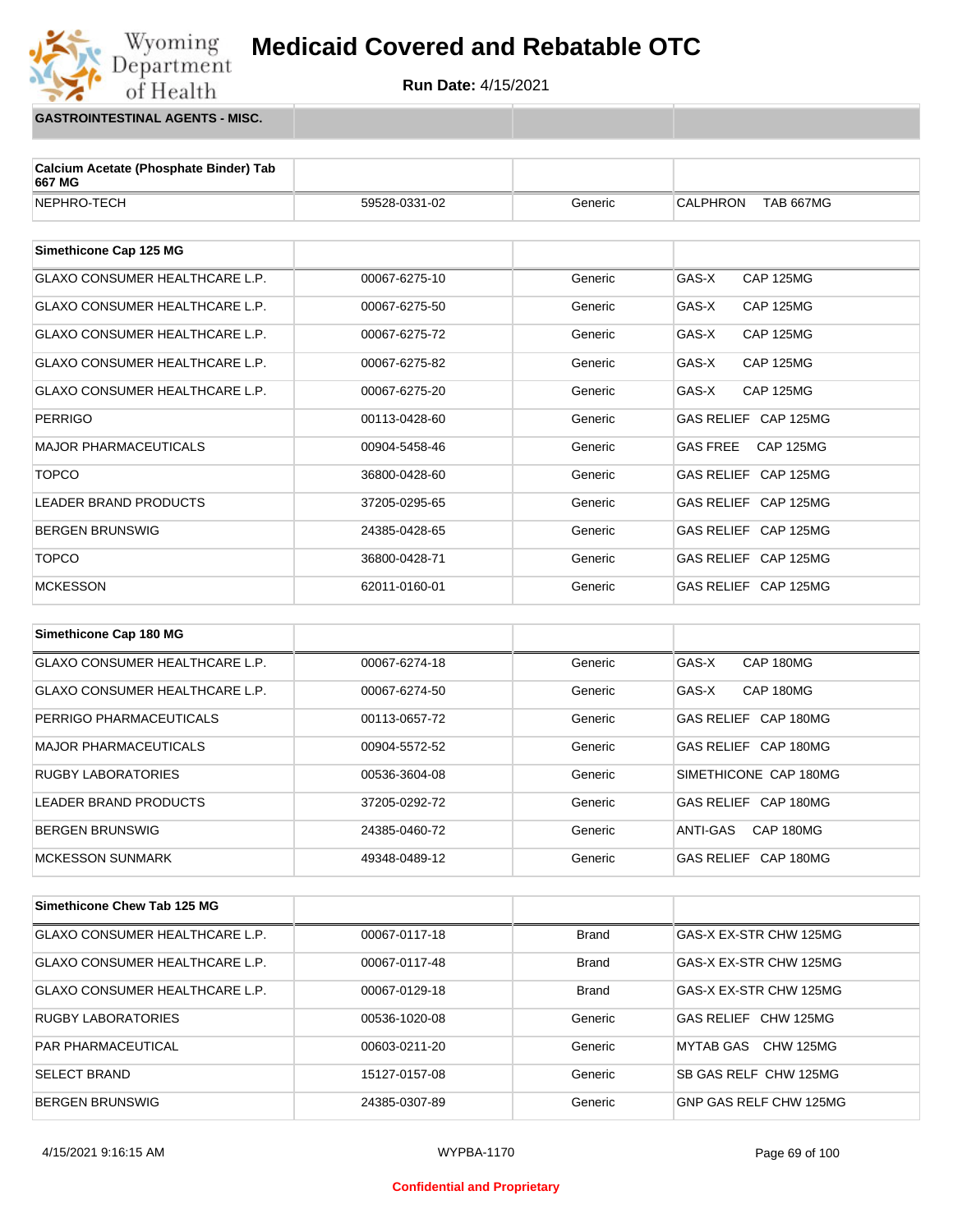# Medicaid Covered and Rebatable OTC

**Run Date:** 4/15/2021

**GASTROINTESTINAL AGENTS - MISC.**

| Calcium Acetate (Phosphate Binder) Tab 667 MG | | | |
|---|---|---|---|
| NEPHRO-TECH | 59528-0331-02 | Generic | CALPHRON TAB 667MG |

| Simethicone Cap 125 MG | | | |
|---|---|---|---|
| GLAXO CONSUMER HEALTHCARE L.P. | 00067-6275-10 | Generic | GAS-X CAP 125MG |
| GLAXO CONSUMER HEALTHCARE L.P. | 00067-6275-50 | Generic | GAS-X CAP 125MG |
| GLAXO CONSUMER HEALTHCARE L.P. | 00067-6275-72 | Generic | GAS-X CAP 125MG |
| GLAXO CONSUMER HEALTHCARE L.P. | 00067-6275-82 | Generic | GAS-X CAP 125MG |
| GLAXO CONSUMER HEALTHCARE L.P. | 00067-6275-20 | Generic | GAS-X CAP 125MG |
| PERRIGO | 00113-0428-60 | Generic | GAS RELIEF CAP 125MG |
| MAJOR PHARMACEUTICALS | 00904-5458-46 | Generic | GAS FREE CAP 125MG |
| TOPCO | 36800-0428-60 | Generic | GAS RELIEF CAP 125MG |
| LEADER BRAND PRODUCTS | 37205-0295-65 | Generic | GAS RELIEF CAP 125MG |
| BERGEN BRUNSWIG | 24385-0428-65 | Generic | GAS RELIEF CAP 125MG |
| TOPCO | 36800-0428-71 | Generic | GAS RELIEF CAP 125MG |
| MCKESSON | 62011-0160-01 | Generic | GAS RELIEF CAP 125MG |

| Simethicone Cap 180 MG | | | |
|---|---|---|---|
| GLAXO CONSUMER HEALTHCARE L.P. | 00067-6274-18 | Generic | GAS-X CAP 180MG |
| GLAXO CONSUMER HEALTHCARE L.P. | 00067-6274-50 | Generic | GAS-X CAP 180MG |
| PERRIGO PHARMACEUTICALS | 00113-0657-72 | Generic | GAS RELIEF CAP 180MG |
| MAJOR PHARMACEUTICALS | 00904-5572-52 | Generic | GAS RELIEF CAP 180MG |
| RUGBY LABORATORIES | 00536-3604-08 | Generic | SIMETHICONE CAP 180MG |
| LEADER BRAND PRODUCTS | 37205-0292-72 | Generic | GAS RELIEF CAP 180MG |
| BERGEN BRUNSWIG | 24385-0460-72 | Generic | ANTI-GAS CAP 180MG |
| MCKESSON SUNMARK | 49348-0489-12 | Generic | GAS RELIEF CAP 180MG |

| Simethicone Chew Tab 125 MG | | | |
|---|---|---|---|
| GLAXO CONSUMER HEALTHCARE L.P. | 00067-0117-18 | Brand | GAS-X EX-STR CHW 125MG |
| GLAXO CONSUMER HEALTHCARE L.P. | 00067-0117-48 | Brand | GAS-X EX-STR CHW 125MG |
| GLAXO CONSUMER HEALTHCARE L.P. | 00067-0129-18 | Brand | GAS-X EX-STR CHW 125MG |
| RUGBY LABORATORIES | 00536-1020-08 | Generic | GAS RELIEF CHW 125MG |
| PAR PHARMACEUTICAL | 00603-0211-20 | Generic | MYTAB GAS CHW 125MG |
| SELECT BRAND | 15127-0157-08 | Generic | SB GAS RELF CHW 125MG |
| BERGEN BRUNSWIG | 24385-0307-89 | Generic | GNP GAS RELF CHW 125MG |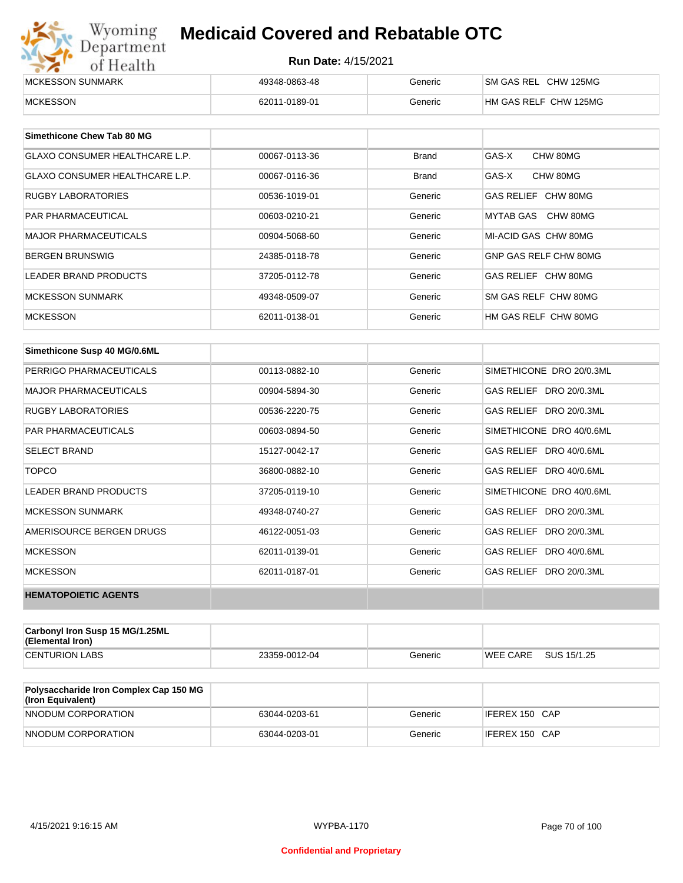| | | | |
|---|---|---|---|
| MCKESSON SUNMARK | 49348-0863-48 | Generic | SM GAS REL CHW 125MG |
| MCKESSON | 62011-0189-01 | Generic | HM GAS RELF CHW 125MG |

| Simethicone Chew Tab 80 MG | | | |
|---|---|---|---|
| GLAXO CONSUMER HEALTHCARE L.P. | 00067-0113-36 | Brand | GAS-X CHW 80MG |
| GLAXO CONSUMER HEALTHCARE L.P. | 00067-0116-36 | Brand | GAS-X CHW 80MG |
| RUGBY LABORATORIES | 00536-1019-01 | Generic | GAS RELIEF CHW 80MG |
| PAR PHARMACEUTICAL | 00603-0210-21 | Generic | MYTAB GAS CHW 80MG |
| MAJOR PHARMACEUTICALS | 00904-5068-60 | Generic | MI-ACID GAS CHW 80MG |
| BERGEN BRUNSWIG | 24385-0118-78 | Generic | GNP GAS RELF CHW 80MG |
| LEADER BRAND PRODUCTS | 37205-0112-78 | Generic | GAS RELIEF CHW 80MG |
| MCKESSON SUNMARK | 49348-0509-07 | Generic | SM GAS RELF CHW 80MG |
| MCKESSON | 62011-0138-01 | Generic | HM GAS RELF CHW 80MG |

| Simethicone Susp 40 MG/0.6ML | | | |
|---|---|---|---|
| PERRIGO PHARMACEUTICALS | 00113-0882-10 | Generic | SIMETHICONE DRO 20/0.3ML |
| MAJOR PHARMACEUTICALS | 00904-5894-30 | Generic | GAS RELIEF DRO 20/0.3ML |
| RUGBY LABORATORIES | 00536-2220-75 | Generic | GAS RELIEF DRO 20/0.3ML |
| PAR PHARMACEUTICALS | 00603-0894-50 | Generic | SIMETHICONE DRO 40/0.6ML |
| SELECT BRAND | 15127-0042-17 | Generic | GAS RELIEF DRO 40/0.6ML |
| TOPCO | 36800-0882-10 | Generic | GAS RELIEF DRO 40/0.6ML |
| LEADER BRAND PRODUCTS | 37205-0119-10 | Generic | SIMETHICONE DRO 40/0.6ML |
| MCKESSON SUNMARK | 49348-0740-27 | Generic | GAS RELIEF DRO 20/0.3ML |
| AMERISOURCE BERGEN DRUGS | 46122-0051-03 | Generic | GAS RELIEF DRO 20/0.3ML |
| MCKESSON | 62011-0139-01 | Generic | GAS RELIEF DRO 40/0.6ML |
| MCKESSON | 62011-0187-01 | Generic | GAS RELIEF DRO 20/0.3ML |

**HEMATOPOIETIC AGENTS**

| Carbonyl Iron Susp 15 MG/1.25ML (Elemental Iron) | | | |
|---|---|---|---|
| CENTURION LABS | 23359-0012-04 | Generic | WEE CARE SUS 15/1.25 |

| Polysaccharide Iron Complex Cap 150 MG (Iron Equivalent) | | | |
|---|---|---|---|
| NNODUM CORPORATION | 63044-0203-61 | Generic | IFEREX 150 CAP |
| NNODUM CORPORATION | 63044-0203-01 | Generic | IFEREX 150 CAP |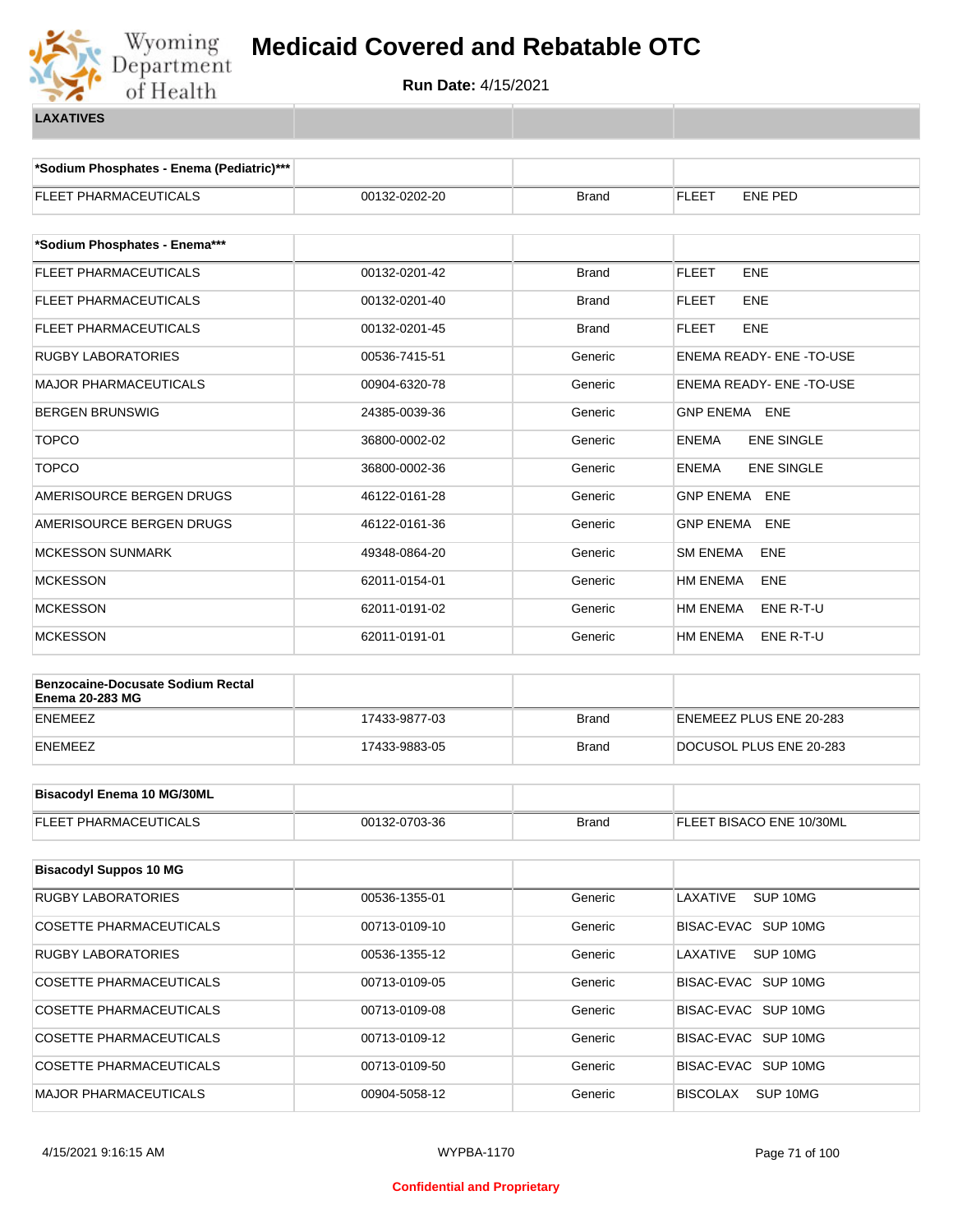# Medicaid Covered and Rebatable OTC

**Run Date:** 4/15/2021

**LAXATIVES**

| *Sodium Phosphates - Enema (Pediatric)*** | | | |
|---|---|---|---|
| FLEET PHARMACEUTICALS | 00132-0202-20 | Brand | FLEET ENE PED |

| *Sodium Phosphates - Enema*** | | | |
|---|---|---|---|
| FLEET PHARMACEUTICALS | 00132-0201-42 | Brand | FLEET ENE |
| FLEET PHARMACEUTICALS | 00132-0201-40 | Brand | FLEET ENE |
| FLEET PHARMACEUTICALS | 00132-0201-45 | Brand | FLEET ENE |
| RUGBY LABORATORIES | 00536-7415-51 | Generic | ENEMA READY- ENE -TO-USE |
| MAJOR PHARMACEUTICALS | 00904-6320-78 | Generic | ENEMA READY- ENE -TO-USE |
| BERGEN BRUNSWIG | 24385-0039-36 | Generic | GNP ENEMA ENE |
| TOPCO | 36800-0002-02 | Generic | ENEMA ENE SINGLE |
| TOPCO | 36800-0002-36 | Generic | ENEMA ENE SINGLE |
| AMERISOURCE BERGEN DRUGS | 46122-0161-28 | Generic | GNP ENEMA ENE |
| AMERISOURCE BERGEN DRUGS | 46122-0161-36 | Generic | GNP ENEMA ENE |
| MCKESSON SUNMARK | 49348-0864-20 | Generic | SM ENEMA ENE |
| MCKESSON | 62011-0154-01 | Generic | HM ENEMA ENE |
| MCKESSON | 62011-0191-02 | Generic | HM ENEMA ENE R-T-U |
| MCKESSON | 62011-0191-01 | Generic | HM ENEMA ENE R-T-U |

| Benzocaine-Docusate Sodium Rectal Enema 20-283 MG | | | |
|---|---|---|---|
| ENEMEEZ | 17433-9877-03 | Brand | ENEMEEZ PLUS ENE 20-283 |
| ENEMEEZ | 17433-9883-05 | Brand | DOCUSOL PLUS ENE 20-283 |

| Bisacodyl Enema 10 MG/30ML | | | |
|---|---|---|---|
| FLEET PHARMACEUTICALS | 00132-0703-36 | Brand | FLEET BISACO ENE 10/30ML |

| Bisacodyl Suppos 10 MG | | | |
|---|---|---|---|
| RUGBY LABORATORIES | 00536-1355-01 | Generic | LAXATIVE SUP 10MG |
| COSETTE PHARMACEUTICALS | 00713-0109-10 | Generic | BISAC-EVAC SUP 10MG |
| RUGBY LABORATORIES | 00536-1355-12 | Generic | LAXATIVE SUP 10MG |
| COSETTE PHARMACEUTICALS | 00713-0109-05 | Generic | BISAC-EVAC SUP 10MG |
| COSETTE PHARMACEUTICALS | 00713-0109-08 | Generic | BISAC-EVAC SUP 10MG |
| COSETTE PHARMACEUTICALS | 00713-0109-12 | Generic | BISAC-EVAC SUP 10MG |
| COSETTE PHARMACEUTICALS | 00713-0109-50 | Generic | BISAC-EVAC SUP 10MG |
| MAJOR PHARMACEUTICALS | 00904-5058-12 | Generic | BISCOLAX SUP 10MG |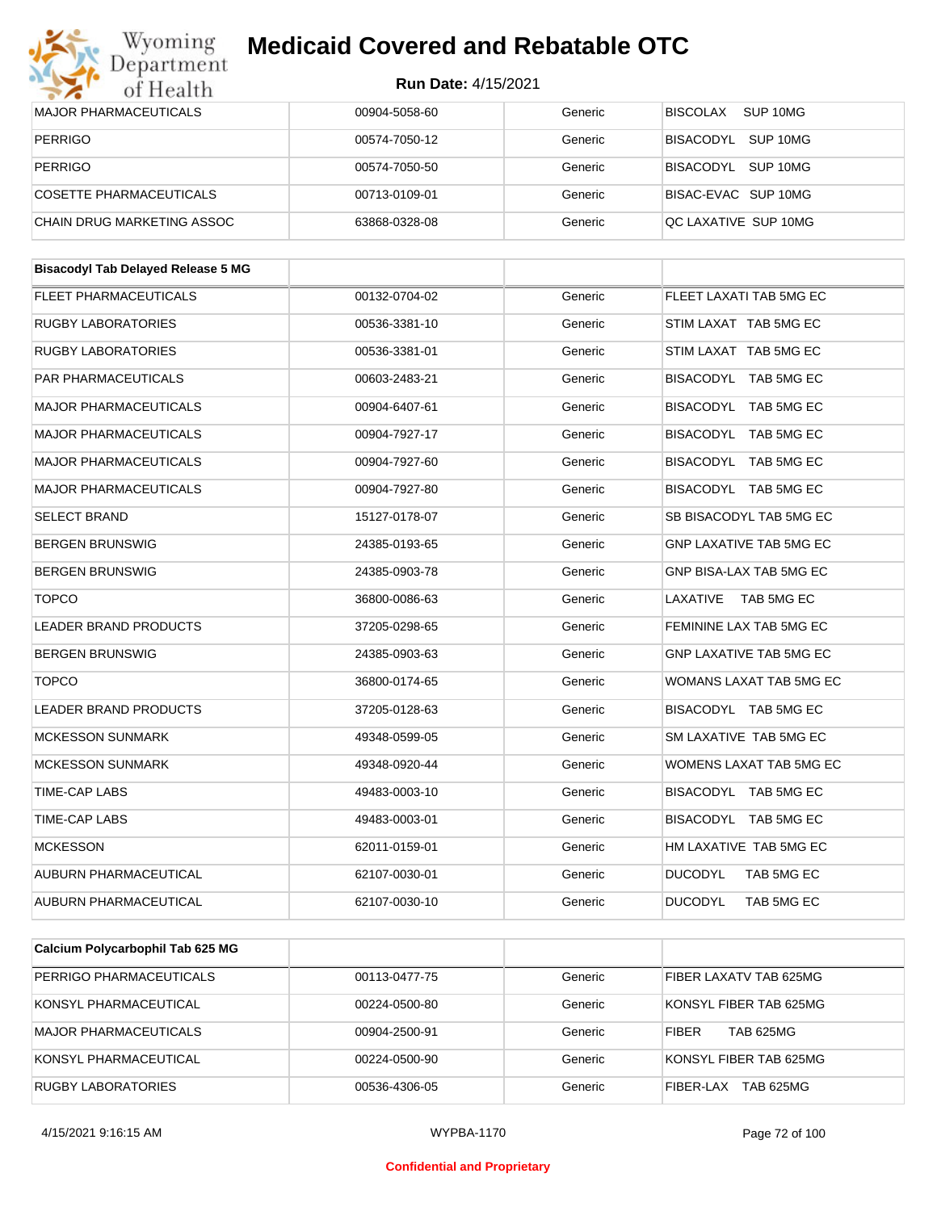| MAJOR PHARMACEUTICALS | 00904-5058-60 | Generic | BISCOLAX SUP 10MG |
|---|---|---|---|
| PERRIGO | 00574-7050-12 | Generic | BISACODYL SUP 10MG |
| PERRIGO | 00574-7050-50 | Generic | BISACODYL SUP 10MG |
| COSETTE PHARMACEUTICALS | 00713-0109-01 | Generic | BISAC-EVAC SUP 10MG |
| CHAIN DRUG MARKETING ASSOC | 63868-0328-08 | Generic | QC LAXATIVE SUP 10MG |

| **Bisacodyl Tab Delayed Release 5 MG** | | | |
|---|---|---|---|
| FLEET PHARMACEUTICALS | 00132-0704-02 | Generic | FLEET LAXATI TAB 5MG EC |
| RUGBY LABORATORIES | 00536-3381-10 | Generic | STIM LAXAT TAB 5MG EC |
| RUGBY LABORATORIES | 00536-3381-01 | Generic | STIM LAXAT TAB 5MG EC |
| PAR PHARMACEUTICALS | 00603-2483-21 | Generic | BISACODYL TAB 5MG EC |
| MAJOR PHARMACEUTICALS | 00904-6407-61 | Generic | BISACODYL TAB 5MG EC |
| MAJOR PHARMACEUTICALS | 00904-7927-17 | Generic | BISACODYL TAB 5MG EC |
| MAJOR PHARMACEUTICALS | 00904-7927-60 | Generic | BISACODYL TAB 5MG EC |
| MAJOR PHARMACEUTICALS | 00904-7927-80 | Generic | BISACODYL TAB 5MG EC |
| SELECT BRAND | 15127-0178-07 | Generic | SB BISACODYL TAB 5MG EC |
| BERGEN BRUNSWIG | 24385-0193-65 | Generic | GNP LAXATIVE TAB 5MG EC |
| BERGEN BRUNSWIG | 24385-0903-78 | Generic | GNP BISA-LAX TAB 5MG EC |
| TOPCO | 36800-0086-63 | Generic | LAXATIVE TAB 5MG EC |
| LEADER BRAND PRODUCTS | 37205-0298-65 | Generic | FEMININE LAX TAB 5MG EC |
| BERGEN BRUNSWIG | 24385-0903-63 | Generic | GNP LAXATIVE TAB 5MG EC |
| TOPCO | 36800-0174-65 | Generic | WOMANS LAXAT TAB 5MG EC |
| LEADER BRAND PRODUCTS | 37205-0128-63 | Generic | BISACODYL TAB 5MG EC |
| MCKESSON SUNMARK | 49348-0599-05 | Generic | SM LAXATIVE TAB 5MG EC |
| MCKESSON SUNMARK | 49348-0920-44 | Generic | WOMENS LAXAT TAB 5MG EC |
| TIME-CAP LABS | 49483-0003-10 | Generic | BISACODYL TAB 5MG EC |
| TIME-CAP LABS | 49483-0003-01 | Generic | BISACODYL TAB 5MG EC |
| MCKESSON | 62011-0159-01 | Generic | HM LAXATIVE TAB 5MG EC |
| AUBURN PHARMACEUTICAL | 62107-0030-01 | Generic | DUCODYL TAB 5MG EC |
| AUBURN PHARMACEUTICAL | 62107-0030-10 | Generic | DUCODYL TAB 5MG EC |

| **Calcium Polycarbophil Tab 625 MG** | | | |
|---|---|---|---|
| PERRIGO PHARMACEUTICALS | 00113-0477-75 | Generic | FIBER LAXATV TAB 625MG |
| KONSYL PHARMACEUTICAL | 00224-0500-80 | Generic | KONSYL FIBER TAB 625MG |
| MAJOR PHARMACEUTICALS | 00904-2500-91 | Generic | FIBER TAB 625MG |
| KONSYL PHARMACEUTICAL | 00224-0500-90 | Generic | KONSYL FIBER TAB 625MG |
| RUGBY LABORATORIES | 00536-4306-05 | Generic | FIBER-LAX TAB 625MG |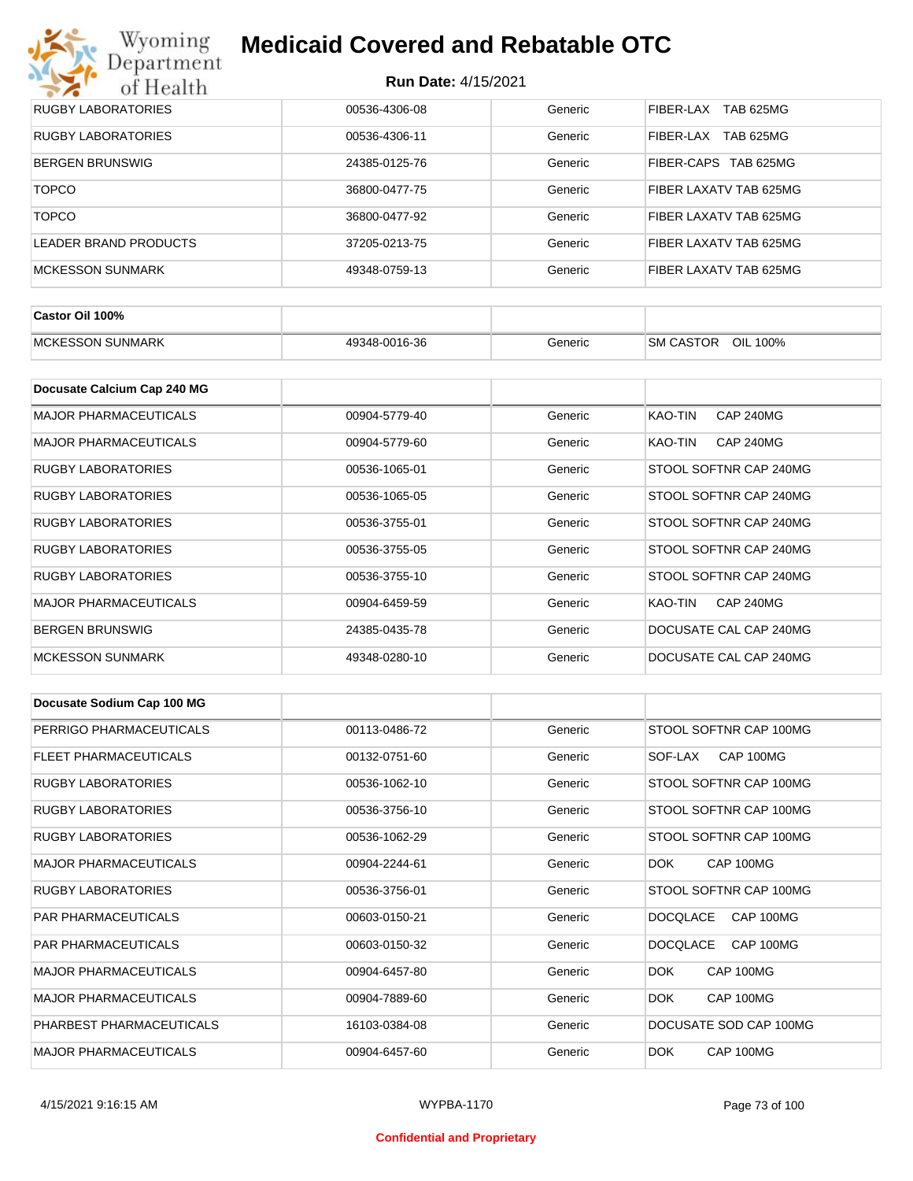| | | | |
|---|---|---|---|
| RUGBY LABORATORIES | 00536-4306-08 | Generic | FIBER-LAX TAB 625MG |
| RUGBY LABORATORIES | 00536-4306-11 | Generic | FIBER-LAX TAB 625MG |
| BERGEN BRUNSWIG | 24385-0125-76 | Generic | FIBER-CAPS TAB 625MG |
| TOPCO | 36800-0477-75 | Generic | FIBER LAXATV TAB 625MG |
| TOPCO | 36800-0477-92 | Generic | FIBER LAXATV TAB 625MG |
| LEADER BRAND PRODUCTS | 37205-0213-75 | Generic | FIBER LAXATV TAB 625MG |
| MCKESSON SUNMARK | 49348-0759-13 | Generic | FIBER LAXATV TAB 625MG |

| **Castor Oil 100%** | | | |
|---|---|---|---|
| MCKESSON SUNMARK | 49348-0016-36 | Generic | SM CASTOR OIL 100% |

| **Docusate Calcium Cap 240 MG** | | | |
|---|---|---|---|
| MAJOR PHARMACEUTICALS | 00904-5779-40 | Generic | KAO-TIN CAP 240MG |
| MAJOR PHARMACEUTICALS | 00904-5779-60 | Generic | KAO-TIN CAP 240MG |
| RUGBY LABORATORIES | 00536-1065-01 | Generic | STOOL SOFTNR CAP 240MG |
| RUGBY LABORATORIES | 00536-1065-05 | Generic | STOOL SOFTNR CAP 240MG |
| RUGBY LABORATORIES | 00536-3755-01 | Generic | STOOL SOFTNR CAP 240MG |
| RUGBY LABORATORIES | 00536-3755-05 | Generic | STOOL SOFTNR CAP 240MG |
| RUGBY LABORATORIES | 00536-3755-10 | Generic | STOOL SOFTNR CAP 240MG |
| MAJOR PHARMACEUTICALS | 00904-6459-59 | Generic | KAO-TIN CAP 240MG |
| BERGEN BRUNSWIG | 24385-0435-78 | Generic | DOCUSATE CAL CAP 240MG |
| MCKESSON SUNMARK | 49348-0280-10 | Generic | DOCUSATE CAL CAP 240MG |

| **Docusate Sodium Cap 100 MG** | | | |
|---|---|---|---|
| PERRIGO PHARMACEUTICALS | 00113-0486-72 | Generic | STOOL SOFTNR CAP 100MG |
| FLEET PHARMACEUTICALS | 00132-0751-60 | Generic | SOF-LAX CAP 100MG |
| RUGBY LABORATORIES | 00536-1062-10 | Generic | STOOL SOFTNR CAP 100MG |
| RUGBY LABORATORIES | 00536-3756-10 | Generic | STOOL SOFTNR CAP 100MG |
| RUGBY LABORATORIES | 00536-1062-29 | Generic | STOOL SOFTNR CAP 100MG |
| MAJOR PHARMACEUTICALS | 00904-2244-61 | Generic | DOK CAP 100MG |
| RUGBY LABORATORIES | 00536-3756-01 | Generic | STOOL SOFTNR CAP 100MG |
| PAR PHARMACEUTICALS | 00603-0150-21 | Generic | DOCQLACE CAP 100MG |
| PAR PHARMACEUTICALS | 00603-0150-32 | Generic | DOCQLACE CAP 100MG |
| MAJOR PHARMACEUTICALS | 00904-6457-80 | Generic | DOK CAP 100MG |
| MAJOR PHARMACEUTICALS | 00904-7889-60 | Generic | DOK CAP 100MG |
| PHARBEST PHARMACEUTICALS | 16103-0384-08 | Generic | DOCUSATE SOD CAP 100MG |
| MAJOR PHARMACEUTICALS | 00904-6457-60 | Generic | DOK CAP 100MG |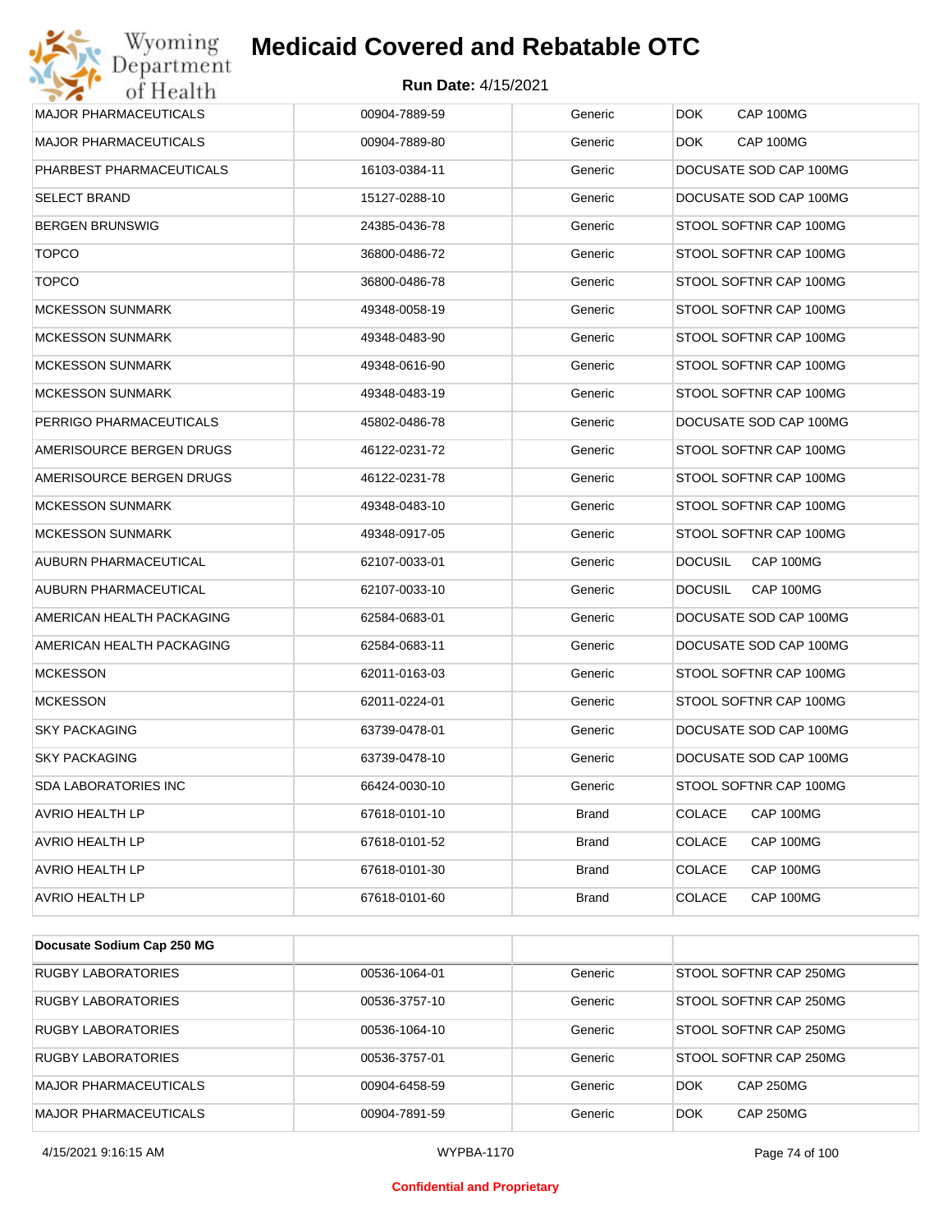| | | | |
|---|---|---|---|
| MAJOR PHARMACEUTICALS | 00904-7889-59 | Generic | DOK CAP 100MG |
| MAJOR PHARMACEUTICALS | 00904-7889-80 | Generic | DOK CAP 100MG |
| PHARBEST PHARMACEUTICALS | 16103-0384-11 | Generic | DOCUSATE SOD CAP 100MG |
| SELECT BRAND | 15127-0288-10 | Generic | DOCUSATE SOD CAP 100MG |
| BERGEN BRUNSWIG | 24385-0436-78 | Generic | STOOL SOFTNR CAP 100MG |
| TOPCO | 36800-0486-72 | Generic | STOOL SOFTNR CAP 100MG |
| TOPCO | 36800-0486-78 | Generic | STOOL SOFTNR CAP 100MG |
| MCKESSON SUNMARK | 49348-0058-19 | Generic | STOOL SOFTNR CAP 100MG |
| MCKESSON SUNMARK | 49348-0483-90 | Generic | STOOL SOFTNR CAP 100MG |
| MCKESSON SUNMARK | 49348-0616-90 | Generic | STOOL SOFTNR CAP 100MG |
| MCKESSON SUNMARK | 49348-0483-19 | Generic | STOOL SOFTNR CAP 100MG |
| PERRIGO PHARMACEUTICALS | 45802-0486-78 | Generic | DOCUSATE SOD CAP 100MG |
| AMERISOURCE BERGEN DRUGS | 46122-0231-72 | Generic | STOOL SOFTNR CAP 100MG |
| AMERISOURCE BERGEN DRUGS | 46122-0231-78 | Generic | STOOL SOFTNR CAP 100MG |
| MCKESSON SUNMARK | 49348-0483-10 | Generic | STOOL SOFTNR CAP 100MG |
| MCKESSON SUNMARK | 49348-0917-05 | Generic | STOOL SOFTNR CAP 100MG |
| AUBURN PHARMACEUTICAL | 62107-0033-01 | Generic | DOCUSIL CAP 100MG |
| AUBURN PHARMACEUTICAL | 62107-0033-10 | Generic | DOCUSIL CAP 100MG |
| AMERICAN HEALTH PACKAGING | 62584-0683-01 | Generic | DOCUSATE SOD CAP 100MG |
| AMERICAN HEALTH PACKAGING | 62584-0683-11 | Generic | DOCUSATE SOD CAP 100MG |
| MCKESSON | 62011-0163-03 | Generic | STOOL SOFTNR CAP 100MG |
| MCKESSON | 62011-0224-01 | Generic | STOOL SOFTNR CAP 100MG |
| SKY PACKAGING | 63739-0478-01 | Generic | DOCUSATE SOD CAP 100MG |
| SKY PACKAGING | 63739-0478-10 | Generic | DOCUSATE SOD CAP 100MG |
| SDA LABORATORIES INC | 66424-0030-10 | Generic | STOOL SOFTNR CAP 100MG |
| AVRIO HEALTH LP | 67618-0101-10 | Brand | COLACE CAP 100MG |
| AVRIO HEALTH LP | 67618-0101-52 | Brand | COLACE CAP 100MG |
| AVRIO HEALTH LP | 67618-0101-30 | Brand | COLACE CAP 100MG |
| AVRIO HEALTH LP | 67618-0101-60 | Brand | COLACE CAP 100MG |

| **Docusate Sodium Cap 250 MG** | | | |
|---|---|---|---|
| RUGBY LABORATORIES | 00536-1064-01 | Generic | STOOL SOFTNR CAP 250MG |
| RUGBY LABORATORIES | 00536-3757-10 | Generic | STOOL SOFTNR CAP 250MG |
| RUGBY LABORATORIES | 00536-1064-10 | Generic | STOOL SOFTNR CAP 250MG |
| RUGBY LABORATORIES | 00536-3757-01 | Generic | STOOL SOFTNR CAP 250MG |
| MAJOR PHARMACEUTICALS | 00904-6458-59 | Generic | DOK CAP 250MG |
| MAJOR PHARMACEUTICALS | 00904-7891-59 | Generic | DOK CAP 250MG |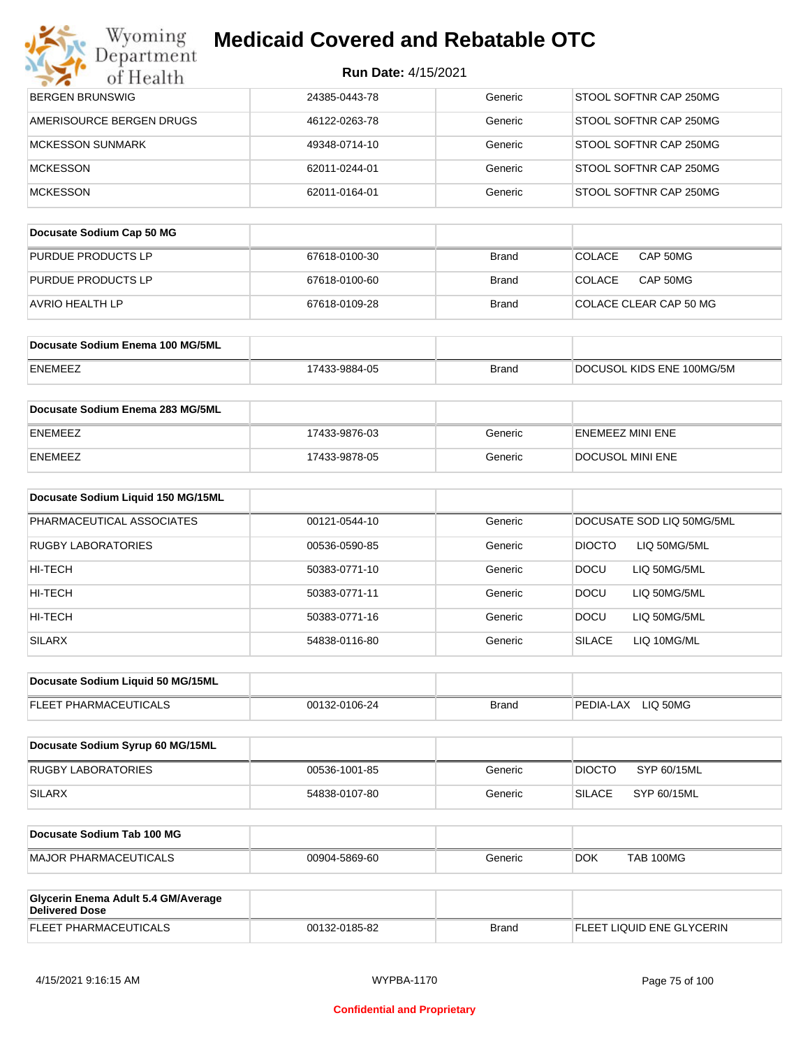# Medicaid Covered and Rebatable OTC

**Run Date:** 4/15/2021

| | | | |
|---|---|---|---|
| BERGEN BRUNSWIG | 24385-0443-78 | Generic | STOOL SOFTNR CAP 250MG |
| AMERISOURCE BERGEN DRUGS | 46122-0263-78 | Generic | STOOL SOFTNR CAP 250MG |
| MCKESSON SUNMARK | 49348-0714-10 | Generic | STOOL SOFTNR CAP 250MG |
| MCKESSON | 62011-0244-01 | Generic | STOOL SOFTNR CAP 250MG |
| MCKESSON | 62011-0164-01 | Generic | STOOL SOFTNR CAP 250MG |

| **Docusate Sodium Cap 50 MG** | | | |
|---|---|---|---|
| PURDUE PRODUCTS LP | 67618-0100-30 | Brand | COLACE CAP 50MG |
| PURDUE PRODUCTS LP | 67618-0100-60 | Brand | COLACE CAP 50MG |
| AVRIO HEALTH LP | 67618-0109-28 | Brand | COLACE CLEAR CAP 50 MG |

| **Docusate Sodium Enema 100 MG/5ML** | | | |
|---|---|---|---|
| ENEMEEZ | 17433-9884-05 | Brand | DOCUSOL KIDS ENE 100MG/5M |

| **Docusate Sodium Enema 283 MG/5ML** | | | |
|---|---|---|---|
| ENEMEEZ | 17433-9876-03 | Generic | ENEMEEZ MINI ENE |
| ENEMEEZ | 17433-9878-05 | Generic | DOCUSOL MINI ENE |

| **Docusate Sodium Liquid 150 MG/15ML** | | | |
|---|---|---|---|
| PHARMACEUTICAL ASSOCIATES | 00121-0544-10 | Generic | DOCUSATE SOD LIQ 50MG/5ML |
| RUGBY LABORATORIES | 00536-0590-85 | Generic | DIOCTO LIQ 50MG/5ML |
| HI-TECH | 50383-0771-10 | Generic | DOCU LIQ 50MG/5ML |
| HI-TECH | 50383-0771-11 | Generic | DOCU LIQ 50MG/5ML |
| HI-TECH | 50383-0771-16 | Generic | DOCU LIQ 50MG/5ML |
| SILARX | 54838-0116-80 | Generic | SILACE LIQ 10MG/ML |

| **Docusate Sodium Liquid 50 MG/15ML** | | | |
|---|---|---|---|
| FLEET PHARMACEUTICALS | 00132-0106-24 | Brand | PEDIA-LAX LIQ 50MG |

| **Docusate Sodium Syrup 60 MG/15ML** | | | |
|---|---|---|---|
| RUGBY LABORATORIES | 00536-1001-85 | Generic | DIOCTO SYP 60/15ML |
| SILARX | 54838-0107-80 | Generic | SILACE SYP 60/15ML |

| **Docusate Sodium Tab 100 MG** | | | |
|---|---|---|---|
| MAJOR PHARMACEUTICALS | 00904-5869-60 | Generic | DOK TAB 100MG |

| **Glycerin Enema Adult 5.4 GM/Average Delivered Dose** | | | |
|---|---|---|---|
| FLEET PHARMACEUTICALS | 00132-0185-82 | Brand | FLEET LIQUID ENE GLYCERIN |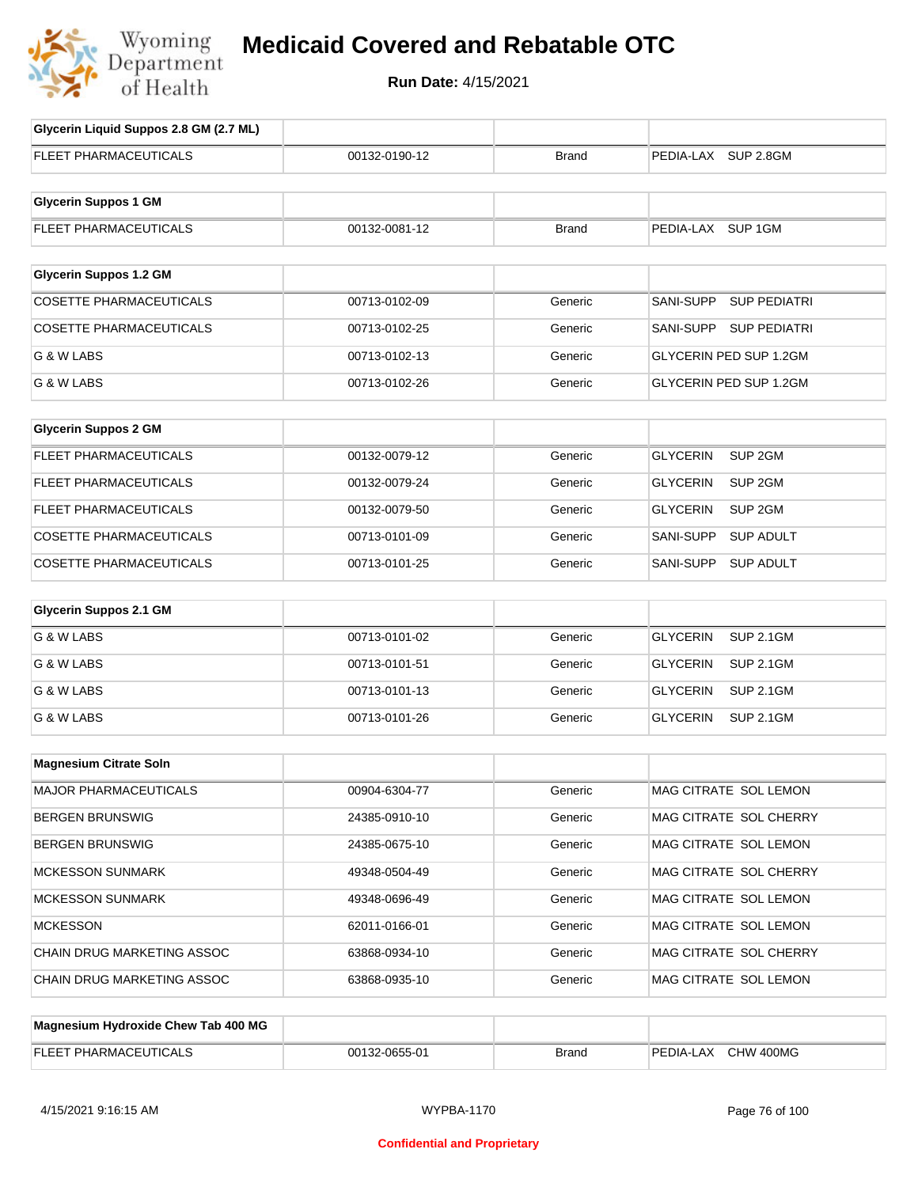# Medicaid Covered and Rebatable OTC

**Run Date:** 4/15/2021

| Glycerin Liquid Suppos 2.8 GM (2.7 ML) | | | |
|---|---|---|---|
| FLEET PHARMACEUTICALS | 00132-0190-12 | Brand | PEDIA-LAX SUP 2.8GM |

| Glycerin Suppos 1 GM | | | |
|---|---|---|---|
| FLEET PHARMACEUTICALS | 00132-0081-12 | Brand | PEDIA-LAX SUP 1GM |

| Glycerin Suppos 1.2 GM | | | |
|---|---|---|---|
| COSETTE PHARMACEUTICALS | 00713-0102-09 | Generic | SANI-SUPP SUP PEDIATRI |
| COSETTE PHARMACEUTICALS | 00713-0102-25 | Generic | SANI-SUPP SUP PEDIATRI |
| G & W LABS | 00713-0102-13 | Generic | GLYCERIN PED SUP 1.2GM |
| G & W LABS | 00713-0102-26 | Generic | GLYCERIN PED SUP 1.2GM |

| Glycerin Suppos 2 GM | | | |
|---|---|---|---|
| FLEET PHARMACEUTICALS | 00132-0079-12 | Generic | GLYCERIN SUP 2GM |
| FLEET PHARMACEUTICALS | 00132-0079-24 | Generic | GLYCERIN SUP 2GM |
| FLEET PHARMACEUTICALS | 00132-0079-50 | Generic | GLYCERIN SUP 2GM |
| COSETTE PHARMACEUTICALS | 00713-0101-09 | Generic | SANI-SUPP SUP ADULT |
| COSETTE PHARMACEUTICALS | 00713-0101-25 | Generic | SANI-SUPP SUP ADULT |

| Glycerin Suppos 2.1 GM | | | |
|---|---|---|---|
| G & W LABS | 00713-0101-02 | Generic | GLYCERIN SUP 2.1GM |
| G & W LABS | 00713-0101-51 | Generic | GLYCERIN SUP 2.1GM |
| G & W LABS | 00713-0101-13 | Generic | GLYCERIN SUP 2.1GM |
| G & W LABS | 00713-0101-26 | Generic | GLYCERIN SUP 2.1GM |

| Magnesium Citrate Soln | | | |
|---|---|---|---|
| MAJOR PHARMACEUTICALS | 00904-6304-77 | Generic | MAG CITRATE SOL LEMON |
| BERGEN BRUNSWIG | 24385-0910-10 | Generic | MAG CITRATE SOL CHERRY |
| BERGEN BRUNSWIG | 24385-0675-10 | Generic | MAG CITRATE SOL LEMON |
| MCKESSON SUNMARK | 49348-0504-49 | Generic | MAG CITRATE SOL CHERRY |
| MCKESSON SUNMARK | 49348-0696-49 | Generic | MAG CITRATE SOL LEMON |
| MCKESSON | 62011-0166-01 | Generic | MAG CITRATE SOL LEMON |
| CHAIN DRUG MARKETING ASSOC | 63868-0934-10 | Generic | MAG CITRATE SOL CHERRY |
| CHAIN DRUG MARKETING ASSOC | 63868-0935-10 | Generic | MAG CITRATE SOL LEMON |

| Magnesium Hydroxide Chew Tab 400 MG | | | |
|---|---|---|---|
| FLEET PHARMACEUTICALS | 00132-0655-01 | Brand | PEDIA-LAX CHW 400MG |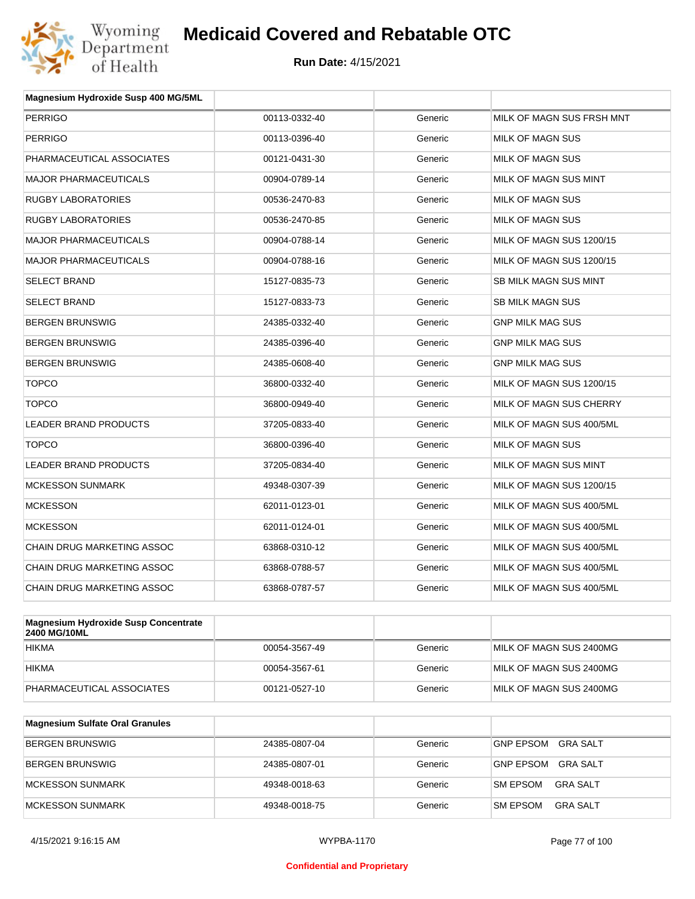| Magnesium Hydroxide Susp 400 MG/5ML | | | |
|---|---|---|---|
| PERRIGO | 00113-0332-40 | Generic | MILK OF MAGN SUS FRSH MNT |
| PERRIGO | 00113-0396-40 | Generic | MILK OF MAGN SUS |
| PHARMACEUTICAL ASSOCIATES | 00121-0431-30 | Generic | MILK OF MAGN SUS |
| MAJOR PHARMACEUTICALS | 00904-0789-14 | Generic | MILK OF MAGN SUS MINT |
| RUGBY LABORATORIES | 00536-2470-83 | Generic | MILK OF MAGN SUS |
| RUGBY LABORATORIES | 00536-2470-85 | Generic | MILK OF MAGN SUS |
| MAJOR PHARMACEUTICALS | 00904-0788-14 | Generic | MILK OF MAGN SUS 1200/15 |
| MAJOR PHARMACEUTICALS | 00904-0788-16 | Generic | MILK OF MAGN SUS 1200/15 |
| SELECT BRAND | 15127-0835-73 | Generic | SB MILK MAGN SUS MINT |
| SELECT BRAND | 15127-0833-73 | Generic | SB MILK MAGN SUS |
| BERGEN BRUNSWIG | 24385-0332-40 | Generic | GNP MILK MAG SUS |
| BERGEN BRUNSWIG | 24385-0396-40 | Generic | GNP MILK MAG SUS |
| BERGEN BRUNSWIG | 24385-0608-40 | Generic | GNP MILK MAG SUS |
| TOPCO | 36800-0332-40 | Generic | MILK OF MAGN SUS 1200/15 |
| TOPCO | 36800-0949-40 | Generic | MILK OF MAGN SUS CHERRY |
| LEADER BRAND PRODUCTS | 37205-0833-40 | Generic | MILK OF MAGN SUS 400/5ML |
| TOPCO | 36800-0396-40 | Generic | MILK OF MAGN SUS |
| LEADER BRAND PRODUCTS | 37205-0834-40 | Generic | MILK OF MAGN SUS MINT |
| MCKESSON SUNMARK | 49348-0307-39 | Generic | MILK OF MAGN SUS 1200/15 |
| MCKESSON | 62011-0123-01 | Generic | MILK OF MAGN SUS 400/5ML |
| MCKESSON | 62011-0124-01 | Generic | MILK OF MAGN SUS 400/5ML |
| CHAIN DRUG MARKETING ASSOC | 63868-0310-12 | Generic | MILK OF MAGN SUS 400/5ML |
| CHAIN DRUG MARKETING ASSOC | 63868-0788-57 | Generic | MILK OF MAGN SUS 400/5ML |
| CHAIN DRUG MARKETING ASSOC | 63868-0787-57 | Generic | MILK OF MAGN SUS 400/5ML |

| Magnesium Hydroxide Susp Concentrate 2400 MG/10ML | | | |
|---|---|---|---|
| HIKMA | 00054-3567-49 | Generic | MILK OF MAGN SUS 2400MG |
| HIKMA | 00054-3567-61 | Generic | MILK OF MAGN SUS 2400MG |
| PHARMACEUTICAL ASSOCIATES | 00121-0527-10 | Generic | MILK OF MAGN SUS 2400MG |

| Magnesium Sulfate Oral Granules | | | |
|---|---|---|---|
| BERGEN BRUNSWIG | 24385-0807-04 | Generic | GNP EPSOM GRA SALT |
| BERGEN BRUNSWIG | 24385-0807-01 | Generic | GNP EPSOM GRA SALT |
| MCKESSON SUNMARK | 49348-0018-63 | Generic | SM EPSOM GRA SALT |
| MCKESSON SUNMARK | 49348-0018-75 | Generic | SM EPSOM GRA SALT |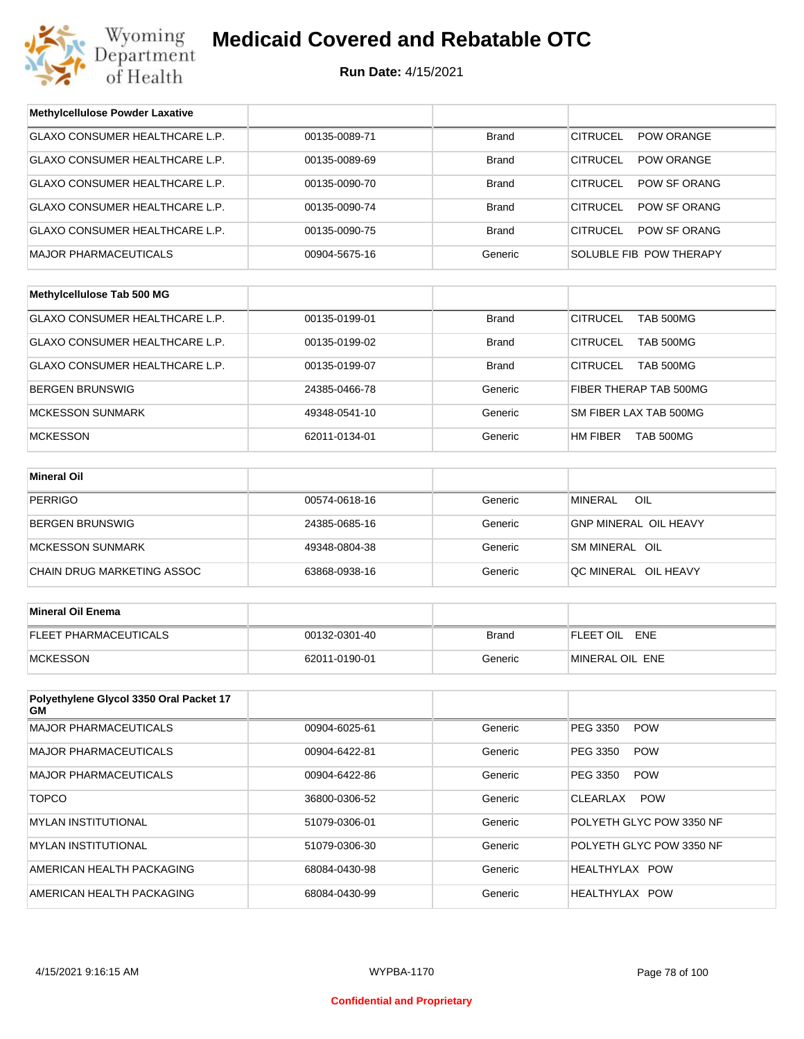# Medicaid Covered and Rebatable OTC

**Run Date:** 4/15/2021

| Methylcellulose Powder Laxative | | | |
|---|---|---|---|
| GLAXO CONSUMER HEALTHCARE L.P. | 00135-0089-71 | Brand | CITRUCEL POW ORANGE |
| GLAXO CONSUMER HEALTHCARE L.P. | 00135-0089-69 | Brand | CITRUCEL POW ORANGE |
| GLAXO CONSUMER HEALTHCARE L.P. | 00135-0090-70 | Brand | CITRUCEL POW SF ORANG |
| GLAXO CONSUMER HEALTHCARE L.P. | 00135-0090-74 | Brand | CITRUCEL POW SF ORANG |
| GLAXO CONSUMER HEALTHCARE L.P. | 00135-0090-75 | Brand | CITRUCEL POW SF ORANG |
| MAJOR PHARMACEUTICALS | 00904-5675-16 | Generic | SOLUBLE FIB POW THERAPY |

| Methylcellulose Tab 500 MG | | | |
|---|---|---|---|
| GLAXO CONSUMER HEALTHCARE L.P. | 00135-0199-01 | Brand | CITRUCEL TAB 500MG |
| GLAXO CONSUMER HEALTHCARE L.P. | 00135-0199-02 | Brand | CITRUCEL TAB 500MG |
| GLAXO CONSUMER HEALTHCARE L.P. | 00135-0199-07 | Brand | CITRUCEL TAB 500MG |
| BERGEN BRUNSWIG | 24385-0466-78 | Generic | FIBER THERAP TAB 500MG |
| MCKESSON SUNMARK | 49348-0541-10 | Generic | SM FIBER LAX TAB 500MG |
| MCKESSON | 62011-0134-01 | Generic | HM FIBER TAB 500MG |

| Mineral Oil | | | |
|---|---|---|---|
| PERRIGO | 00574-0618-16 | Generic | MINERAL OIL |
| BERGEN BRUNSWIG | 24385-0685-16 | Generic | GNP MINERAL OIL HEAVY |
| MCKESSON SUNMARK | 49348-0804-38 | Generic | SM MINERAL OIL |
| CHAIN DRUG MARKETING ASSOC | 63868-0938-16 | Generic | QC MINERAL OIL HEAVY |

| Mineral Oil Enema | | | |
|---|---|---|---|
| FLEET PHARMACEUTICALS | 00132-0301-40 | Brand | FLEET OIL ENE |
| MCKESSON | 62011-0190-01 | Generic | MINERAL OIL ENE |

| Polyethylene Glycol 3350 Oral Packet 17 GM | | | |
|---|---|---|---|
| MAJOR PHARMACEUTICALS | 00904-6025-61 | Generic | PEG 3350 POW |
| MAJOR PHARMACEUTICALS | 00904-6422-81 | Generic | PEG 3350 POW |
| MAJOR PHARMACEUTICALS | 00904-6422-86 | Generic | PEG 3350 POW |
| TOPCO | 36800-0306-52 | Generic | CLEARLAX POW |
| MYLAN INSTITUTIONAL | 51079-0306-01 | Generic | POLYETH GLYC POW 3350 NF |
| MYLAN INSTITUTIONAL | 51079-0306-30 | Generic | POLYETH GLYC POW 3350 NF |
| AMERICAN HEALTH PACKAGING | 68084-0430-98 | Generic | HEALTHYLAX POW |
| AMERICAN HEALTH PACKAGING | 68084-0430-99 | Generic | HEALTHYLAX POW |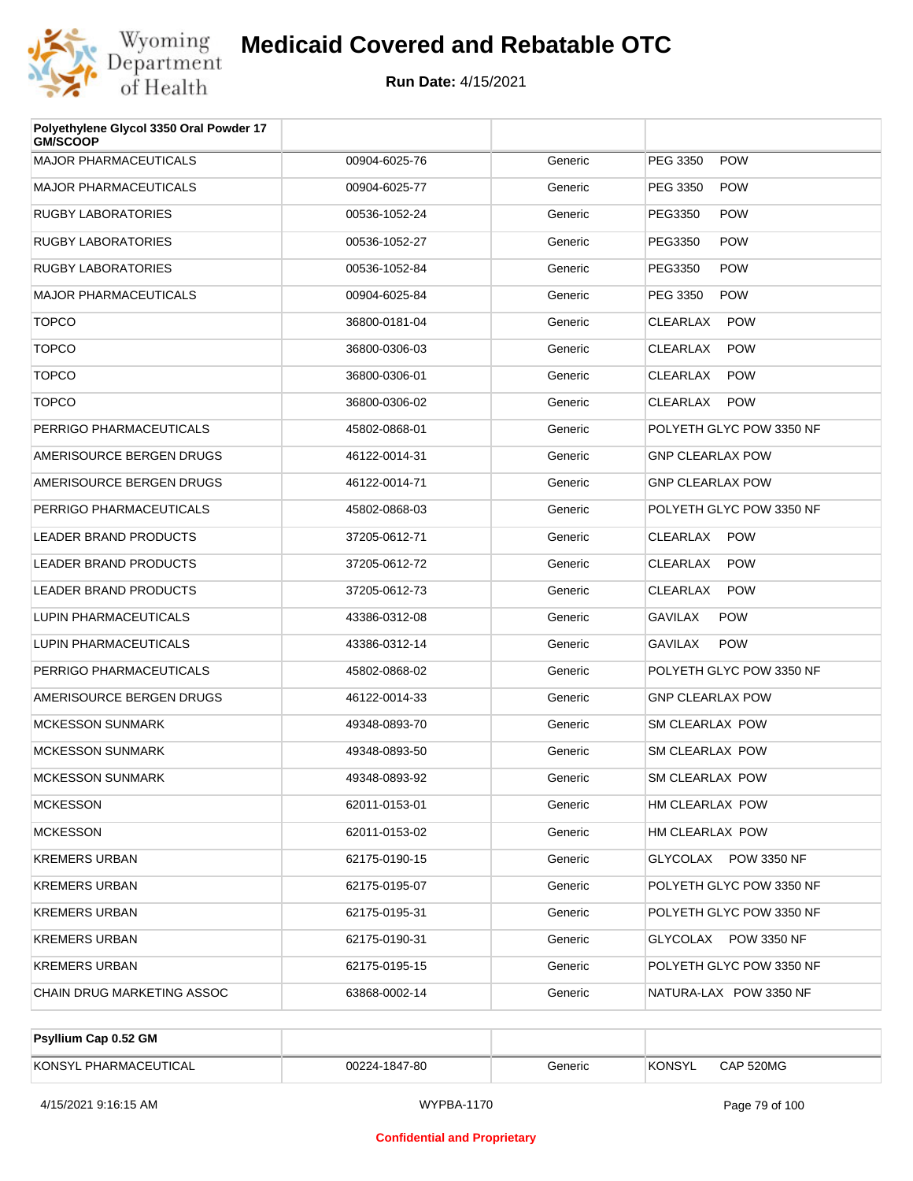# Medicaid Covered and Rebatable OTC

**Run Date:** 4/15/2021

| Polyethylene Glycol 3350 Oral Powder 17 GM/SCOOP | | | |
|---|---|---|---|
| MAJOR PHARMACEUTICALS | 00904-6025-76 | Generic | PEG 3350 POW |
| MAJOR PHARMACEUTICALS | 00904-6025-77 | Generic | PEG 3350 POW |
| RUGBY LABORATORIES | 00536-1052-24 | Generic | PEG3350 POW |
| RUGBY LABORATORIES | 00536-1052-27 | Generic | PEG3350 POW |
| RUGBY LABORATORIES | 00536-1052-84 | Generic | PEG3350 POW |
| MAJOR PHARMACEUTICALS | 00904-6025-84 | Generic | PEG 3350 POW |
| TOPCO | 36800-0181-04 | Generic | CLEARLAX POW |
| TOPCO | 36800-0306-03 | Generic | CLEARLAX POW |
| TOPCO | 36800-0306-01 | Generic | CLEARLAX POW |
| TOPCO | 36800-0306-02 | Generic | CLEARLAX POW |
| PERRIGO PHARMACEUTICALS | 45802-0868-01 | Generic | POLYETH GLYC POW 3350 NF |
| AMERISOURCE BERGEN DRUGS | 46122-0014-31 | Generic | GNP CLEARLAX POW |
| AMERISOURCE BERGEN DRUGS | 46122-0014-71 | Generic | GNP CLEARLAX POW |
| PERRIGO PHARMACEUTICALS | 45802-0868-03 | Generic | POLYETH GLYC POW 3350 NF |
| LEADER BRAND PRODUCTS | 37205-0612-71 | Generic | CLEARLAX POW |
| LEADER BRAND PRODUCTS | 37205-0612-72 | Generic | CLEARLAX POW |
| LEADER BRAND PRODUCTS | 37205-0612-73 | Generic | CLEARLAX POW |
| LUPIN PHARMACEUTICALS | 43386-0312-08 | Generic | GAVILAX POW |
| LUPIN PHARMACEUTICALS | 43386-0312-14 | Generic | GAVILAX POW |
| PERRIGO PHARMACEUTICALS | 45802-0868-02 | Generic | POLYETH GLYC POW 3350 NF |
| AMERISOURCE BERGEN DRUGS | 46122-0014-33 | Generic | GNP CLEARLAX POW |
| MCKESSON SUNMARK | 49348-0893-70 | Generic | SM CLEARLAX POW |
| MCKESSON SUNMARK | 49348-0893-50 | Generic | SM CLEARLAX POW |
| MCKESSON SUNMARK | 49348-0893-92 | Generic | SM CLEARLAX POW |
| MCKESSON | 62011-0153-01 | Generic | HM CLEARLAX POW |
| MCKESSON | 62011-0153-02 | Generic | HM CLEARLAX POW |
| KREMERS URBAN | 62175-0190-15 | Generic | GLYCOLAX POW 3350 NF |
| KREMERS URBAN | 62175-0195-07 | Generic | POLYETH GLYC POW 3350 NF |
| KREMERS URBAN | 62175-0195-31 | Generic | POLYETH GLYC POW 3350 NF |
| KREMERS URBAN | 62175-0190-31 | Generic | GLYCOLAX POW 3350 NF |
| KREMERS URBAN | 62175-0195-15 | Generic | POLYETH GLYC POW 3350 NF |
| CHAIN DRUG MARKETING ASSOC | 63868-0002-14 | Generic | NATURA-LAX POW 3350 NF |

| Psyllium Cap 0.52 GM | | | |
|---|---|---|---|
| KONSYL PHARMACEUTICAL | 00224-1847-80 | Generic | KONSYL CAP 520MG |

4/15/2021 9:16:15 AM WYPBA-1170

Confidential and Proprietary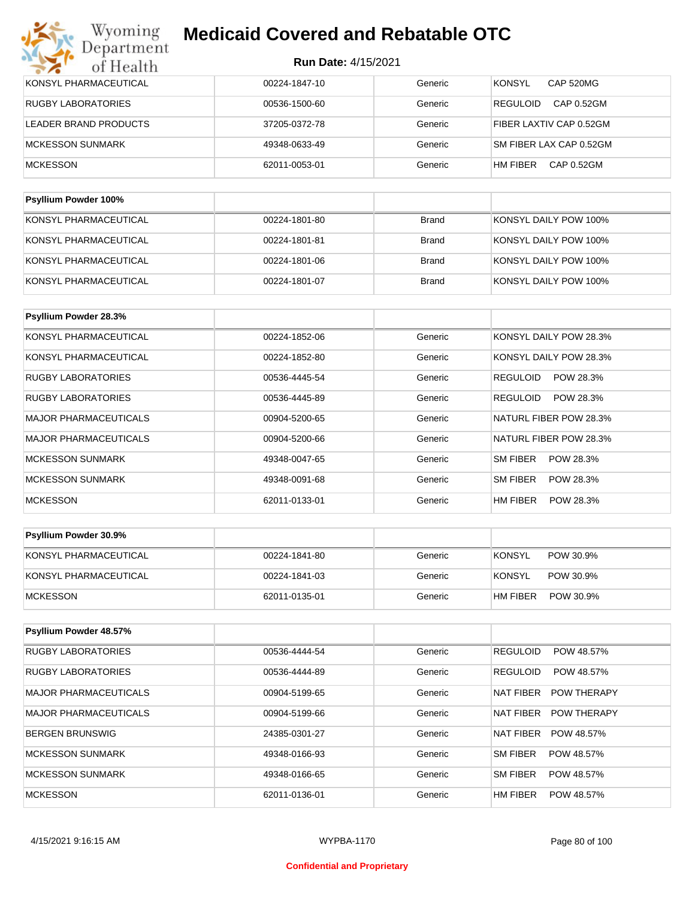| | | | |
|---|---|---|---|
| KONSYL PHARMACEUTICAL | 00224-1847-10 | Generic | KONSYL CAP 520MG |
| RUGBY LABORATORIES | 00536-1500-60 | Generic | REGULOID CAP 0.52GM |
| LEADER BRAND PRODUCTS | 37205-0372-78 | Generic | FIBER LAXTIV CAP 0.52GM |
| MCKESSON SUNMARK | 49348-0633-49 | Generic | SM FIBER LAX CAP 0.52GM |
| MCKESSON | 62011-0053-01 | Generic | HM FIBER CAP 0.52GM |

| Psyllium Powder 100% | | | |
|---|---|---|---|
| KONSYL PHARMACEUTICAL | 00224-1801-80 | Brand | KONSYL DAILY POW 100% |
| KONSYL PHARMACEUTICAL | 00224-1801-81 | Brand | KONSYL DAILY POW 100% |
| KONSYL PHARMACEUTICAL | 00224-1801-06 | Brand | KONSYL DAILY POW 100% |
| KONSYL PHARMACEUTICAL | 00224-1801-07 | Brand | KONSYL DAILY POW 100% |

| Psyllium Powder 28.3% | | | |
|---|---|---|---|
| KONSYL PHARMACEUTICAL | 00224-1852-06 | Generic | KONSYL DAILY POW 28.3% |
| KONSYL PHARMACEUTICAL | 00224-1852-80 | Generic | KONSYL DAILY POW 28.3% |
| RUGBY LABORATORIES | 00536-4445-54 | Generic | REGULOID POW 28.3% |
| RUGBY LABORATORIES | 00536-4445-89 | Generic | REGULOID POW 28.3% |
| MAJOR PHARMACEUTICALS | 00904-5200-65 | Generic | NATURL FIBER POW 28.3% |
| MAJOR PHARMACEUTICALS | 00904-5200-66 | Generic | NATURL FIBER POW 28.3% |
| MCKESSON SUNMARK | 49348-0047-65 | Generic | SM FIBER POW 28.3% |
| MCKESSON SUNMARK | 49348-0091-68 | Generic | SM FIBER POW 28.3% |
| MCKESSON | 62011-0133-01 | Generic | HM FIBER POW 28.3% |

| Psyllium Powder 30.9% | | | |
|---|---|---|---|
| KONSYL PHARMACEUTICAL | 00224-1841-80 | Generic | KONSYL POW 30.9% |
| KONSYL PHARMACEUTICAL | 00224-1841-03 | Generic | KONSYL POW 30.9% |
| MCKESSON | 62011-0135-01 | Generic | HM FIBER POW 30.9% |

| Psyllium Powder 48.57% | | | |
|---|---|---|---|
| RUGBY LABORATORIES | 00536-4444-54 | Generic | REGULOID POW 48.57% |
| RUGBY LABORATORIES | 00536-4444-89 | Generic | REGULOID POW 48.57% |
| MAJOR PHARMACEUTICALS | 00904-5199-65 | Generic | NAT FIBER POW THERAPY |
| MAJOR PHARMACEUTICALS | 00904-5199-66 | Generic | NAT FIBER POW THERAPY |
| BERGEN BRUNSWIG | 24385-0301-27 | Generic | NAT FIBER POW 48.57% |
| MCKESSON SUNMARK | 49348-0166-93 | Generic | SM FIBER POW 48.57% |
| MCKESSON SUNMARK | 49348-0166-65 | Generic | SM FIBER POW 48.57% |
| MCKESSON | 62011-0136-01 | Generic | HM FIBER POW 48.57% |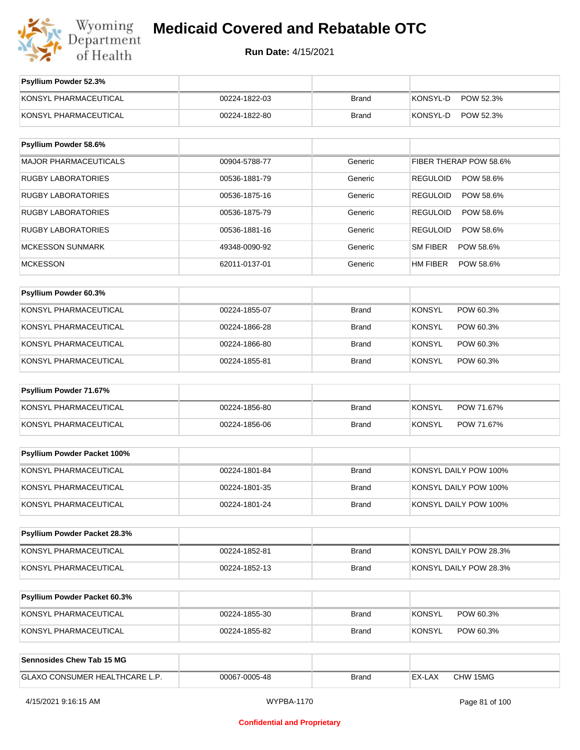| Psyllium Powder 52.3% | | | |
|---|---|---|---|
| KONSYL PHARMACEUTICAL | 00224-1822-03 | Brand | KONSYL-D POW 52.3% |
| KONSYL PHARMACEUTICAL | 00224-1822-80 | Brand | KONSYL-D POW 52.3% |

| Psyllium Powder 58.6% | | | |
|---|---|---|---|
| MAJOR PHARMACEUTICALS | 00904-5788-77 | Generic | FIBER THERAP POW 58.6% |
| RUGBY LABORATORIES | 00536-1881-79 | Generic | REGULOID POW 58.6% |
| RUGBY LABORATORIES | 00536-1875-16 | Generic | REGULOID POW 58.6% |
| RUGBY LABORATORIES | 00536-1875-79 | Generic | REGULOID POW 58.6% |
| RUGBY LABORATORIES | 00536-1881-16 | Generic | REGULOID POW 58.6% |
| MCKESSON SUNMARK | 49348-0090-92 | Generic | SM FIBER POW 58.6% |
| MCKESSON | 62011-0137-01 | Generic | HM FIBER POW 58.6% |

| Psyllium Powder 60.3% | | | |
|---|---|---|---|
| KONSYL PHARMACEUTICAL | 00224-1855-07 | Brand | KONSYL POW 60.3% |
| KONSYL PHARMACEUTICAL | 00224-1866-28 | Brand | KONSYL POW 60.3% |
| KONSYL PHARMACEUTICAL | 00224-1866-80 | Brand | KONSYL POW 60.3% |
| KONSYL PHARMACEUTICAL | 00224-1855-81 | Brand | KONSYL POW 60.3% |

| Psyllium Powder 71.67% | | | |
|---|---|---|---|
| KONSYL PHARMACEUTICAL | 00224-1856-80 | Brand | KONSYL POW 71.67% |
| KONSYL PHARMACEUTICAL | 00224-1856-06 | Brand | KONSYL POW 71.67% |

| Psyllium Powder Packet 100% | | | |
|---|---|---|---|
| KONSYL PHARMACEUTICAL | 00224-1801-84 | Brand | KONSYL DAILY POW 100% |
| KONSYL PHARMACEUTICAL | 00224-1801-35 | Brand | KONSYL DAILY POW 100% |
| KONSYL PHARMACEUTICAL | 00224-1801-24 | Brand | KONSYL DAILY POW 100% |

| Psyllium Powder Packet 28.3% | | | |
|---|---|---|---|
| KONSYL PHARMACEUTICAL | 00224-1852-81 | Brand | KONSYL DAILY POW 28.3% |
| KONSYL PHARMACEUTICAL | 00224-1852-13 | Brand | KONSYL DAILY POW 28.3% |

| Psyllium Powder Packet 60.3% | | | |
|---|---|---|---|
| KONSYL PHARMACEUTICAL | 00224-1855-30 | Brand | KONSYL POW 60.3% |
| KONSYL PHARMACEUTICAL | 00224-1855-82 | Brand | KONSYL POW 60.3% |

| Sennosides Chew Tab 15 MG | | | |
|---|---|---|---|
| GLAXO CONSUMER HEALTHCARE L.P. | 00067-0005-48 | Brand | EX-LAX CHW 15MG |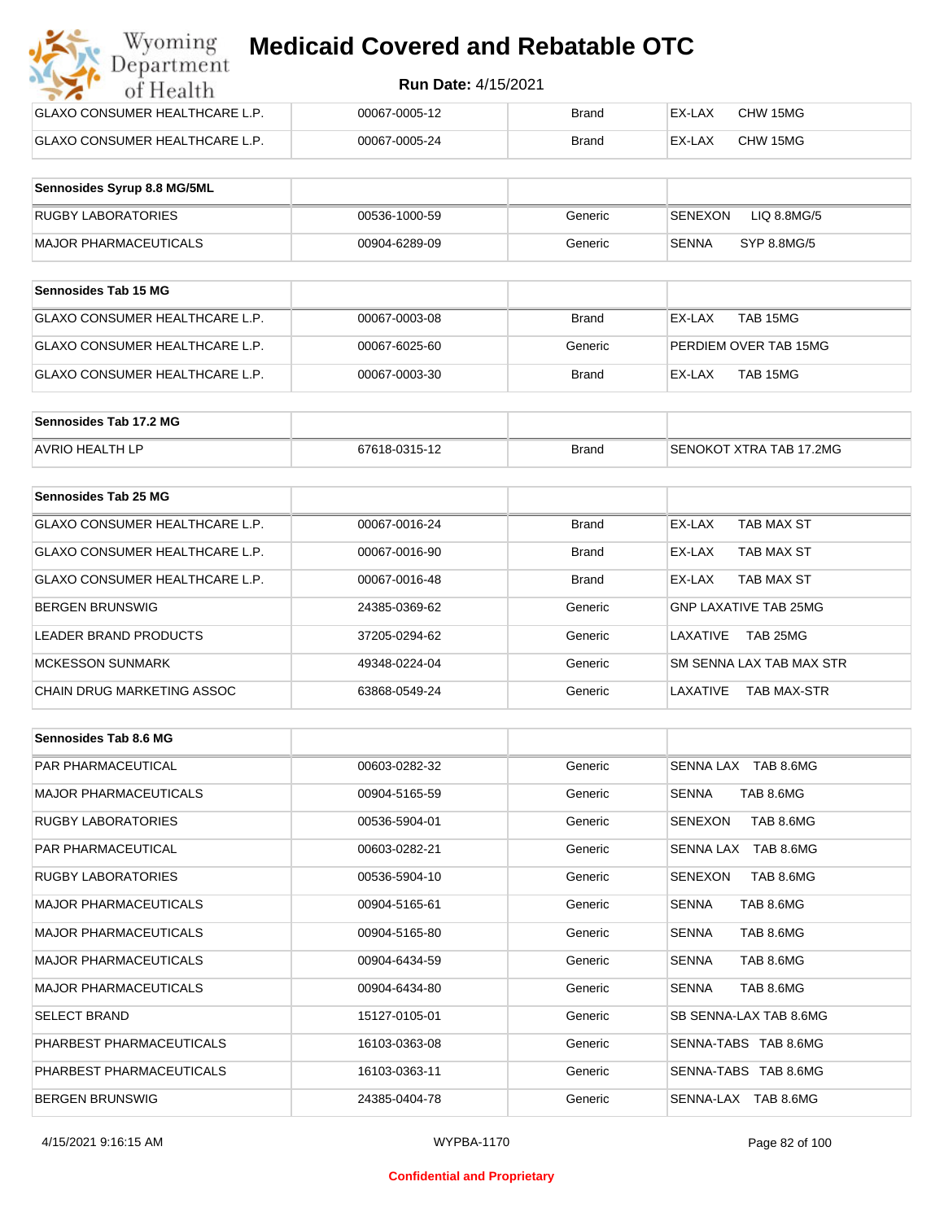# Medicaid Covered and Rebatable OTC

**Run Date:** 4/15/2021

| | | | |
|---|---|---|---|
| GLAXO CONSUMER HEALTHCARE L.P. | 00067-0005-12 | Brand | EX-LAX CHW 15MG |
| GLAXO CONSUMER HEALTHCARE L.P. | 00067-0005-24 | Brand | EX-LAX CHW 15MG |

| Sennosides Syrup 8.8 MG/5ML | | | |
|---|---|---|---|
| RUGBY LABORATORIES | 00536-1000-59 | Generic | SENEXON LIQ 8.8MG/5 |
| MAJOR PHARMACEUTICALS | 00904-6289-09 | Generic | SENNA SYP 8.8MG/5 |

| Sennosides Tab 15 MG | | | |
|---|---|---|---|
| GLAXO CONSUMER HEALTHCARE L.P. | 00067-0003-08 | Brand | EX-LAX TAB 15MG |
| GLAXO CONSUMER HEALTHCARE L.P. | 00067-6025-60 | Generic | PERDIEM OVER TAB 15MG |
| GLAXO CONSUMER HEALTHCARE L.P. | 00067-0003-30 | Brand | EX-LAX TAB 15MG |

| Sennosides Tab 17.2 MG | | | |
|---|---|---|---|
| AVRIO HEALTH LP | 67618-0315-12 | Brand | SENOKOT XTRA TAB 17.2MG |

| Sennosides Tab 25 MG | | | |
|---|---|---|---|
| GLAXO CONSUMER HEALTHCARE L.P. | 00067-0016-24 | Brand | EX-LAX TAB MAX ST |
| GLAXO CONSUMER HEALTHCARE L.P. | 00067-0016-90 | Brand | EX-LAX TAB MAX ST |
| GLAXO CONSUMER HEALTHCARE L.P. | 00067-0016-48 | Brand | EX-LAX TAB MAX ST |
| BERGEN BRUNSWIG | 24385-0369-62 | Generic | GNP LAXATIVE TAB 25MG |
| LEADER BRAND PRODUCTS | 37205-0294-62 | Generic | LAXATIVE TAB 25MG |
| MCKESSON SUNMARK | 49348-0224-04 | Generic | SM SENNA LAX TAB MAX STR |
| CHAIN DRUG MARKETING ASSOC | 63868-0549-24 | Generic | LAXATIVE TAB MAX-STR |

| Sennosides Tab 8.6 MG | | | |
|---|---|---|---|
| PAR PHARMACEUTICAL | 00603-0282-32 | Generic | SENNA LAX TAB 8.6MG |
| MAJOR PHARMACEUTICALS | 00904-5165-59 | Generic | SENNA TAB 8.6MG |
| RUGBY LABORATORIES | 00536-5904-01 | Generic | SENEXON TAB 8.6MG |
| PAR PHARMACEUTICAL | 00603-0282-21 | Generic | SENNA LAX TAB 8.6MG |
| RUGBY LABORATORIES | 00536-5904-10 | Generic | SENEXON TAB 8.6MG |
| MAJOR PHARMACEUTICALS | 00904-5165-61 | Generic | SENNA TAB 8.6MG |
| MAJOR PHARMACEUTICALS | 00904-5165-80 | Generic | SENNA TAB 8.6MG |
| MAJOR PHARMACEUTICALS | 00904-6434-59 | Generic | SENNA TAB 8.6MG |
| MAJOR PHARMACEUTICALS | 00904-6434-80 | Generic | SENNA TAB 8.6MG |
| SELECT BRAND | 15127-0105-01 | Generic | SB SENNA-LAX TAB 8.6MG |
| PHARBEST PHARMACEUTICALS | 16103-0363-08 | Generic | SENNA-TABS TAB 8.6MG |
| PHARBEST PHARMACEUTICALS | 16103-0363-11 | Generic | SENNA-TABS TAB 8.6MG |
| BERGEN BRUNSWIG | 24385-0404-78 | Generic | SENNA-LAX TAB 8.6MG |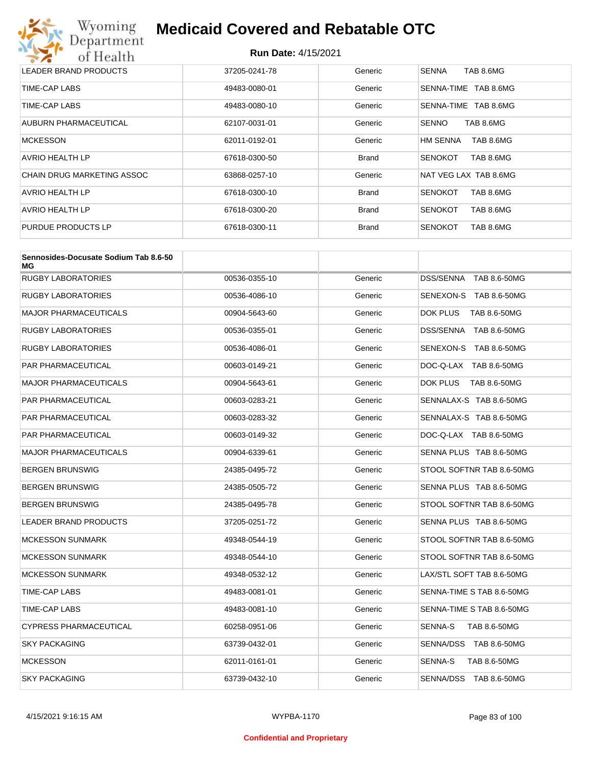# Medicaid Covered and Rebatable OTC

**Run Date:** 4/15/2021

| | | | |
|---|---|---|---|
| LEADER BRAND PRODUCTS | 37205-0241-78 | Generic | SENNA TAB 8.6MG |
| TIME-CAP LABS | 49483-0080-01 | Generic | SENNA-TIME TAB 8.6MG |
| TIME-CAP LABS | 49483-0080-10 | Generic | SENNA-TIME TAB 8.6MG |
| AUBURN PHARMACEUTICAL | 62107-0031-01 | Generic | SENNO TAB 8.6MG |
| MCKESSON | 62011-0192-01 | Generic | HM SENNA TAB 8.6MG |
| AVRIO HEALTH LP | 67618-0300-50 | Brand | SENOKOT TAB 8.6MG |
| CHAIN DRUG MARKETING ASSOC | 63868-0257-10 | Generic | NAT VEG LAX TAB 8.6MG |
| AVRIO HEALTH LP | 67618-0300-10 | Brand | SENOKOT TAB 8.6MG |
| AVRIO HEALTH LP | 67618-0300-20 | Brand | SENOKOT TAB 8.6MG |
| PURDUE PRODUCTS LP | 67618-0300-11 | Brand | SENOKOT TAB 8.6MG |

| Sennosides-Docusate Sodium Tab 8.6-50 MG | | | |
|---|---|---|---|
| RUGBY LABORATORIES | 00536-0355-10 | Generic | DSS/SENNA TAB 8.6-50MG |
| RUGBY LABORATORIES | 00536-4086-10 | Generic | SENEXON-S TAB 8.6-50MG |
| MAJOR PHARMACEUTICALS | 00904-5643-60 | Generic | DOK PLUS TAB 8.6-50MG |
| RUGBY LABORATORIES | 00536-0355-01 | Generic | DSS/SENNA TAB 8.6-50MG |
| RUGBY LABORATORIES | 00536-4086-01 | Generic | SENEXON-S TAB 8.6-50MG |
| PAR PHARMACEUTICAL | 00603-0149-21 | Generic | DOC-Q-LAX TAB 8.6-50MG |
| MAJOR PHARMACEUTICALS | 00904-5643-61 | Generic | DOK PLUS TAB 8.6-50MG |
| PAR PHARMACEUTICAL | 00603-0283-21 | Generic | SENNALAX-S TAB 8.6-50MG |
| PAR PHARMACEUTICAL | 00603-0283-32 | Generic | SENNALAX-S TAB 8.6-50MG |
| PAR PHARMACEUTICAL | 00603-0149-32 | Generic | DOC-Q-LAX TAB 8.6-50MG |
| MAJOR PHARMACEUTICALS | 00904-6339-61 | Generic | SENNA PLUS TAB 8.6-50MG |
| BERGEN BRUNSWIG | 24385-0495-72 | Generic | STOOL SOFTNR TAB 8.6-50MG |
| BERGEN BRUNSWIG | 24385-0505-72 | Generic | SENNA PLUS TAB 8.6-50MG |
| BERGEN BRUNSWIG | 24385-0495-78 | Generic | STOOL SOFTNR TAB 8.6-50MG |
| LEADER BRAND PRODUCTS | 37205-0251-72 | Generic | SENNA PLUS TAB 8.6-50MG |
| MCKESSON SUNMARK | 49348-0544-19 | Generic | STOOL SOFTNR TAB 8.6-50MG |
| MCKESSON SUNMARK | 49348-0544-10 | Generic | STOOL SOFTNR TAB 8.6-50MG |
| MCKESSON SUNMARK | 49348-0532-12 | Generic | LAX/STL SOFT TAB 8.6-50MG |
| TIME-CAP LABS | 49483-0081-01 | Generic | SENNA-TIME S TAB 8.6-50MG |
| TIME-CAP LABS | 49483-0081-10 | Generic | SENNA-TIME S TAB 8.6-50MG |
| CYPRESS PHARMACEUTICAL | 60258-0951-06 | Generic | SENNA-S TAB 8.6-50MG |
| SKY PACKAGING | 63739-0432-01 | Generic | SENNA/DSS TAB 8.6-50MG |
| MCKESSON | 62011-0161-01 | Generic | SENNA-S TAB 8.6-50MG |
| SKY PACKAGING | 63739-0432-10 | Generic | SENNA/DSS TAB 8.6-50MG |

Confidential and Proprietary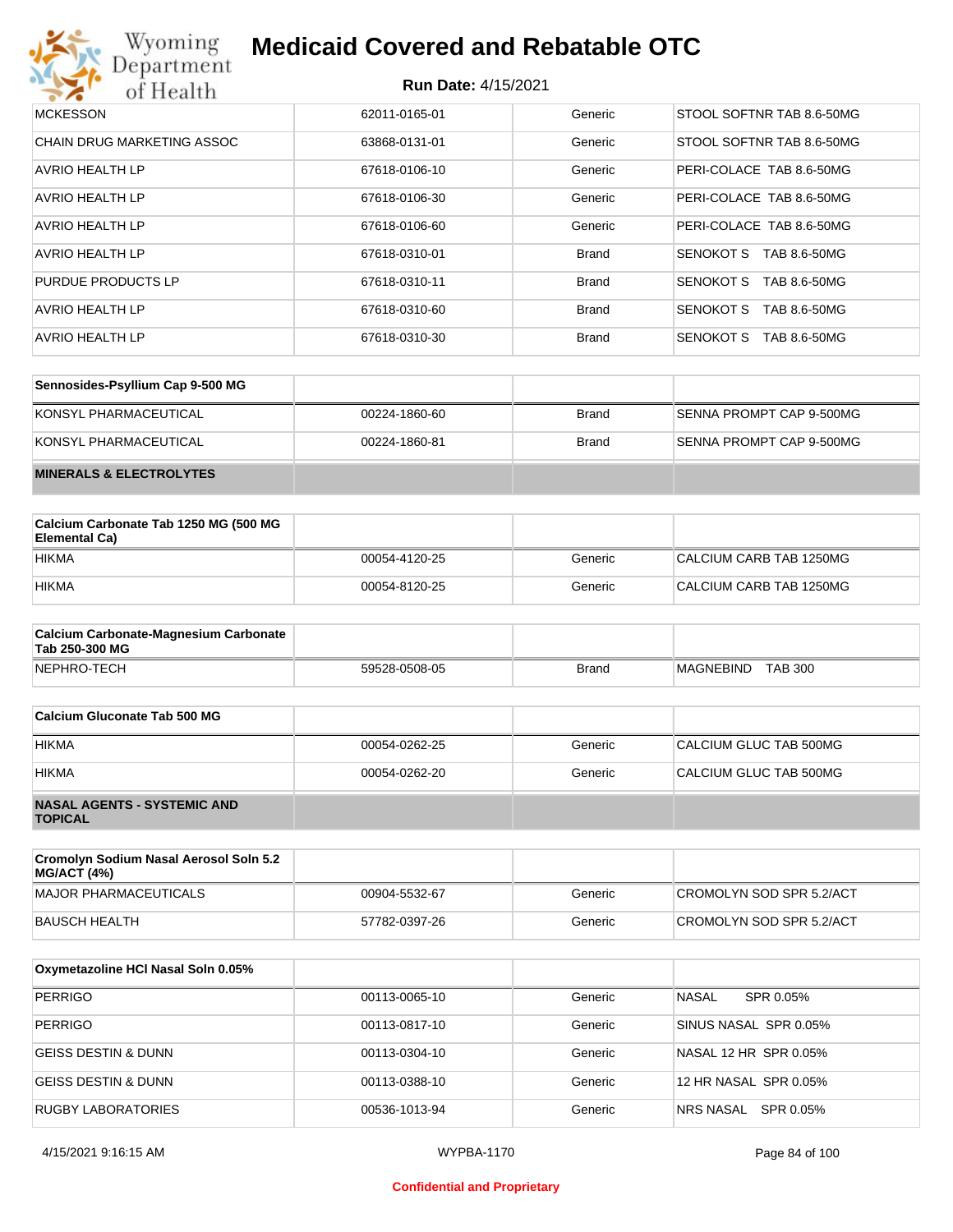| MCKESSON | 62011-0165-01 | Generic | STOOL SOFTNR TAB 8.6-50MG |
|---|---|---|---|
| CHAIN DRUG MARKETING ASSOC | 63868-0131-01 | Generic | STOOL SOFTNR TAB 8.6-50MG |
| AVRIO HEALTH LP | 67618-0106-10 | Generic | PERI-COLACE TAB 8.6-50MG |
| AVRIO HEALTH LP | 67618-0106-30 | Generic | PERI-COLACE TAB 8.6-50MG |
| AVRIO HEALTH LP | 67618-0106-60 | Generic | PERI-COLACE TAB 8.6-50MG |
| AVRIO HEALTH LP | 67618-0310-01 | Brand | SENOKOT S TAB 8.6-50MG |
| PURDUE PRODUCTS LP | 67618-0310-11 | Brand | SENOKOT S TAB 8.6-50MG |
| AVRIO HEALTH LP | 67618-0310-60 | Brand | SENOKOT S TAB 8.6-50MG |
| AVRIO HEALTH LP | 67618-0310-30 | Brand | SENOKOT S TAB 8.6-50MG |

| Sennosides-Psyllium Cap 9-500 MG | | | |
|---|---|---|---|
| KONSYL PHARMACEUTICAL | 00224-1860-60 | Brand | SENNA PROMPT CAP 9-500MG |
| KONSYL PHARMACEUTICAL | 00224-1860-81 | Brand | SENNA PROMPT CAP 9-500MG |
| **MINERALS & ELECTROLYTES** | | | |

| Calcium Carbonate Tab 1250 MG (500 MG Elemental Ca) | | | |
|---|---|---|---|
| HIKMA | 00054-4120-25 | Generic | CALCIUM CARB TAB 1250MG |
| HIKMA | 00054-8120-25 | Generic | CALCIUM CARB TAB 1250MG |

| Calcium Carbonate-Magnesium Carbonate Tab 250-300 MG | | | |
|---|---|---|---|
| NEPHRO-TECH | 59528-0508-05 | Brand | MAGNEBIND TAB 300 |

| Calcium Gluconate Tab 500 MG | | | |
|---|---|---|---|
| HIKMA | 00054-0262-25 | Generic | CALCIUM GLUC TAB 500MG |
| HIKMA | 00054-0262-20 | Generic | CALCIUM GLUC TAB 500MG |
| **NASAL AGENTS - SYSTEMIC AND TOPICAL** | | | |

| Cromolyn Sodium Nasal Aerosol Soln 5.2 MG/ACT (4%) | | | |
|---|---|---|---|
| MAJOR PHARMACEUTICALS | 00904-5532-67 | Generic | CROMOLYN SOD SPR 5.2/ACT |
| BAUSCH HEALTH | 57782-0397-26 | Generic | CROMOLYN SOD SPR 5.2/ACT |

| Oxymetazoline HCl Nasal Soln 0.05% | | | |
|---|---|---|---|
| PERRIGO | 00113-0065-10 | Generic | NASAL SPR 0.05% |
| PERRIGO | 00113-0817-10 | Generic | SINUS NASAL SPR 0.05% |
| GEISS DESTIN & DUNN | 00113-0304-10 | Generic | NASAL 12 HR SPR 0.05% |
| GEISS DESTIN & DUNN | 00113-0388-10 | Generic | 12 HR NASAL SPR 0.05% |
| RUGBY LABORATORIES | 00536-1013-94 | Generic | NRS NASAL SPR 0.05% |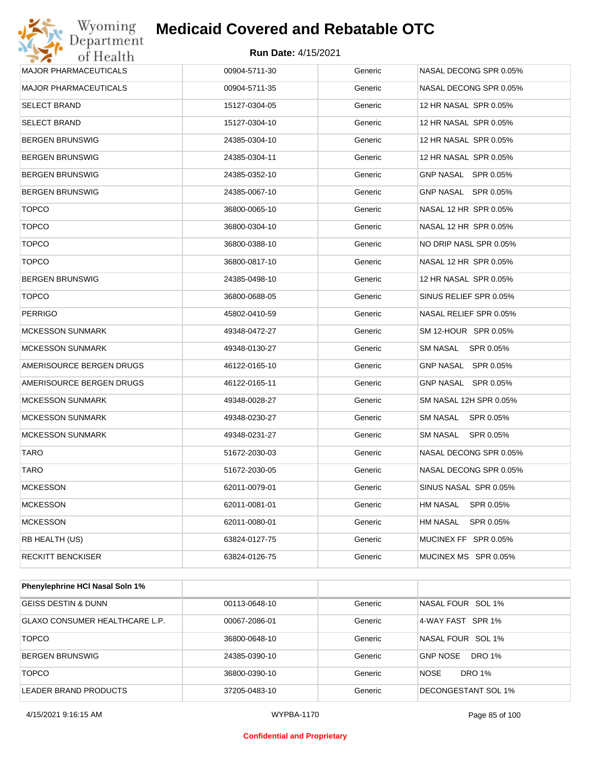| | | | |
|---|---|---|---|
| MAJOR PHARMACEUTICALS | 00904-5711-30 | Generic | NASAL DECONG SPR 0.05% |
| MAJOR PHARMACEUTICALS | 00904-5711-35 | Generic | NASAL DECONG SPR 0.05% |
| SELECT BRAND | 15127-0304-05 | Generic | 12 HR NASAL SPR 0.05% |
| SELECT BRAND | 15127-0304-10 | Generic | 12 HR NASAL SPR 0.05% |
| BERGEN BRUNSWIG | 24385-0304-10 | Generic | 12 HR NASAL SPR 0.05% |
| BERGEN BRUNSWIG | 24385-0304-11 | Generic | 12 HR NASAL SPR 0.05% |
| BERGEN BRUNSWIG | 24385-0352-10 | Generic | GNP NASAL SPR 0.05% |
| BERGEN BRUNSWIG | 24385-0067-10 | Generic | GNP NASAL SPR 0.05% |
| TOPCO | 36800-0065-10 | Generic | NASAL 12 HR SPR 0.05% |
| TOPCO | 36800-0304-10 | Generic | NASAL 12 HR SPR 0.05% |
| TOPCO | 36800-0388-10 | Generic | NO DRIP NASL SPR 0.05% |
| TOPCO | 36800-0817-10 | Generic | NASAL 12 HR SPR 0.05% |
| BERGEN BRUNSWIG | 24385-0498-10 | Generic | 12 HR NASAL SPR 0.05% |
| TOPCO | 36800-0688-05 | Generic | SINUS RELIEF SPR 0.05% |
| PERRIGO | 45802-0410-59 | Generic | NASAL RELIEF SPR 0.05% |
| MCKESSON SUNMARK | 49348-0472-27 | Generic | SM 12-HOUR SPR 0.05% |
| MCKESSON SUNMARK | 49348-0130-27 | Generic | SM NASAL SPR 0.05% |
| AMERISOURCE BERGEN DRUGS | 46122-0165-10 | Generic | GNP NASAL SPR 0.05% |
| AMERISOURCE BERGEN DRUGS | 46122-0165-11 | Generic | GNP NASAL SPR 0.05% |
| MCKESSON SUNMARK | 49348-0028-27 | Generic | SM NASAL 12H SPR 0.05% |
| MCKESSON SUNMARK | 49348-0230-27 | Generic | SM NASAL SPR 0.05% |
| MCKESSON SUNMARK | 49348-0231-27 | Generic | SM NASAL SPR 0.05% |
| TARO | 51672-2030-03 | Generic | NASAL DECONG SPR 0.05% |
| TARO | 51672-2030-05 | Generic | NASAL DECONG SPR 0.05% |
| MCKESSON | 62011-0079-01 | Generic | SINUS NASAL SPR 0.05% |
| MCKESSON | 62011-0081-01 | Generic | HM NASAL SPR 0.05% |
| MCKESSON | 62011-0080-01 | Generic | HM NASAL SPR 0.05% |
| RB HEALTH (US) | 63824-0127-75 | Generic | MUCINEX FF SPR 0.05% |
| RECKITT BENCKISER | 63824-0126-75 | Generic | MUCINEX MS SPR 0.05% |

| **Phenylephrine HCl Nasal Soln 1%** | | | |
|---|---|---|---|
| GEISS DESTIN & DUNN | 00113-0648-10 | Generic | NASAL FOUR SOL 1% |
| GLAXO CONSUMER HEALTHCARE L.P. | 00067-2086-01 | Generic | 4-WAY FAST SPR 1% |
| TOPCO | 36800-0648-10 | Generic | NASAL FOUR SOL 1% |
| BERGEN BRUNSWIG | 24385-0390-10 | Generic | GNP NOSE DRO 1% |
| TOPCO | 36800-0390-10 | Generic | NOSE DRO 1% |
| LEADER BRAND PRODUCTS | 37205-0483-10 | Generic | DECONGESTANT SOL 1% |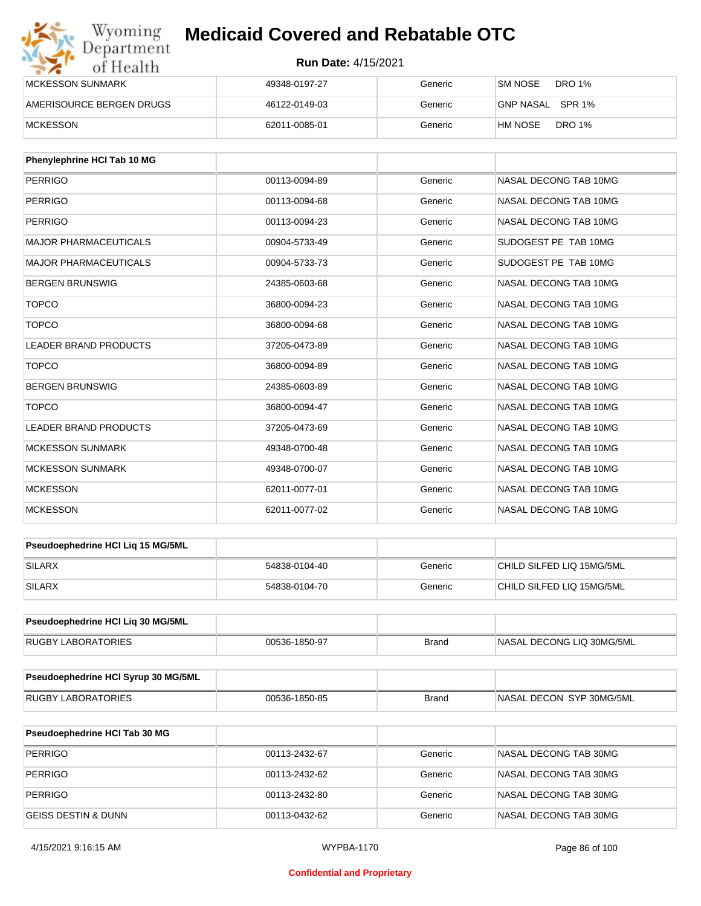| MCKESSON SUNMARK | 49348-0197-27 | Generic | SM NOSE DRO 1% |
|---|---|---|---|
| AMERISOURCE BERGEN DRUGS | 46122-0149-03 | Generic | GNP NASAL SPR 1% |
| MCKESSON | 62011-0085-01 | Generic | HM NOSE DRO 1% |

| Phenylephrine HCl Tab 10 MG | | | |
|---|---|---|---|
| PERRIGO | 00113-0094-89 | Generic | NASAL DECONG TAB 10MG |
| PERRIGO | 00113-0094-68 | Generic | NASAL DECONG TAB 10MG |
| PERRIGO | 00113-0094-23 | Generic | NASAL DECONG TAB 10MG |
| MAJOR PHARMACEUTICALS | 00904-5733-49 | Generic | SUDOGEST PE TAB 10MG |
| MAJOR PHARMACEUTICALS | 00904-5733-73 | Generic | SUDOGEST PE TAB 10MG |
| BERGEN BRUNSWIG | 24385-0603-68 | Generic | NASAL DECONG TAB 10MG |
| TOPCO | 36800-0094-23 | Generic | NASAL DECONG TAB 10MG |
| TOPCO | 36800-0094-68 | Generic | NASAL DECONG TAB 10MG |
| LEADER BRAND PRODUCTS | 37205-0473-89 | Generic | NASAL DECONG TAB 10MG |
| TOPCO | 36800-0094-89 | Generic | NASAL DECONG TAB 10MG |
| BERGEN BRUNSWIG | 24385-0603-89 | Generic | NASAL DECONG TAB 10MG |
| TOPCO | 36800-0094-47 | Generic | NASAL DECONG TAB 10MG |
| LEADER BRAND PRODUCTS | 37205-0473-69 | Generic | NASAL DECONG TAB 10MG |
| MCKESSON SUNMARK | 49348-0700-48 | Generic | NASAL DECONG TAB 10MG |
| MCKESSON SUNMARK | 49348-0700-07 | Generic | NASAL DECONG TAB 10MG |
| MCKESSON | 62011-0077-01 | Generic | NASAL DECONG TAB 10MG |
| MCKESSON | 62011-0077-02 | Generic | NASAL DECONG TAB 10MG |

| Pseudoephedrine HCl Liq 15 MG/5ML | | | |
|---|---|---|---|
| SILARX | 54838-0104-40 | Generic | CHILD SILFED LIQ 15MG/5ML |
| SILARX | 54838-0104-70 | Generic | CHILD SILFED LIQ 15MG/5ML |

| Pseudoephedrine HCl Liq 30 MG/5ML | | | |
|---|---|---|---|
| RUGBY LABORATORIES | 00536-1850-97 | Brand | NASAL DECONG LIQ 30MG/5ML |

| Pseudoephedrine HCl Syrup 30 MG/5ML | | | |
|---|---|---|---|
| RUGBY LABORATORIES | 00536-1850-85 | Brand | NASAL DECON SYP 30MG/5ML |

| Pseudoephedrine HCl Tab 30 MG | | | |
|---|---|---|---|
| PERRIGO | 00113-2432-67 | Generic | NASAL DECONG TAB 30MG |
| PERRIGO | 00113-2432-62 | Generic | NASAL DECONG TAB 30MG |
| PERRIGO | 00113-2432-80 | Generic | NASAL DECONG TAB 30MG |
| GEISS DESTIN & DUNN | 00113-0432-62 | Generic | NASAL DECONG TAB 30MG |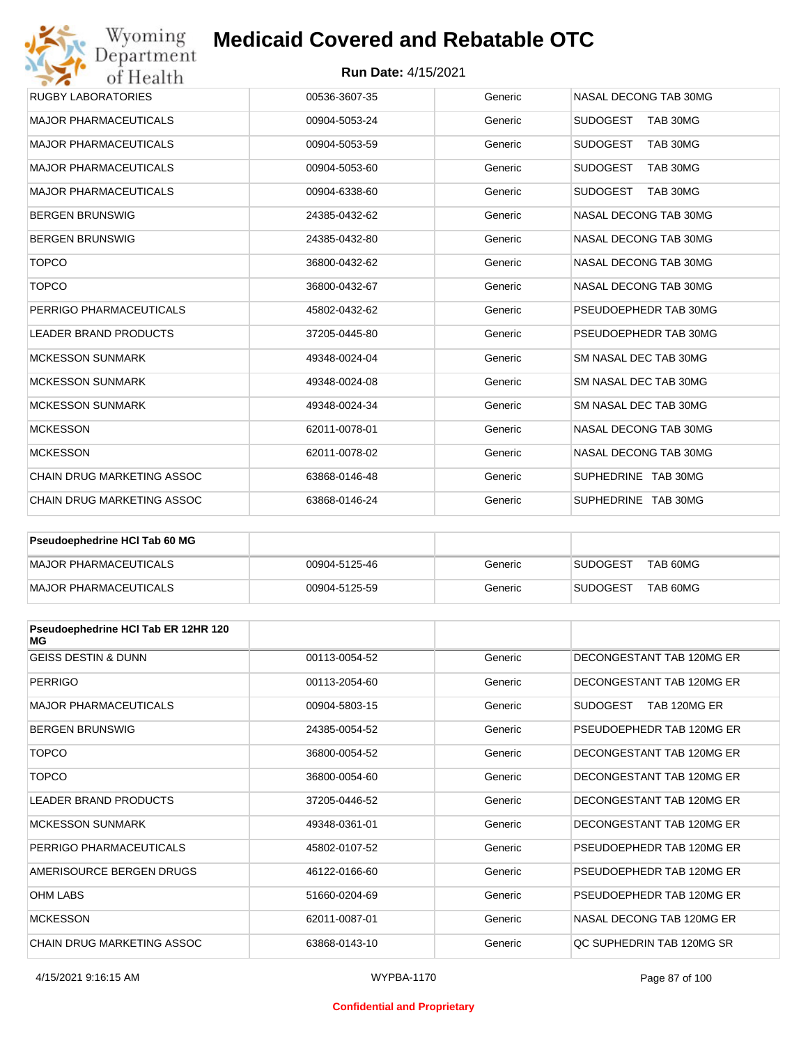| | | | |
|---|---|---|---|
| RUGBY LABORATORIES | 00536-3607-35 | Generic | NASAL DECONG TAB 30MG |
| MAJOR PHARMACEUTICALS | 00904-5053-24 | Generic | SUDOGEST TAB 30MG |
| MAJOR PHARMACEUTICALS | 00904-5053-59 | Generic | SUDOGEST TAB 30MG |
| MAJOR PHARMACEUTICALS | 00904-5053-60 | Generic | SUDOGEST TAB 30MG |
| MAJOR PHARMACEUTICALS | 00904-6338-60 | Generic | SUDOGEST TAB 30MG |
| BERGEN BRUNSWIG | 24385-0432-62 | Generic | NASAL DECONG TAB 30MG |
| BERGEN BRUNSWIG | 24385-0432-80 | Generic | NASAL DECONG TAB 30MG |
| TOPCO | 36800-0432-62 | Generic | NASAL DECONG TAB 30MG |
| TOPCO | 36800-0432-67 | Generic | NASAL DECONG TAB 30MG |
| PERRIGO PHARMACEUTICALS | 45802-0432-62 | Generic | PSEUDOEPHEDR TAB 30MG |
| LEADER BRAND PRODUCTS | 37205-0445-80 | Generic | PSEUDOEPHEDR TAB 30MG |
| MCKESSON SUNMARK | 49348-0024-04 | Generic | SM NASAL DEC TAB 30MG |
| MCKESSON SUNMARK | 49348-0024-08 | Generic | SM NASAL DEC TAB 30MG |
| MCKESSON SUNMARK | 49348-0024-34 | Generic | SM NASAL DEC TAB 30MG |
| MCKESSON | 62011-0078-01 | Generic | NASAL DECONG TAB 30MG |
| MCKESSON | 62011-0078-02 | Generic | NASAL DECONG TAB 30MG |
| CHAIN DRUG MARKETING ASSOC | 63868-0146-48 | Generic | SUPHEDRINE TAB 30MG |
| CHAIN DRUG MARKETING ASSOC | 63868-0146-24 | Generic | SUPHEDRINE TAB 30MG |

| Pseudoephedrine HCl Tab 60 MG | | | |
|---|---|---|---|
| MAJOR PHARMACEUTICALS | 00904-5125-46 | Generic | SUDOGEST TAB 60MG |
| MAJOR PHARMACEUTICALS | 00904-5125-59 | Generic | SUDOGEST TAB 60MG |

| Pseudoephedrine HCl Tab ER 12HR 120 MG | | | |
|---|---|---|---|
| GEISS DESTIN & DUNN | 00113-0054-52 | Generic | DECONGESTANT TAB 120MG ER |
| PERRIGO | 00113-2054-60 | Generic | DECONGESTANT TAB 120MG ER |
| MAJOR PHARMACEUTICALS | 00904-5803-15 | Generic | SUDOGEST TAB 120MG ER |
| BERGEN BRUNSWIG | 24385-0054-52 | Generic | PSEUDOEPHEDR TAB 120MG ER |
| TOPCO | 36800-0054-52 | Generic | DECONGESTANT TAB 120MG ER |
| TOPCO | 36800-0054-60 | Generic | DECONGESTANT TAB 120MG ER |
| LEADER BRAND PRODUCTS | 37205-0446-52 | Generic | DECONGESTANT TAB 120MG ER |
| MCKESSON SUNMARK | 49348-0361-01 | Generic | DECONGESTANT TAB 120MG ER |
| PERRIGO PHARMACEUTICALS | 45802-0107-52 | Generic | PSEUDOEPHEDR TAB 120MG ER |
| AMERISOURCE BERGEN DRUGS | 46122-0166-60 | Generic | PSEUDOEPHEDR TAB 120MG ER |
| OHM LABS | 51660-0204-69 | Generic | PSEUDOEPHEDR TAB 120MG ER |
| MCKESSON | 62011-0087-01 | Generic | NASAL DECONG TAB 120MG ER |
| CHAIN DRUG MARKETING ASSOC | 63868-0143-10 | Generic | QC SUPHEDRIN TAB 120MG SR |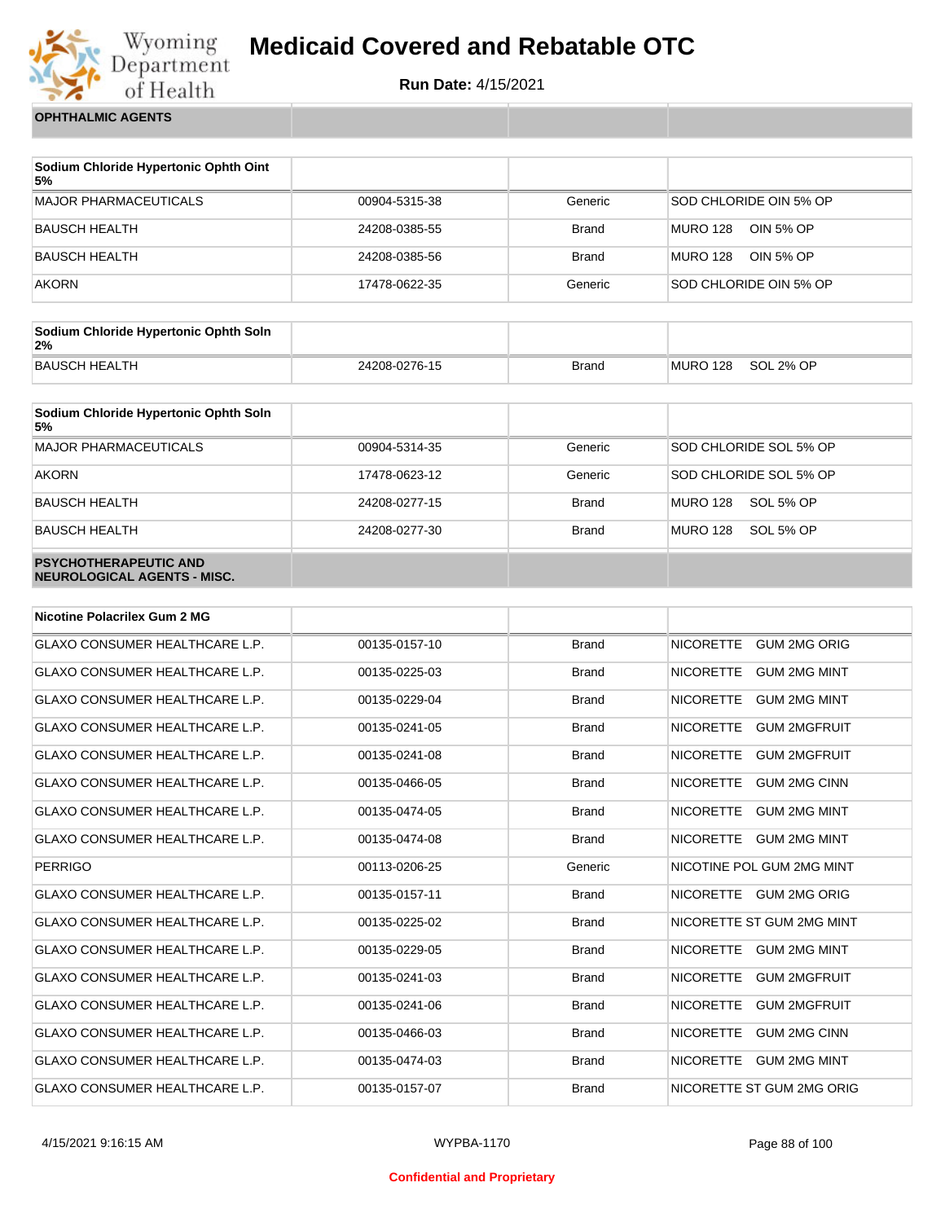**OPHTHALMIC AGENTS**

| Sodium Chloride Hypertonic Ophth Oint 5% | | | |
|---|---|---|---|
| MAJOR PHARMACEUTICALS | 00904-5315-38 | Generic | SOD CHLORIDE OIN 5% OP |
| BAUSCH HEALTH | 24208-0385-55 | Brand | MURO 128 OIN 5% OP |
| BAUSCH HEALTH | 24208-0385-56 | Brand | MURO 128 OIN 5% OP |
| AKORN | 17478-0622-35 | Generic | SOD CHLORIDE OIN 5% OP |

| Sodium Chloride Hypertonic Ophth Soln 2% | | | |
|---|---|---|---|
| BAUSCH HEALTH | 24208-0276-15 | Brand | MURO 128 SOL 2% OP |

| Sodium Chloride Hypertonic Ophth Soln 5% | | | |
|---|---|---|---|
| MAJOR PHARMACEUTICALS | 00904-5314-35 | Generic | SOD CHLORIDE SOL 5% OP |
| AKORN | 17478-0623-12 | Generic | SOD CHLORIDE SOL 5% OP |
| BAUSCH HEALTH | 24208-0277-15 | Brand | MURO 128 SOL 5% OP |
| BAUSCH HEALTH | 24208-0277-30 | Brand | MURO 128 SOL 5% OP |

**PSYCHOTHERAPEUTIC AND NEUROLOGICAL AGENTS - MISC.**

| Nicotine Polacrilex Gum 2 MG | | | |
|---|---|---|---|
| GLAXO CONSUMER HEALTHCARE L.P. | 00135-0157-10 | Brand | NICORETTE GUM 2MG ORIG |
| GLAXO CONSUMER HEALTHCARE L.P. | 00135-0225-03 | Brand | NICORETTE GUM 2MG MINT |
| GLAXO CONSUMER HEALTHCARE L.P. | 00135-0229-04 | Brand | NICORETTE GUM 2MG MINT |
| GLAXO CONSUMER HEALTHCARE L.P. | 00135-0241-05 | Brand | NICORETTE GUM 2MGFRUIT |
| GLAXO CONSUMER HEALTHCARE L.P. | 00135-0241-08 | Brand | NICORETTE GUM 2MGFRUIT |
| GLAXO CONSUMER HEALTHCARE L.P. | 00135-0466-05 | Brand | NICORETTE GUM 2MG CINN |
| GLAXO CONSUMER HEALTHCARE L.P. | 00135-0474-05 | Brand | NICORETTE GUM 2MG MINT |
| GLAXO CONSUMER HEALTHCARE L.P. | 00135-0474-08 | Brand | NICORETTE GUM 2MG MINT |
| PERRIGO | 00113-0206-25 | Generic | NICOTINE POL GUM 2MG MINT |
| GLAXO CONSUMER HEALTHCARE L.P. | 00135-0157-11 | Brand | NICORETTE GUM 2MG ORIG |
| GLAXO CONSUMER HEALTHCARE L.P. | 00135-0225-02 | Brand | NICORETTE ST GUM 2MG MINT |
| GLAXO CONSUMER HEALTHCARE L.P. | 00135-0229-05 | Brand | NICORETTE GUM 2MG MINT |
| GLAXO CONSUMER HEALTHCARE L.P. | 00135-0241-03 | Brand | NICORETTE GUM 2MGFRUIT |
| GLAXO CONSUMER HEALTHCARE L.P. | 00135-0241-06 | Brand | NICORETTE GUM 2MGFRUIT |
| GLAXO CONSUMER HEALTHCARE L.P. | 00135-0466-03 | Brand | NICORETTE GUM 2MG CINN |
| GLAXO CONSUMER HEALTHCARE L.P. | 00135-0474-03 | Brand | NICORETTE GUM 2MG MINT |
| GLAXO CONSUMER HEALTHCARE L.P. | 00135-0157-07 | Brand | NICORETTE ST GUM 2MG ORIG |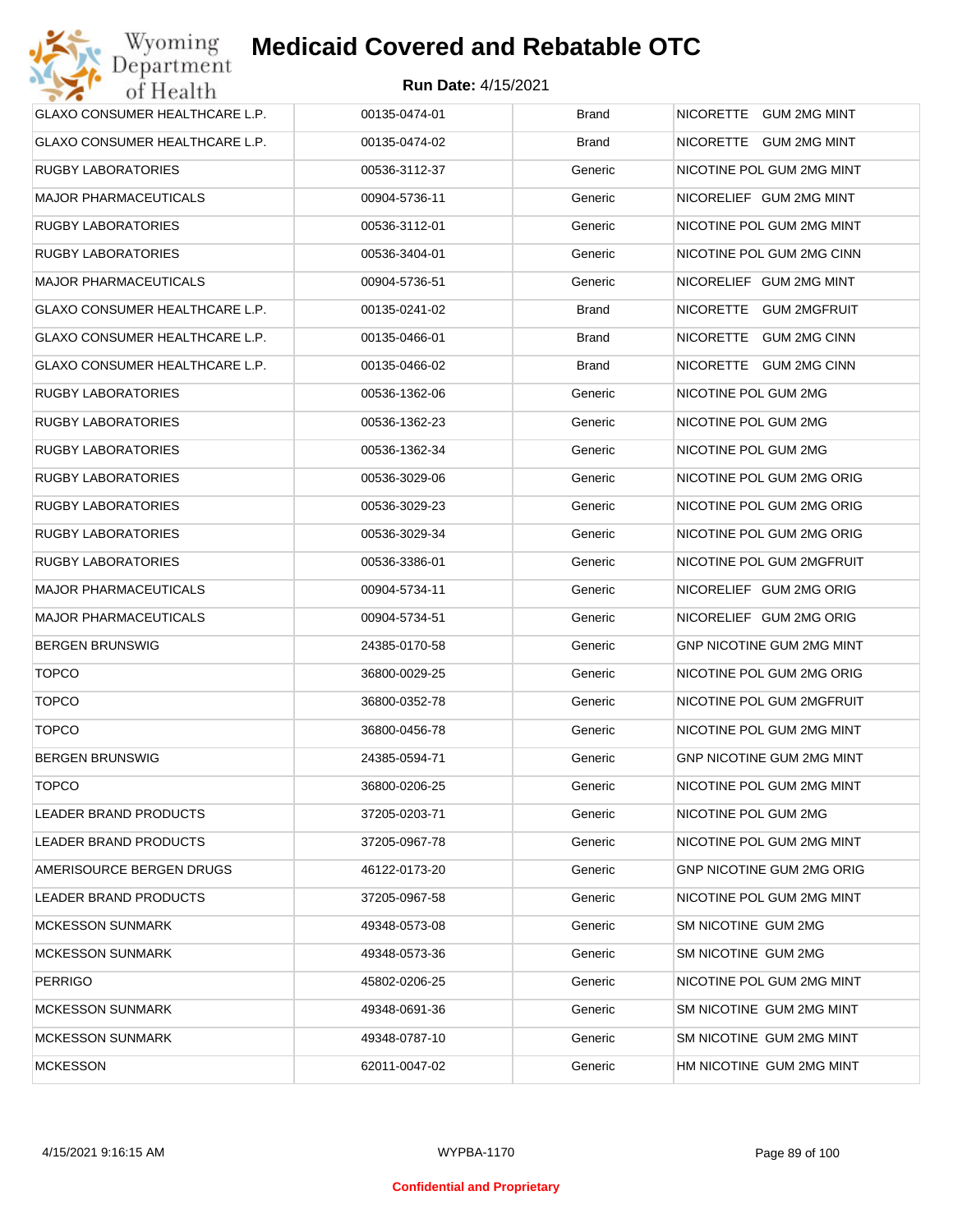# Medicaid Covered and Rebatable OTC

**Run Date:** 4/15/2021

| | | | |
|---|---|---|---|
| GLAXO CONSUMER HEALTHCARE L.P. | 00135-0474-01 | Brand | NICORETTE GUM 2MG MINT |
| GLAXO CONSUMER HEALTHCARE L.P. | 00135-0474-02 | Brand | NICORETTE GUM 2MG MINT |
| RUGBY LABORATORIES | 00536-3112-37 | Generic | NICOTINE POL GUM 2MG MINT |
| MAJOR PHARMACEUTICALS | 00904-5736-11 | Generic | NICORELIEF GUM 2MG MINT |
| RUGBY LABORATORIES | 00536-3112-01 | Generic | NICOTINE POL GUM 2MG MINT |
| RUGBY LABORATORIES | 00536-3404-01 | Generic | NICOTINE POL GUM 2MG CINN |
| MAJOR PHARMACEUTICALS | 00904-5736-51 | Generic | NICORELIEF GUM 2MG MINT |
| GLAXO CONSUMER HEALTHCARE L.P. | 00135-0241-02 | Brand | NICORETTE GUM 2MGFRUIT |
| GLAXO CONSUMER HEALTHCARE L.P. | 00135-0466-01 | Brand | NICORETTE GUM 2MG CINN |
| GLAXO CONSUMER HEALTHCARE L.P. | 00135-0466-02 | Brand | NICORETTE GUM 2MG CINN |
| RUGBY LABORATORIES | 00536-1362-06 | Generic | NICOTINE POL GUM 2MG |
| RUGBY LABORATORIES | 00536-1362-23 | Generic | NICOTINE POL GUM 2MG |
| RUGBY LABORATORIES | 00536-1362-34 | Generic | NICOTINE POL GUM 2MG |
| RUGBY LABORATORIES | 00536-3029-06 | Generic | NICOTINE POL GUM 2MG ORIG |
| RUGBY LABORATORIES | 00536-3029-23 | Generic | NICOTINE POL GUM 2MG ORIG |
| RUGBY LABORATORIES | 00536-3029-34 | Generic | NICOTINE POL GUM 2MG ORIG |
| RUGBY LABORATORIES | 00536-3386-01 | Generic | NICOTINE POL GUM 2MGFRUIT |
| MAJOR PHARMACEUTICALS | 00904-5734-11 | Generic | NICORELIEF GUM 2MG ORIG |
| MAJOR PHARMACEUTICALS | 00904-5734-51 | Generic | NICORELIEF GUM 2MG ORIG |
| BERGEN BRUNSWIG | 24385-0170-58 | Generic | GNP NICOTINE GUM 2MG MINT |
| TOPCO | 36800-0029-25 | Generic | NICOTINE POL GUM 2MG ORIG |
| TOPCO | 36800-0352-78 | Generic | NICOTINE POL GUM 2MGFRUIT |
| TOPCO | 36800-0456-78 | Generic | NICOTINE POL GUM 2MG MINT |
| BERGEN BRUNSWIG | 24385-0594-71 | Generic | GNP NICOTINE GUM 2MG MINT |
| TOPCO | 36800-0206-25 | Generic | NICOTINE POL GUM 2MG MINT |
| LEADER BRAND PRODUCTS | 37205-0203-71 | Generic | NICOTINE POL GUM 2MG |
| LEADER BRAND PRODUCTS | 37205-0967-78 | Generic | NICOTINE POL GUM 2MG MINT |
| AMERISOURCE BERGEN DRUGS | 46122-0173-20 | Generic | GNP NICOTINE GUM 2MG ORIG |
| LEADER BRAND PRODUCTS | 37205-0967-58 | Generic | NICOTINE POL GUM 2MG MINT |
| MCKESSON SUNMARK | 49348-0573-08 | Generic | SM NICOTINE GUM 2MG |
| MCKESSON SUNMARK | 49348-0573-36 | Generic | SM NICOTINE GUM 2MG |
| PERRIGO | 45802-0206-25 | Generic | NICOTINE POL GUM 2MG MINT |
| MCKESSON SUNMARK | 49348-0691-36 | Generic | SM NICOTINE GUM 2MG MINT |
| MCKESSON SUNMARK | 49348-0787-10 | Generic | SM NICOTINE GUM 2MG MINT |
| MCKESSON | 62011-0047-02 | Generic | HM NICOTINE GUM 2MG MINT |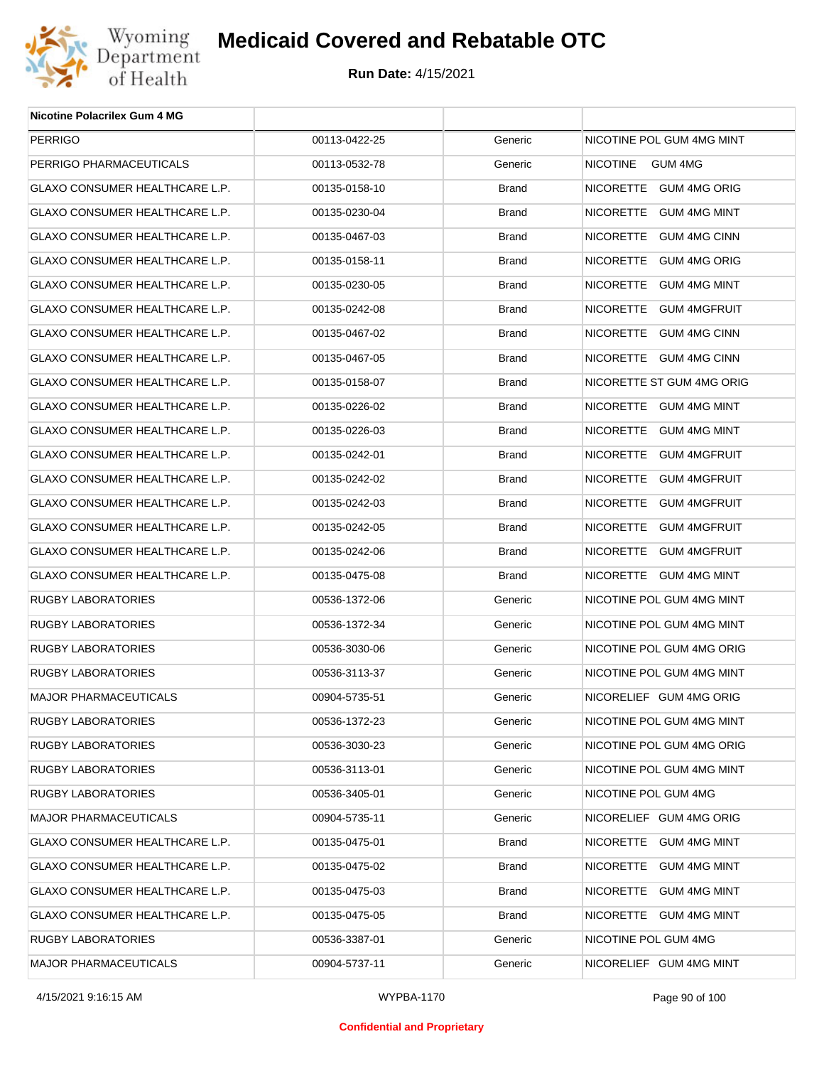# Medicaid Covered and Rebatable OTC

**Run Date:** 4/15/2021

| Nicotine Polacrilex Gum 4 MG | | | |
|---|---|---|---|
| PERRIGO | 00113-0422-25 | Generic | NICOTINE POL GUM 4MG MINT |
| PERRIGO PHARMACEUTICALS | 00113-0532-78 | Generic | NICOTINE GUM 4MG |
| GLAXO CONSUMER HEALTHCARE L.P. | 00135-0158-10 | Brand | NICORETTE GUM 4MG ORIG |
| GLAXO CONSUMER HEALTHCARE L.P. | 00135-0230-04 | Brand | NICORETTE GUM 4MG MINT |
| GLAXO CONSUMER HEALTHCARE L.P. | 00135-0467-03 | Brand | NICORETTE GUM 4MG CINN |
| GLAXO CONSUMER HEALTHCARE L.P. | 00135-0158-11 | Brand | NICORETTE GUM 4MG ORIG |
| GLAXO CONSUMER HEALTHCARE L.P. | 00135-0230-05 | Brand | NICORETTE GUM 4MG MINT |
| GLAXO CONSUMER HEALTHCARE L.P. | 00135-0242-08 | Brand | NICORETTE GUM 4MGFRUIT |
| GLAXO CONSUMER HEALTHCARE L.P. | 00135-0467-02 | Brand | NICORETTE GUM 4MG CINN |
| GLAXO CONSUMER HEALTHCARE L.P. | 00135-0467-05 | Brand | NICORETTE GUM 4MG CINN |
| GLAXO CONSUMER HEALTHCARE L.P. | 00135-0158-07 | Brand | NICORETTE ST GUM 4MG ORIG |
| GLAXO CONSUMER HEALTHCARE L.P. | 00135-0226-02 | Brand | NICORETTE GUM 4MG MINT |
| GLAXO CONSUMER HEALTHCARE L.P. | 00135-0226-03 | Brand | NICORETTE GUM 4MG MINT |
| GLAXO CONSUMER HEALTHCARE L.P. | 00135-0242-01 | Brand | NICORETTE GUM 4MGFRUIT |
| GLAXO CONSUMER HEALTHCARE L.P. | 00135-0242-02 | Brand | NICORETTE GUM 4MGFRUIT |
| GLAXO CONSUMER HEALTHCARE L.P. | 00135-0242-03 | Brand | NICORETTE GUM 4MGFRUIT |
| GLAXO CONSUMER HEALTHCARE L.P. | 00135-0242-05 | Brand | NICORETTE GUM 4MGFRUIT |
| GLAXO CONSUMER HEALTHCARE L.P. | 00135-0242-06 | Brand | NICORETTE GUM 4MGFRUIT |
| GLAXO CONSUMER HEALTHCARE L.P. | 00135-0475-08 | Brand | NICORETTE GUM 4MG MINT |
| RUGBY LABORATORIES | 00536-1372-06 | Generic | NICOTINE POL GUM 4MG MINT |
| RUGBY LABORATORIES | 00536-1372-34 | Generic | NICOTINE POL GUM 4MG MINT |
| RUGBY LABORATORIES | 00536-3030-06 | Generic | NICOTINE POL GUM 4MG ORIG |
| RUGBY LABORATORIES | 00536-3113-37 | Generic | NICOTINE POL GUM 4MG MINT |
| MAJOR PHARMACEUTICALS | 00904-5735-51 | Generic | NICORELIEF GUM 4MG ORIG |
| RUGBY LABORATORIES | 00536-1372-23 | Generic | NICOTINE POL GUM 4MG MINT |
| RUGBY LABORATORIES | 00536-3030-23 | Generic | NICOTINE POL GUM 4MG ORIG |
| RUGBY LABORATORIES | 00536-3113-01 | Generic | NICOTINE POL GUM 4MG MINT |
| RUGBY LABORATORIES | 00536-3405-01 | Generic | NICOTINE POL GUM 4MG |
| MAJOR PHARMACEUTICALS | 00904-5735-11 | Generic | NICORELIEF GUM 4MG ORIG |
| GLAXO CONSUMER HEALTHCARE L.P. | 00135-0475-01 | Brand | NICORETTE GUM 4MG MINT |
| GLAXO CONSUMER HEALTHCARE L.P. | 00135-0475-02 | Brand | NICORETTE GUM 4MG MINT |
| GLAXO CONSUMER HEALTHCARE L.P. | 00135-0475-03 | Brand | NICORETTE GUM 4MG MINT |
| GLAXO CONSUMER HEALTHCARE L.P. | 00135-0475-05 | Brand | NICORETTE GUM 4MG MINT |
| RUGBY LABORATORIES | 00536-3387-01 | Generic | NICOTINE POL GUM 4MG |
| MAJOR PHARMACEUTICALS | 00904-5737-11 | Generic | NICORELIEF GUM 4MG MINT |

**Confidential and Proprietary**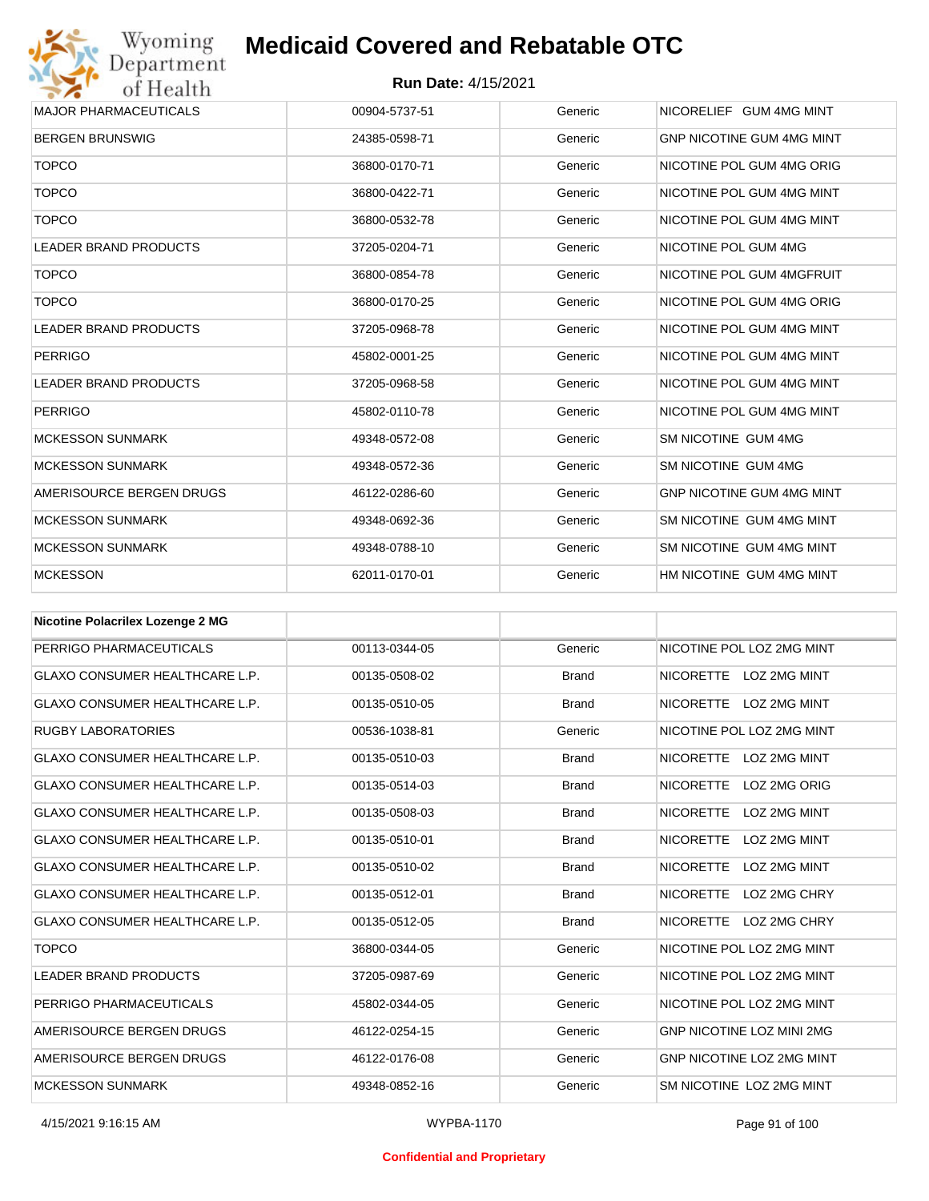# Medicaid Covered and Rebatable OTC

**Run Date:** 4/15/2021

| | | | |
|---|---|---|---|
| MAJOR PHARMACEUTICALS | 00904-5737-51 | Generic | NICORELIEF GUM 4MG MINT |
| BERGEN BRUNSWIG | 24385-0598-71 | Generic | GNP NICOTINE GUM 4MG MINT |
| TOPCO | 36800-0170-71 | Generic | NICOTINE POL GUM 4MG ORIG |
| TOPCO | 36800-0422-71 | Generic | NICOTINE POL GUM 4MG MINT |
| TOPCO | 36800-0532-78 | Generic | NICOTINE POL GUM 4MG MINT |
| LEADER BRAND PRODUCTS | 37205-0204-71 | Generic | NICOTINE POL GUM 4MG |
| TOPCO | 36800-0854-78 | Generic | NICOTINE POL GUM 4MGFRUIT |
| TOPCO | 36800-0170-25 | Generic | NICOTINE POL GUM 4MG ORIG |
| LEADER BRAND PRODUCTS | 37205-0968-78 | Generic | NICOTINE POL GUM 4MG MINT |
| PERRIGO | 45802-0001-25 | Generic | NICOTINE POL GUM 4MG MINT |
| LEADER BRAND PRODUCTS | 37205-0968-58 | Generic | NICOTINE POL GUM 4MG MINT |
| PERRIGO | 45802-0110-78 | Generic | NICOTINE POL GUM 4MG MINT |
| MCKESSON SUNMARK | 49348-0572-08 | Generic | SM NICOTINE GUM 4MG |
| MCKESSON SUNMARK | 49348-0572-36 | Generic | SM NICOTINE GUM 4MG |
| AMERISOURCE BERGEN DRUGS | 46122-0286-60 | Generic | GNP NICOTINE GUM 4MG MINT |
| MCKESSON SUNMARK | 49348-0692-36 | Generic | SM NICOTINE GUM 4MG MINT |
| MCKESSON SUNMARK | 49348-0788-10 | Generic | SM NICOTINE GUM 4MG MINT |
| MCKESSON | 62011-0170-01 | Generic | HM NICOTINE GUM 4MG MINT |

| **Nicotine Polacrilex Lozenge 2 MG** | | | |
|---|---|---|---|
| PERRIGO PHARMACEUTICALS | 00113-0344-05 | Generic | NICOTINE POL LOZ 2MG MINT |
| GLAXO CONSUMER HEALTHCARE L.P. | 00135-0508-02 | Brand | NICORETTE LOZ 2MG MINT |
| GLAXO CONSUMER HEALTHCARE L.P. | 00135-0510-05 | Brand | NICORETTE LOZ 2MG MINT |
| RUGBY LABORATORIES | 00536-1038-81 | Generic | NICOTINE POL LOZ 2MG MINT |
| GLAXO CONSUMER HEALTHCARE L.P. | 00135-0510-03 | Brand | NICORETTE LOZ 2MG MINT |
| GLAXO CONSUMER HEALTHCARE L.P. | 00135-0514-03 | Brand | NICORETTE LOZ 2MG ORIG |
| GLAXO CONSUMER HEALTHCARE L.P. | 00135-0508-03 | Brand | NICORETTE LOZ 2MG MINT |
| GLAXO CONSUMER HEALTHCARE L.P. | 00135-0510-01 | Brand | NICORETTE LOZ 2MG MINT |
| GLAXO CONSUMER HEALTHCARE L.P. | 00135-0510-02 | Brand | NICORETTE LOZ 2MG MINT |
| GLAXO CONSUMER HEALTHCARE L.P. | 00135-0512-01 | Brand | NICORETTE LOZ 2MG CHRY |
| GLAXO CONSUMER HEALTHCARE L.P. | 00135-0512-05 | Brand | NICORETTE LOZ 2MG CHRY |
| TOPCO | 36800-0344-05 | Generic | NICOTINE POL LOZ 2MG MINT |
| LEADER BRAND PRODUCTS | 37205-0987-69 | Generic | NICOTINE POL LOZ 2MG MINT |
| PERRIGO PHARMACEUTICALS | 45802-0344-05 | Generic | NICOTINE POL LOZ 2MG MINT |
| AMERISOURCE BERGEN DRUGS | 46122-0254-15 | Generic | GNP NICOTINE LOZ MINI 2MG |
| AMERISOURCE BERGEN DRUGS | 46122-0176-08 | Generic | GNP NICOTINE LOZ 2MG MINT |
| MCKESSON SUNMARK | 49348-0852-16 | Generic | SM NICOTINE LOZ 2MG MINT |

WYPBA-1170

**Confidential and Proprietary**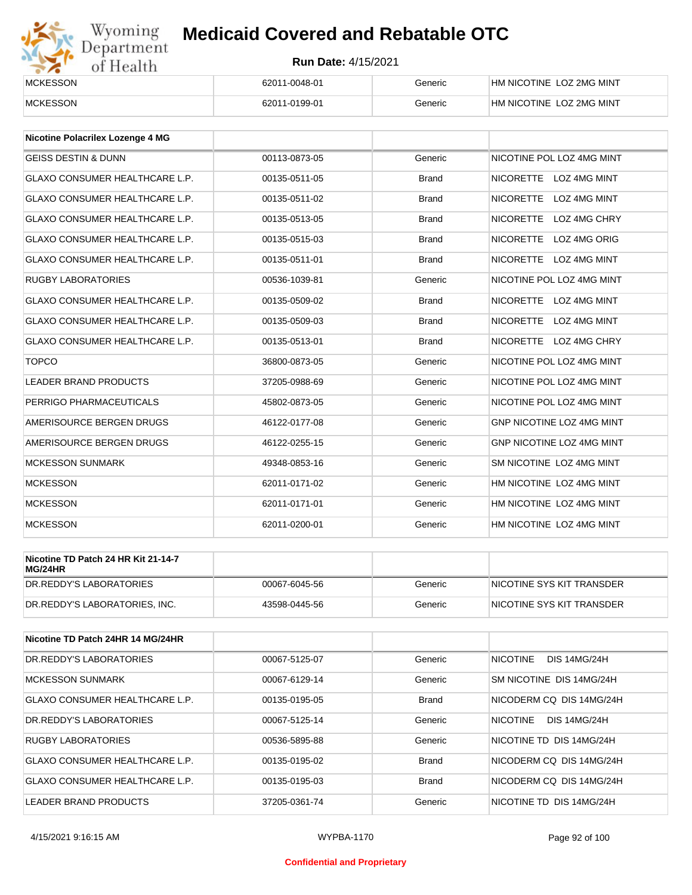| | | | |
|---|---|---|---|
| MCKESSON | 62011-0048-01 | Generic | HM NICOTINE LOZ 2MG MINT |
| MCKESSON | 62011-0199-01 | Generic | HM NICOTINE LOZ 2MG MINT |

| Nicotine Polacrilex Lozenge 4 MG | | | |
|---|---|---|---|
| GEISS DESTIN & DUNN | 00113-0873-05 | Generic | NICOTINE POL LOZ 4MG MINT |
| GLAXO CONSUMER HEALTHCARE L.P. | 00135-0511-05 | Brand | NICORETTE LOZ 4MG MINT |
| GLAXO CONSUMER HEALTHCARE L.P. | 00135-0511-02 | Brand | NICORETTE LOZ 4MG MINT |
| GLAXO CONSUMER HEALTHCARE L.P. | 00135-0513-05 | Brand | NICORETTE LOZ 4MG CHRY |
| GLAXO CONSUMER HEALTHCARE L.P. | 00135-0515-03 | Brand | NICORETTE LOZ 4MG ORIG |
| GLAXO CONSUMER HEALTHCARE L.P. | 00135-0511-01 | Brand | NICORETTE LOZ 4MG MINT |
| RUGBY LABORATORIES | 00536-1039-81 | Generic | NICOTINE POL LOZ 4MG MINT |
| GLAXO CONSUMER HEALTHCARE L.P. | 00135-0509-02 | Brand | NICORETTE LOZ 4MG MINT |
| GLAXO CONSUMER HEALTHCARE L.P. | 00135-0509-03 | Brand | NICORETTE LOZ 4MG MINT |
| GLAXO CONSUMER HEALTHCARE L.P. | 00135-0513-01 | Brand | NICORETTE LOZ 4MG CHRY |
| TOPCO | 36800-0873-05 | Generic | NICOTINE POL LOZ 4MG MINT |
| LEADER BRAND PRODUCTS | 37205-0988-69 | Generic | NICOTINE POL LOZ 4MG MINT |
| PERRIGO PHARMACEUTICALS | 45802-0873-05 | Generic | NICOTINE POL LOZ 4MG MINT |
| AMERISOURCE BERGEN DRUGS | 46122-0177-08 | Generic | GNP NICOTINE LOZ 4MG MINT |
| AMERISOURCE BERGEN DRUGS | 46122-0255-15 | Generic | GNP NICOTINE LOZ 4MG MINT |
| MCKESSON SUNMARK | 49348-0853-16 | Generic | SM NICOTINE LOZ 4MG MINT |
| MCKESSON | 62011-0171-02 | Generic | HM NICOTINE LOZ 4MG MINT |
| MCKESSON | 62011-0171-01 | Generic | HM NICOTINE LOZ 4MG MINT |
| MCKESSON | 62011-0200-01 | Generic | HM NICOTINE LOZ 4MG MINT |

| Nicotine TD Patch 24 HR Kit 21-14-7 MG/24HR | | | |
|---|---|---|---|
| DR.REDDY'S LABORATORIES | 00067-6045-56 | Generic | NICOTINE SYS KIT TRANSDER |
| DR.REDDY'S LABORATORIES, INC. | 43598-0445-56 | Generic | NICOTINE SYS KIT TRANSDER |

| Nicotine TD Patch 24HR 14 MG/24HR | | | |
|---|---|---|---|
| DR.REDDY'S LABORATORIES | 00067-5125-07 | Generic | NICOTINE DIS 14MG/24H |
| MCKESSON SUNMARK | 00067-6129-14 | Generic | SM NICOTINE DIS 14MG/24H |
| GLAXO CONSUMER HEALTHCARE L.P. | 00135-0195-05 | Brand | NICODERM CQ DIS 14MG/24H |
| DR.REDDY'S LABORATORIES | 00067-5125-14 | Generic | NICOTINE DIS 14MG/24H |
| RUGBY LABORATORIES | 00536-5895-88 | Generic | NICOTINE TD DIS 14MG/24H |
| GLAXO CONSUMER HEALTHCARE L.P. | 00135-0195-02 | Brand | NICODERM CQ DIS 14MG/24H |
| GLAXO CONSUMER HEALTHCARE L.P. | 00135-0195-03 | Brand | NICODERM CQ DIS 14MG/24H |
| LEADER BRAND PRODUCTS | 37205-0361-74 | Generic | NICOTINE TD DIS 14MG/24H |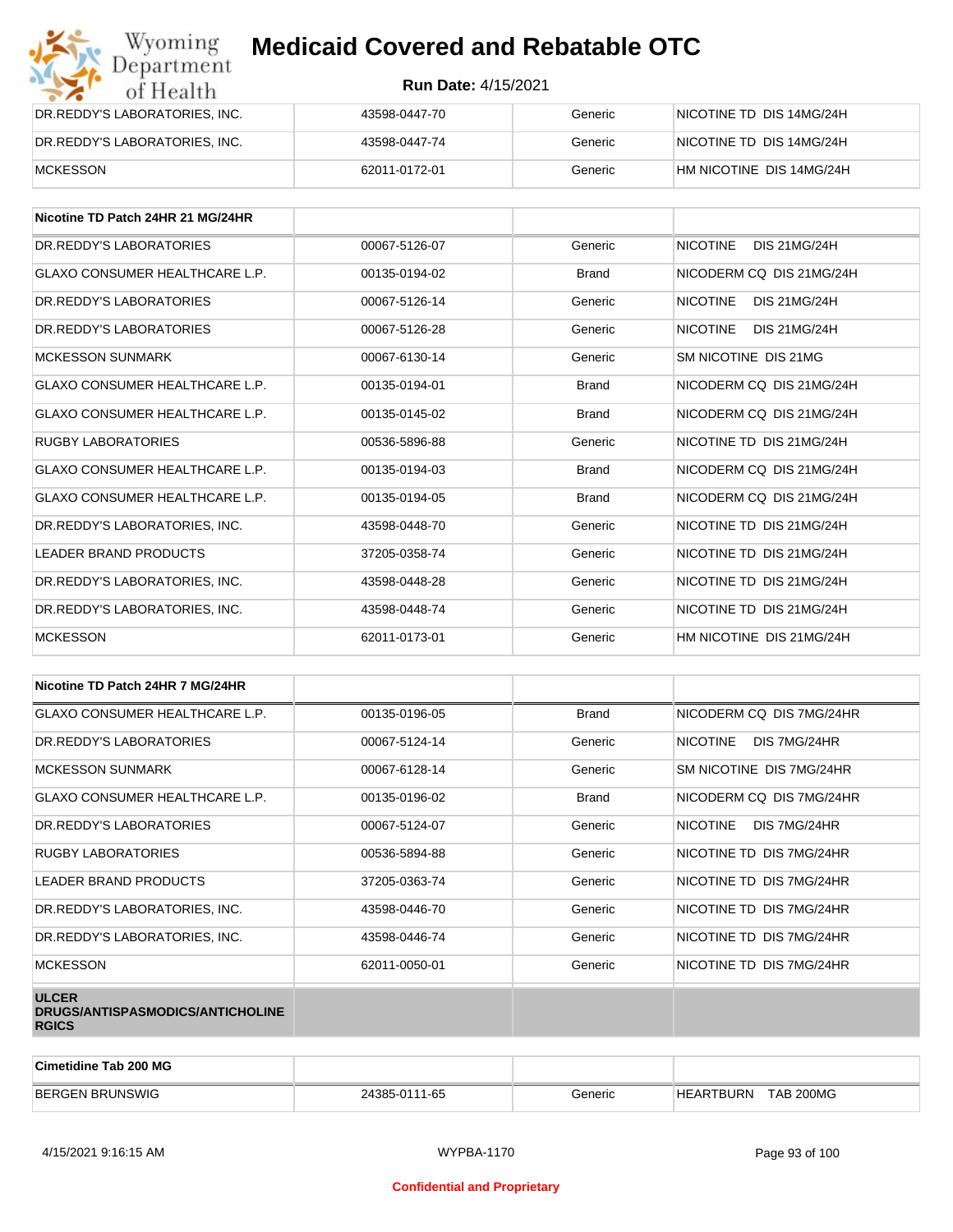# Medicaid Covered and Rebatable OTC

**Run Date:** 4/15/2021

| | | | |
|---|---|---|---|
| DR.REDDY'S LABORATORIES, INC. | 43598-0447-70 | Generic | NICOTINE TD DIS 14MG/24H |
| DR.REDDY'S LABORATORIES, INC. | 43598-0447-74 | Generic | NICOTINE TD DIS 14MG/24H |
| MCKESSON | 62011-0172-01 | Generic | HM NICOTINE DIS 14MG/24H |

| Nicotine TD Patch 24HR 21 MG/24HR | | | |
|---|---|---|---|
| DR.REDDY'S LABORATORIES | 00067-5126-07 | Generic | NICOTINE DIS 21MG/24H |
| GLAXO CONSUMER HEALTHCARE L.P. | 00135-0194-02 | Brand | NICODERM CQ DIS 21MG/24H |
| DR.REDDY'S LABORATORIES | 00067-5126-14 | Generic | NICOTINE DIS 21MG/24H |
| DR.REDDY'S LABORATORIES | 00067-5126-28 | Generic | NICOTINE DIS 21MG/24H |
| MCKESSON SUNMARK | 00067-6130-14 | Generic | SM NICOTINE DIS 21MG |
| GLAXO CONSUMER HEALTHCARE L.P. | 00135-0194-01 | Brand | NICODERM CQ DIS 21MG/24H |
| GLAXO CONSUMER HEALTHCARE L.P. | 00135-0145-02 | Brand | NICODERM CQ DIS 21MG/24H |
| RUGBY LABORATORIES | 00536-5896-88 | Generic | NICOTINE TD DIS 21MG/24H |
| GLAXO CONSUMER HEALTHCARE L.P. | 00135-0194-03 | Brand | NICODERM CQ DIS 21MG/24H |
| GLAXO CONSUMER HEALTHCARE L.P. | 00135-0194-05 | Brand | NICODERM CQ DIS 21MG/24H |
| DR.REDDY'S LABORATORIES, INC. | 43598-0448-70 | Generic | NICOTINE TD DIS 21MG/24H |
| LEADER BRAND PRODUCTS | 37205-0358-74 | Generic | NICOTINE TD DIS 21MG/24H |
| DR.REDDY'S LABORATORIES, INC. | 43598-0448-28 | Generic | NICOTINE TD DIS 21MG/24H |
| DR.REDDY'S LABORATORIES, INC. | 43598-0448-74 | Generic | NICOTINE TD DIS 21MG/24H |
| MCKESSON | 62011-0173-01 | Generic | HM NICOTINE DIS 21MG/24H |

| Nicotine TD Patch 24HR 7 MG/24HR | | | |
|---|---|---|---|
| GLAXO CONSUMER HEALTHCARE L.P. | 00135-0196-05 | Brand | NICODERM CQ DIS 7MG/24HR |
| DR.REDDY'S LABORATORIES | 00067-5124-14 | Generic | NICOTINE DIS 7MG/24HR |
| MCKESSON SUNMARK | 00067-6128-14 | Generic | SM NICOTINE DIS 7MG/24HR |
| GLAXO CONSUMER HEALTHCARE L.P. | 00135-0196-02 | Brand | NICODERM CQ DIS 7MG/24HR |
| DR.REDDY'S LABORATORIES | 00067-5124-07 | Generic | NICOTINE DIS 7MG/24HR |
| RUGBY LABORATORIES | 00536-5894-88 | Generic | NICOTINE TD DIS 7MG/24HR |
| LEADER BRAND PRODUCTS | 37205-0363-74 | Generic | NICOTINE TD DIS 7MG/24HR |
| DR.REDDY'S LABORATORIES, INC. | 43598-0446-70 | Generic | NICOTINE TD DIS 7MG/24HR |
| DR.REDDY'S LABORATORIES, INC. | 43598-0446-74 | Generic | NICOTINE TD DIS 7MG/24HR |
| MCKESSON | 62011-0050-01 | Generic | NICOTINE TD DIS 7MG/24HR |
| **ULCER DRUGS/ANTISPASMODICS/ANTICHOLINERGICS** | | | |

| Cimetidine Tab 200 MG | | | |
|---|---|---|---|
| BERGEN BRUNSWIG | 24385-0111-65 | Generic | HEARTBURN TAB 200MG |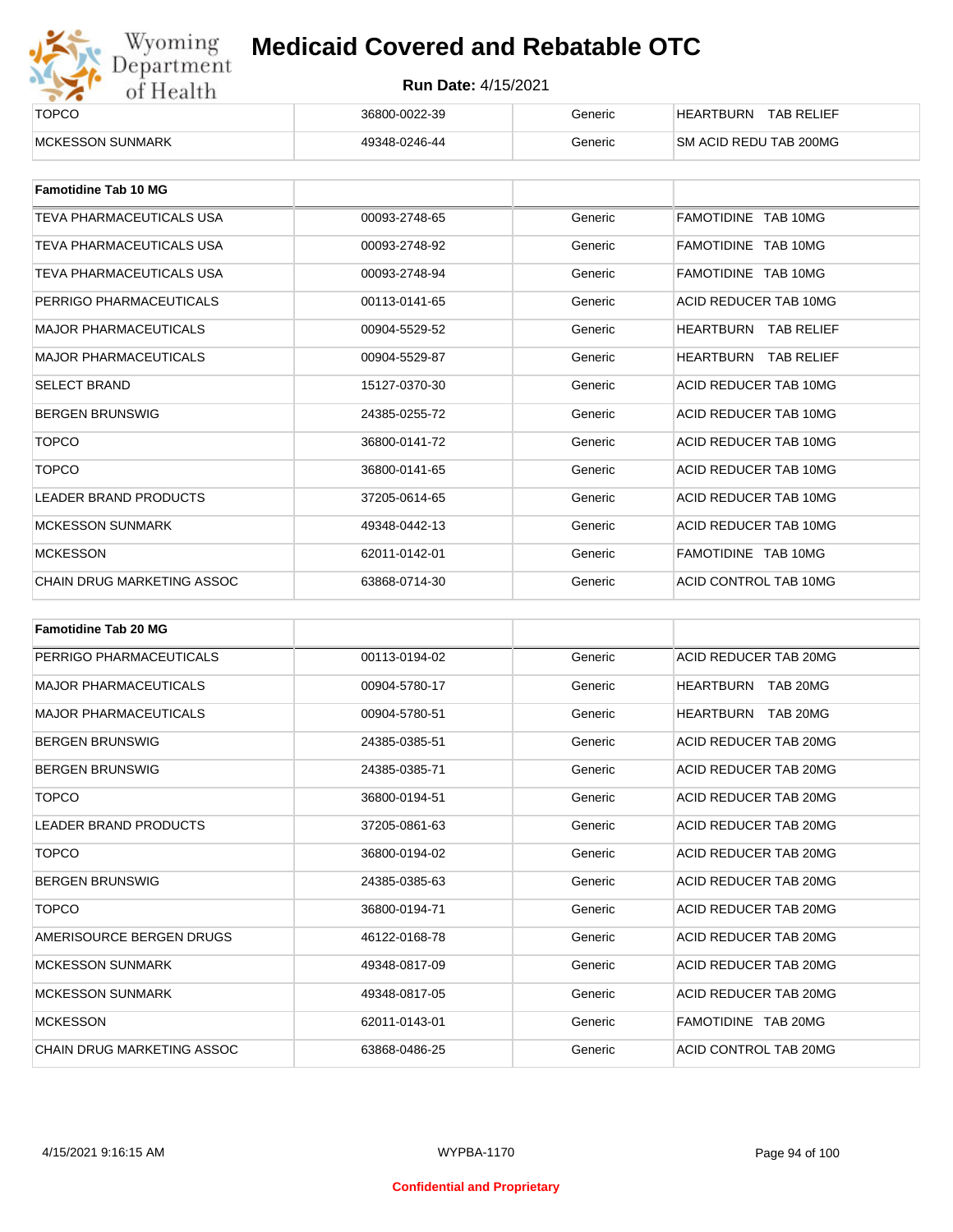| TOPCO | 36800-0022-39 | Generic | HEARTBURN TAB RELIEF |
|---|---|---|---|
| MCKESSON SUNMARK | 49348-0246-44 | Generic | SM ACID REDU TAB 200MG |

| Famotidine Tab 10 MG | | | |
|---|---|---|---|
| TEVA PHARMACEUTICALS USA | 00093-2748-65 | Generic | FAMOTIDINE TAB 10MG |
| TEVA PHARMACEUTICALS USA | 00093-2748-92 | Generic | FAMOTIDINE TAB 10MG |
| TEVA PHARMACEUTICALS USA | 00093-2748-94 | Generic | FAMOTIDINE TAB 10MG |
| PERRIGO PHARMACEUTICALS | 00113-0141-65 | Generic | ACID REDUCER TAB 10MG |
| MAJOR PHARMACEUTICALS | 00904-5529-52 | Generic | HEARTBURN TAB RELIEF |
| MAJOR PHARMACEUTICALS | 00904-5529-87 | Generic | HEARTBURN TAB RELIEF |
| SELECT BRAND | 15127-0370-30 | Generic | ACID REDUCER TAB 10MG |
| BERGEN BRUNSWIG | 24385-0255-72 | Generic | ACID REDUCER TAB 10MG |
| TOPCO | 36800-0141-72 | Generic | ACID REDUCER TAB 10MG |
| TOPCO | 36800-0141-65 | Generic | ACID REDUCER TAB 10MG |
| LEADER BRAND PRODUCTS | 37205-0614-65 | Generic | ACID REDUCER TAB 10MG |
| MCKESSON SUNMARK | 49348-0442-13 | Generic | ACID REDUCER TAB 10MG |
| MCKESSON | 62011-0142-01 | Generic | FAMOTIDINE TAB 10MG |
| CHAIN DRUG MARKETING ASSOC | 63868-0714-30 | Generic | ACID CONTROL TAB 10MG |

| Famotidine Tab 20 MG | | | |
|---|---|---|---|
| PERRIGO PHARMACEUTICALS | 00113-0194-02 | Generic | ACID REDUCER TAB 20MG |
| MAJOR PHARMACEUTICALS | 00904-5780-17 | Generic | HEARTBURN TAB 20MG |
| MAJOR PHARMACEUTICALS | 00904-5780-51 | Generic | HEARTBURN TAB 20MG |
| BERGEN BRUNSWIG | 24385-0385-51 | Generic | ACID REDUCER TAB 20MG |
| BERGEN BRUNSWIG | 24385-0385-71 | Generic | ACID REDUCER TAB 20MG |
| TOPCO | 36800-0194-51 | Generic | ACID REDUCER TAB 20MG |
| LEADER BRAND PRODUCTS | 37205-0861-63 | Generic | ACID REDUCER TAB 20MG |
| TOPCO | 36800-0194-02 | Generic | ACID REDUCER TAB 20MG |
| BERGEN BRUNSWIG | 24385-0385-63 | Generic | ACID REDUCER TAB 20MG |
| TOPCO | 36800-0194-71 | Generic | ACID REDUCER TAB 20MG |
| AMERISOURCE BERGEN DRUGS | 46122-0168-78 | Generic | ACID REDUCER TAB 20MG |
| MCKESSON SUNMARK | 49348-0817-09 | Generic | ACID REDUCER TAB 20MG |
| MCKESSON SUNMARK | 49348-0817-05 | Generic | ACID REDUCER TAB 20MG |
| MCKESSON | 62011-0143-01 | Generic | FAMOTIDINE TAB 20MG |
| CHAIN DRUG MARKETING ASSOC | 63868-0486-25 | Generic | ACID CONTROL TAB 20MG |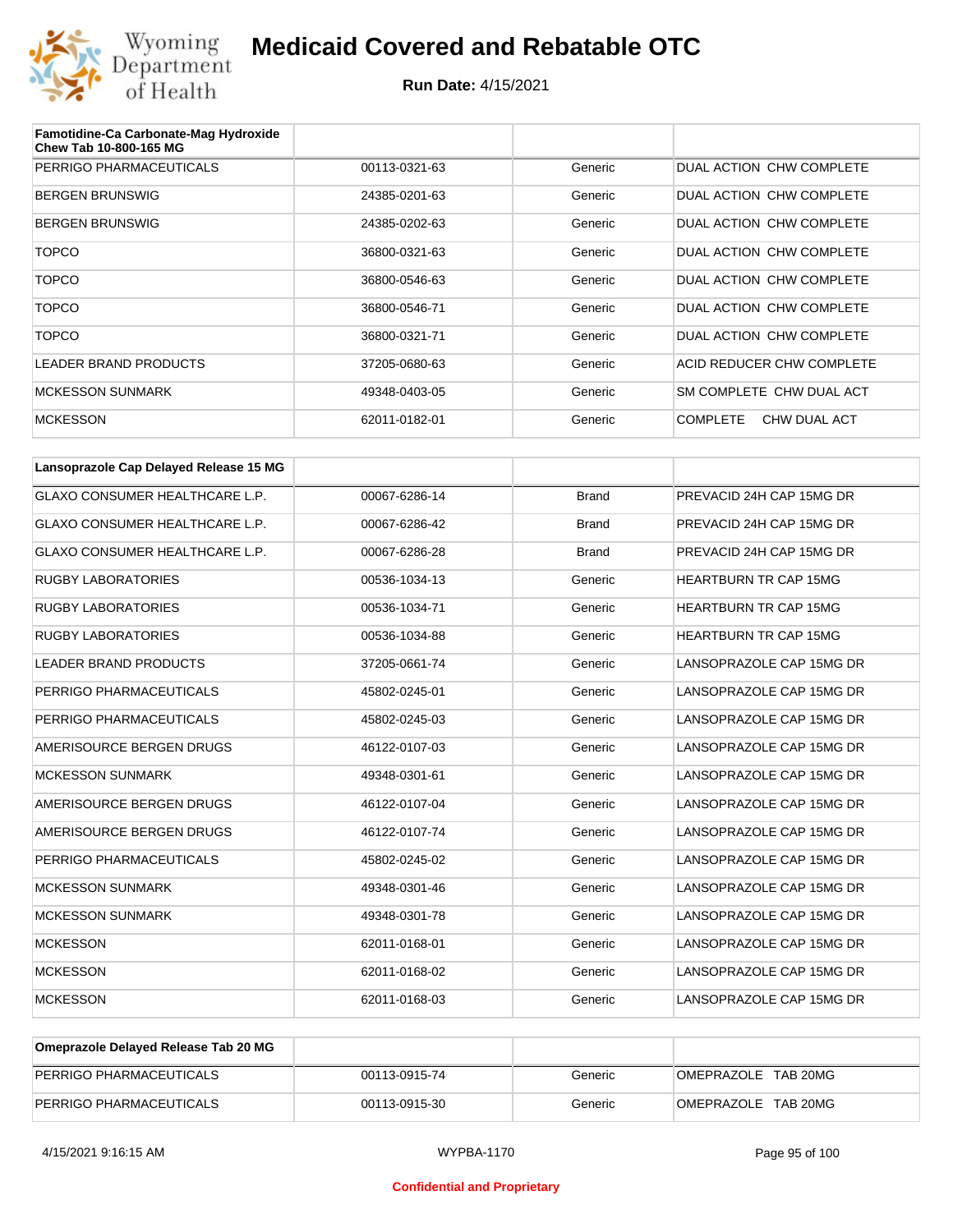# Medicaid Covered and Rebatable OTC

**Run Date:** 4/15/2021

| Famotidine-Ca Carbonate-Mag Hydroxide Chew Tab 10-800-165 MG | | | |
|---|---|---|---|
| PERRIGO PHARMACEUTICALS | 00113-0321-63 | Generic | DUAL ACTION CHW COMPLETE |
| BERGEN BRUNSWIG | 24385-0201-63 | Generic | DUAL ACTION CHW COMPLETE |
| BERGEN BRUNSWIG | 24385-0202-63 | Generic | DUAL ACTION CHW COMPLETE |
| TOPCO | 36800-0321-63 | Generic | DUAL ACTION CHW COMPLETE |
| TOPCO | 36800-0546-63 | Generic | DUAL ACTION CHW COMPLETE |
| TOPCO | 36800-0546-71 | Generic | DUAL ACTION CHW COMPLETE |
| TOPCO | 36800-0321-71 | Generic | DUAL ACTION CHW COMPLETE |
| LEADER BRAND PRODUCTS | 37205-0680-63 | Generic | ACID REDUCER CHW COMPLETE |
| MCKESSON SUNMARK | 49348-0403-05 | Generic | SM COMPLETE CHW DUAL ACT |
| MCKESSON | 62011-0182-01 | Generic | COMPLETE CHW DUAL ACT |

| Lansoprazole Cap Delayed Release 15 MG | | | |
|---|---|---|---|
| GLAXO CONSUMER HEALTHCARE L.P. | 00067-6286-14 | Brand | PREVACID 24H CAP 15MG DR |
| GLAXO CONSUMER HEALTHCARE L.P. | 00067-6286-42 | Brand | PREVACID 24H CAP 15MG DR |
| GLAXO CONSUMER HEALTHCARE L.P. | 00067-6286-28 | Brand | PREVACID 24H CAP 15MG DR |
| RUGBY LABORATORIES | 00536-1034-13 | Generic | HEARTBURN TR CAP 15MG |
| RUGBY LABORATORIES | 00536-1034-71 | Generic | HEARTBURN TR CAP 15MG |
| RUGBY LABORATORIES | 00536-1034-88 | Generic | HEARTBURN TR CAP 15MG |
| LEADER BRAND PRODUCTS | 37205-0661-74 | Generic | LANSOPRAZOLE CAP 15MG DR |
| PERRIGO PHARMACEUTICALS | 45802-0245-01 | Generic | LANSOPRAZOLE CAP 15MG DR |
| PERRIGO PHARMACEUTICALS | 45802-0245-03 | Generic | LANSOPRAZOLE CAP 15MG DR |
| AMERISOURCE BERGEN DRUGS | 46122-0107-03 | Generic | LANSOPRAZOLE CAP 15MG DR |
| MCKESSON SUNMARK | 49348-0301-61 | Generic | LANSOPRAZOLE CAP 15MG DR |
| AMERISOURCE BERGEN DRUGS | 46122-0107-04 | Generic | LANSOPRAZOLE CAP 15MG DR |
| AMERISOURCE BERGEN DRUGS | 46122-0107-74 | Generic | LANSOPRAZOLE CAP 15MG DR |
| PERRIGO PHARMACEUTICALS | 45802-0245-02 | Generic | LANSOPRAZOLE CAP 15MG DR |
| MCKESSON SUNMARK | 49348-0301-46 | Generic | LANSOPRAZOLE CAP 15MG DR |
| MCKESSON SUNMARK | 49348-0301-78 | Generic | LANSOPRAZOLE CAP 15MG DR |
| MCKESSON | 62011-0168-01 | Generic | LANSOPRAZOLE CAP 15MG DR |
| MCKESSON | 62011-0168-02 | Generic | LANSOPRAZOLE CAP 15MG DR |
| MCKESSON | 62011-0168-03 | Generic | LANSOPRAZOLE CAP 15MG DR |

| Omeprazole Delayed Release Tab 20 MG | | | |
|---|---|---|---|
| PERRIGO PHARMACEUTICALS | 00113-0915-74 | Generic | OMEPRAZOLE TAB 20MG |
| PERRIGO PHARMACEUTICALS | 00113-0915-30 | Generic | OMEPRAZOLE TAB 20MG |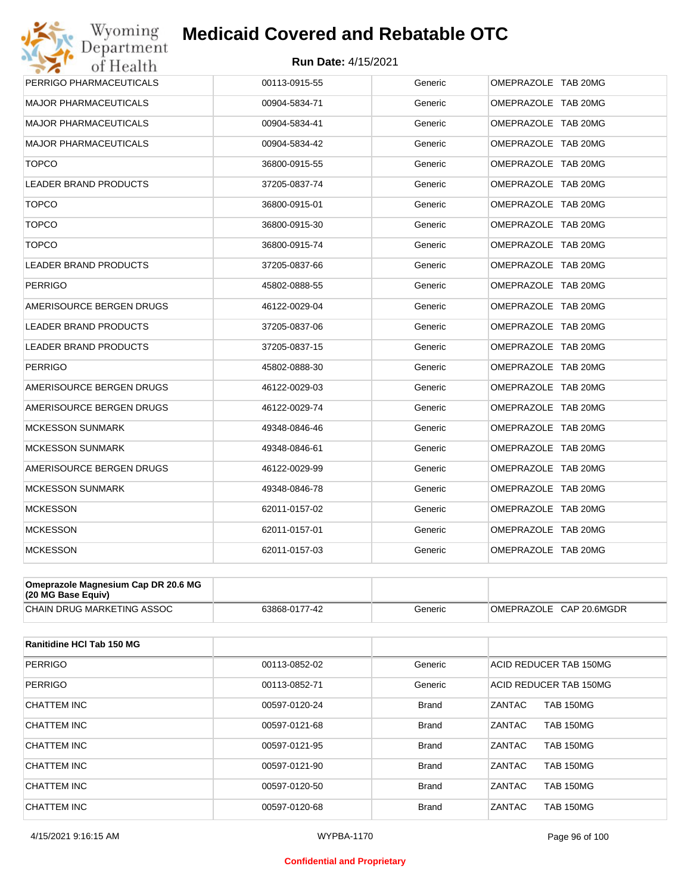# Medicaid Covered and Rebatable OTC

**Run Date:** 4/15/2021

| | | | |
|---|---|---|---|
| PERRIGO PHARMACEUTICALS | 00113-0915-55 | Generic | OMEPRAZOLE TAB 20MG |
| MAJOR PHARMACEUTICALS | 00904-5834-71 | Generic | OMEPRAZOLE TAB 20MG |
| MAJOR PHARMACEUTICALS | 00904-5834-41 | Generic | OMEPRAZOLE TAB 20MG |
| MAJOR PHARMACEUTICALS | 00904-5834-42 | Generic | OMEPRAZOLE TAB 20MG |
| TOPCO | 36800-0915-55 | Generic | OMEPRAZOLE TAB 20MG |
| LEADER BRAND PRODUCTS | 37205-0837-74 | Generic | OMEPRAZOLE TAB 20MG |
| TOPCO | 36800-0915-01 | Generic | OMEPRAZOLE TAB 20MG |
| TOPCO | 36800-0915-30 | Generic | OMEPRAZOLE TAB 20MG |
| TOPCO | 36800-0915-74 | Generic | OMEPRAZOLE TAB 20MG |
| LEADER BRAND PRODUCTS | 37205-0837-66 | Generic | OMEPRAZOLE TAB 20MG |
| PERRIGO | 45802-0888-55 | Generic | OMEPRAZOLE TAB 20MG |
| AMERISOURCE BERGEN DRUGS | 46122-0029-04 | Generic | OMEPRAZOLE TAB 20MG |
| LEADER BRAND PRODUCTS | 37205-0837-06 | Generic | OMEPRAZOLE TAB 20MG |
| LEADER BRAND PRODUCTS | 37205-0837-15 | Generic | OMEPRAZOLE TAB 20MG |
| PERRIGO | 45802-0888-30 | Generic | OMEPRAZOLE TAB 20MG |
| AMERISOURCE BERGEN DRUGS | 46122-0029-03 | Generic | OMEPRAZOLE TAB 20MG |
| AMERISOURCE BERGEN DRUGS | 46122-0029-74 | Generic | OMEPRAZOLE TAB 20MG |
| MCKESSON SUNMARK | 49348-0846-46 | Generic | OMEPRAZOLE TAB 20MG |
| MCKESSON SUNMARK | 49348-0846-61 | Generic | OMEPRAZOLE TAB 20MG |
| AMERISOURCE BERGEN DRUGS | 46122-0029-99 | Generic | OMEPRAZOLE TAB 20MG |
| MCKESSON SUNMARK | 49348-0846-78 | Generic | OMEPRAZOLE TAB 20MG |
| MCKESSON | 62011-0157-02 | Generic | OMEPRAZOLE TAB 20MG |
| MCKESSON | 62011-0157-01 | Generic | OMEPRAZOLE TAB 20MG |
| MCKESSON | 62011-0157-03 | Generic | OMEPRAZOLE TAB 20MG |

| **Omeprazole Magnesium Cap DR 20.6 MG (20 MG Base Equiv)** | | | |
|---|---|---|---|
| CHAIN DRUG MARKETING ASSOC | 63868-0177-42 | Generic | OMEPRAZOLE CAP 20.6MGDR |

| **Ranitidine HCl Tab 150 MG** | | | |
|---|---|---|---|
| PERRIGO | 00113-0852-02 | Generic | ACID REDUCER TAB 150MG |
| PERRIGO | 00113-0852-71 | Generic | ACID REDUCER TAB 150MG |
| CHATTEM INC | 00597-0120-24 | Brand | ZANTAC TAB 150MG |
| CHATTEM INC | 00597-0121-68 | Brand | ZANTAC TAB 150MG |
| CHATTEM INC | 00597-0121-95 | Brand | ZANTAC TAB 150MG |
| CHATTEM INC | 00597-0121-90 | Brand | ZANTAC TAB 150MG |
| CHATTEM INC | 00597-0120-50 | Brand | ZANTAC TAB 150MG |
| CHATTEM INC | 00597-0120-68 | Brand | ZANTAC TAB 150MG |

4/15/2021 9:16:15 AM WYPBA-1170

Confidential and Proprietary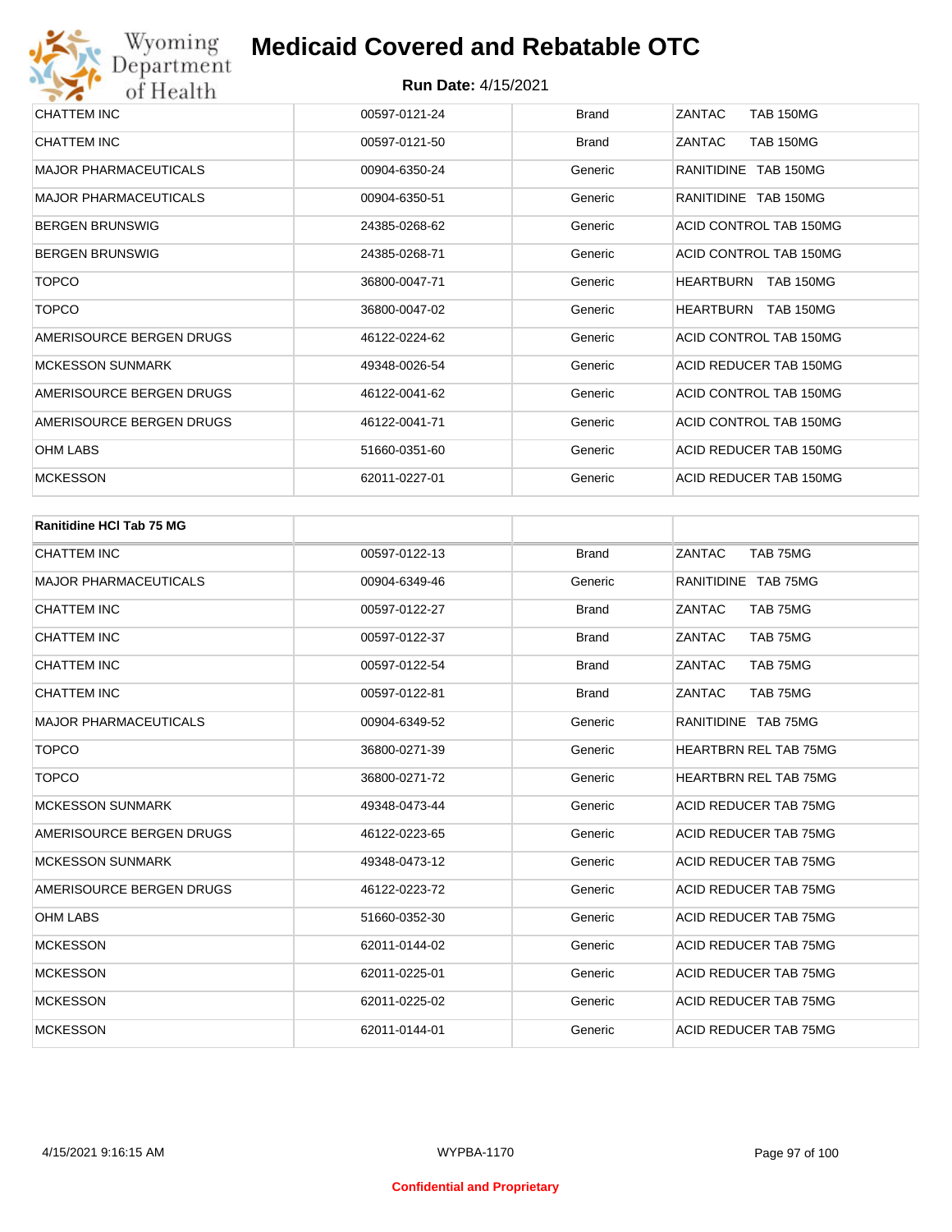| | | | |
|---|---|---|---|
| CHATTEM INC | 00597-0121-24 | Brand | ZANTAC TAB 150MG |
| CHATTEM INC | 00597-0121-50 | Brand | ZANTAC TAB 150MG |
| MAJOR PHARMACEUTICALS | 00904-6350-24 | Generic | RANITIDINE TAB 150MG |
| MAJOR PHARMACEUTICALS | 00904-6350-51 | Generic | RANITIDINE TAB 150MG |
| BERGEN BRUNSWIG | 24385-0268-62 | Generic | ACID CONTROL TAB 150MG |
| BERGEN BRUNSWIG | 24385-0268-71 | Generic | ACID CONTROL TAB 150MG |
| TOPCO | 36800-0047-71 | Generic | HEARTBURN TAB 150MG |
| TOPCO | 36800-0047-02 | Generic | HEARTBURN TAB 150MG |
| AMERISOURCE BERGEN DRUGS | 46122-0224-62 | Generic | ACID CONTROL TAB 150MG |
| MCKESSON SUNMARK | 49348-0026-54 | Generic | ACID REDUCER TAB 150MG |
| AMERISOURCE BERGEN DRUGS | 46122-0041-62 | Generic | ACID CONTROL TAB 150MG |
| AMERISOURCE BERGEN DRUGS | 46122-0041-71 | Generic | ACID CONTROL TAB 150MG |
| OHM LABS | 51660-0351-60 | Generic | ACID REDUCER TAB 150MG |
| MCKESSON | 62011-0227-01 | Generic | ACID REDUCER TAB 150MG |

| **Ranitidine HCl Tab 75 MG** | | | |
|---|---|---|---|
| CHATTEM INC | 00597-0122-13 | Brand | ZANTAC TAB 75MG |
| MAJOR PHARMACEUTICALS | 00904-6349-46 | Generic | RANITIDINE TAB 75MG |
| CHATTEM INC | 00597-0122-27 | Brand | ZANTAC TAB 75MG |
| CHATTEM INC | 00597-0122-37 | Brand | ZANTAC TAB 75MG |
| CHATTEM INC | 00597-0122-54 | Brand | ZANTAC TAB 75MG |
| CHATTEM INC | 00597-0122-81 | Brand | ZANTAC TAB 75MG |
| MAJOR PHARMACEUTICALS | 00904-6349-52 | Generic | RANITIDINE TAB 75MG |
| TOPCO | 36800-0271-39 | Generic | HEARTBRN REL TAB 75MG |
| TOPCO | 36800-0271-72 | Generic | HEARTBRN REL TAB 75MG |
| MCKESSON SUNMARK | 49348-0473-44 | Generic | ACID REDUCER TAB 75MG |
| AMERISOURCE BERGEN DRUGS | 46122-0223-65 | Generic | ACID REDUCER TAB 75MG |
| MCKESSON SUNMARK | 49348-0473-12 | Generic | ACID REDUCER TAB 75MG |
| AMERISOURCE BERGEN DRUGS | 46122-0223-72 | Generic | ACID REDUCER TAB 75MG |
| OHM LABS | 51660-0352-30 | Generic | ACID REDUCER TAB 75MG |
| MCKESSON | 62011-0144-02 | Generic | ACID REDUCER TAB 75MG |
| MCKESSON | 62011-0225-01 | Generic | ACID REDUCER TAB 75MG |
| MCKESSON | 62011-0225-02 | Generic | ACID REDUCER TAB 75MG |
| MCKESSON | 62011-0144-01 | Generic | ACID REDUCER TAB 75MG |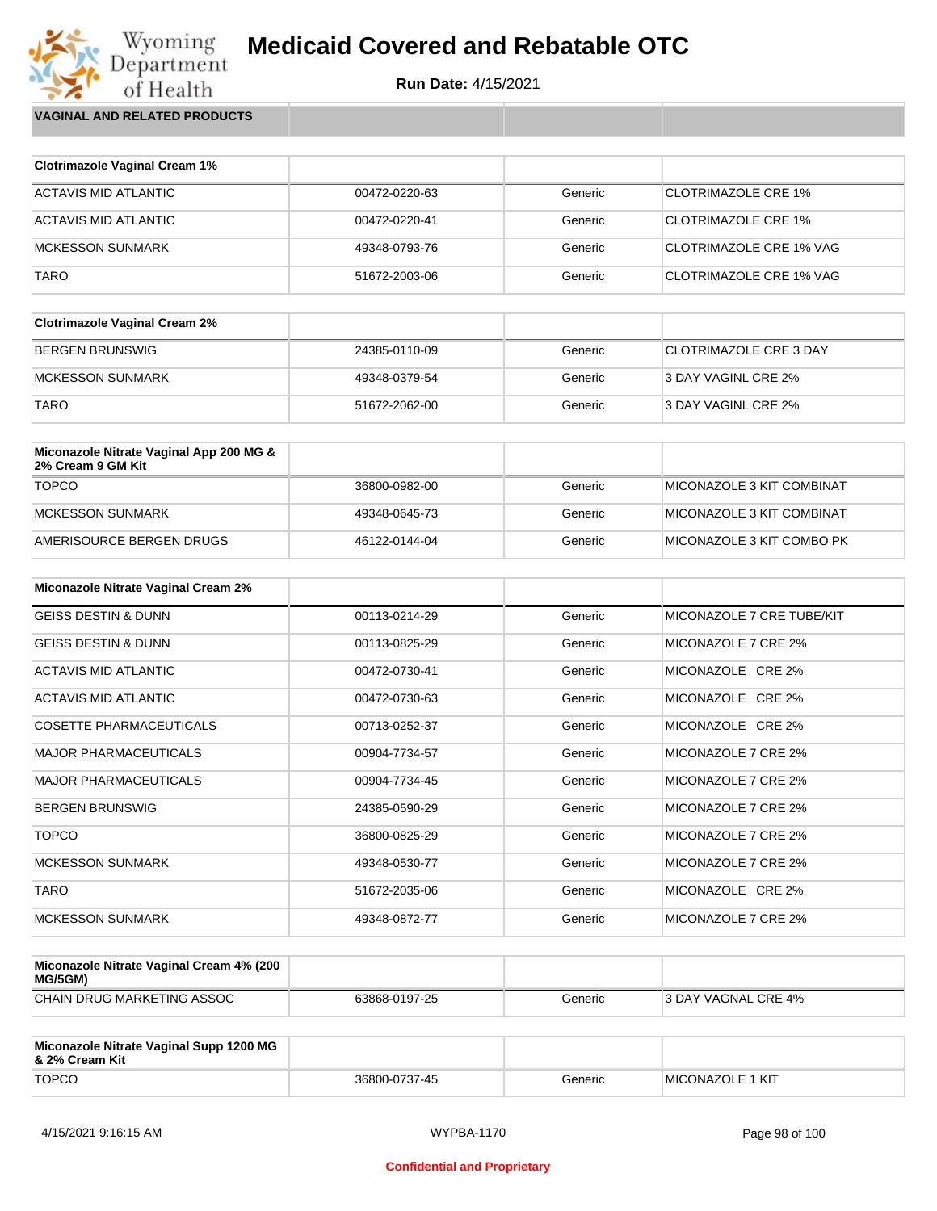# Medicaid Covered and Rebatable OTC

**Run Date:** 4/15/2021

## VAGINAL AND RELATED PRODUCTS

| Clotrimazole Vaginal Cream 1% | | | |
|---|---|---|---|
| ACTAVIS MID ATLANTIC | 00472-0220-63 | Generic | CLOTRIMAZOLE CRE 1% |
| ACTAVIS MID ATLANTIC | 00472-0220-41 | Generic | CLOTRIMAZOLE CRE 1% |
| MCKESSON SUNMARK | 49348-0793-76 | Generic | CLOTRIMAZOLE CRE 1% VAG |
| TARO | 51672-2003-06 | Generic | CLOTRIMAZOLE CRE 1% VAG |

| Clotrimazole Vaginal Cream 2% | | | |
|---|---|---|---|
| BERGEN BRUNSWIG | 24385-0110-09 | Generic | CLOTRIMAZOLE CRE 3 DAY |
| MCKESSON SUNMARK | 49348-0379-54 | Generic | 3 DAY VAGINL CRE 2% |
| TARO | 51672-2062-00 | Generic | 3 DAY VAGINL CRE 2% |

| Miconazole Nitrate Vaginal App 200 MG & 2% Cream 9 GM Kit | | | |
|---|---|---|---|
| TOPCO | 36800-0982-00 | Generic | MICONAZOLE 3 KIT COMBINAT |
| MCKESSON SUNMARK | 49348-0645-73 | Generic | MICONAZOLE 3 KIT COMBINAT |
| AMERISOURCE BERGEN DRUGS | 46122-0144-04 | Generic | MICONAZOLE 3 KIT COMBO PK |

| Miconazole Nitrate Vaginal Cream 2% | | | |
|---|---|---|---|
| GEISS DESTIN & DUNN | 00113-0214-29 | Generic | MICONAZOLE 7 CRE TUBE/KIT |
| GEISS DESTIN & DUNN | 00113-0825-29 | Generic | MICONAZOLE 7 CRE 2% |
| ACTAVIS MID ATLANTIC | 00472-0730-41 | Generic | MICONAZOLE CRE 2% |
| ACTAVIS MID ATLANTIC | 00472-0730-63 | Generic | MICONAZOLE CRE 2% |
| COSETTE PHARMACEUTICALS | 00713-0252-37 | Generic | MICONAZOLE CRE 2% |
| MAJOR PHARMACEUTICALS | 00904-7734-57 | Generic | MICONAZOLE 7 CRE 2% |
| MAJOR PHARMACEUTICALS | 00904-7734-45 | Generic | MICONAZOLE 7 CRE 2% |
| BERGEN BRUNSWIG | 24385-0590-29 | Generic | MICONAZOLE 7 CRE 2% |
| TOPCO | 36800-0825-29 | Generic | MICONAZOLE 7 CRE 2% |
| MCKESSON SUNMARK | 49348-0530-77 | Generic | MICONAZOLE 7 CRE 2% |
| TARO | 51672-2035-06 | Generic | MICONAZOLE CRE 2% |
| MCKESSON SUNMARK | 49348-0872-77 | Generic | MICONAZOLE 7 CRE 2% |

| Miconazole Nitrate Vaginal Cream 4% (200 MG/5GM) | | | |
|---|---|---|---|
| CHAIN DRUG MARKETING ASSOC | 63868-0197-25 | Generic | 3 DAY VAGNAL CRE 4% |

| Miconazole Nitrate Vaginal Supp 1200 MG & 2% Cream Kit | | | |
|---|---|---|---|
| TOPCO | 36800-0737-45 | Generic | MICONAZOLE 1 KIT |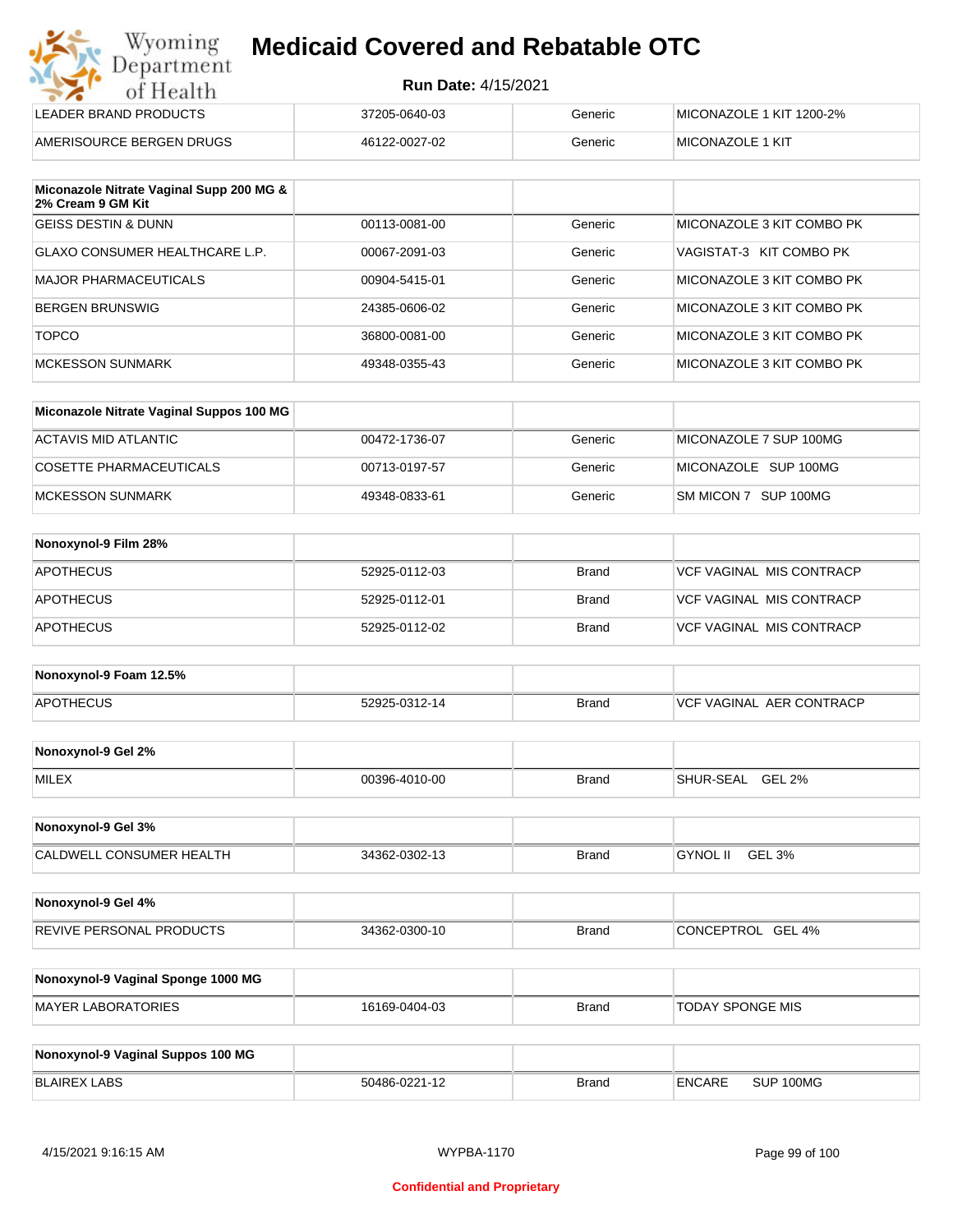| LEADER BRAND PRODUCTS | 37205-0640-03 | Generic | MICONAZOLE 1 KIT 1200-2% |
|---|---|---|---|
| AMERISOURCE BERGEN DRUGS | 46122-0027-02 | Generic | MICONAZOLE 1 KIT |

| Miconazole Nitrate Vaginal Supp 200 MG & 2% Cream 9 GM Kit | | | |
|---|---|---|---|
| GEISS DESTIN & DUNN | 00113-0081-00 | Generic | MICONAZOLE 3 KIT COMBO PK |
| GLAXO CONSUMER HEALTHCARE L.P. | 00067-2091-03 | Generic | VAGISTAT-3 KIT COMBO PK |
| MAJOR PHARMACEUTICALS | 00904-5415-01 | Generic | MICONAZOLE 3 KIT COMBO PK |
| BERGEN BRUNSWIG | 24385-0606-02 | Generic | MICONAZOLE 3 KIT COMBO PK |
| TOPCO | 36800-0081-00 | Generic | MICONAZOLE 3 KIT COMBO PK |
| MCKESSON SUNMARK | 49348-0355-43 | Generic | MICONAZOLE 3 KIT COMBO PK |

| Miconazole Nitrate Vaginal Suppos 100 MG | | | |
|---|---|---|---|
| ACTAVIS MID ATLANTIC | 00472-1736-07 | Generic | MICONAZOLE 7 SUP 100MG |
| COSETTE PHARMACEUTICALS | 00713-0197-57 | Generic | MICONAZOLE SUP 100MG |
| MCKESSON SUNMARK | 49348-0833-61 | Generic | SM MICON 7 SUP 100MG |

| Nonoxynol-9 Film 28% | | | |
|---|---|---|---|
| APOTHECUS | 52925-0112-03 | Brand | VCF VAGINAL MIS CONTRACP |
| APOTHECUS | 52925-0112-01 | Brand | VCF VAGINAL MIS CONTRACP |
| APOTHECUS | 52925-0112-02 | Brand | VCF VAGINAL MIS CONTRACP |

| Nonoxynol-9 Foam 12.5% | | | |
|---|---|---|---|
| APOTHECUS | 52925-0312-14 | Brand | VCF VAGINAL AER CONTRACP |

| Nonoxynol-9 Gel 2% | | | |
|---|---|---|---|
| MILEX | 00396-4010-00 | Brand | SHUR-SEAL GEL 2% |

| Nonoxynol-9 Gel 3% | | | |
|---|---|---|---|
| CALDWELL CONSUMER HEALTH | 34362-0302-13 | Brand | GYNOL II GEL 3% |

| Nonoxynol-9 Gel 4% | | | |
|---|---|---|---|
| REVIVE PERSONAL PRODUCTS | 34362-0300-10 | Brand | CONCEPTROL GEL 4% |

| Nonoxynol-9 Vaginal Sponge 1000 MG | | | |
|---|---|---|---|
| MAYER LABORATORIES | 16169-0404-03 | Brand | TODAY SPONGE MIS |

| Nonoxynol-9 Vaginal Suppos 100 MG | | | |
|---|---|---|---|
| BLAIREX LABS | 50486-0221-12 | Brand | ENCARE SUP 100MG |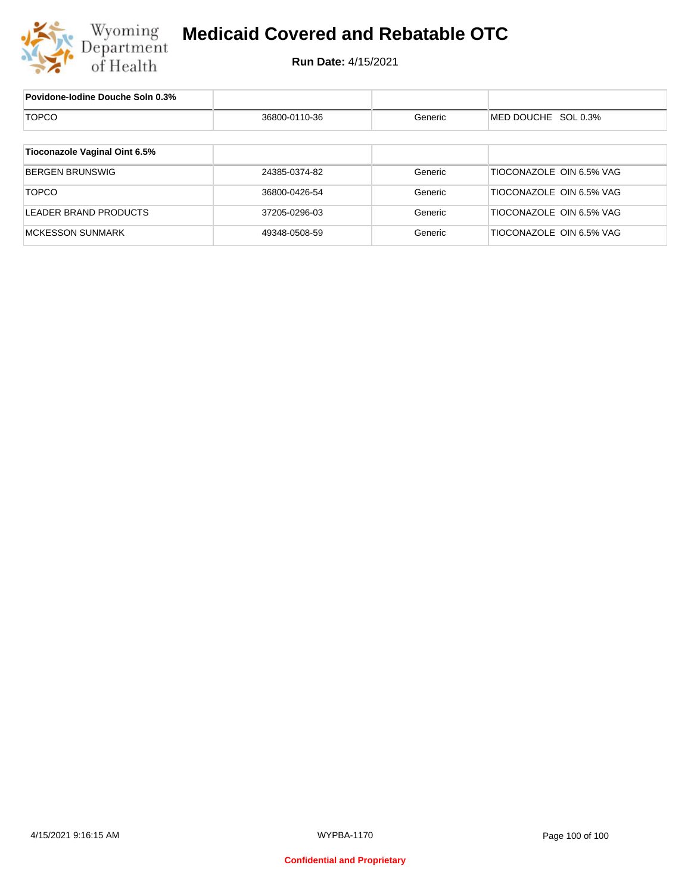| Povidone-Iodine Douche Soln 0.3% | | | |
| --- | --- | --- | --- |
| TOPCO | 36800-0110-36 | Generic | MED DOUCHE SOL 0.3% |

| Tioconazole Vaginal Oint 6.5% | | | |
| --- | --- | --- | --- |
| BERGEN BRUNSWIG | 24385-0374-82 | Generic | TIOCONAZOLE OIN 6.5% VAG |
| TOPCO | 36800-0426-54 | Generic | TIOCONAZOLE OIN 6.5% VAG |
| LEADER BRAND PRODUCTS | 37205-0296-03 | Generic | TIOCONAZOLE OIN 6.5% VAG |
| MCKESSON SUNMARK | 49348-0508-59 | Generic | TIOCONAZOLE OIN 6.5% VAG |